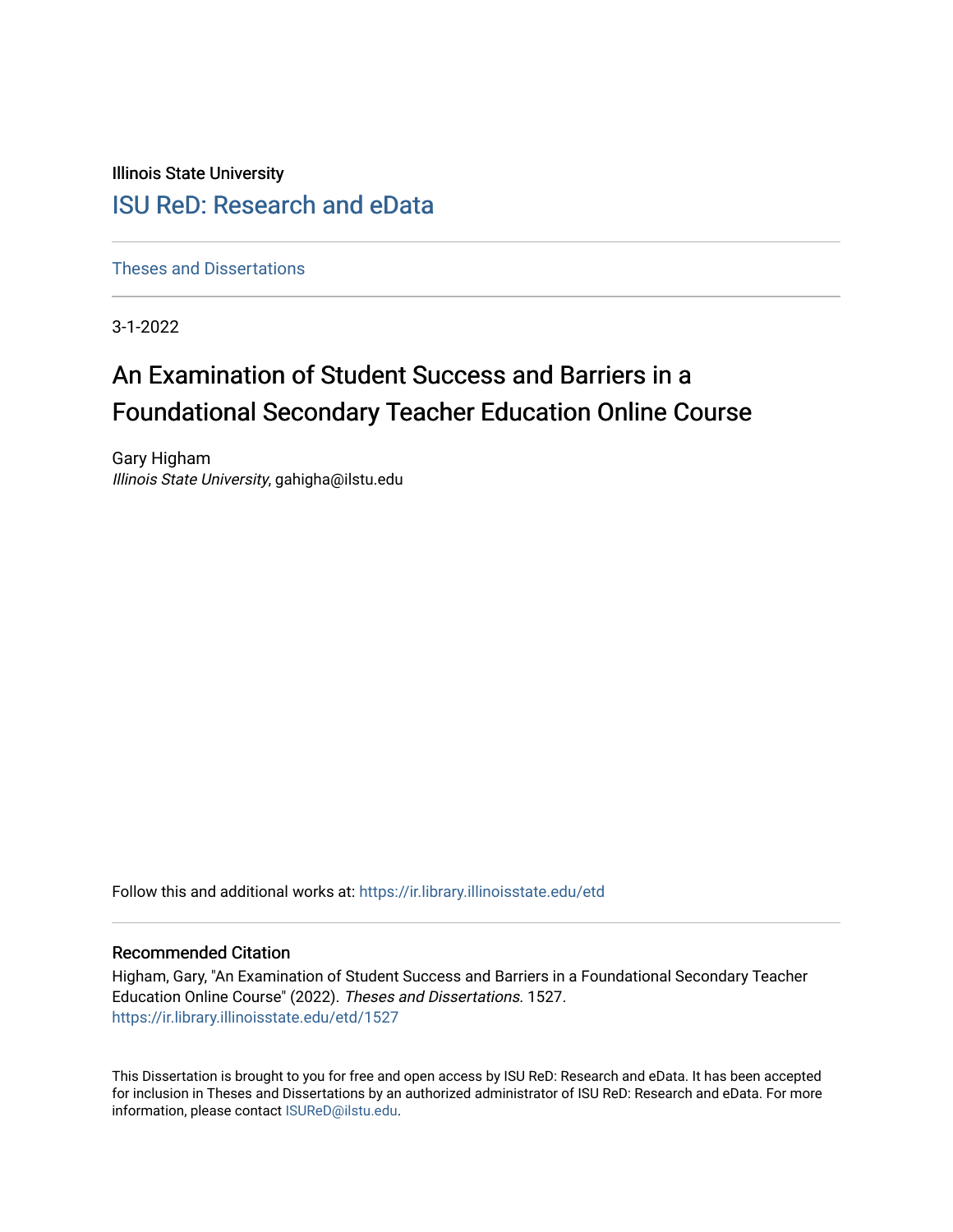Illinois State University

## ISU ReD: Research and eData

Theses and Dissertations

3-1-2022

# An Examination of Student Success and Barriers in a Foundational Secondary Teacher Education Online Course

Gary Higham
*Illinois State University*, gahigha@ilstu.edu

Follow this and additional works at: https://ir.library.illinoisstate.edu/etd

### Recommended Citation

Higham, Gary, "An Examination of Student Success and Barriers in a Foundational Secondary Teacher Education Online Course" (2022). *Theses and Dissertations*. 1527.
https://ir.library.illinoisstate.edu/etd/1527

This Dissertation is brought to you for free and open access by ISU ReD: Research and eData. It has been accepted for inclusion in Theses and Dissertations by an authorized administrator of ISU ReD: Research and eData. For more information, please contact ISUReD@ilstu.edu.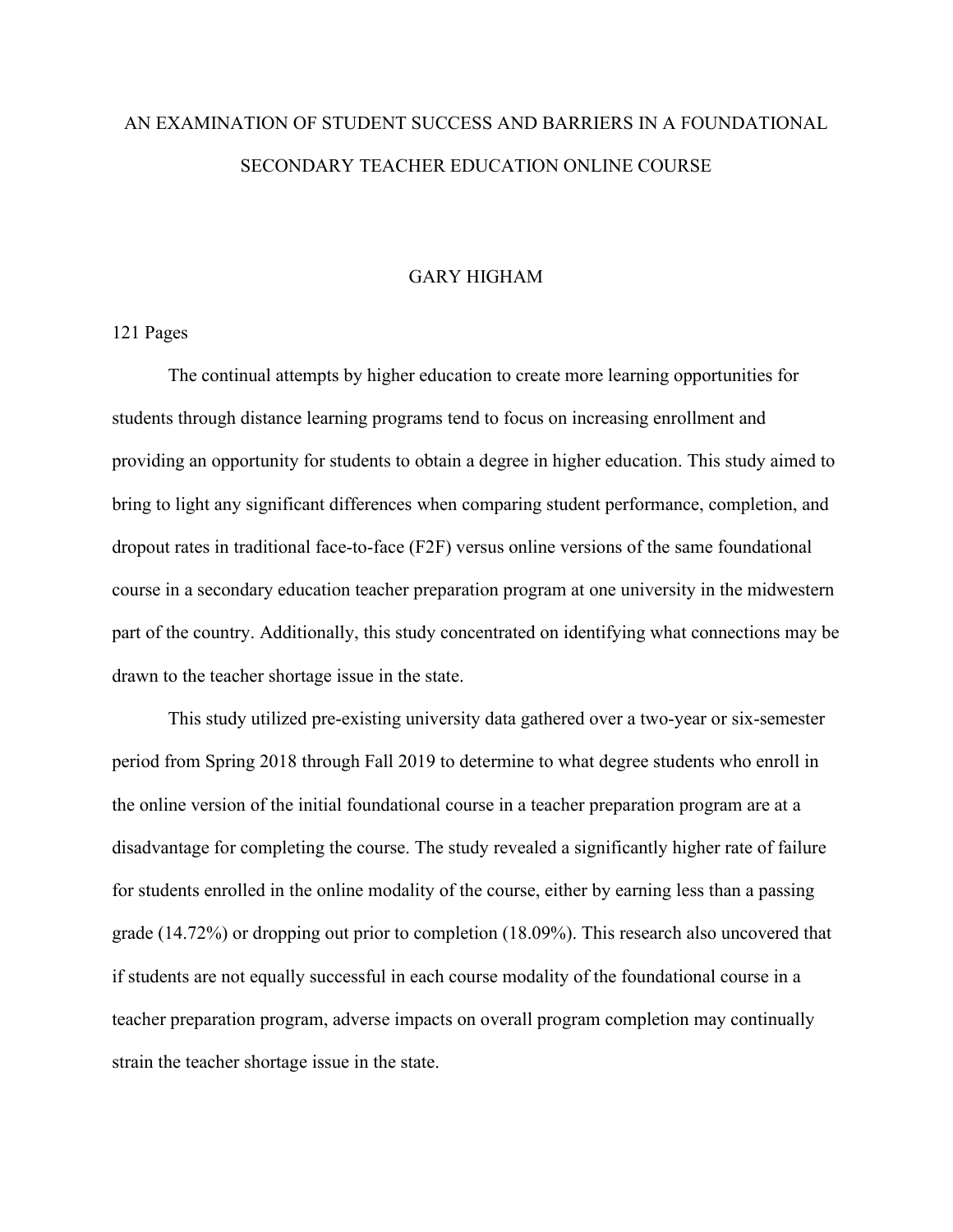# AN EXAMINATION OF STUDENT SUCCESS AND BARRIERS IN A FOUNDATIONAL SECONDARY TEACHER EDUCATION ONLINE COURSE

GARY HIGHAM

121 Pages

The continual attempts by higher education to create more learning opportunities for students through distance learning programs tend to focus on increasing enrollment and providing an opportunity for students to obtain a degree in higher education. This study aimed to bring to light any significant differences when comparing student performance, completion, and dropout rates in traditional face-to-face (F2F) versus online versions of the same foundational course in a secondary education teacher preparation program at one university in the midwestern part of the country. Additionally, this study concentrated on identifying what connections may be drawn to the teacher shortage issue in the state.

This study utilized pre-existing university data gathered over a two-year or six-semester period from Spring 2018 through Fall 2019 to determine to what degree students who enroll in the online version of the initial foundational course in a teacher preparation program are at a disadvantage for completing the course. The study revealed a significantly higher rate of failure for students enrolled in the online modality of the course, either by earning less than a passing grade (14.72%) or dropping out prior to completion (18.09%). This research also uncovered that if students are not equally successful in each course modality of the foundational course in a teacher preparation program, adverse impacts on overall program completion may continually strain the teacher shortage issue in the state.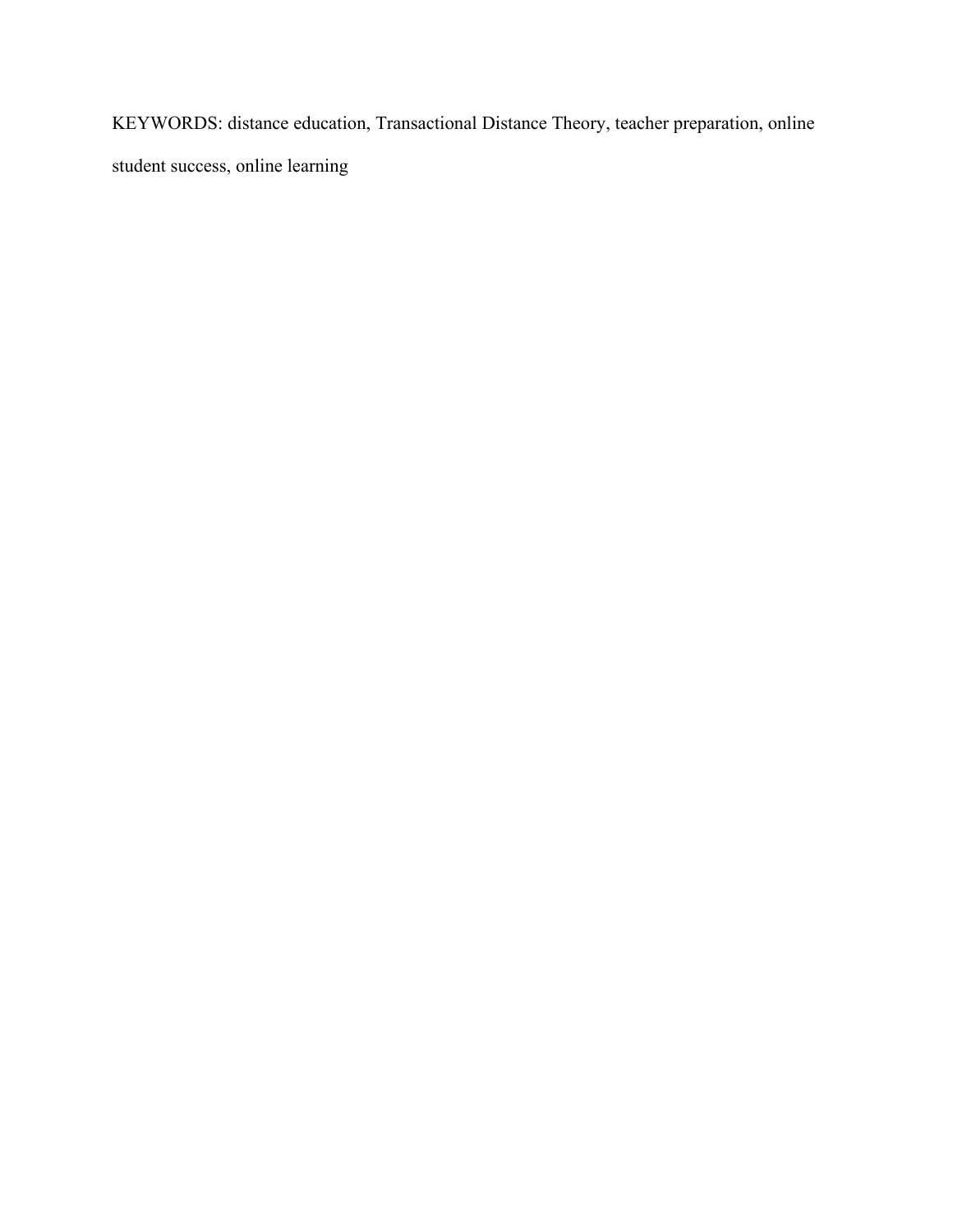KEYWORDS: distance education, Transactional Distance Theory, teacher preparation, online student success, online learning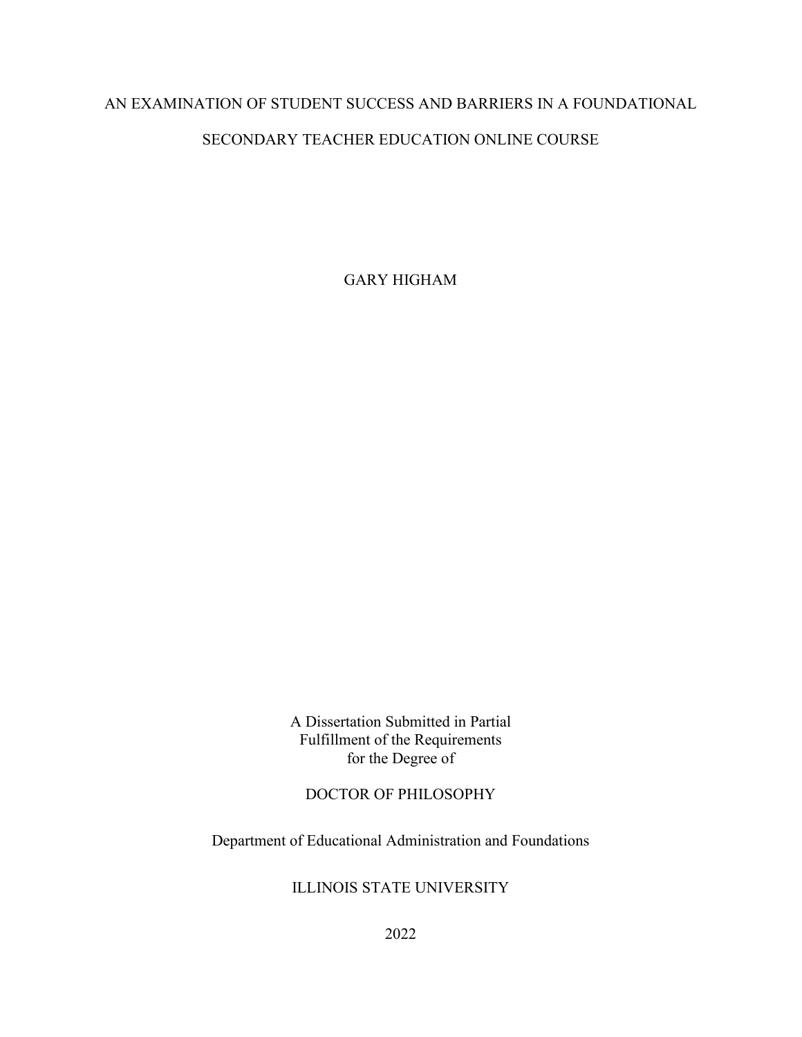# AN EXAMINATION OF STUDENT SUCCESS AND BARRIERS IN A FOUNDATIONAL SECONDARY TEACHER EDUCATION ONLINE COURSE

GARY HIGHAM

A Dissertation Submitted in Partial
Fulfillment of the Requirements
for the Degree of

DOCTOR OF PHILOSOPHY

Department of Educational Administration and Foundations

ILLINOIS STATE UNIVERSITY

2022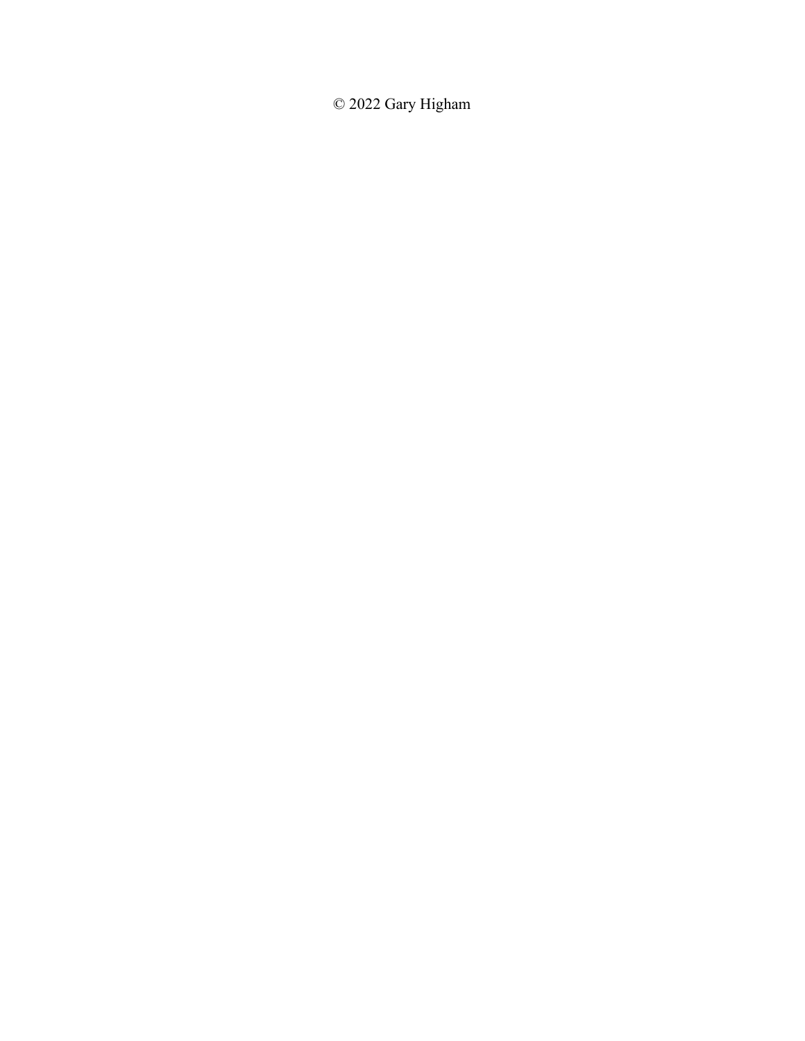© 2022 Gary Higham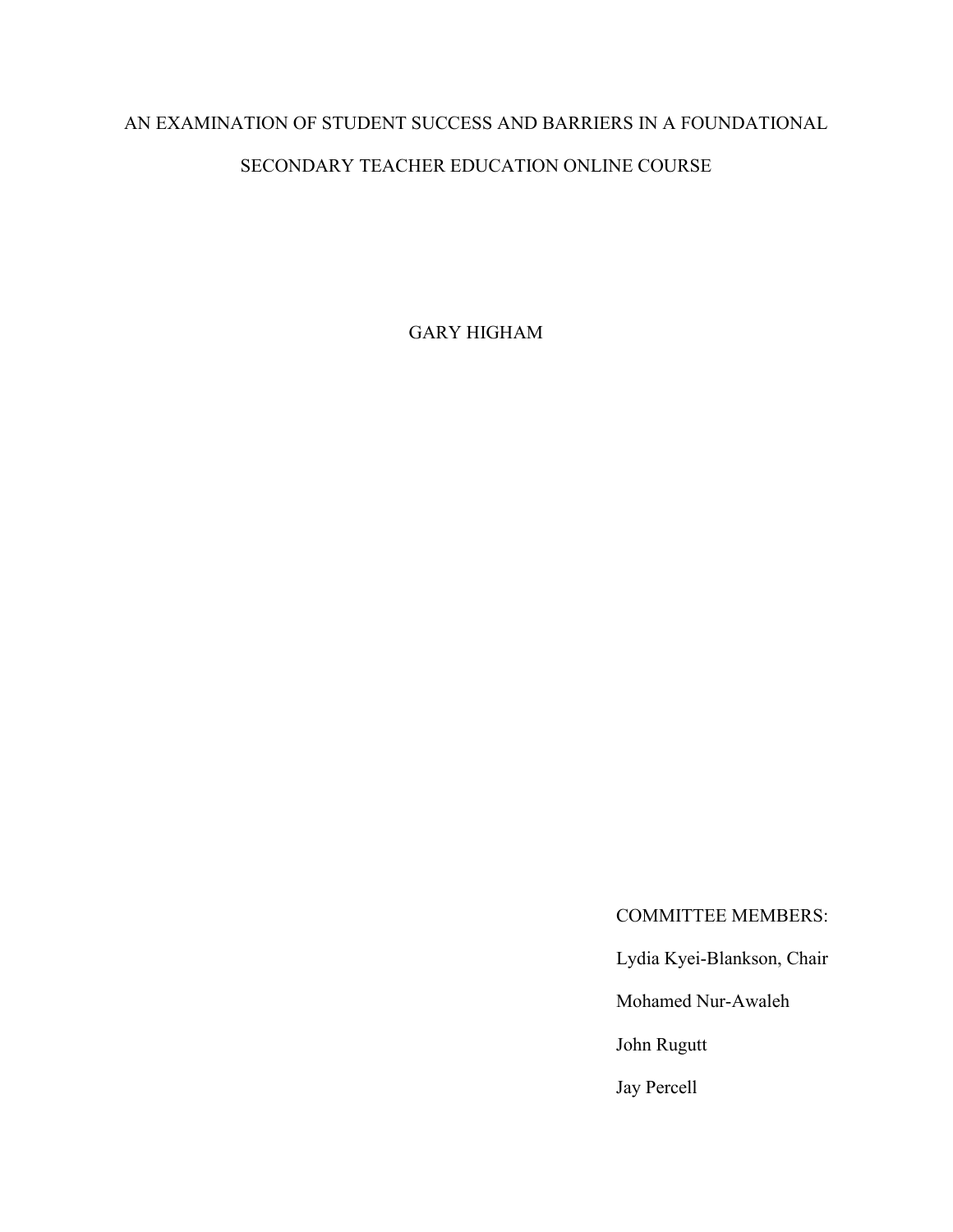# AN EXAMINATION OF STUDENT SUCCESS AND BARRIERS IN A FOUNDATIONAL SECONDARY TEACHER EDUCATION ONLINE COURSE

GARY HIGHAM

COMMITTEE MEMBERS:

Lydia Kyei-Blankson, Chair

Mohamed Nur-Awaleh

John Rugutt

Jay Percell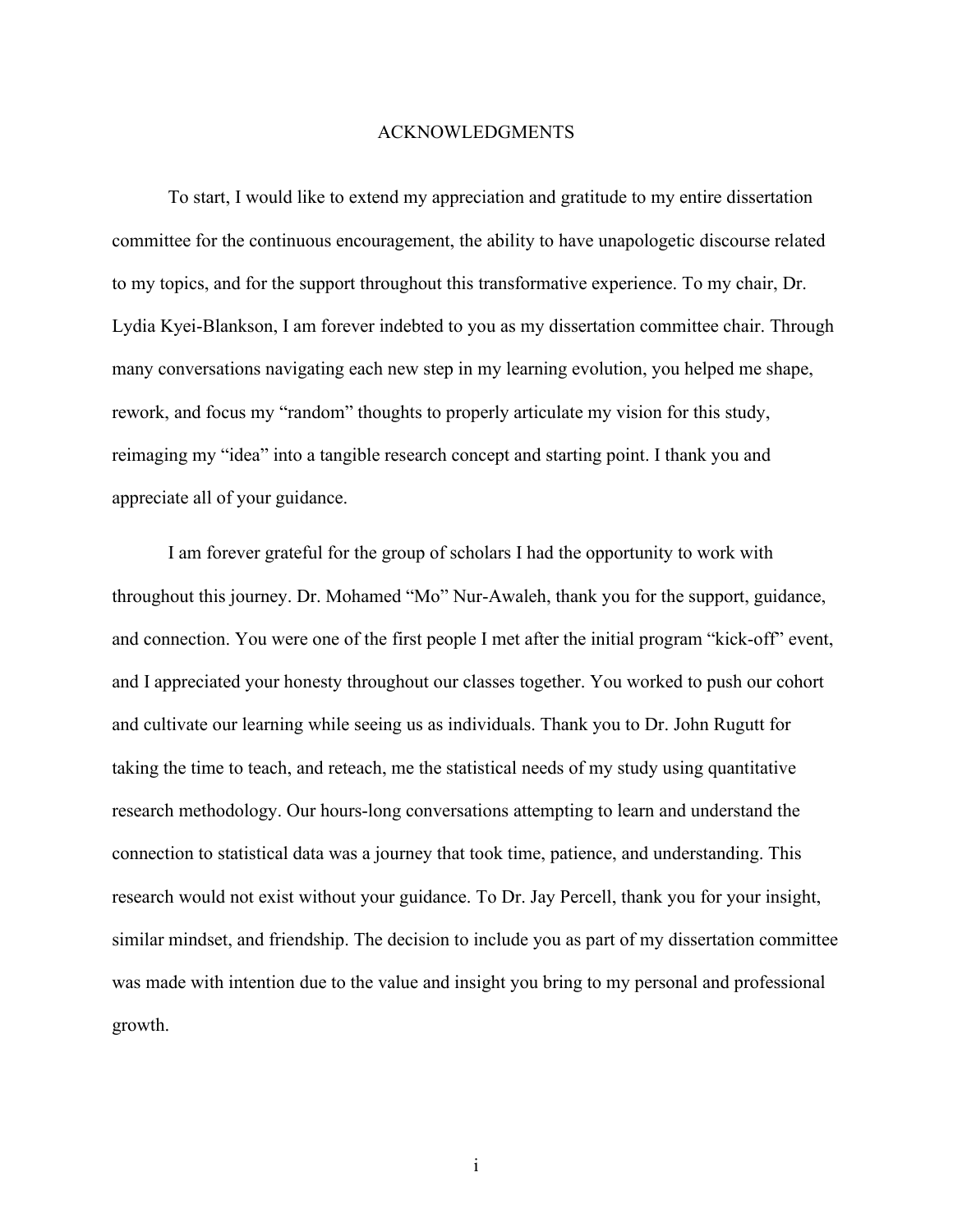# ACKNOWLEDGMENTS

To start, I would like to extend my appreciation and gratitude to my entire dissertation committee for the continuous encouragement, the ability to have unapologetic discourse related to my topics, and for the support throughout this transformative experience. To my chair, Dr. Lydia Kyei-Blankson, I am forever indebted to you as my dissertation committee chair. Through many conversations navigating each new step in my learning evolution, you helped me shape, rework, and focus my "random" thoughts to properly articulate my vision for this study, reimaging my "idea" into a tangible research concept and starting point. I thank you and appreciate all of your guidance.

I am forever grateful for the group of scholars I had the opportunity to work with throughout this journey. Dr. Mohamed "Mo" Nur-Awaleh, thank you for the support, guidance, and connection. You were one of the first people I met after the initial program "kick-off" event, and I appreciated your honesty throughout our classes together. You worked to push our cohort and cultivate our learning while seeing us as individuals. Thank you to Dr. John Rugutt for taking the time to teach, and reteach, me the statistical needs of my study using quantitative research methodology. Our hours-long conversations attempting to learn and understand the connection to statistical data was a journey that took time, patience, and understanding. This research would not exist without your guidance. To Dr. Jay Percell, thank you for your insight, similar mindset, and friendship. The decision to include you as part of my dissertation committee was made with intention due to the value and insight you bring to my personal and professional growth.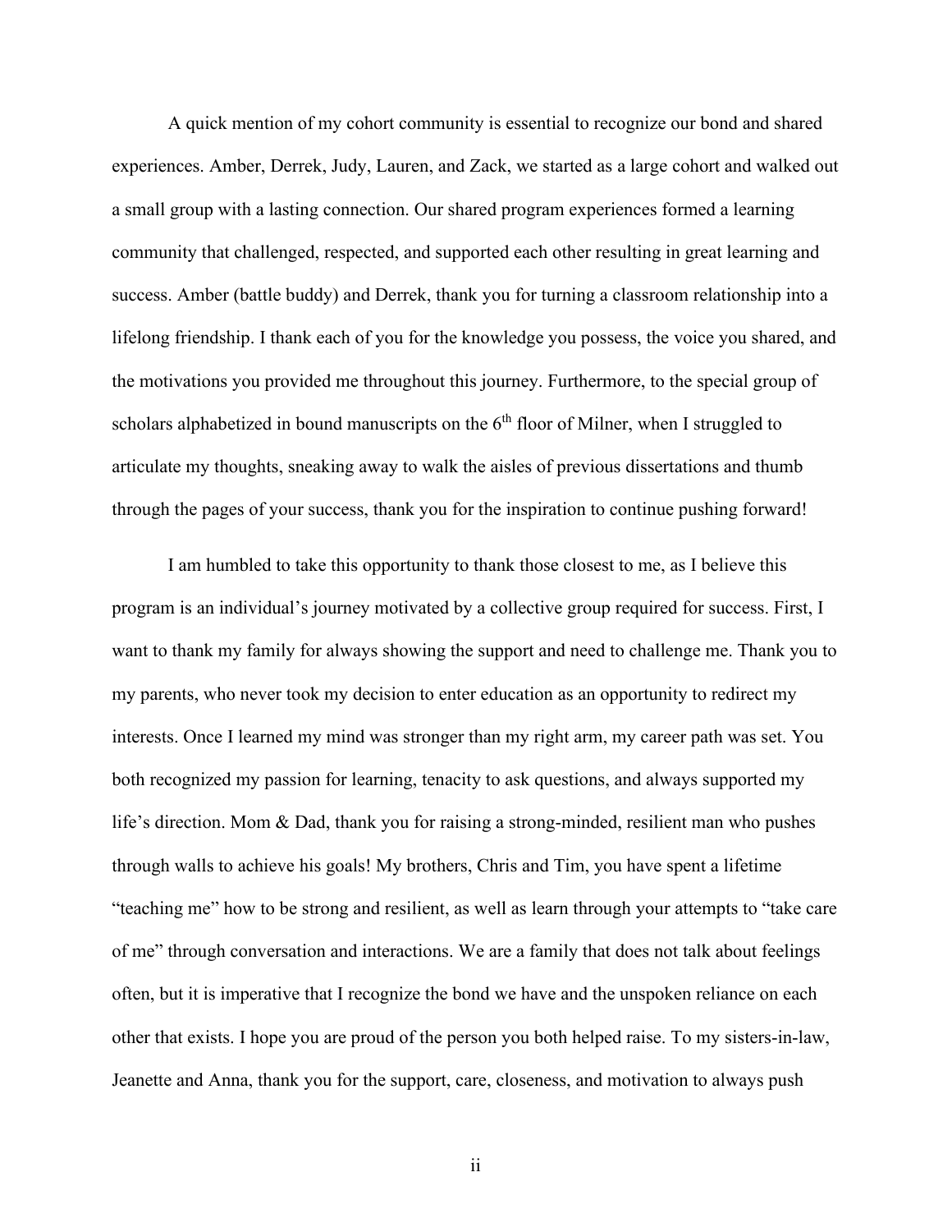A quick mention of my cohort community is essential to recognize our bond and shared experiences. Amber, Derrek, Judy, Lauren, and Zack, we started as a large cohort and walked out a small group with a lasting connection. Our shared program experiences formed a learning community that challenged, respected, and supported each other resulting in great learning and success. Amber (battle buddy) and Derrek, thank you for turning a classroom relationship into a lifelong friendship. I thank each of you for the knowledge you possess, the voice you shared, and the motivations you provided me throughout this journey. Furthermore, to the special group of scholars alphabetized in bound manuscripts on the 6th floor of Milner, when I struggled to articulate my thoughts, sneaking away to walk the aisles of previous dissertations and thumb through the pages of your success, thank you for the inspiration to continue pushing forward!

I am humbled to take this opportunity to thank those closest to me, as I believe this program is an individual's journey motivated by a collective group required for success. First, I want to thank my family for always showing the support and need to challenge me. Thank you to my parents, who never took my decision to enter education as an opportunity to redirect my interests. Once I learned my mind was stronger than my right arm, my career path was set. You both recognized my passion for learning, tenacity to ask questions, and always supported my life's direction. Mom & Dad, thank you for raising a strong-minded, resilient man who pushes through walls to achieve his goals! My brothers, Chris and Tim, you have spent a lifetime "teaching me" how to be strong and resilient, as well as learn through your attempts to "take care of me" through conversation and interactions. We are a family that does not talk about feelings often, but it is imperative that I recognize the bond we have and the unspoken reliance on each other that exists. I hope you are proud of the person you both helped raise. To my sisters-in-law, Jeanette and Anna, thank you for the support, care, closeness, and motivation to always push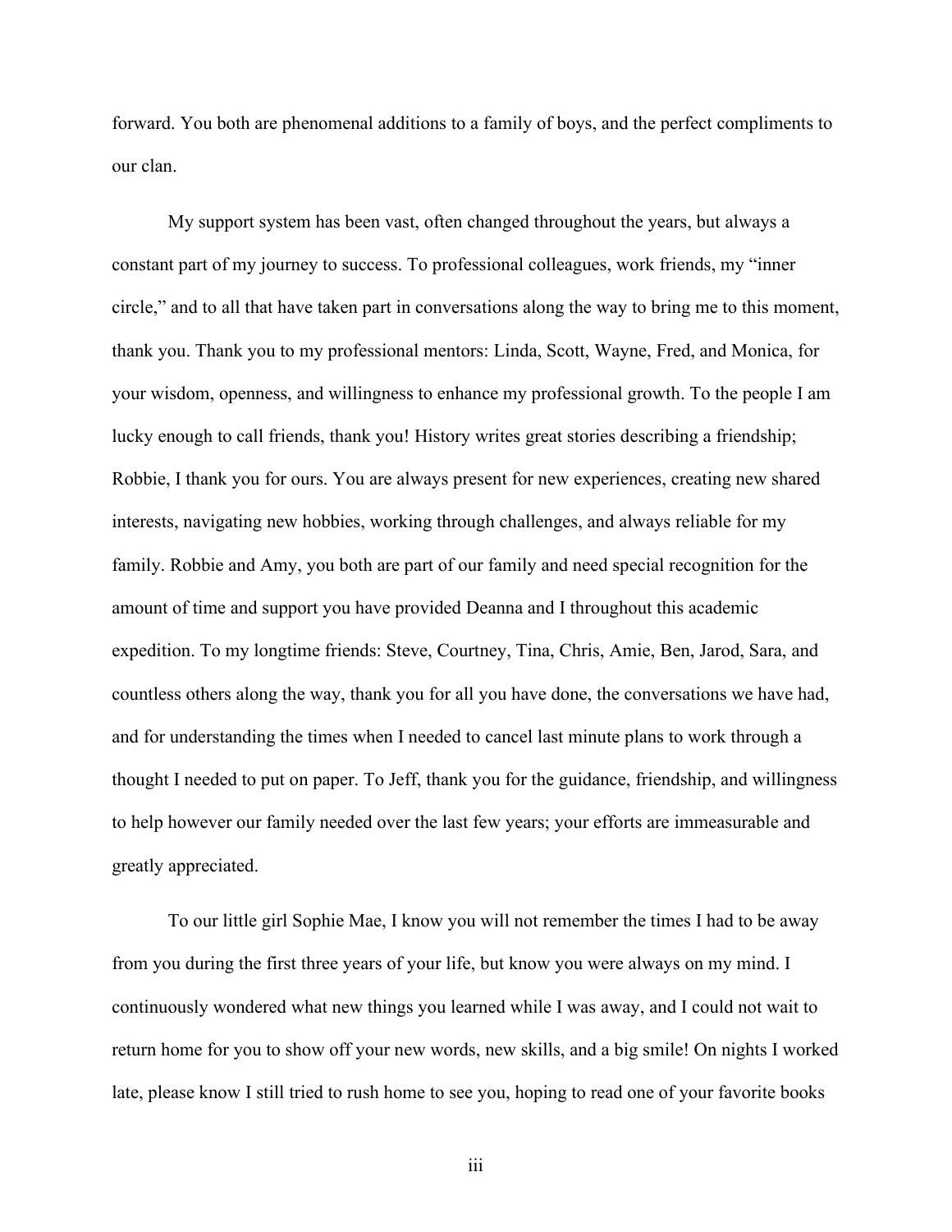forward. You both are phenomenal additions to a family of boys, and the perfect compliments to our clan.

My support system has been vast, often changed throughout the years, but always a constant part of my journey to success. To professional colleagues, work friends, my "inner circle," and to all that have taken part in conversations along the way to bring me to this moment, thank you. Thank you to my professional mentors: Linda, Scott, Wayne, Fred, and Monica, for your wisdom, openness, and willingness to enhance my professional growth. To the people I am lucky enough to call friends, thank you! History writes great stories describing a friendship; Robbie, I thank you for ours. You are always present for new experiences, creating new shared interests, navigating new hobbies, working through challenges, and always reliable for my family. Robbie and Amy, you both are part of our family and need special recognition for the amount of time and support you have provided Deanna and I throughout this academic expedition. To my longtime friends: Steve, Courtney, Tina, Chris, Amie, Ben, Jarod, Sara, and countless others along the way, thank you for all you have done, the conversations we have had, and for understanding the times when I needed to cancel last minute plans to work through a thought I needed to put on paper. To Jeff, thank you for the guidance, friendship, and willingness to help however our family needed over the last few years; your efforts are immeasurable and greatly appreciated.

To our little girl Sophie Mae, I know you will not remember the times I had to be away from you during the first three years of your life, but know you were always on my mind. I continuously wondered what new things you learned while I was away, and I could not wait to return home for you to show off your new words, new skills, and a big smile! On nights I worked late, please know I still tried to rush home to see you, hoping to read one of your favorite books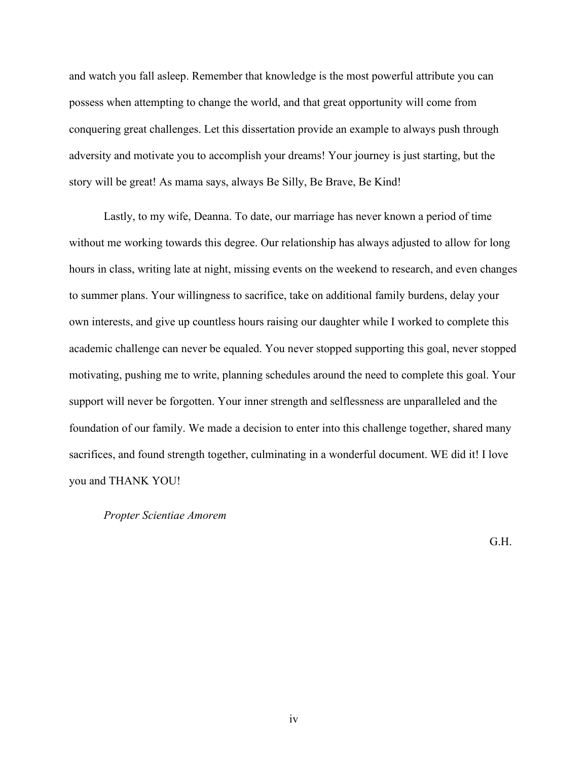and watch you fall asleep. Remember that knowledge is the most powerful attribute you can possess when attempting to change the world, and that great opportunity will come from conquering great challenges. Let this dissertation provide an example to always push through adversity and motivate you to accomplish your dreams! Your journey is just starting, but the story will be great! As mama says, always Be Silly, Be Brave, Be Kind!

Lastly, to my wife, Deanna. To date, our marriage has never known a period of time without me working towards this degree. Our relationship has always adjusted to allow for long hours in class, writing late at night, missing events on the weekend to research, and even changes to summer plans. Your willingness to sacrifice, take on additional family burdens, delay your own interests, and give up countless hours raising our daughter while I worked to complete this academic challenge can never be equaled. You never stopped supporting this goal, never stopped motivating, pushing me to write, planning schedules around the need to complete this goal. Your support will never be forgotten. Your inner strength and selflessness are unparalleled and the foundation of our family. We made a decision to enter into this challenge together, shared many sacrifices, and found strength together, culminating in a wonderful document. WE did it! I love you and THANK YOU!

*Propter Scientiae Amorem*

G.H.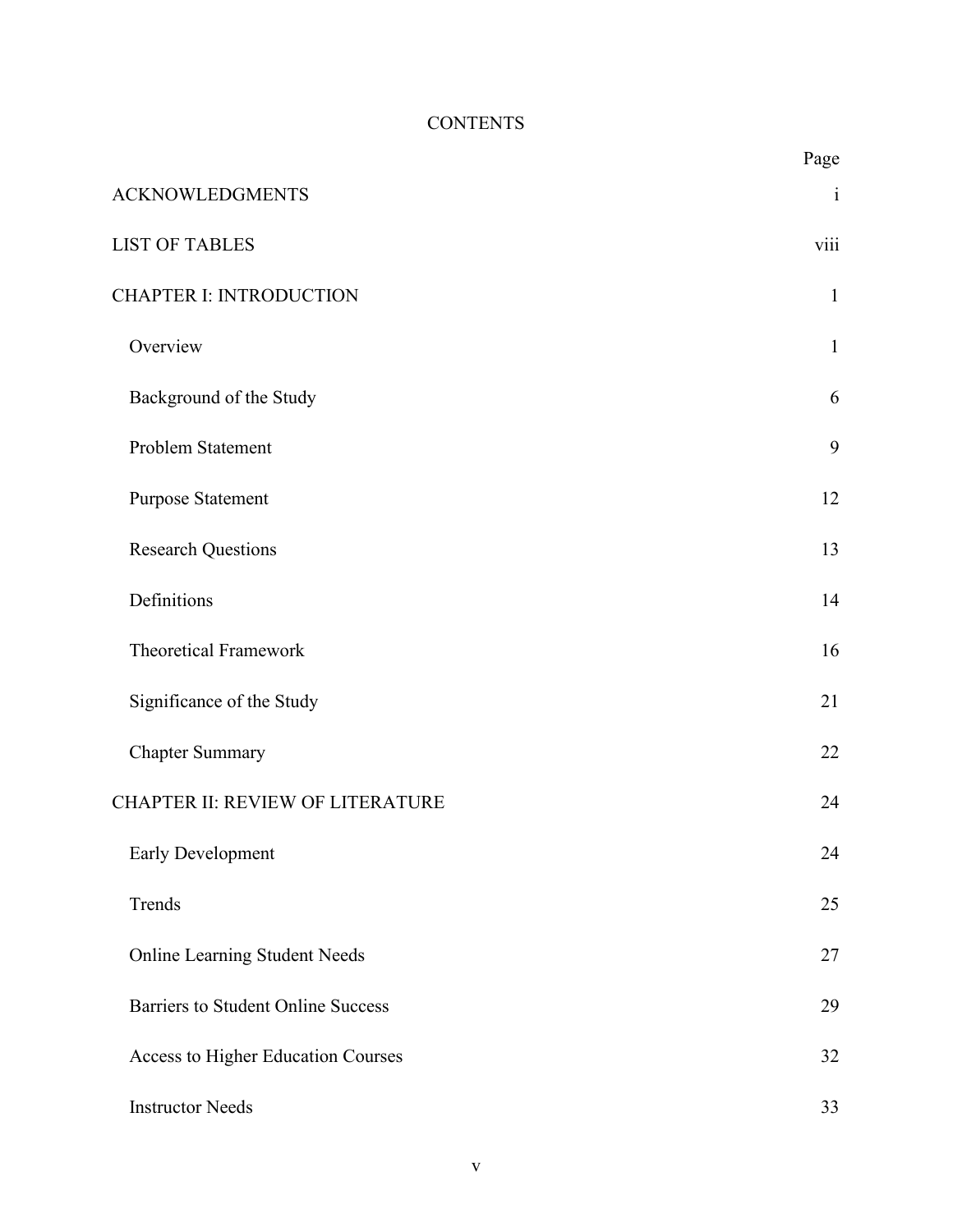# CONTENTS

| | Page |
|---|---|
| ACKNOWLEDGMENTS | i |
| LIST OF TABLES | viii |
| CHAPTER I: INTRODUCTION | 1 |
| Overview | 1 |
| Background of the Study | 6 |
| Problem Statement | 9 |
| Purpose Statement | 12 |
| Research Questions | 13 |
| Definitions | 14 |
| Theoretical Framework | 16 |
| Significance of the Study | 21 |
| Chapter Summary | 22 |
| CHAPTER II: REVIEW OF LITERATURE | 24 |
| Early Development | 24 |
| Trends | 25 |
| Online Learning Student Needs | 27 |
| Barriers to Student Online Success | 29 |
| Access to Higher Education Courses | 32 |
| Instructor Needs | 33 |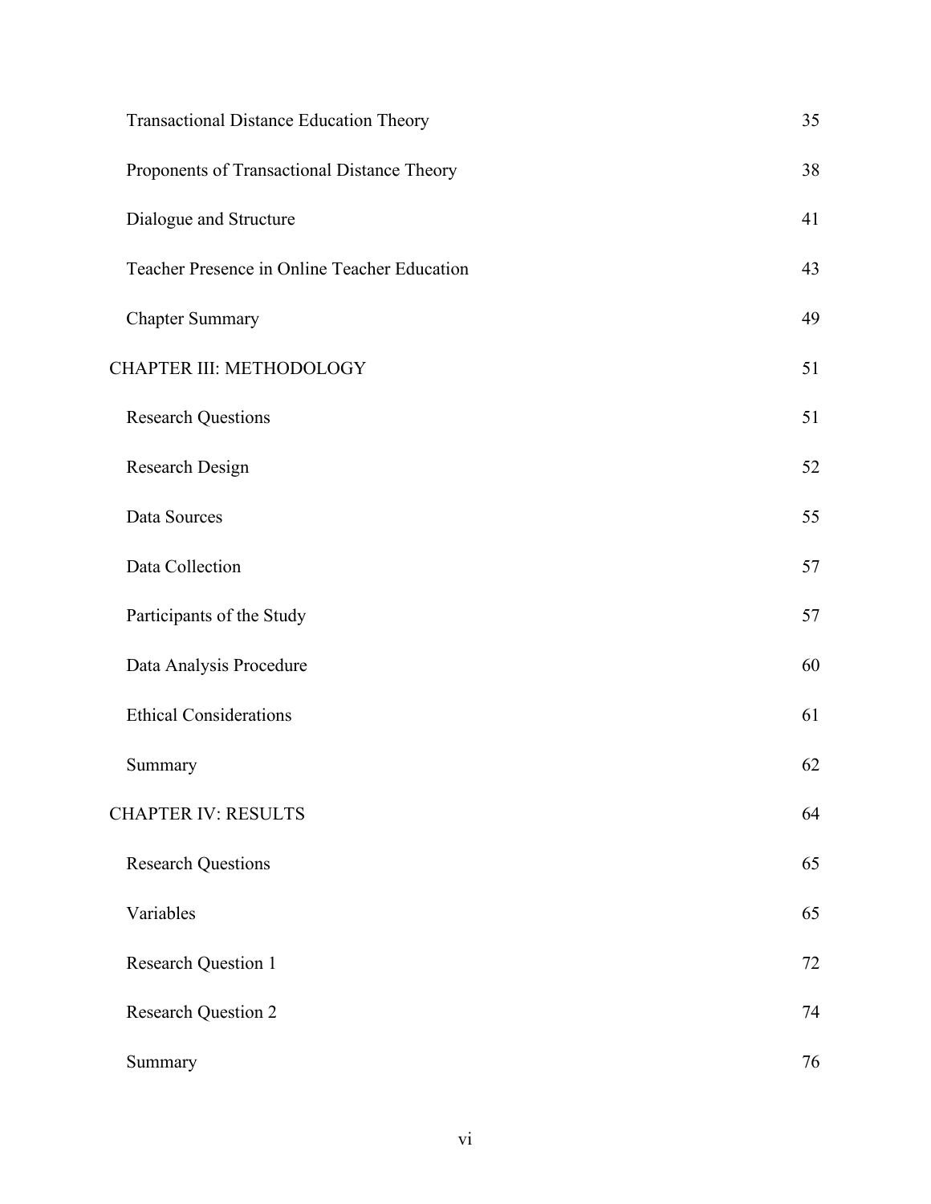| | |
|---|---|
| Transactional Distance Education Theory | 35 |
| Proponents of Transactional Distance Theory | 38 |
| Dialogue and Structure | 41 |
| Teacher Presence in Online Teacher Education | 43 |
| Chapter Summary | 49 |
| CHAPTER III: METHODOLOGY | 51 |
| Research Questions | 51 |
| Research Design | 52 |
| Data Sources | 55 |
| Data Collection | 57 |
| Participants of the Study | 57 |
| Data Analysis Procedure | 60 |
| Ethical Considerations | 61 |
| Summary | 62 |
| CHAPTER IV: RESULTS | 64 |
| Research Questions | 65 |
| Variables | 65 |
| Research Question 1 | 72 |
| Research Question 2 | 74 |
| Summary | 76 |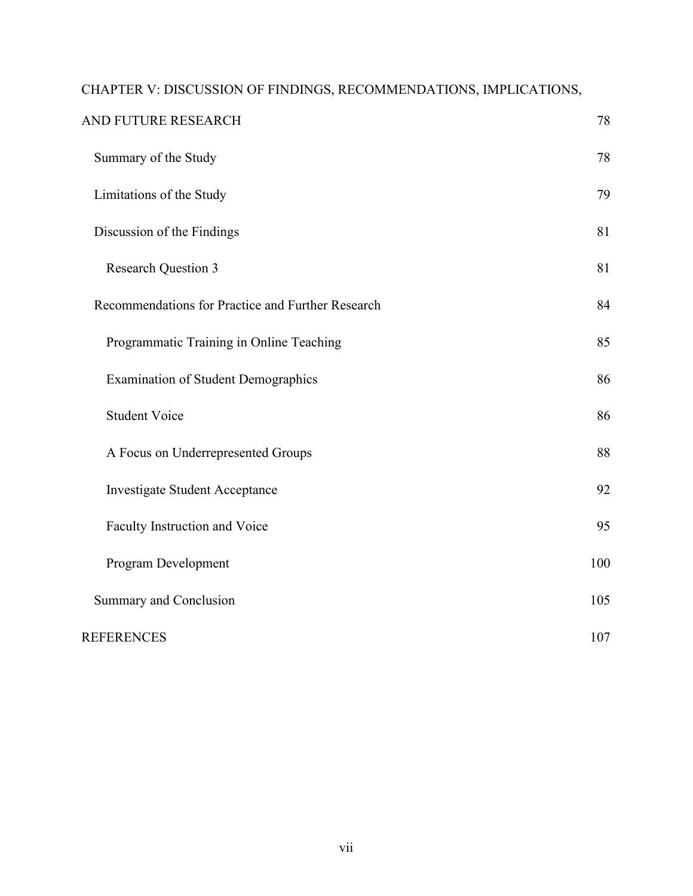CHAPTER V: DISCUSSION OF FINDINGS, RECOMMENDATIONS, IMPLICATIONS, AND FUTURE RESEARCH 78

- Summary of the Study 78
- Limitations of the Study 79
- Discussion of the Findings 81
  - Research Question 3 81
- Recommendations for Practice and Further Research 84
  - Programmatic Training in Online Teaching 85
  - Examination of Student Demographics 86
  - Student Voice 86
  - A Focus on Underrepresented Groups 88
  - Investigate Student Acceptance 92
  - Faculty Instruction and Voice 95
  - Program Development 100
- Summary and Conclusion 105

REFERENCES 107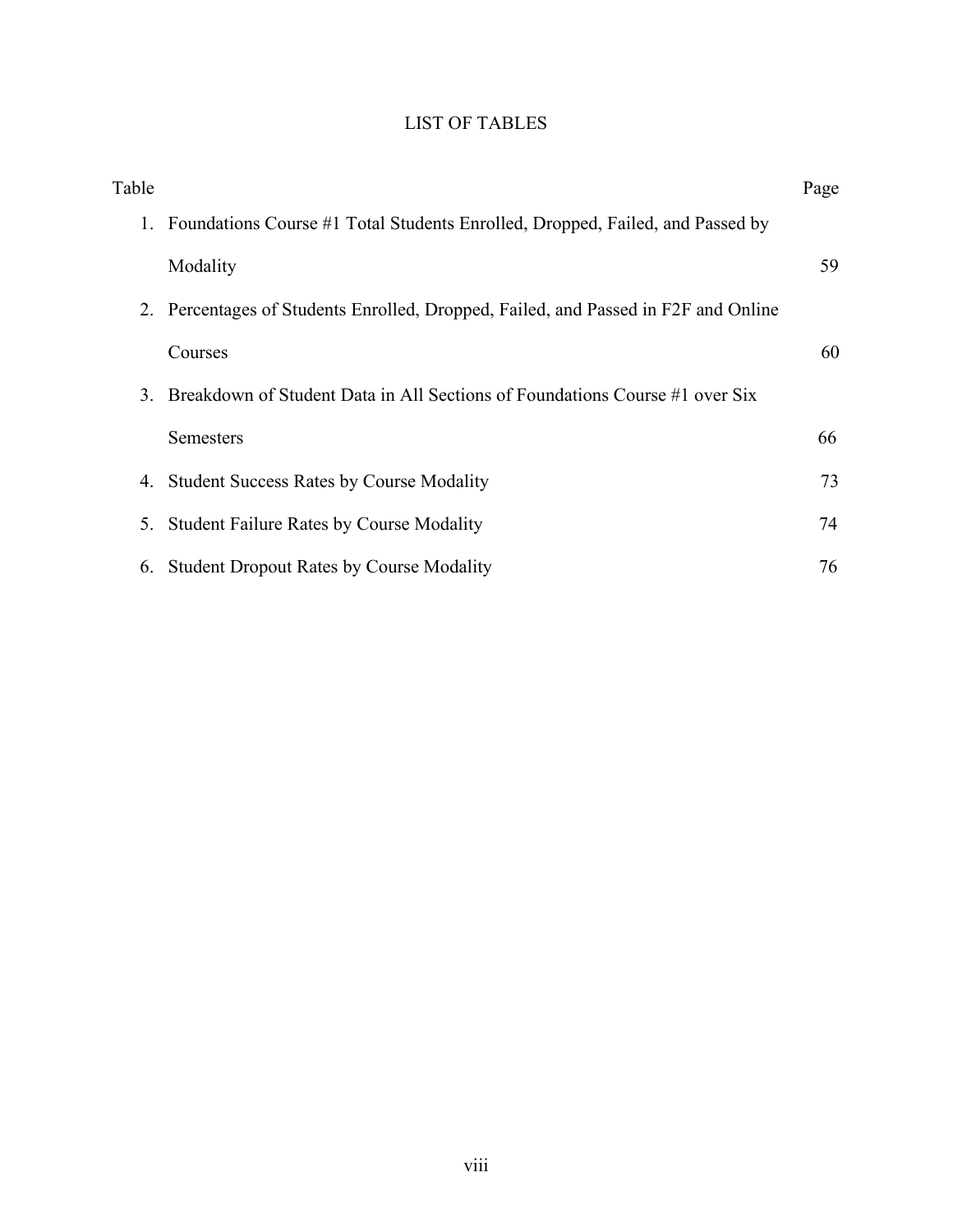# LIST OF TABLES

| Table | | Page |
|---|---|---|
| 1. | Foundations Course #1 Total Students Enrolled, Dropped, Failed, and Passed by Modality | 59 |
| 2. | Percentages of Students Enrolled, Dropped, Failed, and Passed in F2F and Online Courses | 60 |
| 3. | Breakdown of Student Data in All Sections of Foundations Course #1 over Six Semesters | 66 |
| 4. | Student Success Rates by Course Modality | 73 |
| 5. | Student Failure Rates by Course Modality | 74 |
| 6. | Student Dropout Rates by Course Modality | 76 |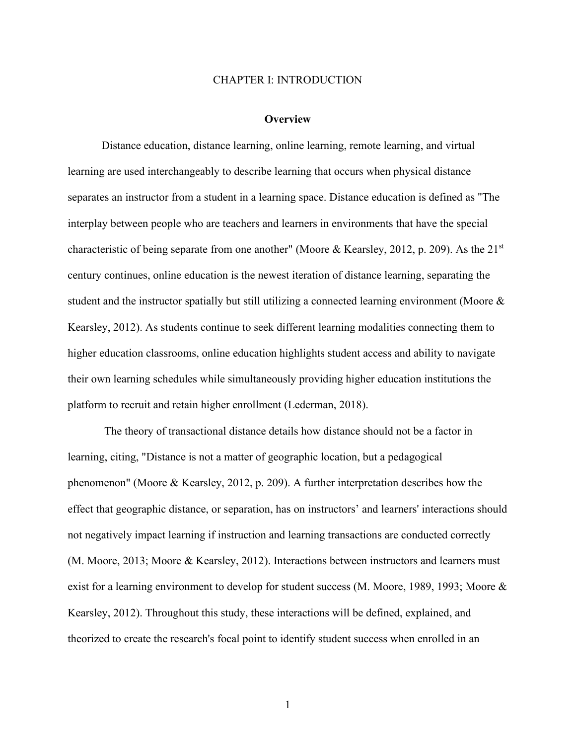# CHAPTER I: INTRODUCTION

## Overview

Distance education, distance learning, online learning, remote learning, and virtual learning are used interchangeably to describe learning that occurs when physical distance separates an instructor from a student in a learning space. Distance education is defined as "The interplay between people who are teachers and learners in environments that have the special characteristic of being separate from one another" (Moore & Kearsley, 2012, p. 209). As the 21st century continues, online education is the newest iteration of distance learning, separating the student and the instructor spatially but still utilizing a connected learning environment (Moore & Kearsley, 2012). As students continue to seek different learning modalities connecting them to higher education classrooms, online education highlights student access and ability to navigate their own learning schedules while simultaneously providing higher education institutions the platform to recruit and retain higher enrollment (Lederman, 2018).

The theory of transactional distance details how distance should not be a factor in learning, citing, "Distance is not a matter of geographic location, but a pedagogical phenomenon" (Moore & Kearsley, 2012, p. 209). A further interpretation describes how the effect that geographic distance, or separation, has on instructors' and learners' interactions should not negatively impact learning if instruction and learning transactions are conducted correctly (M. Moore, 2013; Moore & Kearsley, 2012). Interactions between instructors and learners must exist for a learning environment to develop for student success (M. Moore, 1989, 1993; Moore & Kearsley, 2012). Throughout this study, these interactions will be defined, explained, and theorized to create the research's focal point to identify student success when enrolled in an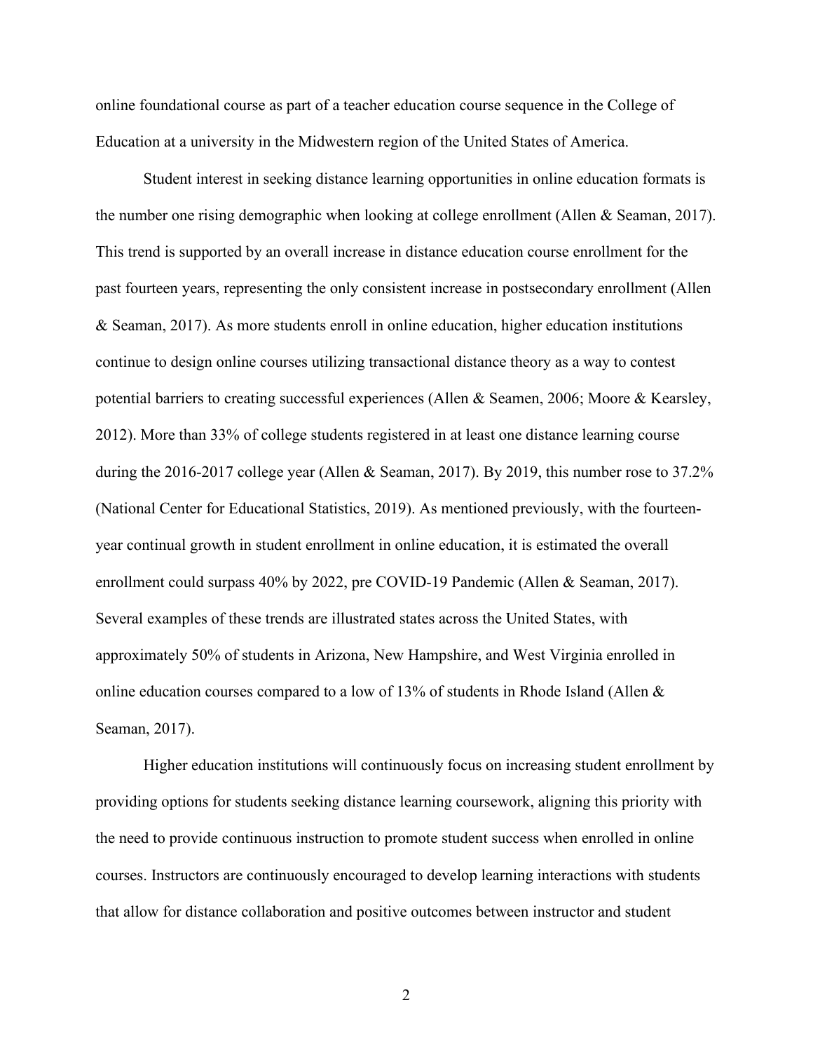online foundational course as part of a teacher education course sequence in the College of Education at a university in the Midwestern region of the United States of America.

Student interest in seeking distance learning opportunities in online education formats is the number one rising demographic when looking at college enrollment (Allen & Seaman, 2017). This trend is supported by an overall increase in distance education course enrollment for the past fourteen years, representing the only consistent increase in postsecondary enrollment (Allen & Seaman, 2017). As more students enroll in online education, higher education institutions continue to design online courses utilizing transactional distance theory as a way to contest potential barriers to creating successful experiences (Allen & Seamen, 2006; Moore & Kearsley, 2012). More than 33% of college students registered in at least one distance learning course during the 2016-2017 college year (Allen & Seaman, 2017). By 2019, this number rose to 37.2% (National Center for Educational Statistics, 2019). As mentioned previously, with the fourteen-year continual growth in student enrollment in online education, it is estimated the overall enrollment could surpass 40% by 2022, pre COVID-19 Pandemic (Allen & Seaman, 2017). Several examples of these trends are illustrated states across the United States, with approximately 50% of students in Arizona, New Hampshire, and West Virginia enrolled in online education courses compared to a low of 13% of students in Rhode Island (Allen & Seaman, 2017).

Higher education institutions will continuously focus on increasing student enrollment by providing options for students seeking distance learning coursework, aligning this priority with the need to provide continuous instruction to promote student success when enrolled in online courses. Instructors are continuously encouraged to develop learning interactions with students that allow for distance collaboration and positive outcomes between instructor and student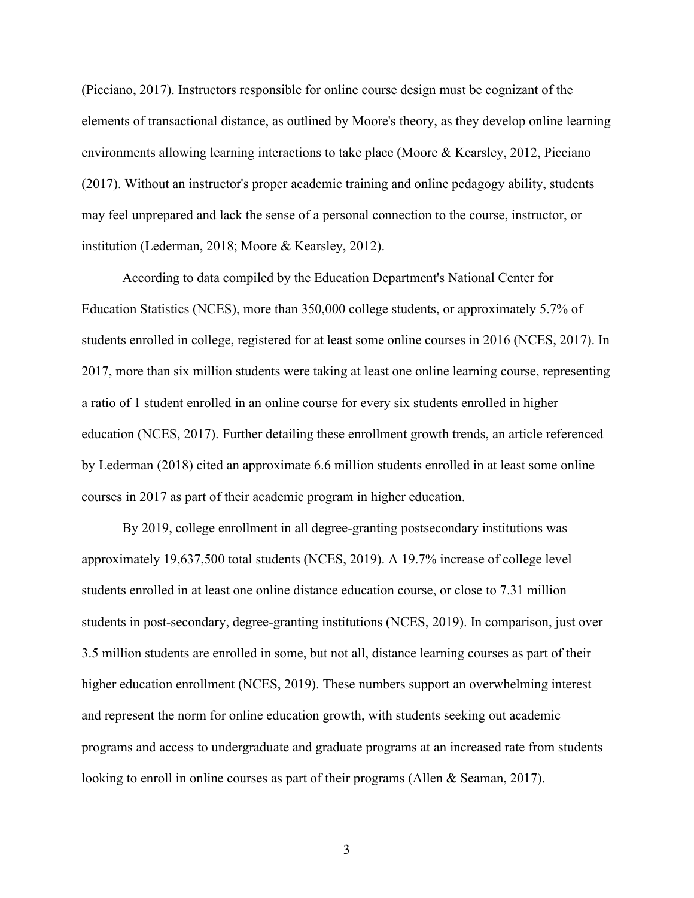(Picciano, 2017). Instructors responsible for online course design must be cognizant of the elements of transactional distance, as outlined by Moore's theory, as they develop online learning environments allowing learning interactions to take place (Moore & Kearsley, 2012, Picciano (2017). Without an instructor's proper academic training and online pedagogy ability, students may feel unprepared and lack the sense of a personal connection to the course, instructor, or institution (Lederman, 2018; Moore & Kearsley, 2012).

According to data compiled by the Education Department's National Center for Education Statistics (NCES), more than 350,000 college students, or approximately 5.7% of students enrolled in college, registered for at least some online courses in 2016 (NCES, 2017). In 2017, more than six million students were taking at least one online learning course, representing a ratio of 1 student enrolled in an online course for every six students enrolled in higher education (NCES, 2017). Further detailing these enrollment growth trends, an article referenced by Lederman (2018) cited an approximate 6.6 million students enrolled in at least some online courses in 2017 as part of their academic program in higher education.

By 2019, college enrollment in all degree-granting postsecondary institutions was approximately 19,637,500 total students (NCES, 2019). A 19.7% increase of college level students enrolled in at least one online distance education course, or close to 7.31 million students in post-secondary, degree-granting institutions (NCES, 2019). In comparison, just over 3.5 million students are enrolled in some, but not all, distance learning courses as part of their higher education enrollment (NCES, 2019). These numbers support an overwhelming interest and represent the norm for online education growth, with students seeking out academic programs and access to undergraduate and graduate programs at an increased rate from students looking to enroll in online courses as part of their programs (Allen & Seaman, 2017).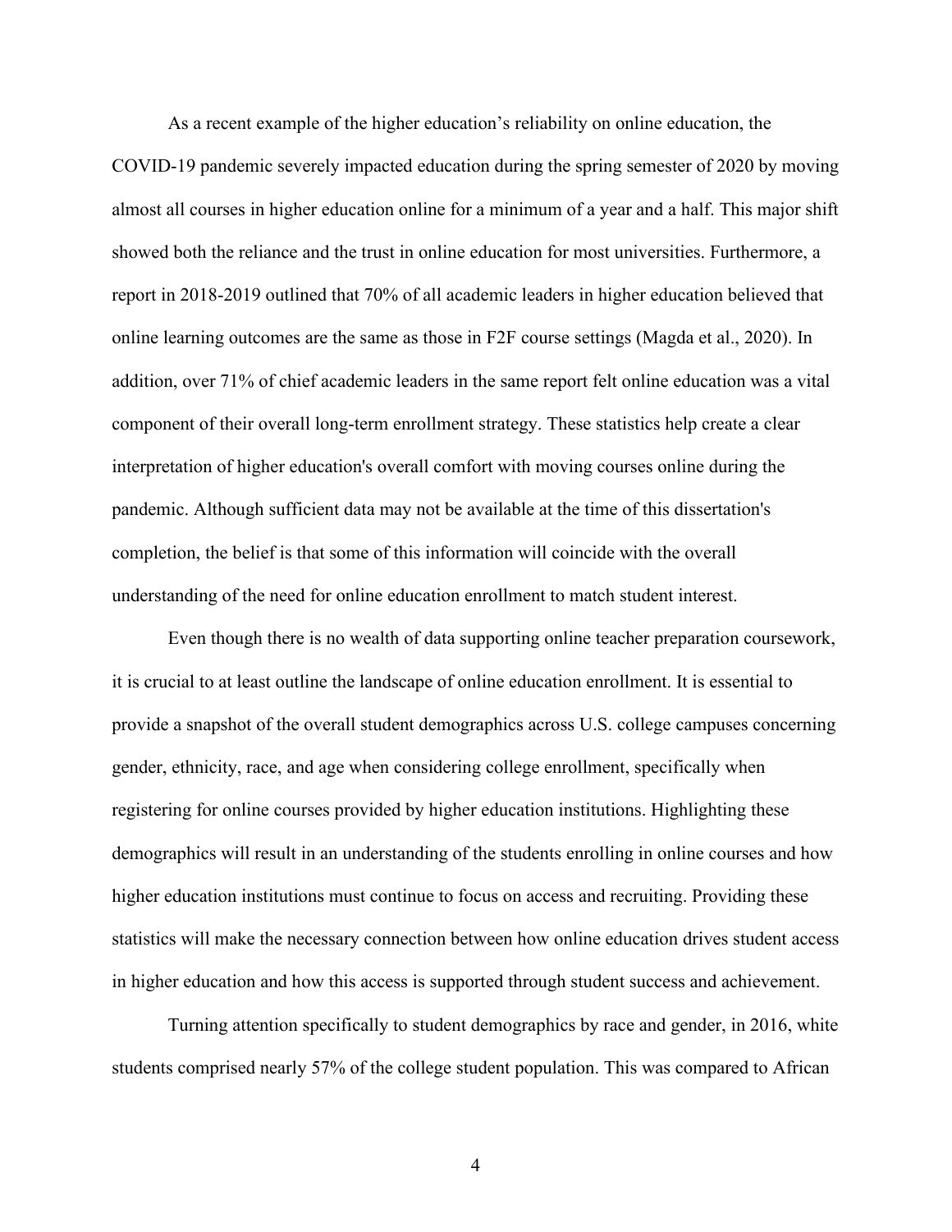As a recent example of the higher education's reliability on online education, the COVID-19 pandemic severely impacted education during the spring semester of 2020 by moving almost all courses in higher education online for a minimum of a year and a half. This major shift showed both the reliance and the trust in online education for most universities. Furthermore, a report in 2018-2019 outlined that 70% of all academic leaders in higher education believed that online learning outcomes are the same as those in F2F course settings (Magda et al., 2020). In addition, over 71% of chief academic leaders in the same report felt online education was a vital component of their overall long-term enrollment strategy. These statistics help create a clear interpretation of higher education's overall comfort with moving courses online during the pandemic. Although sufficient data may not be available at the time of this dissertation's completion, the belief is that some of this information will coincide with the overall understanding of the need for online education enrollment to match student interest.

Even though there is no wealth of data supporting online teacher preparation coursework, it is crucial to at least outline the landscape of online education enrollment. It is essential to provide a snapshot of the overall student demographics across U.S. college campuses concerning gender, ethnicity, race, and age when considering college enrollment, specifically when registering for online courses provided by higher education institutions. Highlighting these demographics will result in an understanding of the students enrolling in online courses and how higher education institutions must continue to focus on access and recruiting. Providing these statistics will make the necessary connection between how online education drives student access in higher education and how this access is supported through student success and achievement.

Turning attention specifically to student demographics by race and gender, in 2016, white students comprised nearly 57% of the college student population. This was compared to African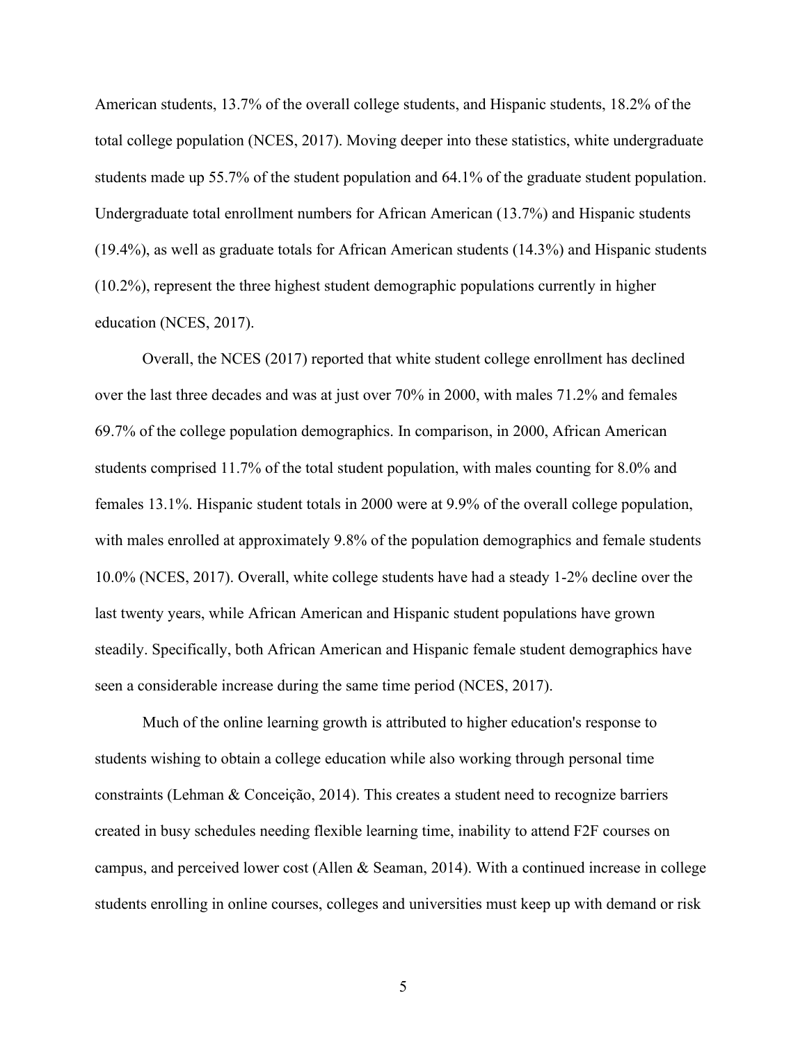American students, 13.7% of the overall college students, and Hispanic students, 18.2% of the total college population (NCES, 2017). Moving deeper into these statistics, white undergraduate students made up 55.7% of the student population and 64.1% of the graduate student population. Undergraduate total enrollment numbers for African American (13.7%) and Hispanic students (19.4%), as well as graduate totals for African American students (14.3%) and Hispanic students (10.2%), represent the three highest student demographic populations currently in higher education (NCES, 2017).

Overall, the NCES (2017) reported that white student college enrollment has declined over the last three decades and was at just over 70% in 2000, with males 71.2% and females 69.7% of the college population demographics. In comparison, in 2000, African American students comprised 11.7% of the total student population, with males counting for 8.0% and females 13.1%. Hispanic student totals in 2000 were at 9.9% of the overall college population, with males enrolled at approximately 9.8% of the population demographics and female students 10.0% (NCES, 2017). Overall, white college students have had a steady 1-2% decline over the last twenty years, while African American and Hispanic student populations have grown steadily. Specifically, both African American and Hispanic female student demographics have seen a considerable increase during the same time period (NCES, 2017).

Much of the online learning growth is attributed to higher education's response to students wishing to obtain a college education while also working through personal time constraints (Lehman & Conceição, 2014). This creates a student need to recognize barriers created in busy schedules needing flexible learning time, inability to attend F2F courses on campus, and perceived lower cost (Allen & Seaman, 2014). With a continued increase in college students enrolling in online courses, colleges and universities must keep up with demand or risk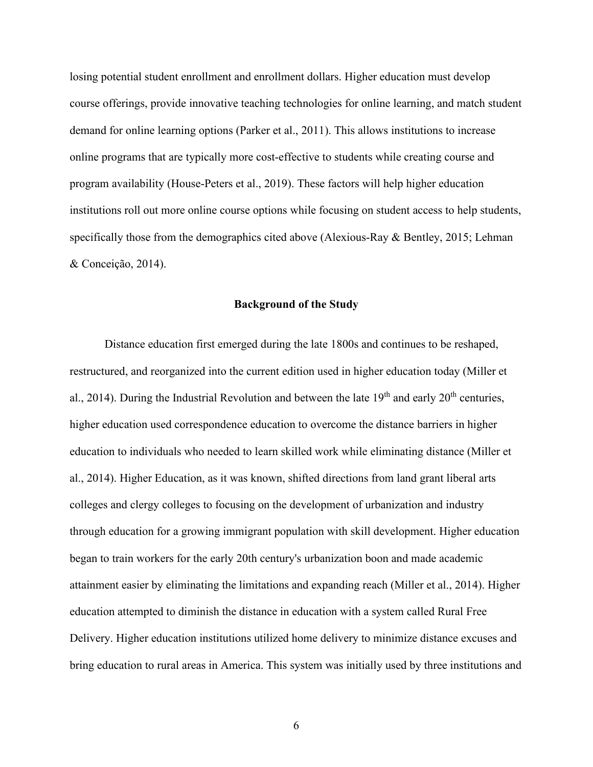losing potential student enrollment and enrollment dollars. Higher education must develop course offerings, provide innovative teaching technologies for online learning, and match student demand for online learning options (Parker et al., 2011). This allows institutions to increase online programs that are typically more cost-effective to students while creating course and program availability (House-Peters et al., 2019). These factors will help higher education institutions roll out more online course options while focusing on student access to help students, specifically those from the demographics cited above (Alexious-Ray & Bentley, 2015; Lehman & Conceição, 2014).

## Background of the Study

Distance education first emerged during the late 1800s and continues to be reshaped, restructured, and reorganized into the current edition used in higher education today (Miller et al., 2014). During the Industrial Revolution and between the late 19th and early 20th centuries, higher education used correspondence education to overcome the distance barriers in higher education to individuals who needed to learn skilled work while eliminating distance (Miller et al., 2014). Higher Education, as it was known, shifted directions from land grant liberal arts colleges and clergy colleges to focusing on the development of urbanization and industry through education for a growing immigrant population with skill development. Higher education began to train workers for the early 20th century's urbanization boon and made academic attainment easier by eliminating the limitations and expanding reach (Miller et al., 2014). Higher education attempted to diminish the distance in education with a system called Rural Free Delivery. Higher education institutions utilized home delivery to minimize distance excuses and bring education to rural areas in America. This system was initially used by three institutions and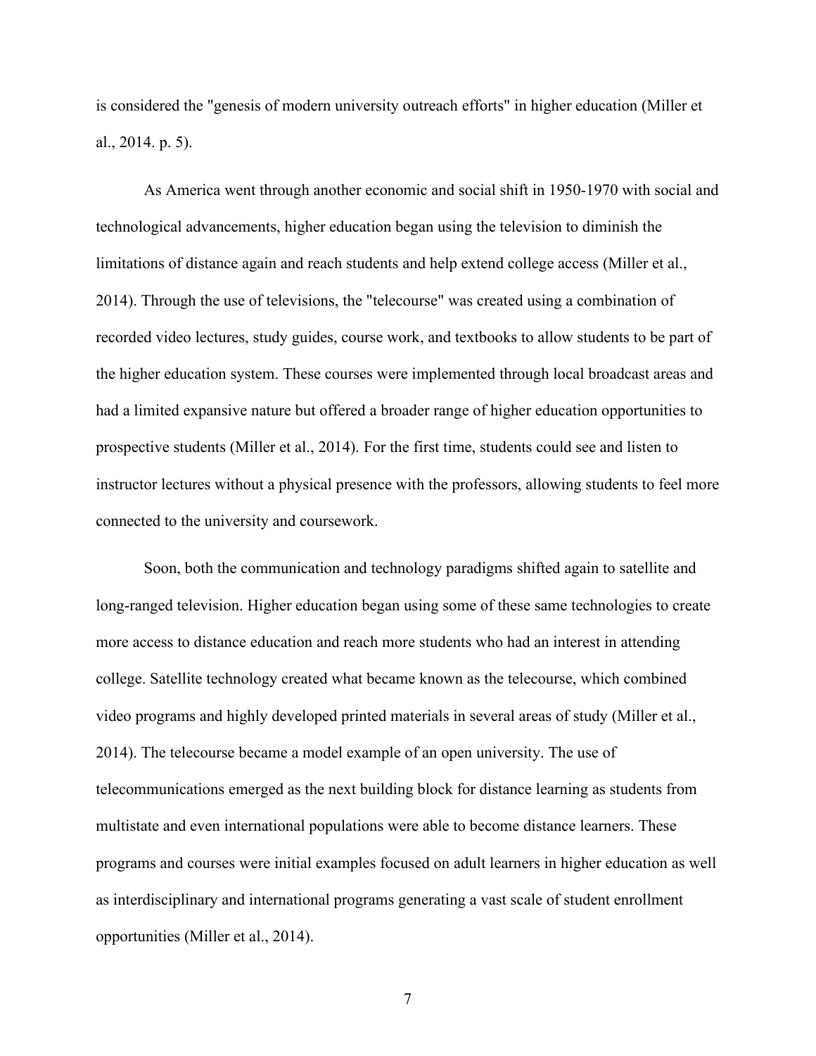is considered the "genesis of modern university outreach efforts" in higher education (Miller et al., 2014. p. 5).

As America went through another economic and social shift in 1950-1970 with social and technological advancements, higher education began using the television to diminish the limitations of distance again and reach students and help extend college access (Miller et al., 2014). Through the use of televisions, the "telecourse" was created using a combination of recorded video lectures, study guides, course work, and textbooks to allow students to be part of the higher education system. These courses were implemented through local broadcast areas and had a limited expansive nature but offered a broader range of higher education opportunities to prospective students (Miller et al., 2014). For the first time, students could see and listen to instructor lectures without a physical presence with the professors, allowing students to feel more connected to the university and coursework.

Soon, both the communication and technology paradigms shifted again to satellite and long-ranged television. Higher education began using some of these same technologies to create more access to distance education and reach more students who had an interest in attending college. Satellite technology created what became known as the telecourse, which combined video programs and highly developed printed materials in several areas of study (Miller et al., 2014). The telecourse became a model example of an open university. The use of telecommunications emerged as the next building block for distance learning as students from multistate and even international populations were able to become distance learners. These programs and courses were initial examples focused on adult learners in higher education as well as interdisciplinary and international programs generating a vast scale of student enrollment opportunities (Miller et al., 2014).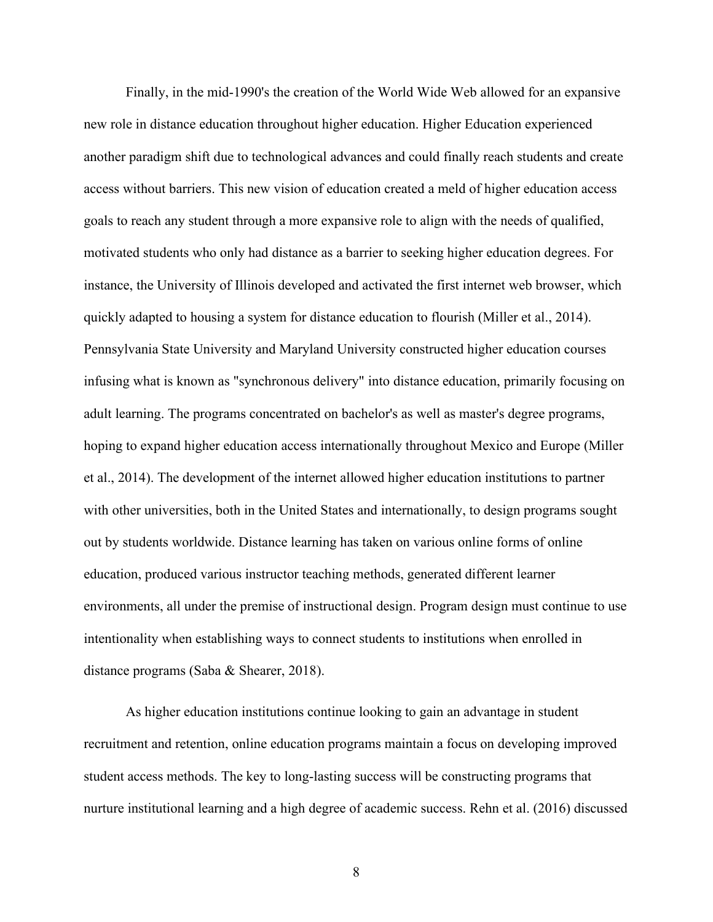Finally, in the mid-1990's the creation of the World Wide Web allowed for an expansive new role in distance education throughout higher education. Higher Education experienced another paradigm shift due to technological advances and could finally reach students and create access without barriers. This new vision of education created a meld of higher education access goals to reach any student through a more expansive role to align with the needs of qualified, motivated students who only had distance as a barrier to seeking higher education degrees. For instance, the University of Illinois developed and activated the first internet web browser, which quickly adapted to housing a system for distance education to flourish (Miller et al., 2014). Pennsylvania State University and Maryland University constructed higher education courses infusing what is known as "synchronous delivery" into distance education, primarily focusing on adult learning. The programs concentrated on bachelor's as well as master's degree programs, hoping to expand higher education access internationally throughout Mexico and Europe (Miller et al., 2014). The development of the internet allowed higher education institutions to partner with other universities, both in the United States and internationally, to design programs sought out by students worldwide. Distance learning has taken on various online forms of online education, produced various instructor teaching methods, generated different learner environments, all under the premise of instructional design. Program design must continue to use intentionality when establishing ways to connect students to institutions when enrolled in distance programs (Saba & Shearer, 2018).

As higher education institutions continue looking to gain an advantage in student recruitment and retention, online education programs maintain a focus on developing improved student access methods. The key to long-lasting success will be constructing programs that nurture institutional learning and a high degree of academic success. Rehn et al. (2016) discussed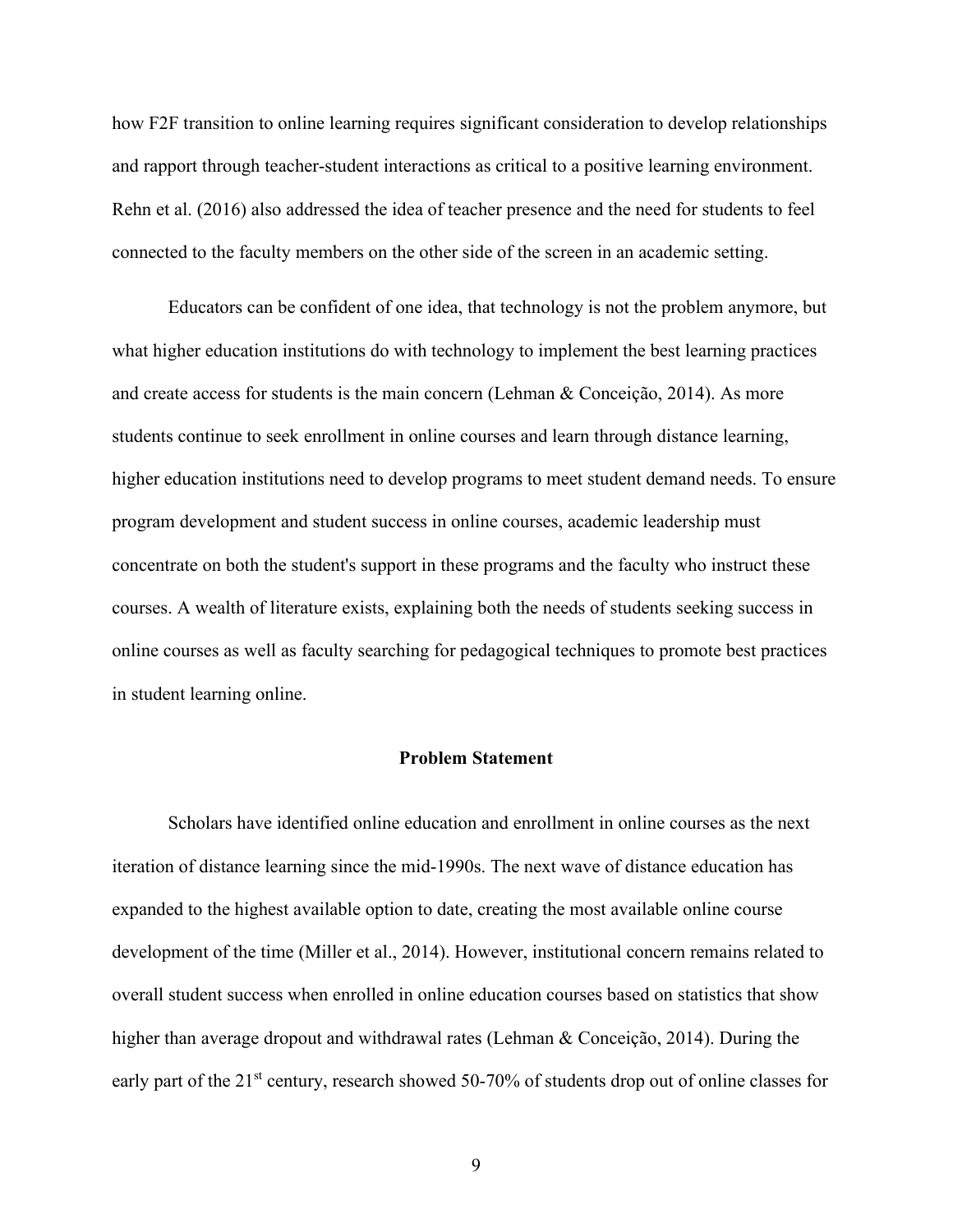how F2F transition to online learning requires significant consideration to develop relationships and rapport through teacher-student interactions as critical to a positive learning environment. Rehn et al. (2016) also addressed the idea of teacher presence and the need for students to feel connected to the faculty members on the other side of the screen in an academic setting.

Educators can be confident of one idea, that technology is not the problem anymore, but what higher education institutions do with technology to implement the best learning practices and create access for students is the main concern (Lehman & Conceição, 2014). As more students continue to seek enrollment in online courses and learn through distance learning, higher education institutions need to develop programs to meet student demand needs. To ensure program development and student success in online courses, academic leadership must concentrate on both the student's support in these programs and the faculty who instruct these courses. A wealth of literature exists, explaining both the needs of students seeking success in online courses as well as faculty searching for pedagogical techniques to promote best practices in student learning online.

## Problem Statement

Scholars have identified online education and enrollment in online courses as the next iteration of distance learning since the mid-1990s. The next wave of distance education has expanded to the highest available option to date, creating the most available online course development of the time (Miller et al., 2014). However, institutional concern remains related to overall student success when enrolled in online education courses based on statistics that show higher than average dropout and withdrawal rates (Lehman & Conceição, 2014). During the early part of the 21st century, research showed 50-70% of students drop out of online classes for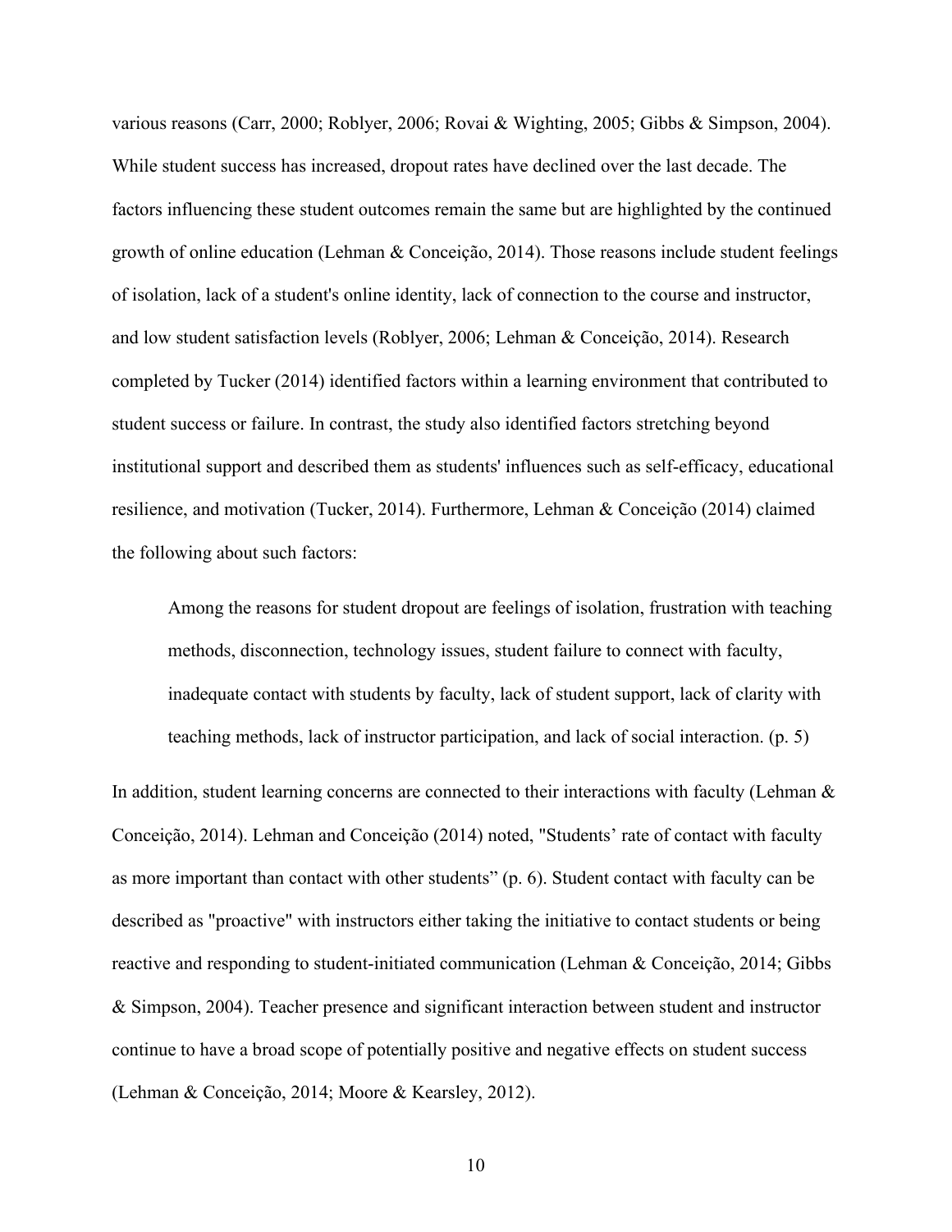various reasons (Carr, 2000; Roblyer, 2006; Rovai & Wighting, 2005; Gibbs & Simpson, 2004). While student success has increased, dropout rates have declined over the last decade. The factors influencing these student outcomes remain the same but are highlighted by the continued growth of online education (Lehman & Conceição, 2014). Those reasons include student feelings of isolation, lack of a student's online identity, lack of connection to the course and instructor, and low student satisfaction levels (Roblyer, 2006; Lehman & Conceição, 2014). Research completed by Tucker (2014) identified factors within a learning environment that contributed to student success or failure. In contrast, the study also identified factors stretching beyond institutional support and described them as students' influences such as self-efficacy, educational resilience, and motivation (Tucker, 2014). Furthermore, Lehman & Conceição (2014) claimed the following about such factors:

> Among the reasons for student dropout are feelings of isolation, frustration with teaching methods, disconnection, technology issues, student failure to connect with faculty, inadequate contact with students by faculty, lack of student support, lack of clarity with teaching methods, lack of instructor participation, and lack of social interaction. (p. 5)

In addition, student learning concerns are connected to their interactions with faculty (Lehman & Conceição, 2014). Lehman and Conceição (2014) noted, "Students' rate of contact with faculty as more important than contact with other students" (p. 6). Student contact with faculty can be described as "proactive" with instructors either taking the initiative to contact students or being reactive and responding to student-initiated communication (Lehman & Conceição, 2014; Gibbs & Simpson, 2004). Teacher presence and significant interaction between student and instructor continue to have a broad scope of potentially positive and negative effects on student success (Lehman & Conceição, 2014; Moore & Kearsley, 2012).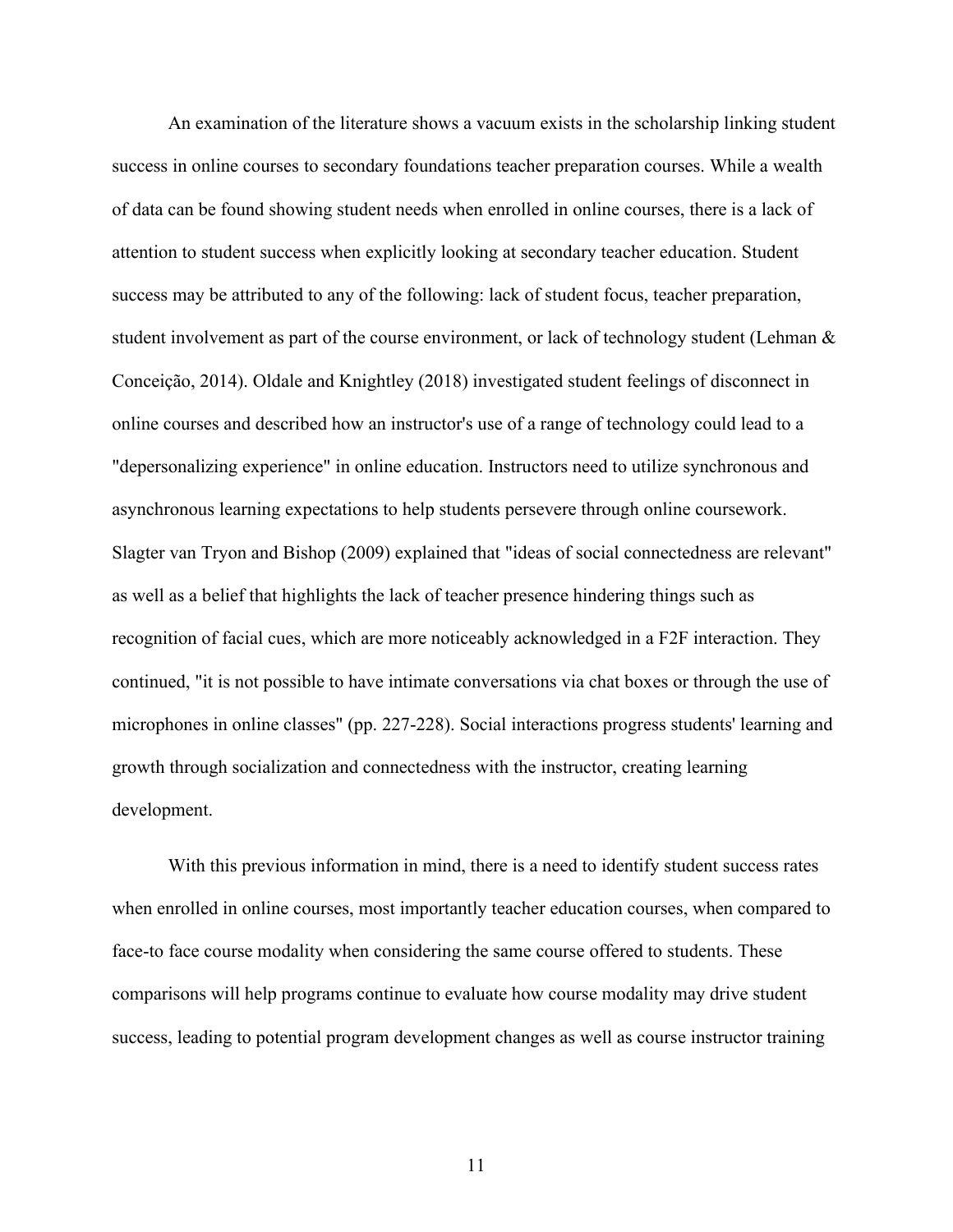An examination of the literature shows a vacuum exists in the scholarship linking student success in online courses to secondary foundations teacher preparation courses. While a wealth of data can be found showing student needs when enrolled in online courses, there is a lack of attention to student success when explicitly looking at secondary teacher education. Student success may be attributed to any of the following: lack of student focus, teacher preparation, student involvement as part of the course environment, or lack of technology student (Lehman & Conceição, 2014). Oldale and Knightley (2018) investigated student feelings of disconnect in online courses and described how an instructor's use of a range of technology could lead to a "depersonalizing experience" in online education. Instructors need to utilize synchronous and asynchronous learning expectations to help students persevere through online coursework. Slagter van Tryon and Bishop (2009) explained that "ideas of social connectedness are relevant" as well as a belief that highlights the lack of teacher presence hindering things such as recognition of facial cues, which are more noticeably acknowledged in a F2F interaction. They continued, "it is not possible to have intimate conversations via chat boxes or through the use of microphones in online classes" (pp. 227-228). Social interactions progress students' learning and growth through socialization and connectedness with the instructor, creating learning development.

With this previous information in mind, there is a need to identify student success rates when enrolled in online courses, most importantly teacher education courses, when compared to face-to face course modality when considering the same course offered to students. These comparisons will help programs continue to evaluate how course modality may drive student success, leading to potential program development changes as well as course instructor training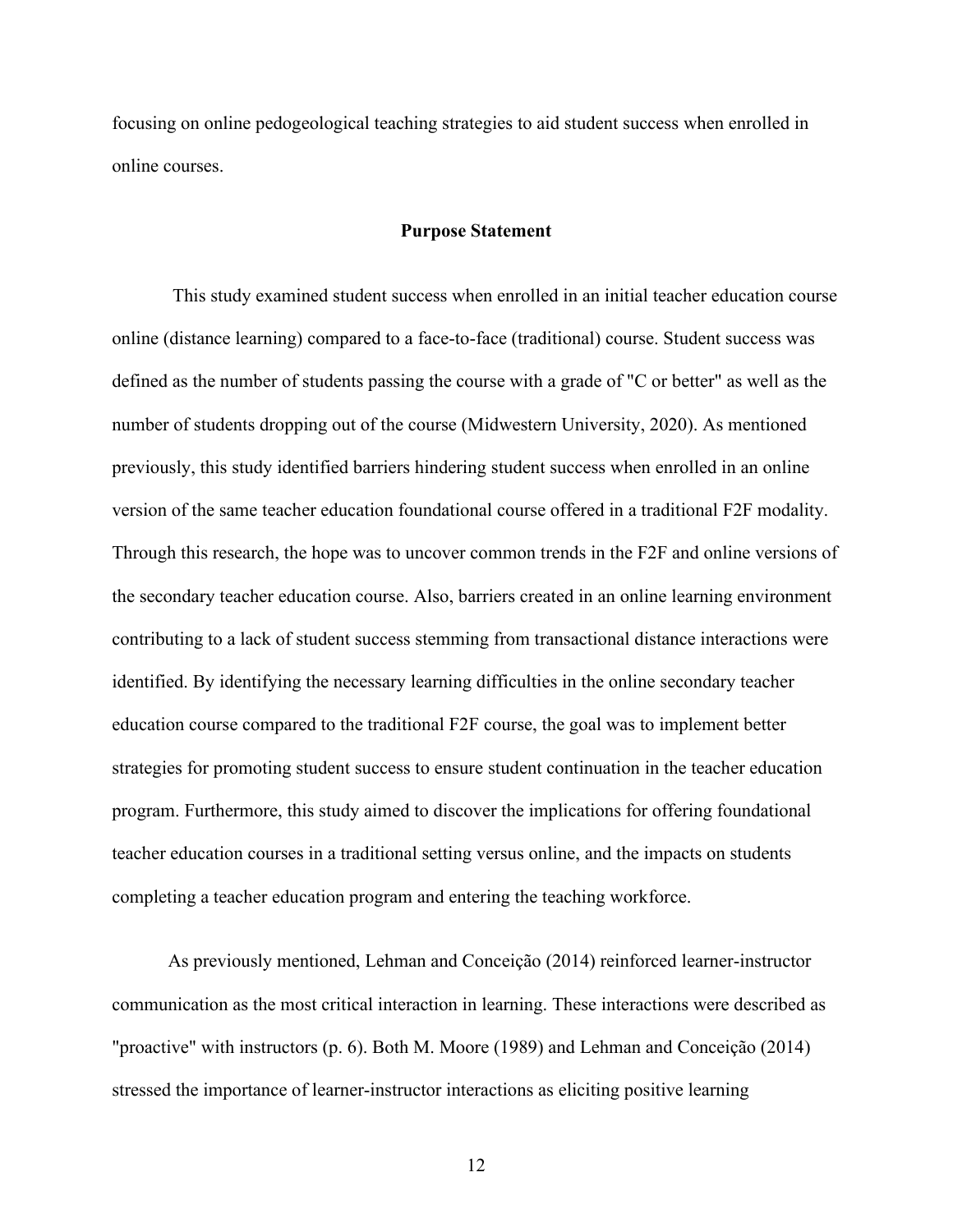focusing on online pedogeological teaching strategies to aid student success when enrolled in online courses.

## Purpose Statement

This study examined student success when enrolled in an initial teacher education course online (distance learning) compared to a face-to-face (traditional) course. Student success was defined as the number of students passing the course with a grade of "C or better" as well as the number of students dropping out of the course (Midwestern University, 2020). As mentioned previously, this study identified barriers hindering student success when enrolled in an online version of the same teacher education foundational course offered in a traditional F2F modality. Through this research, the hope was to uncover common trends in the F2F and online versions of the secondary teacher education course. Also, barriers created in an online learning environment contributing to a lack of student success stemming from transactional distance interactions were identified. By identifying the necessary learning difficulties in the online secondary teacher education course compared to the traditional F2F course, the goal was to implement better strategies for promoting student success to ensure student continuation in the teacher education program. Furthermore, this study aimed to discover the implications for offering foundational teacher education courses in a traditional setting versus online, and the impacts on students completing a teacher education program and entering the teaching workforce.

As previously mentioned, Lehman and Conceição (2014) reinforced learner-instructor communication as the most critical interaction in learning. These interactions were described as "proactive" with instructors (p. 6). Both M. Moore (1989) and Lehman and Conceição (2014) stressed the importance of learner-instructor interactions as eliciting positive learning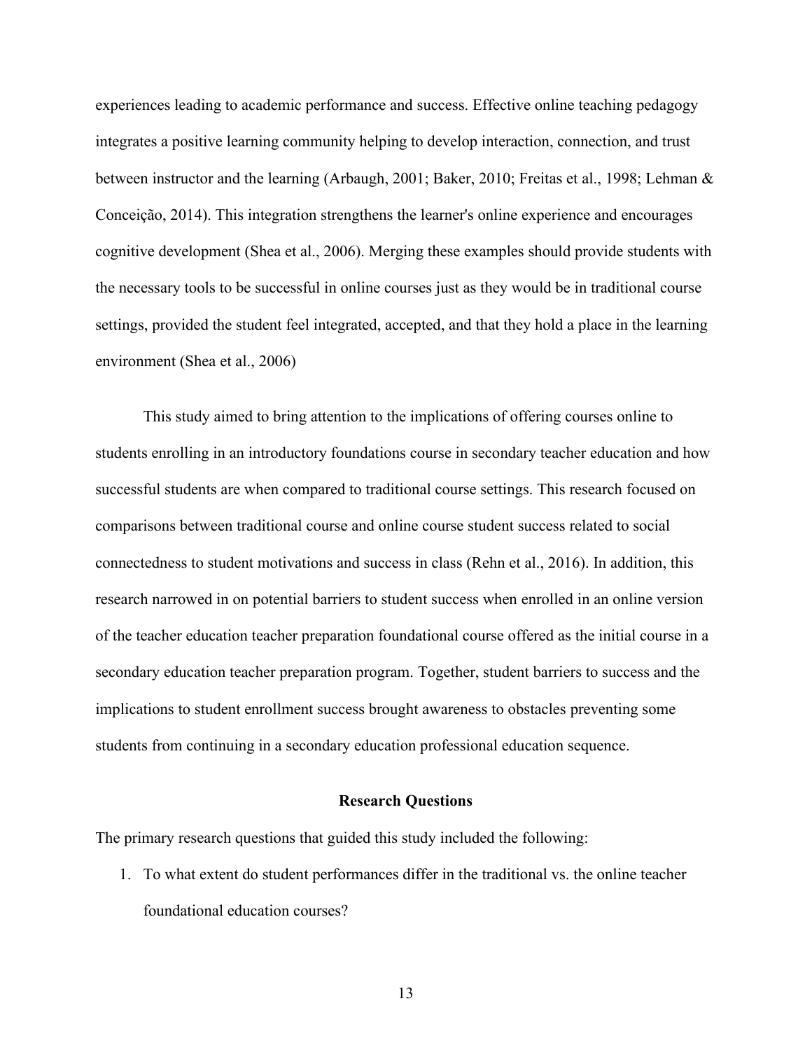experiences leading to academic performance and success. Effective online teaching pedagogy integrates a positive learning community helping to develop interaction, connection, and trust between instructor and the learning (Arbaugh, 2001; Baker, 2010; Freitas et al., 1998; Lehman & Conceição, 2014). This integration strengthens the learner's online experience and encourages cognitive development (Shea et al., 2006). Merging these examples should provide students with the necessary tools to be successful in online courses just as they would be in traditional course settings, provided the student feel integrated, accepted, and that they hold a place in the learning environment (Shea et al., 2006)

This study aimed to bring attention to the implications of offering courses online to students enrolling in an introductory foundations course in secondary teacher education and how successful students are when compared to traditional course settings. This research focused on comparisons between traditional course and online course student success related to social connectedness to student motivations and success in class (Rehn et al., 2016). In addition, this research narrowed in on potential barriers to student success when enrolled in an online version of the teacher education teacher preparation foundational course offered as the initial course in a secondary education teacher preparation program. Together, student barriers to success and the implications to student enrollment success brought awareness to obstacles preventing some students from continuing in a secondary education professional education sequence.

## Research Questions

The primary research questions that guided this study included the following:

1. To what extent do student performances differ in the traditional vs. the online teacher foundational education courses?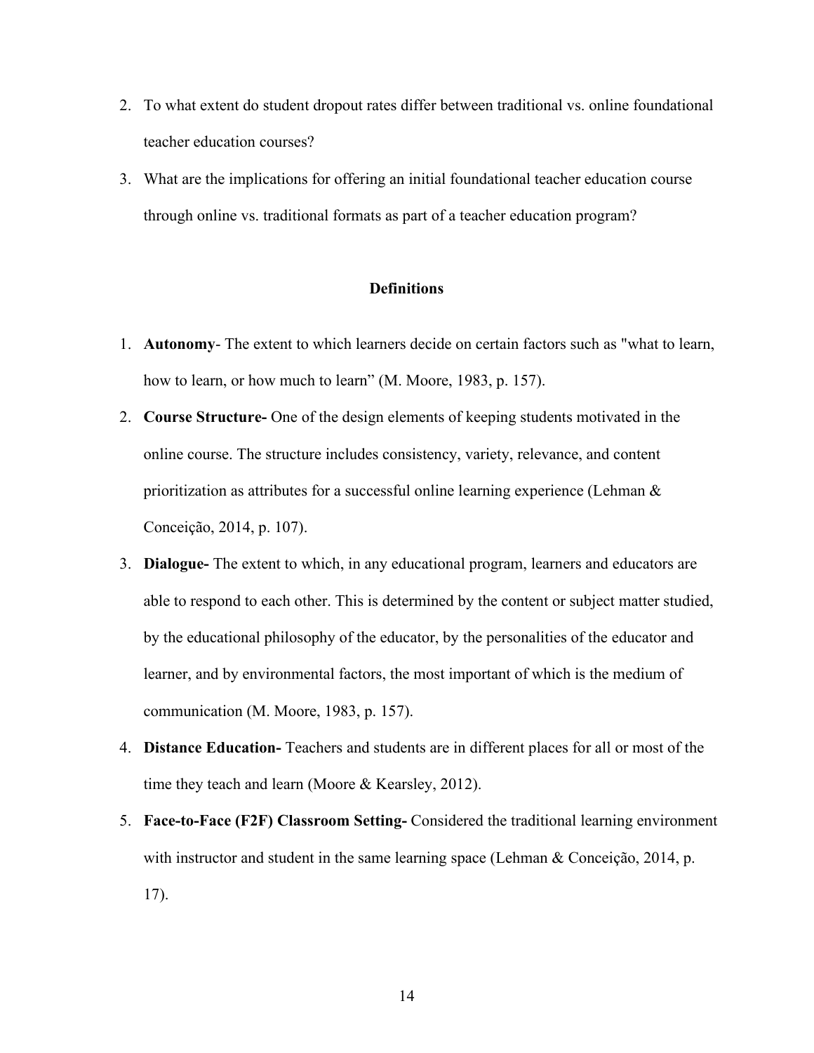2. To what extent do student dropout rates differ between traditional vs. online foundational teacher education courses?
3. What are the implications for offering an initial foundational teacher education course through online vs. traditional formats as part of a teacher education program?

## Definitions

1. **Autonomy**- The extent to which learners decide on certain factors such as "what to learn, how to learn, or how much to learn" (M. Moore, 1983, p. 157).
2. **Course Structure-** One of the design elements of keeping students motivated in the online course. The structure includes consistency, variety, relevance, and content prioritization as attributes for a successful online learning experience (Lehman & Conceição, 2014, p. 107).
3. **Dialogue-** The extent to which, in any educational program, learners and educators are able to respond to each other. This is determined by the content or subject matter studied, by the educational philosophy of the educator, by the personalities of the educator and learner, and by environmental factors, the most important of which is the medium of communication (M. Moore, 1983, p. 157).
4. **Distance Education-** Teachers and students are in different places for all or most of the time they teach and learn (Moore & Kearsley, 2012).
5. **Face-to-Face (F2F) Classroom Setting-** Considered the traditional learning environment with instructor and student in the same learning space (Lehman & Conceição, 2014, p. 17).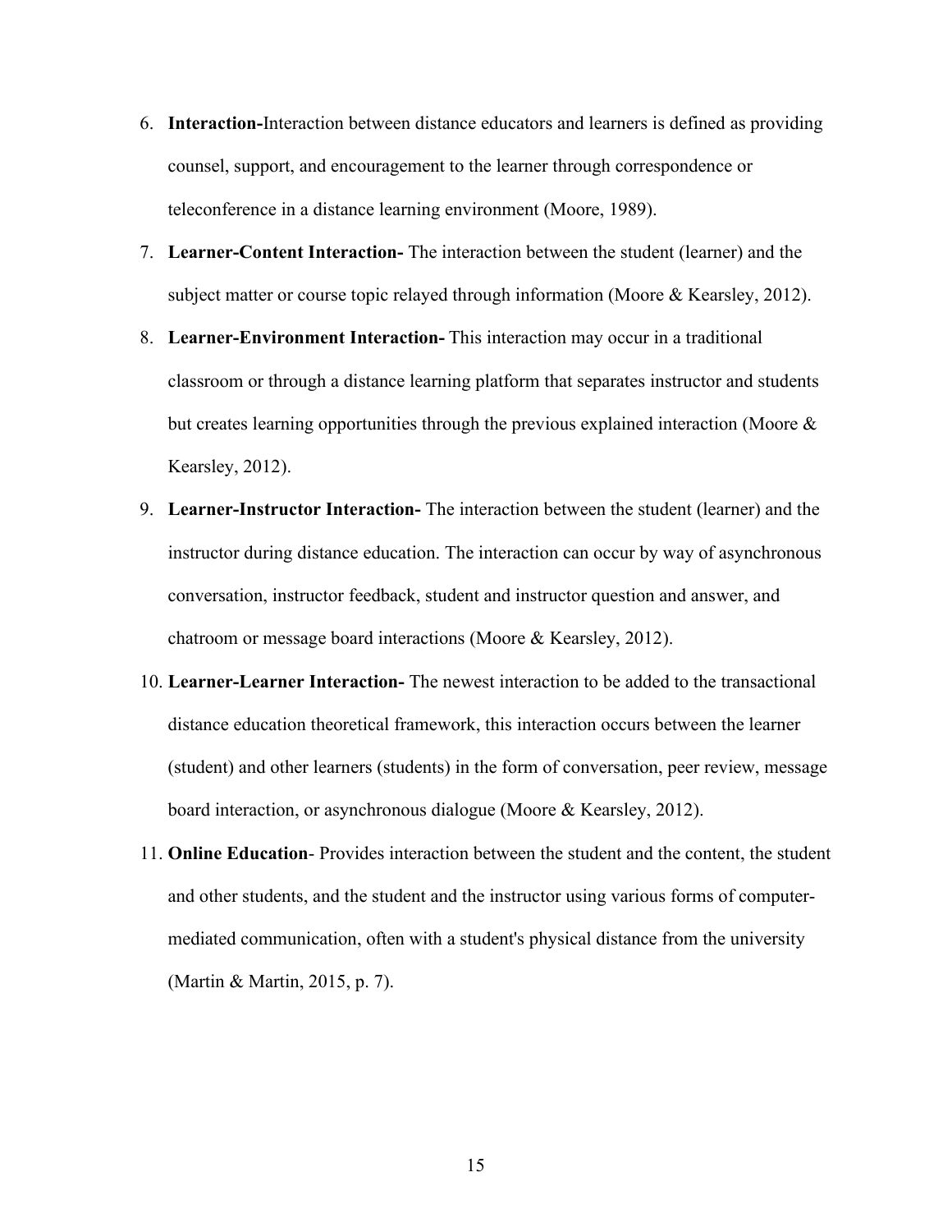6. **Interaction-**Interaction between distance educators and learners is defined as providing counsel, support, and encouragement to the learner through correspondence or teleconference in a distance learning environment (Moore, 1989).
7. **Learner-Content Interaction-** The interaction between the student (learner) and the subject matter or course topic relayed through information (Moore & Kearsley, 2012).
8. **Learner-Environment Interaction-** This interaction may occur in a traditional classroom or through a distance learning platform that separates instructor and students but creates learning opportunities through the previous explained interaction (Moore & Kearsley, 2012).
9. **Learner-Instructor Interaction-** The interaction between the student (learner) and the instructor during distance education. The interaction can occur by way of asynchronous conversation, instructor feedback, student and instructor question and answer, and chatroom or message board interactions (Moore & Kearsley, 2012).
10. **Learner-Learner Interaction-** The newest interaction to be added to the transactional distance education theoretical framework, this interaction occurs between the learner (student) and other learners (students) in the form of conversation, peer review, message board interaction, or asynchronous dialogue (Moore & Kearsley, 2012).
11. **Online Education**- Provides interaction between the student and the content, the student and other students, and the student and the instructor using various forms of computer-mediated communication, often with a student's physical distance from the university (Martin & Martin, 2015, p. 7).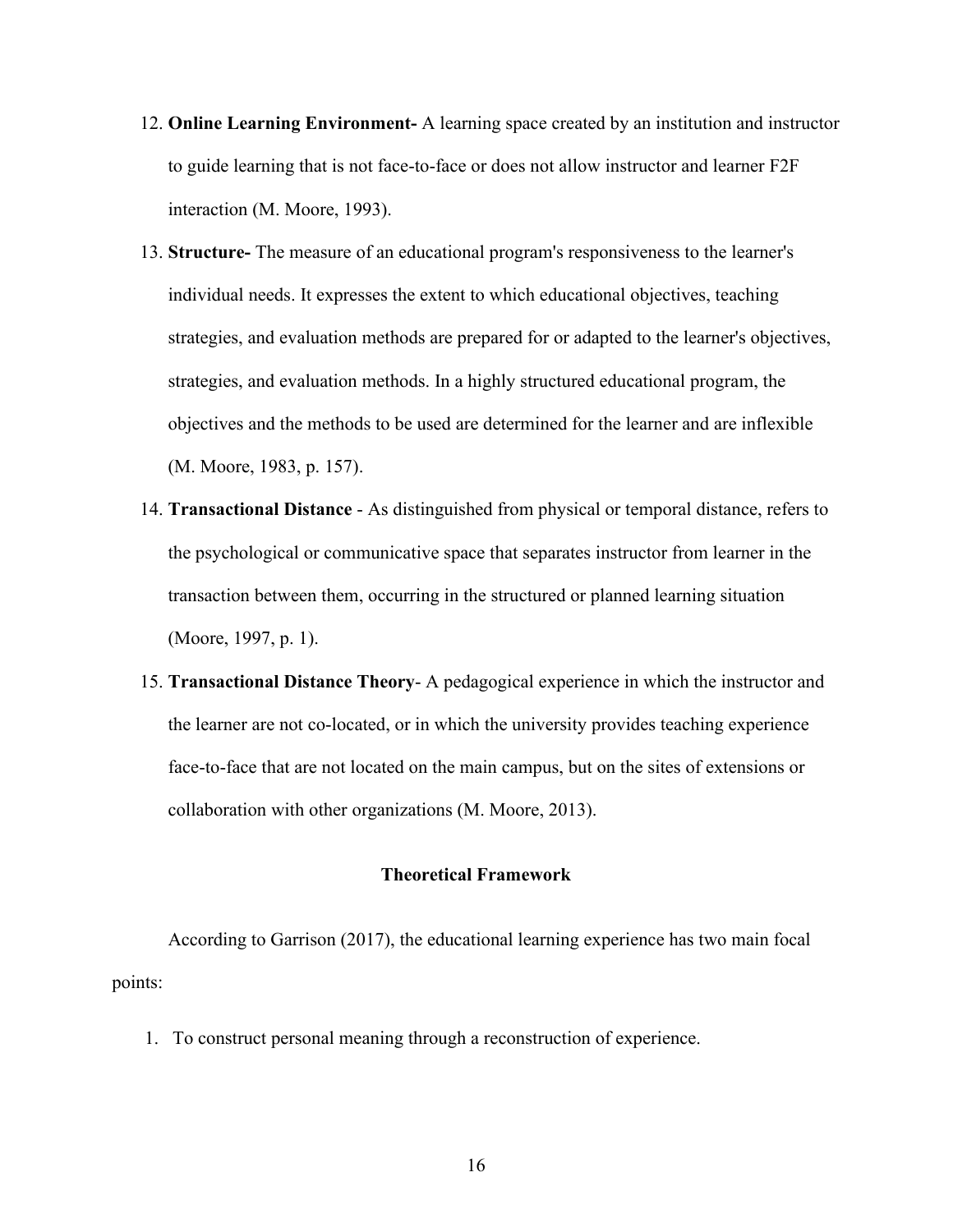12. **Online Learning Environment-** A learning space created by an institution and instructor to guide learning that is not face-to-face or does not allow instructor and learner F2F interaction (M. Moore, 1993).
13. **Structure-** The measure of an educational program's responsiveness to the learner's individual needs. It expresses the extent to which educational objectives, teaching strategies, and evaluation methods are prepared for or adapted to the learner's objectives, strategies, and evaluation methods. In a highly structured educational program, the objectives and the methods to be used are determined for the learner and are inflexible (M. Moore, 1983, p. 157).
14. **Transactional Distance** - As distinguished from physical or temporal distance, refers to the psychological or communicative space that separates instructor from learner in the transaction between them, occurring in the structured or planned learning situation (Moore, 1997, p. 1).
15. **Transactional Distance Theory**- A pedagogical experience in which the instructor and the learner are not co-located, or in which the university provides teaching experience face-to-face that are not located on the main campus, but on the sites of extensions or collaboration with other organizations (M. Moore, 2013).

## Theoretical Framework

According to Garrison (2017), the educational learning experience has two main focal points:

1. To construct personal meaning through a reconstruction of experience.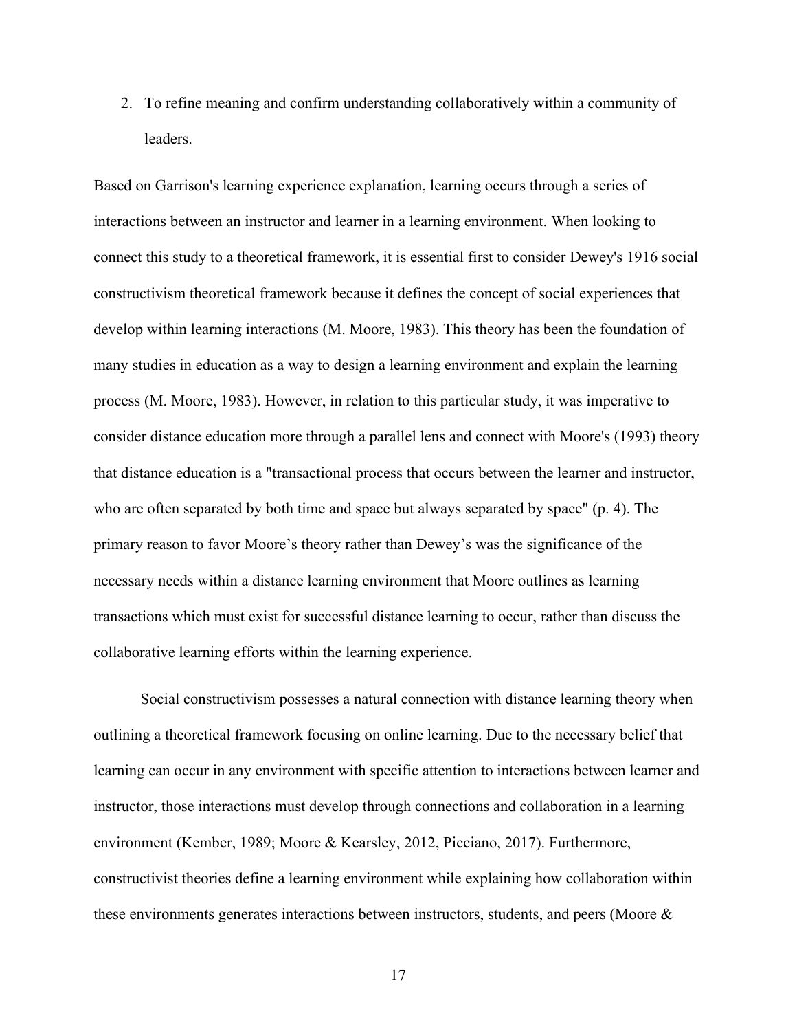2. To refine meaning and confirm understanding collaboratively within a community of leaders.

Based on Garrison's learning experience explanation, learning occurs through a series of interactions between an instructor and learner in a learning environment. When looking to connect this study to a theoretical framework, it is essential first to consider Dewey's 1916 social constructivism theoretical framework because it defines the concept of social experiences that develop within learning interactions (M. Moore, 1983). This theory has been the foundation of many studies in education as a way to design a learning environment and explain the learning process (M. Moore, 1983). However, in relation to this particular study, it was imperative to consider distance education more through a parallel lens and connect with Moore's (1993) theory that distance education is a "transactional process that occurs between the learner and instructor, who are often separated by both time and space but always separated by space" (p. 4). The primary reason to favor Moore's theory rather than Dewey's was the significance of the necessary needs within a distance learning environment that Moore outlines as learning transactions which must exist for successful distance learning to occur, rather than discuss the collaborative learning efforts within the learning experience.

Social constructivism possesses a natural connection with distance learning theory when outlining a theoretical framework focusing on online learning. Due to the necessary belief that learning can occur in any environment with specific attention to interactions between learner and instructor, those interactions must develop through connections and collaboration in a learning environment (Kember, 1989; Moore & Kearsley, 2012, Picciano, 2017). Furthermore, constructivist theories define a learning environment while explaining how collaboration within these environments generates interactions between instructors, students, and peers (Moore &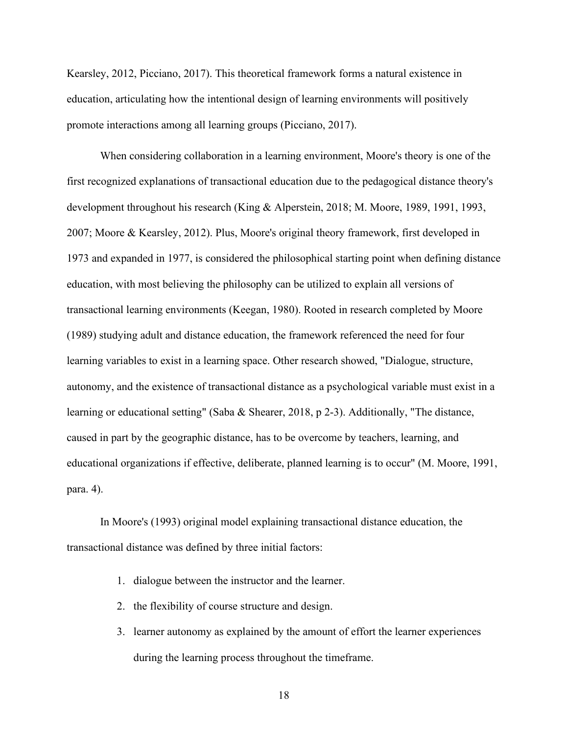Kearsley, 2012, Picciano, 2017). This theoretical framework forms a natural existence in education, articulating how the intentional design of learning environments will positively promote interactions among all learning groups (Picciano, 2017).

When considering collaboration in a learning environment, Moore's theory is one of the first recognized explanations of transactional education due to the pedagogical distance theory's development throughout his research (King & Alperstein, 2018; M. Moore, 1989, 1991, 1993, 2007; Moore & Kearsley, 2012). Plus, Moore's original theory framework, first developed in 1973 and expanded in 1977, is considered the philosophical starting point when defining distance education, with most believing the philosophy can be utilized to explain all versions of transactional learning environments (Keegan, 1980). Rooted in research completed by Moore (1989) studying adult and distance education, the framework referenced the need for four learning variables to exist in a learning space. Other research showed, "Dialogue, structure, autonomy, and the existence of transactional distance as a psychological variable must exist in a learning or educational setting" (Saba & Shearer, 2018, p 2-3). Additionally, "The distance, caused in part by the geographic distance, has to be overcome by teachers, learning, and educational organizations if effective, deliberate, planned learning is to occur" (M. Moore, 1991, para. 4).

In Moore's (1993) original model explaining transactional distance education, the transactional distance was defined by three initial factors:

1. dialogue between the instructor and the learner.
2. the flexibility of course structure and design.
3. learner autonomy as explained by the amount of effort the learner experiences during the learning process throughout the timeframe.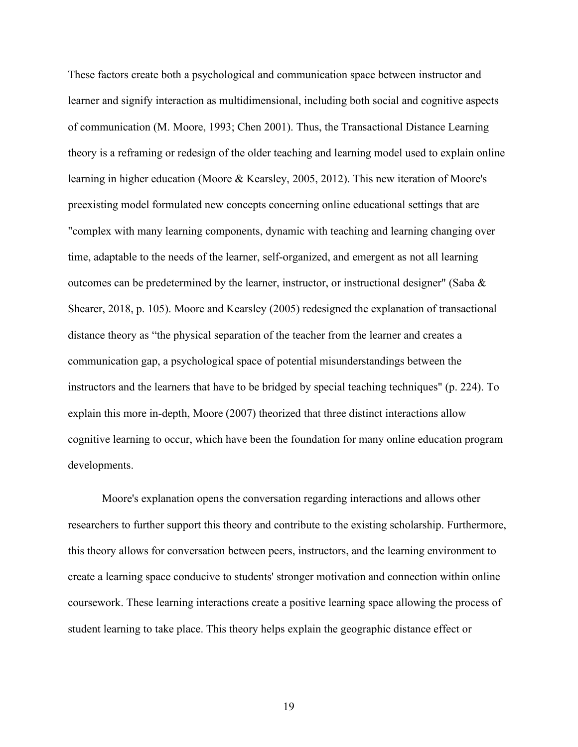These factors create both a psychological and communication space between instructor and learner and signify interaction as multidimensional, including both social and cognitive aspects of communication (M. Moore, 1993; Chen 2001). Thus, the Transactional Distance Learning theory is a reframing or redesign of the older teaching and learning model used to explain online learning in higher education (Moore & Kearsley, 2005, 2012). This new iteration of Moore's preexisting model formulated new concepts concerning online educational settings that are "complex with many learning components, dynamic with teaching and learning changing over time, adaptable to the needs of the learner, self-organized, and emergent as not all learning outcomes can be predetermined by the learner, instructor, or instructional designer" (Saba & Shearer, 2018, p. 105). Moore and Kearsley (2005) redesigned the explanation of transactional distance theory as "the physical separation of the teacher from the learner and creates a communication gap, a psychological space of potential misunderstandings between the instructors and the learners that have to be bridged by special teaching techniques" (p. 224). To explain this more in-depth, Moore (2007) theorized that three distinct interactions allow cognitive learning to occur, which have been the foundation for many online education program developments.

Moore's explanation opens the conversation regarding interactions and allows other researchers to further support this theory and contribute to the existing scholarship. Furthermore, this theory allows for conversation between peers, instructors, and the learning environment to create a learning space conducive to students' stronger motivation and connection within online coursework. These learning interactions create a positive learning space allowing the process of student learning to take place. This theory helps explain the geographic distance effect or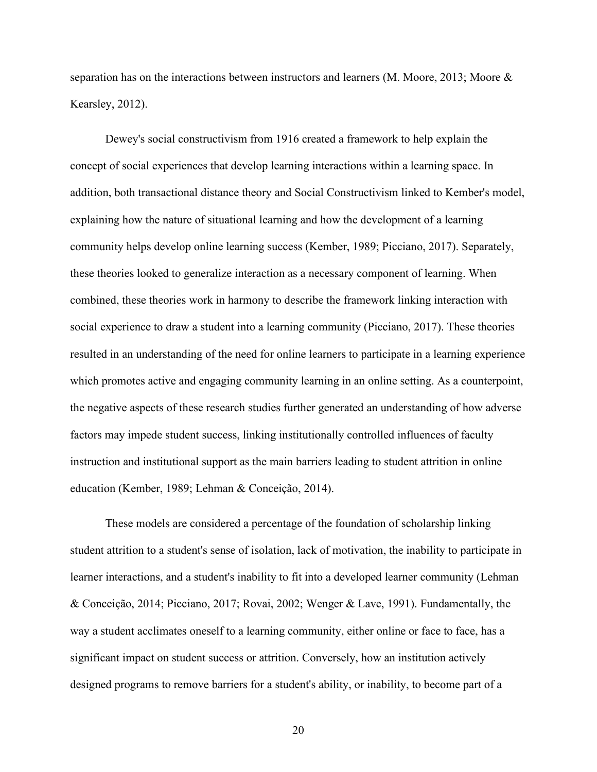separation has on the interactions between instructors and learners (M. Moore, 2013; Moore & Kearsley, 2012).

Dewey's social constructivism from 1916 created a framework to help explain the concept of social experiences that develop learning interactions within a learning space. In addition, both transactional distance theory and Social Constructivism linked to Kember's model, explaining how the nature of situational learning and how the development of a learning community helps develop online learning success (Kember, 1989; Picciano, 2017). Separately, these theories looked to generalize interaction as a necessary component of learning. When combined, these theories work in harmony to describe the framework linking interaction with social experience to draw a student into a learning community (Picciano, 2017). These theories resulted in an understanding of the need for online learners to participate in a learning experience which promotes active and engaging community learning in an online setting. As a counterpoint, the negative aspects of these research studies further generated an understanding of how adverse factors may impede student success, linking institutionally controlled influences of faculty instruction and institutional support as the main barriers leading to student attrition in online education (Kember, 1989; Lehman & Conceição, 2014).

These models are considered a percentage of the foundation of scholarship linking student attrition to a student's sense of isolation, lack of motivation, the inability to participate in learner interactions, and a student's inability to fit into a developed learner community (Lehman & Conceição, 2014; Picciano, 2017; Rovai, 2002; Wenger & Lave, 1991). Fundamentally, the way a student acclimates oneself to a learning community, either online or face to face, has a significant impact on student success or attrition. Conversely, how an institution actively designed programs to remove barriers for a student's ability, or inability, to become part of a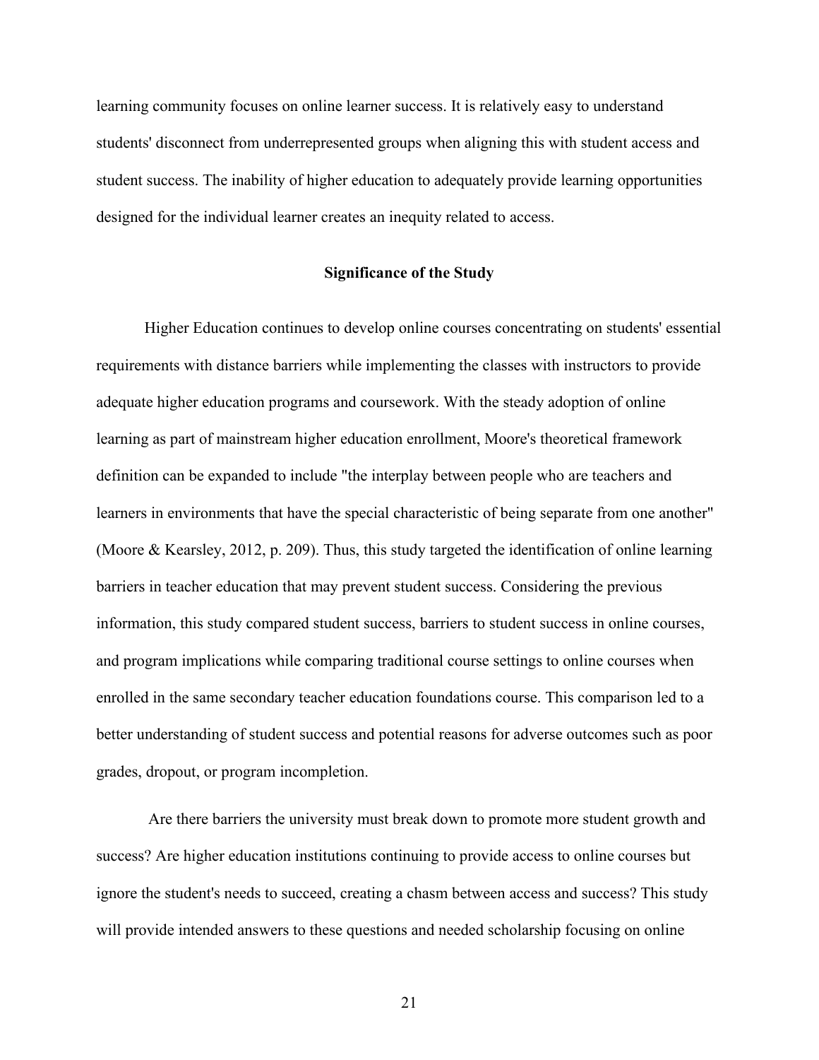learning community focuses on online learner success. It is relatively easy to understand students' disconnect from underrepresented groups when aligning this with student access and student success. The inability of higher education to adequately provide learning opportunities designed for the individual learner creates an inequity related to access.

## Significance of the Study

Higher Education continues to develop online courses concentrating on students' essential requirements with distance barriers while implementing the classes with instructors to provide adequate higher education programs and coursework. With the steady adoption of online learning as part of mainstream higher education enrollment, Moore's theoretical framework definition can be expanded to include "the interplay between people who are teachers and learners in environments that have the special characteristic of being separate from one another" (Moore & Kearsley, 2012, p. 209). Thus, this study targeted the identification of online learning barriers in teacher education that may prevent student success. Considering the previous information, this study compared student success, barriers to student success in online courses, and program implications while comparing traditional course settings to online courses when enrolled in the same secondary teacher education foundations course. This comparison led to a better understanding of student success and potential reasons for adverse outcomes such as poor grades, dropout, or program incompletion.

Are there barriers the university must break down to promote more student growth and success? Are higher education institutions continuing to provide access to online courses but ignore the student's needs to succeed, creating a chasm between access and success? This study will provide intended answers to these questions and needed scholarship focusing on online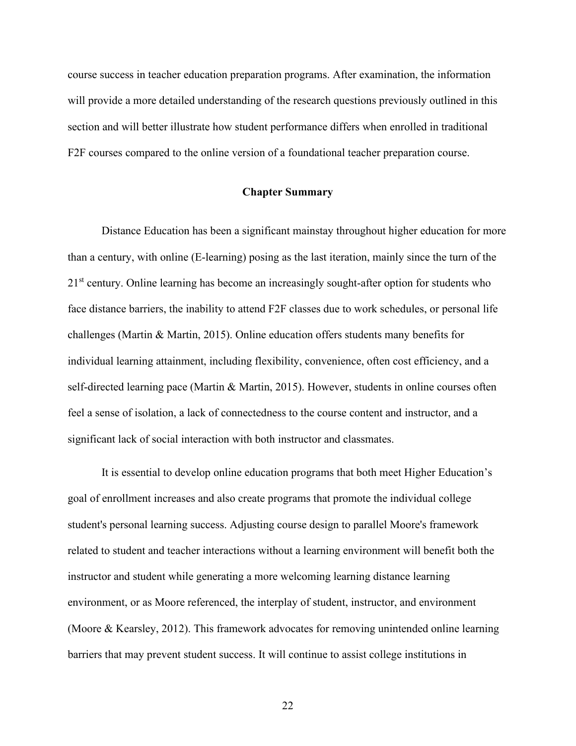course success in teacher education preparation programs. After examination, the information will provide a more detailed understanding of the research questions previously outlined in this section and will better illustrate how student performance differs when enrolled in traditional F2F courses compared to the online version of a foundational teacher preparation course.

## Chapter Summary

Distance Education has been a significant mainstay throughout higher education for more than a century, with online (E-learning) posing as the last iteration, mainly since the turn of the 21st century. Online learning has become an increasingly sought-after option for students who face distance barriers, the inability to attend F2F classes due to work schedules, or personal life challenges (Martin & Martin, 2015). Online education offers students many benefits for individual learning attainment, including flexibility, convenience, often cost efficiency, and a self-directed learning pace (Martin & Martin, 2015). However, students in online courses often feel a sense of isolation, a lack of connectedness to the course content and instructor, and a significant lack of social interaction with both instructor and classmates.

It is essential to develop online education programs that both meet Higher Education's goal of enrollment increases and also create programs that promote the individual college student's personal learning success. Adjusting course design to parallel Moore's framework related to student and teacher interactions without a learning environment will benefit both the instructor and student while generating a more welcoming learning distance learning environment, or as Moore referenced, the interplay of student, instructor, and environment (Moore & Kearsley, 2012). This framework advocates for removing unintended online learning barriers that may prevent student success. It will continue to assist college institutions in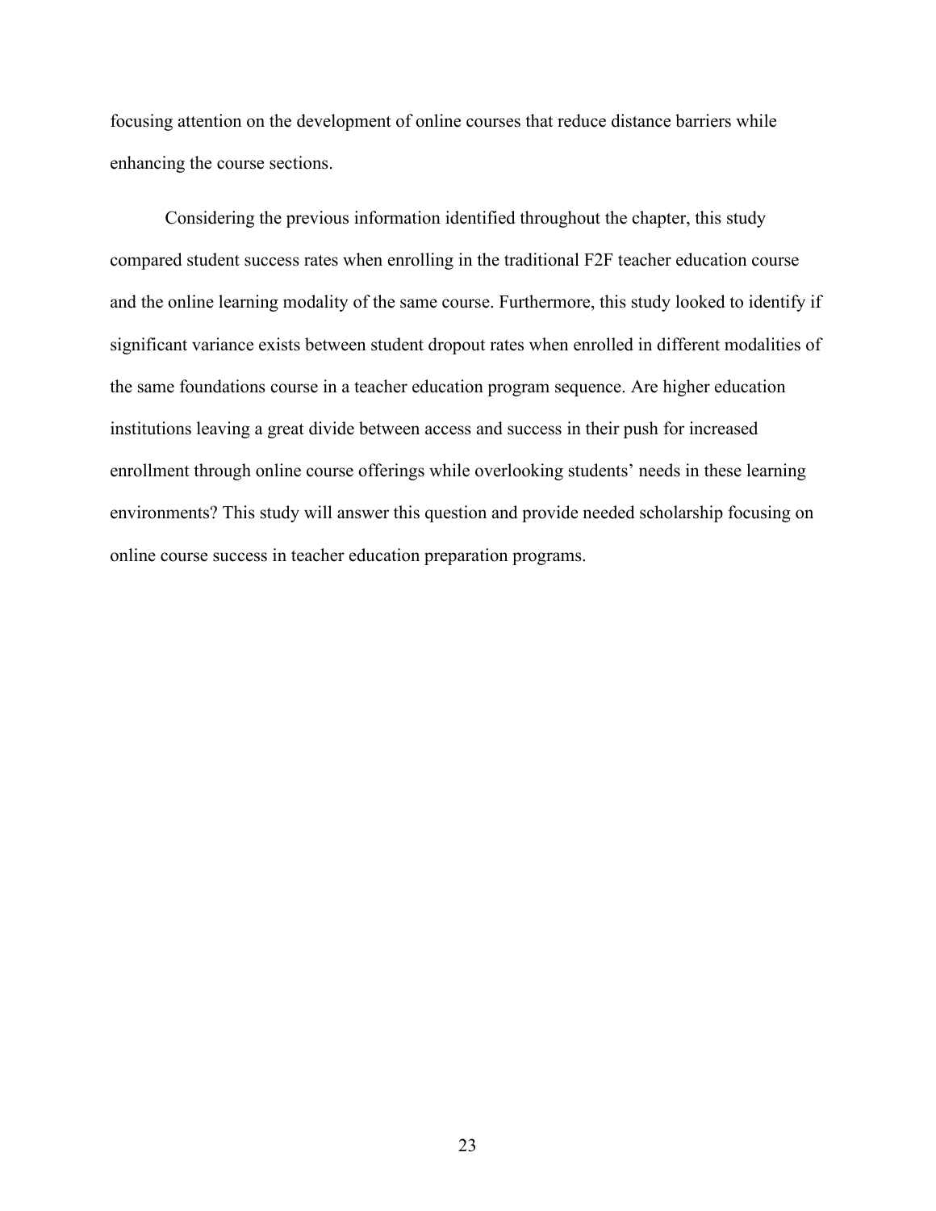focusing attention on the development of online courses that reduce distance barriers while enhancing the course sections.

Considering the previous information identified throughout the chapter, this study compared student success rates when enrolling in the traditional F2F teacher education course and the online learning modality of the same course. Furthermore, this study looked to identify if significant variance exists between student dropout rates when enrolled in different modalities of the same foundations course in a teacher education program sequence. Are higher education institutions leaving a great divide between access and success in their push for increased enrollment through online course offerings while overlooking students' needs in these learning environments? This study will answer this question and provide needed scholarship focusing on online course success in teacher education preparation programs.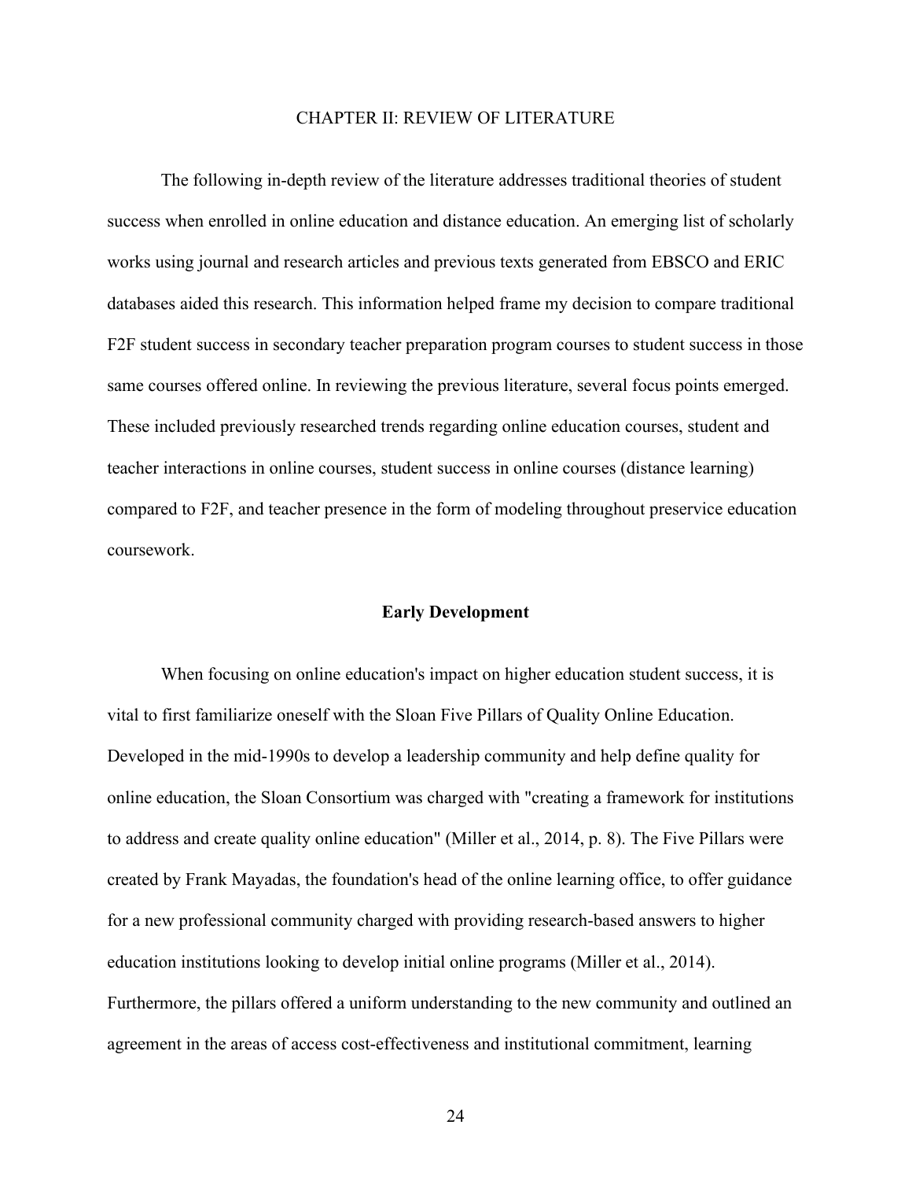# CHAPTER II: REVIEW OF LITERATURE

The following in-depth review of the literature addresses traditional theories of student success when enrolled in online education and distance education. An emerging list of scholarly works using journal and research articles and previous texts generated from EBSCO and ERIC databases aided this research. This information helped frame my decision to compare traditional F2F student success in secondary teacher preparation program courses to student success in those same courses offered online. In reviewing the previous literature, several focus points emerged. These included previously researched trends regarding online education courses, student and teacher interactions in online courses, student success in online courses (distance learning) compared to F2F, and teacher presence in the form of modeling throughout preservice education coursework.

## Early Development

When focusing on online education's impact on higher education student success, it is vital to first familiarize oneself with the Sloan Five Pillars of Quality Online Education. Developed in the mid-1990s to develop a leadership community and help define quality for online education, the Sloan Consortium was charged with "creating a framework for institutions to address and create quality online education" (Miller et al., 2014, p. 8). The Five Pillars were created by Frank Mayadas, the foundation's head of the online learning office, to offer guidance for a new professional community charged with providing research-based answers to higher education institutions looking to develop initial online programs (Miller et al., 2014). Furthermore, the pillars offered a uniform understanding to the new community and outlined an agreement in the areas of access cost-effectiveness and institutional commitment, learning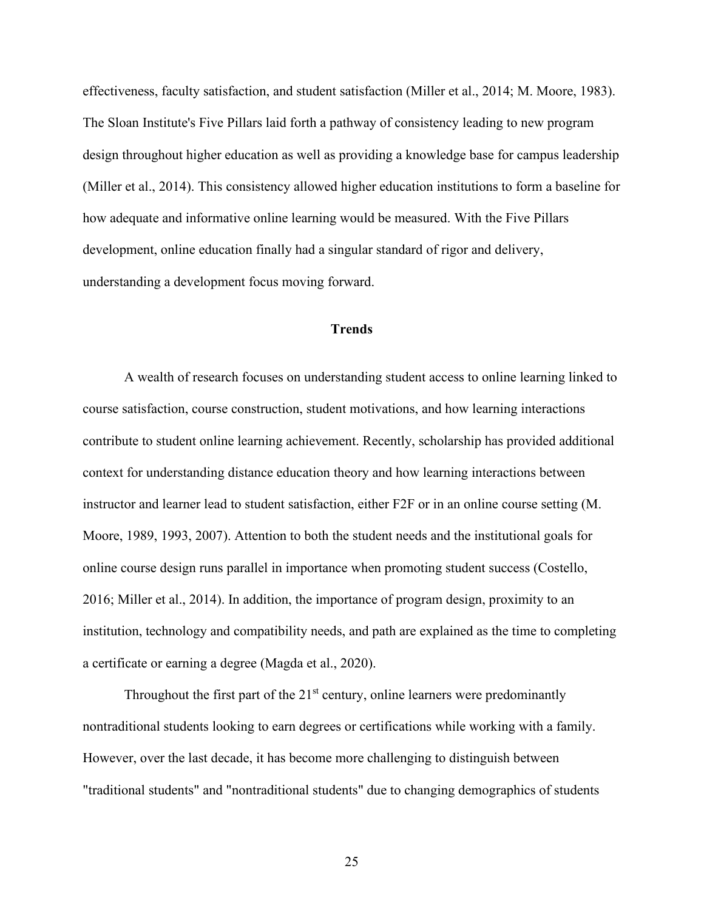effectiveness, faculty satisfaction, and student satisfaction (Miller et al., 2014; M. Moore, 1983). The Sloan Institute's Five Pillars laid forth a pathway of consistency leading to new program design throughout higher education as well as providing a knowledge base for campus leadership (Miller et al., 2014). This consistency allowed higher education institutions to form a baseline for how adequate and informative online learning would be measured. With the Five Pillars development, online education finally had a singular standard of rigor and delivery, understanding a development focus moving forward.

## Trends

A wealth of research focuses on understanding student access to online learning linked to course satisfaction, course construction, student motivations, and how learning interactions contribute to student online learning achievement. Recently, scholarship has provided additional context for understanding distance education theory and how learning interactions between instructor and learner lead to student satisfaction, either F2F or in an online course setting (M. Moore, 1989, 1993, 2007). Attention to both the student needs and the institutional goals for online course design runs parallel in importance when promoting student success (Costello, 2016; Miller et al., 2014). In addition, the importance of program design, proximity to an institution, technology and compatibility needs, and path are explained as the time to completing a certificate or earning a degree (Magda et al., 2020).

Throughout the first part of the 21st century, online learners were predominantly nontraditional students looking to earn degrees or certifications while working with a family. However, over the last decade, it has become more challenging to distinguish between "traditional students" and "nontraditional students" due to changing demographics of students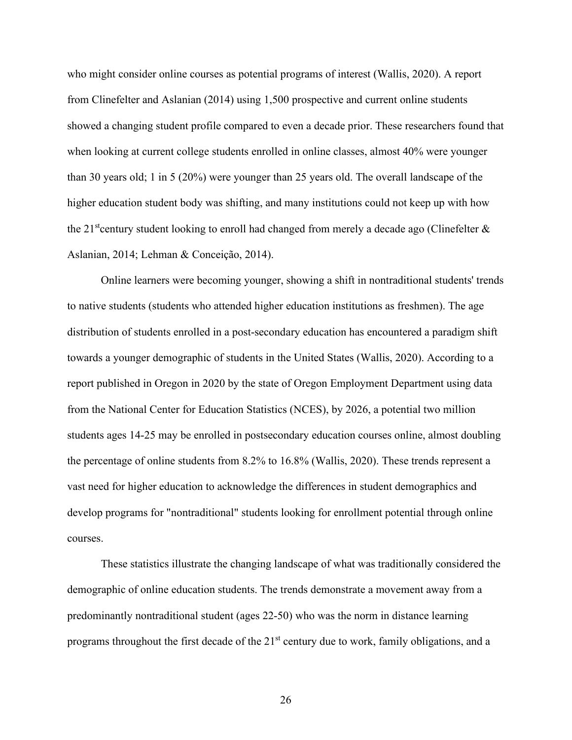who might consider online courses as potential programs of interest (Wallis, 2020). A report from Clinefelter and Aslanian (2014) using 1,500 prospective and current online students showed a changing student profile compared to even a decade prior. These researchers found that when looking at current college students enrolled in online classes, almost 40% were younger than 30 years old; 1 in 5 (20%) were younger than 25 years old. The overall landscape of the higher education student body was shifting, and many institutions could not keep up with how the 21stcentury student looking to enroll had changed from merely a decade ago (Clinefelter & Aslanian, 2014; Lehman & Conceição, 2014).

Online learners were becoming younger, showing a shift in nontraditional students' trends to native students (students who attended higher education institutions as freshmen). The age distribution of students enrolled in a post-secondary education has encountered a paradigm shift towards a younger demographic of students in the United States (Wallis, 2020). According to a report published in Oregon in 2020 by the state of Oregon Employment Department using data from the National Center for Education Statistics (NCES), by 2026, a potential two million students ages 14-25 may be enrolled in postsecondary education courses online, almost doubling the percentage of online students from 8.2% to 16.8% (Wallis, 2020). These trends represent a vast need for higher education to acknowledge the differences in student demographics and develop programs for "nontraditional" students looking for enrollment potential through online courses.

These statistics illustrate the changing landscape of what was traditionally considered the demographic of online education students. The trends demonstrate a movement away from a predominantly nontraditional student (ages 22-50) who was the norm in distance learning programs throughout the first decade of the 21st century due to work, family obligations, and a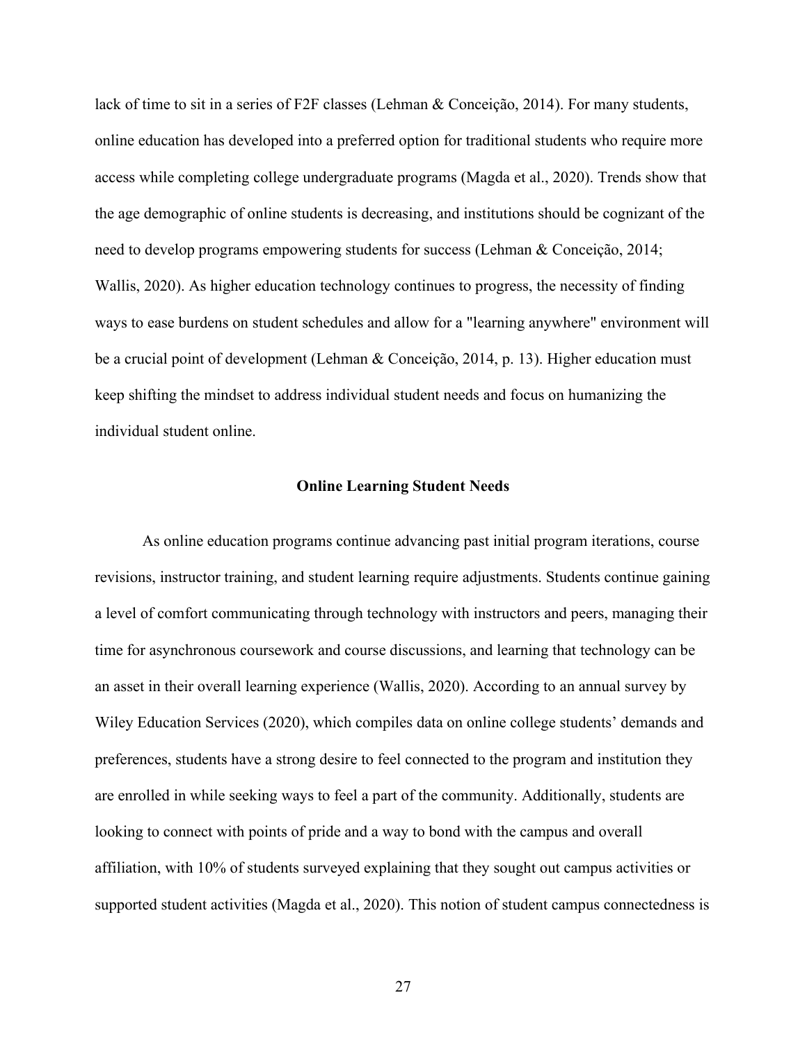lack of time to sit in a series of F2F classes (Lehman & Conceição, 2014). For many students, online education has developed into a preferred option for traditional students who require more access while completing college undergraduate programs (Magda et al., 2020). Trends show that the age demographic of online students is decreasing, and institutions should be cognizant of the need to develop programs empowering students for success (Lehman & Conceição, 2014; Wallis, 2020). As higher education technology continues to progress, the necessity of finding ways to ease burdens on student schedules and allow for a "learning anywhere" environment will be a crucial point of development (Lehman & Conceição, 2014, p. 13). Higher education must keep shifting the mindset to address individual student needs and focus on humanizing the individual student online.

## Online Learning Student Needs

As online education programs continue advancing past initial program iterations, course revisions, instructor training, and student learning require adjustments. Students continue gaining a level of comfort communicating through technology with instructors and peers, managing their time for asynchronous coursework and course discussions, and learning that technology can be an asset in their overall learning experience (Wallis, 2020). According to an annual survey by Wiley Education Services (2020), which compiles data on online college students' demands and preferences, students have a strong desire to feel connected to the program and institution they are enrolled in while seeking ways to feel a part of the community. Additionally, students are looking to connect with points of pride and a way to bond with the campus and overall affiliation, with 10% of students surveyed explaining that they sought out campus activities or supported student activities (Magda et al., 2020). This notion of student campus connectedness is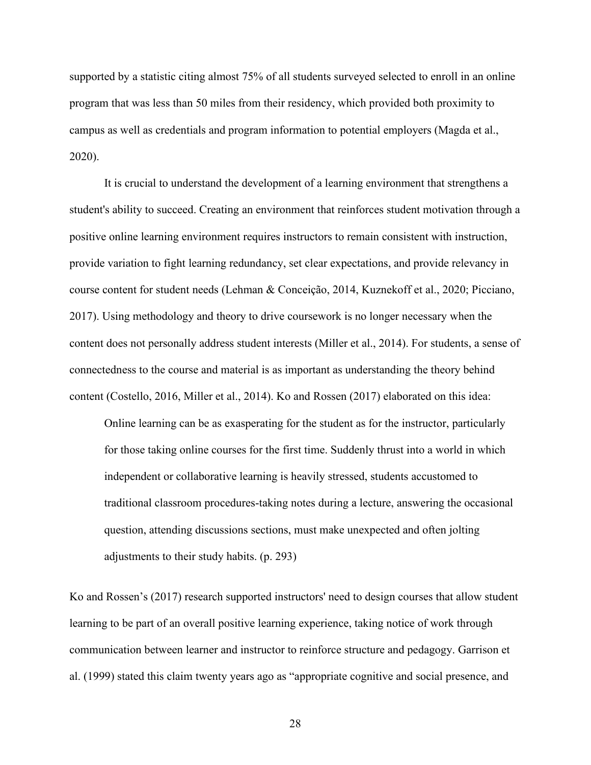supported by a statistic citing almost 75% of all students surveyed selected to enroll in an online program that was less than 50 miles from their residency, which provided both proximity to campus as well as credentials and program information to potential employers (Magda et al., 2020).

It is crucial to understand the development of a learning environment that strengthens a student's ability to succeed. Creating an environment that reinforces student motivation through a positive online learning environment requires instructors to remain consistent with instruction, provide variation to fight learning redundancy, set clear expectations, and provide relevancy in course content for student needs (Lehman & Conceição, 2014, Kuznekoff et al., 2020; Picciano, 2017). Using methodology and theory to drive coursework is no longer necessary when the content does not personally address student interests (Miller et al., 2014). For students, a sense of connectedness to the course and material is as important as understanding the theory behind content (Costello, 2016, Miller et al., 2014). Ko and Rossen (2017) elaborated on this idea:

> Online learning can be as exasperating for the student as for the instructor, particularly for those taking online courses for the first time. Suddenly thrust into a world in which independent or collaborative learning is heavily stressed, students accustomed to traditional classroom procedures-taking notes during a lecture, answering the occasional question, attending discussions sections, must make unexpected and often jolting adjustments to their study habits. (p. 293)

Ko and Rossen's (2017) research supported instructors' need to design courses that allow student learning to be part of an overall positive learning experience, taking notice of work through communication between learner and instructor to reinforce structure and pedagogy. Garrison et al. (1999) stated this claim twenty years ago as "appropriate cognitive and social presence, and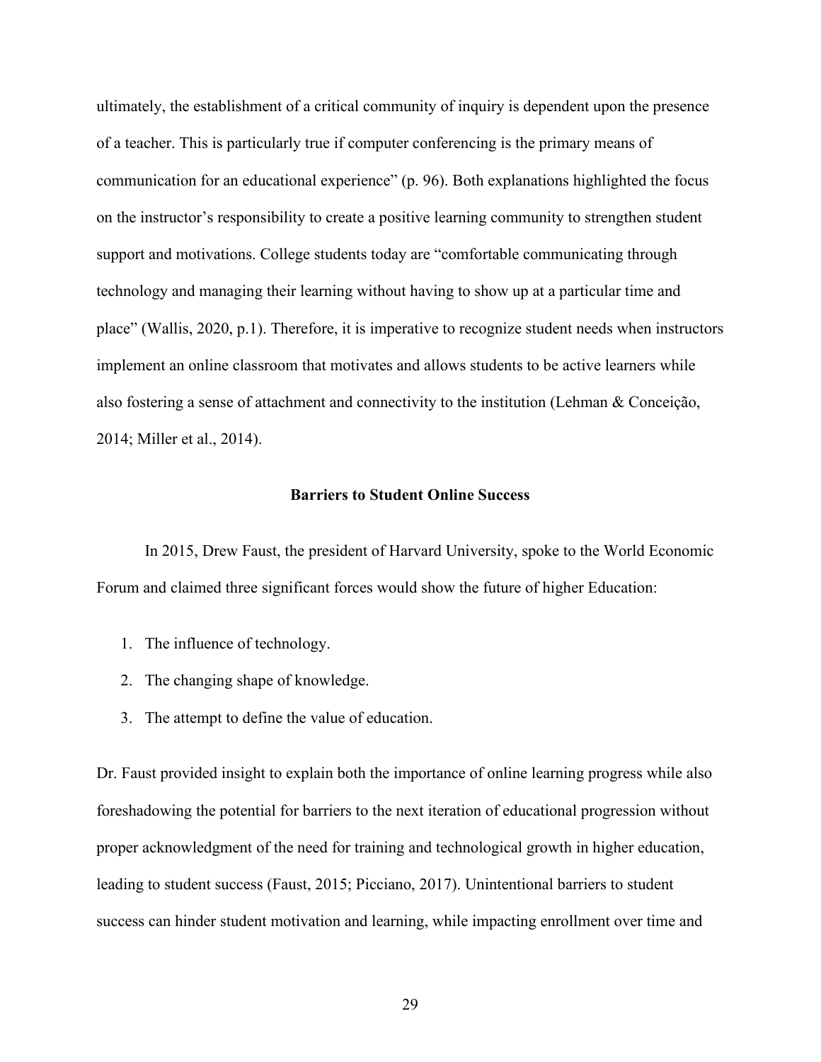ultimately, the establishment of a critical community of inquiry is dependent upon the presence of a teacher. This is particularly true if computer conferencing is the primary means of communication for an educational experience" (p. 96). Both explanations highlighted the focus on the instructor's responsibility to create a positive learning community to strengthen student support and motivations. College students today are "comfortable communicating through technology and managing their learning without having to show up at a particular time and place" (Wallis, 2020, p.1). Therefore, it is imperative to recognize student needs when instructors implement an online classroom that motivates and allows students to be active learners while also fostering a sense of attachment and connectivity to the institution (Lehman & Conceição, 2014; Miller et al., 2014).

## Barriers to Student Online Success

In 2015, Drew Faust, the president of Harvard University, spoke to the World Economic Forum and claimed three significant forces would show the future of higher Education:

1. The influence of technology.
2. The changing shape of knowledge.
3. The attempt to define the value of education.

Dr. Faust provided insight to explain both the importance of online learning progress while also foreshadowing the potential for barriers to the next iteration of educational progression without proper acknowledgment of the need for training and technological growth in higher education, leading to student success (Faust, 2015; Picciano, 2017). Unintentional barriers to student success can hinder student motivation and learning, while impacting enrollment over time and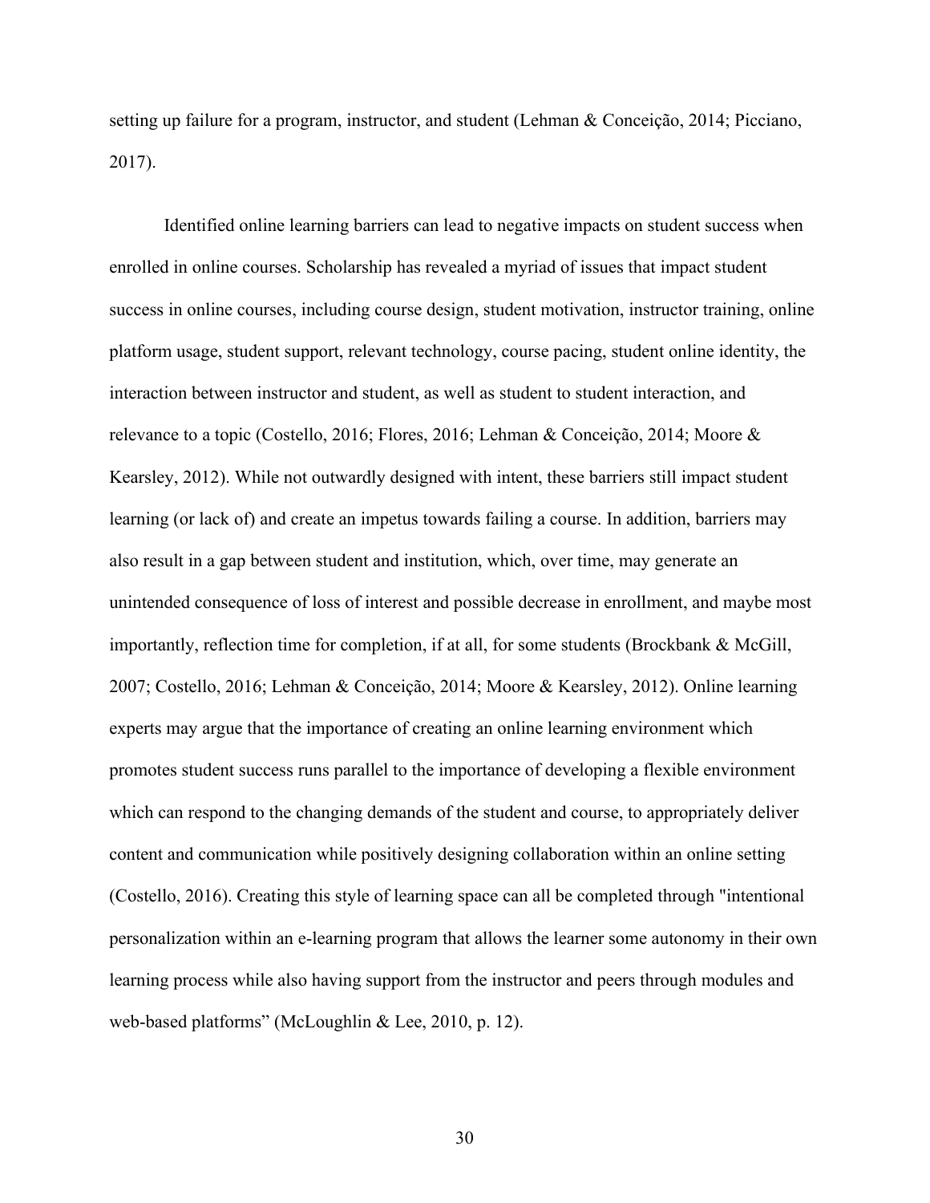setting up failure for a program, instructor, and student (Lehman & Conceição, 2014; Picciano, 2017).

Identified online learning barriers can lead to negative impacts on student success when enrolled in online courses. Scholarship has revealed a myriad of issues that impact student success in online courses, including course design, student motivation, instructor training, online platform usage, student support, relevant technology, course pacing, student online identity, the interaction between instructor and student, as well as student to student interaction, and relevance to a topic (Costello, 2016; Flores, 2016; Lehman & Conceição, 2014; Moore & Kearsley, 2012). While not outwardly designed with intent, these barriers still impact student learning (or lack of) and create an impetus towards failing a course. In addition, barriers may also result in a gap between student and institution, which, over time, may generate an unintended consequence of loss of interest and possible decrease in enrollment, and maybe most importantly, reflection time for completion, if at all, for some students (Brockbank & McGill, 2007; Costello, 2016; Lehman & Conceição, 2014; Moore & Kearsley, 2012). Online learning experts may argue that the importance of creating an online learning environment which promotes student success runs parallel to the importance of developing a flexible environment which can respond to the changing demands of the student and course, to appropriately deliver content and communication while positively designing collaboration within an online setting (Costello, 2016). Creating this style of learning space can all be completed through "intentional personalization within an e-learning program that allows the learner some autonomy in their own learning process while also having support from the instructor and peers through modules and web-based platforms" (McLoughlin & Lee, 2010, p. 12).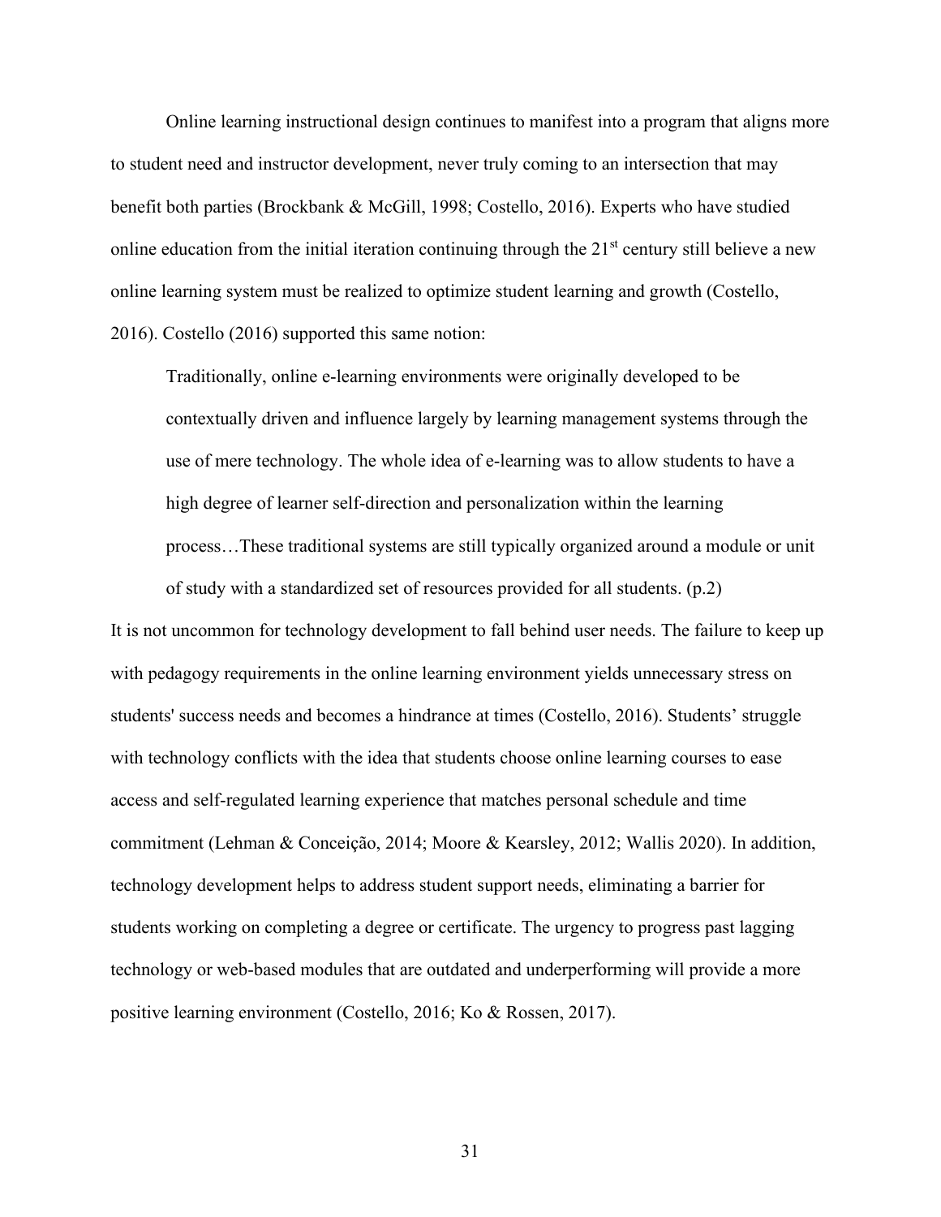Online learning instructional design continues to manifest into a program that aligns more to student need and instructor development, never truly coming to an intersection that may benefit both parties (Brockbank & McGill, 1998; Costello, 2016). Experts who have studied online education from the initial iteration continuing through the 21st century still believe a new online learning system must be realized to optimize student learning and growth (Costello, 2016). Costello (2016) supported this same notion:

> Traditionally, online e-learning environments were originally developed to be contextually driven and influence largely by learning management systems through the use of mere technology. The whole idea of e-learning was to allow students to have a high degree of learner self-direction and personalization within the learning process…These traditional systems are still typically organized around a module or unit of study with a standardized set of resources provided for all students. (p.2)

It is not uncommon for technology development to fall behind user needs. The failure to keep up with pedagogy requirements in the online learning environment yields unnecessary stress on students' success needs and becomes a hindrance at times (Costello, 2016). Students' struggle with technology conflicts with the idea that students choose online learning courses to ease access and self-regulated learning experience that matches personal schedule and time commitment (Lehman & Conceição, 2014; Moore & Kearsley, 2012; Wallis 2020). In addition, technology development helps to address student support needs, eliminating a barrier for students working on completing a degree or certificate. The urgency to progress past lagging technology or web-based modules that are outdated and underperforming will provide a more positive learning environment (Costello, 2016; Ko & Rossen, 2017).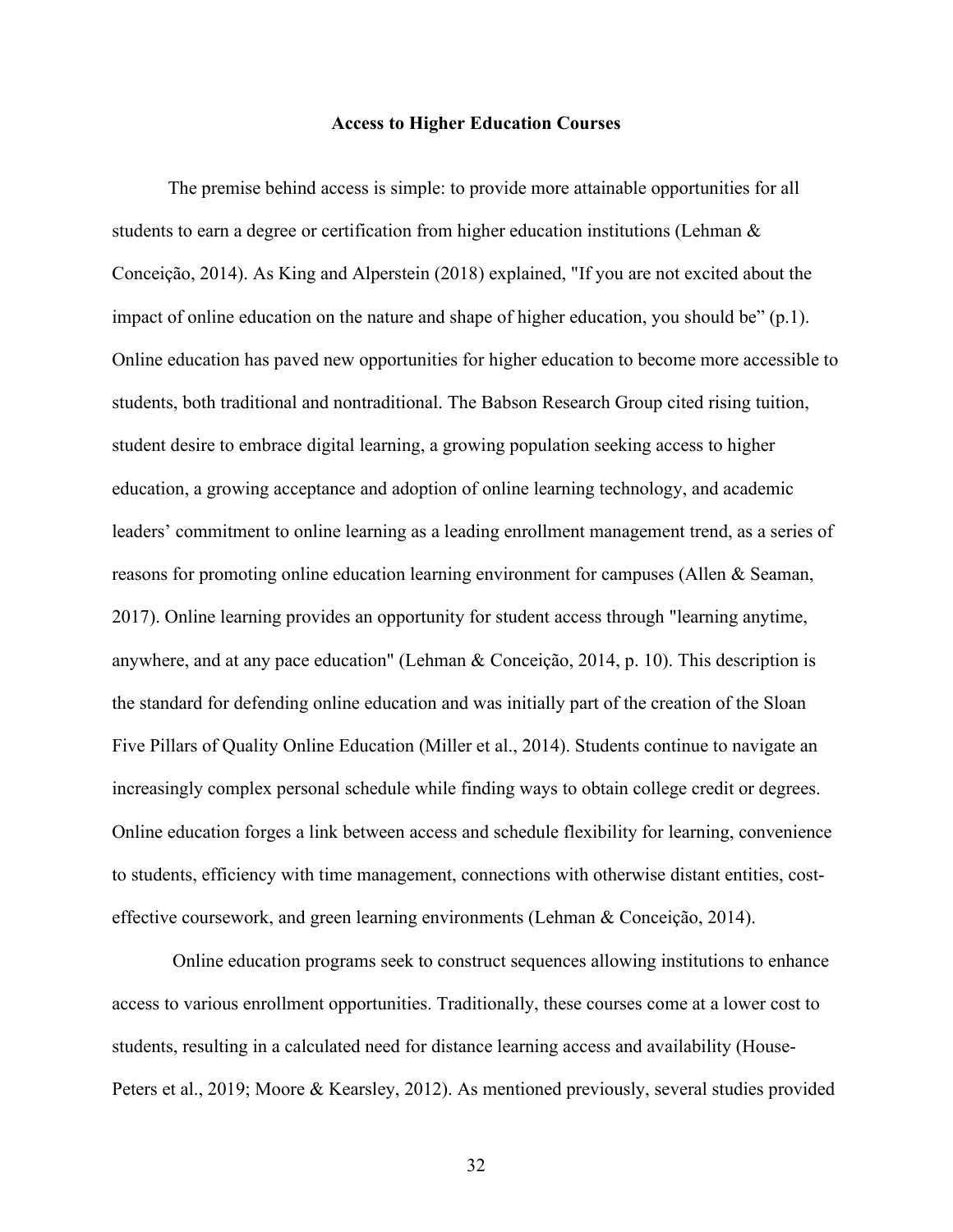## Access to Higher Education Courses

The premise behind access is simple: to provide more attainable opportunities for all students to earn a degree or certification from higher education institutions (Lehman & Conceição, 2014). As King and Alperstein (2018) explained, "If you are not excited about the impact of online education on the nature and shape of higher education, you should be" (p.1). Online education has paved new opportunities for higher education to become more accessible to students, both traditional and nontraditional. The Babson Research Group cited rising tuition, student desire to embrace digital learning, a growing population seeking access to higher education, a growing acceptance and adoption of online learning technology, and academic leaders' commitment to online learning as a leading enrollment management trend, as a series of reasons for promoting online education learning environment for campuses (Allen & Seaman, 2017). Online learning provides an opportunity for student access through "learning anytime, anywhere, and at any pace education" (Lehman & Conceição, 2014, p. 10). This description is the standard for defending online education and was initially part of the creation of the Sloan Five Pillars of Quality Online Education (Miller et al., 2014). Students continue to navigate an increasingly complex personal schedule while finding ways to obtain college credit or degrees. Online education forges a link between access and schedule flexibility for learning, convenience to students, efficiency with time management, connections with otherwise distant entities, cost-effective coursework, and green learning environments (Lehman & Conceição, 2014).

Online education programs seek to construct sequences allowing institutions to enhance access to various enrollment opportunities. Traditionally, these courses come at a lower cost to students, resulting in a calculated need for distance learning access and availability (House-Peters et al., 2019; Moore & Kearsley, 2012). As mentioned previously, several studies provided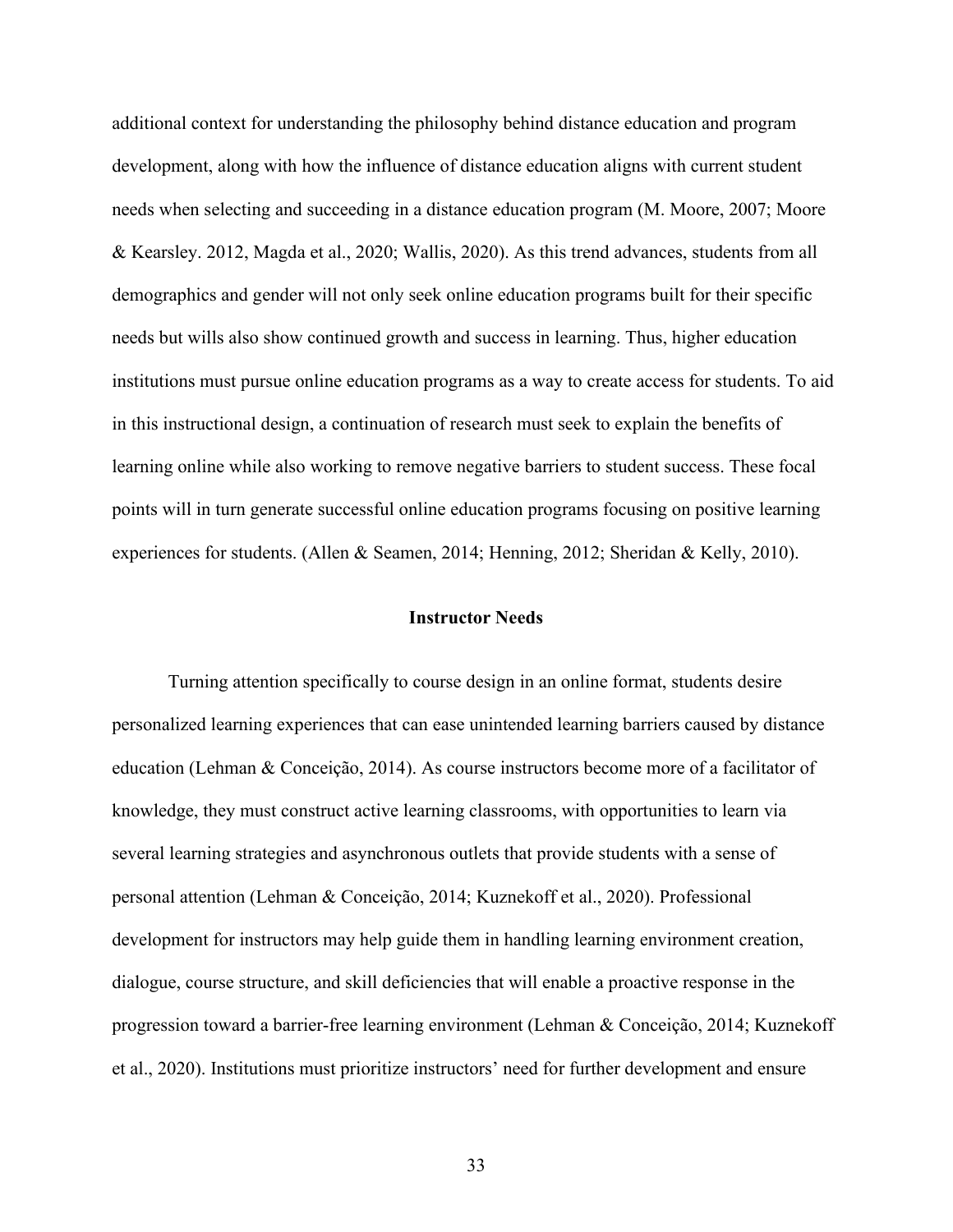additional context for understanding the philosophy behind distance education and program development, along with how the influence of distance education aligns with current student needs when selecting and succeeding in a distance education program (M. Moore, 2007; Moore & Kearsley. 2012, Magda et al., 2020; Wallis, 2020). As this trend advances, students from all demographics and gender will not only seek online education programs built for their specific needs but wills also show continued growth and success in learning. Thus, higher education institutions must pursue online education programs as a way to create access for students. To aid in this instructional design, a continuation of research must seek to explain the benefits of learning online while also working to remove negative barriers to student success. These focal points will in turn generate successful online education programs focusing on positive learning experiences for students. (Allen & Seamen, 2014; Henning, 2012; Sheridan & Kelly, 2010).

## Instructor Needs

Turning attention specifically to course design in an online format, students desire personalized learning experiences that can ease unintended learning barriers caused by distance education (Lehman & Conceição, 2014). As course instructors become more of a facilitator of knowledge, they must construct active learning classrooms, with opportunities to learn via several learning strategies and asynchronous outlets that provide students with a sense of personal attention (Lehman & Conceição, 2014; Kuznekoff et al., 2020). Professional development for instructors may help guide them in handling learning environment creation, dialogue, course structure, and skill deficiencies that will enable a proactive response in the progression toward a barrier-free learning environment (Lehman & Conceição, 2014; Kuznekoff et al., 2020). Institutions must prioritize instructors' need for further development and ensure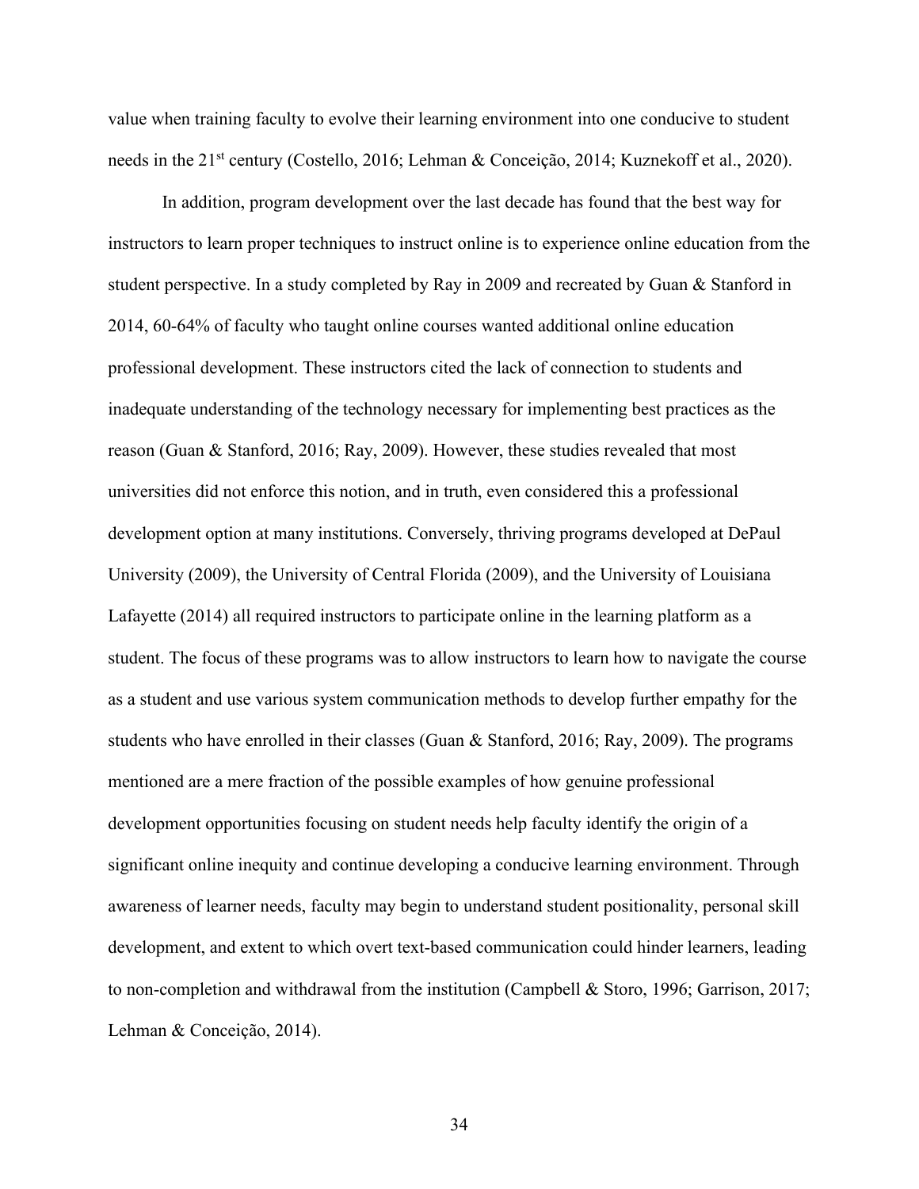value when training faculty to evolve their learning environment into one conducive to student needs in the 21st century (Costello, 2016; Lehman & Conceição, 2014; Kuznekoff et al., 2020).

In addition, program development over the last decade has found that the best way for instructors to learn proper techniques to instruct online is to experience online education from the student perspective. In a study completed by Ray in 2009 and recreated by Guan & Stanford in 2014, 60-64% of faculty who taught online courses wanted additional online education professional development. These instructors cited the lack of connection to students and inadequate understanding of the technology necessary for implementing best practices as the reason (Guan & Stanford, 2016; Ray, 2009). However, these studies revealed that most universities did not enforce this notion, and in truth, even considered this a professional development option at many institutions. Conversely, thriving programs developed at DePaul University (2009), the University of Central Florida (2009), and the University of Louisiana Lafayette (2014) all required instructors to participate online in the learning platform as a student. The focus of these programs was to allow instructors to learn how to navigate the course as a student and use various system communication methods to develop further empathy for the students who have enrolled in their classes (Guan & Stanford, 2016; Ray, 2009). The programs mentioned are a mere fraction of the possible examples of how genuine professional development opportunities focusing on student needs help faculty identify the origin of a significant online inequity and continue developing a conducive learning environment. Through awareness of learner needs, faculty may begin to understand student positionality, personal skill development, and extent to which overt text-based communication could hinder learners, leading to non-completion and withdrawal from the institution (Campbell & Storo, 1996; Garrison, 2017; Lehman & Conceição, 2014).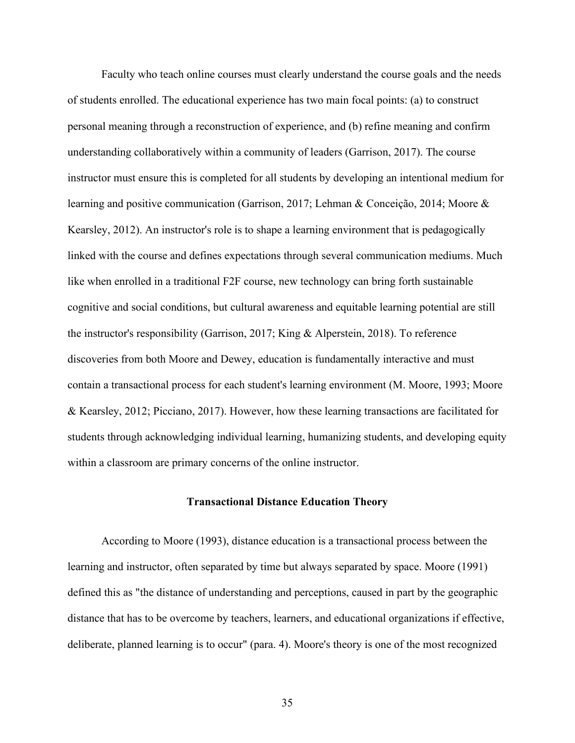Faculty who teach online courses must clearly understand the course goals and the needs of students enrolled. The educational experience has two main focal points: (a) to construct personal meaning through a reconstruction of experience, and (b) refine meaning and confirm understanding collaboratively within a community of leaders (Garrison, 2017). The course instructor must ensure this is completed for all students by developing an intentional medium for learning and positive communication (Garrison, 2017; Lehman & Conceição, 2014; Moore & Kearsley, 2012). An instructor's role is to shape a learning environment that is pedagogically linked with the course and defines expectations through several communication mediums. Much like when enrolled in a traditional F2F course, new technology can bring forth sustainable cognitive and social conditions, but cultural awareness and equitable learning potential are still the instructor's responsibility (Garrison, 2017; King & Alperstein, 2018). To reference discoveries from both Moore and Dewey, education is fundamentally interactive and must contain a transactional process for each student's learning environment (M. Moore, 1993; Moore & Kearsley, 2012; Picciano, 2017). However, how these learning transactions are facilitated for students through acknowledging individual learning, humanizing students, and developing equity within a classroom are primary concerns of the online instructor.

## Transactional Distance Education Theory

According to Moore (1993), distance education is a transactional process between the learning and instructor, often separated by time but always separated by space. Moore (1991) defined this as "the distance of understanding and perceptions, caused in part by the geographic distance that has to be overcome by teachers, learners, and educational organizations if effective, deliberate, planned learning is to occur" (para. 4). Moore's theory is one of the most recognized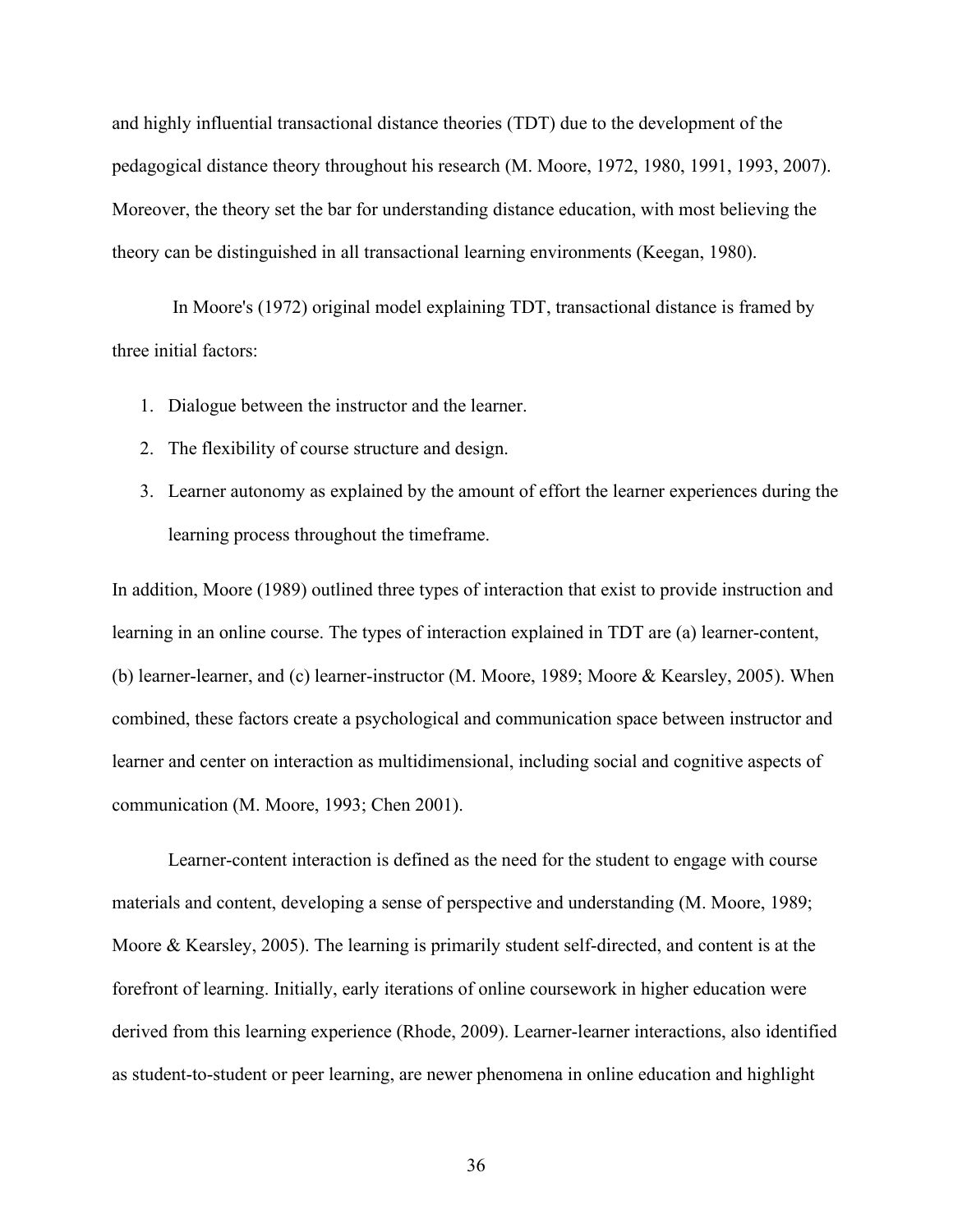and highly influential transactional distance theories (TDT) due to the development of the pedagogical distance theory throughout his research (M. Moore, 1972, 1980, 1991, 1993, 2007). Moreover, the theory set the bar for understanding distance education, with most believing the theory can be distinguished in all transactional learning environments (Keegan, 1980).

In Moore's (1972) original model explaining TDT, transactional distance is framed by three initial factors:

1. Dialogue between the instructor and the learner.
2. The flexibility of course structure and design.
3. Learner autonomy as explained by the amount of effort the learner experiences during the learning process throughout the timeframe.

In addition, Moore (1989) outlined three types of interaction that exist to provide instruction and learning in an online course. The types of interaction explained in TDT are (a) learner-content, (b) learner-learner, and (c) learner-instructor (M. Moore, 1989; Moore & Kearsley, 2005). When combined, these factors create a psychological and communication space between instructor and learner and center on interaction as multidimensional, including social and cognitive aspects of communication (M. Moore, 1993; Chen 2001).

Learner-content interaction is defined as the need for the student to engage with course materials and content, developing a sense of perspective and understanding (M. Moore, 1989; Moore & Kearsley, 2005). The learning is primarily student self-directed, and content is at the forefront of learning. Initially, early iterations of online coursework in higher education were derived from this learning experience (Rhode, 2009). Learner-learner interactions, also identified as student-to-student or peer learning, are newer phenomena in online education and highlight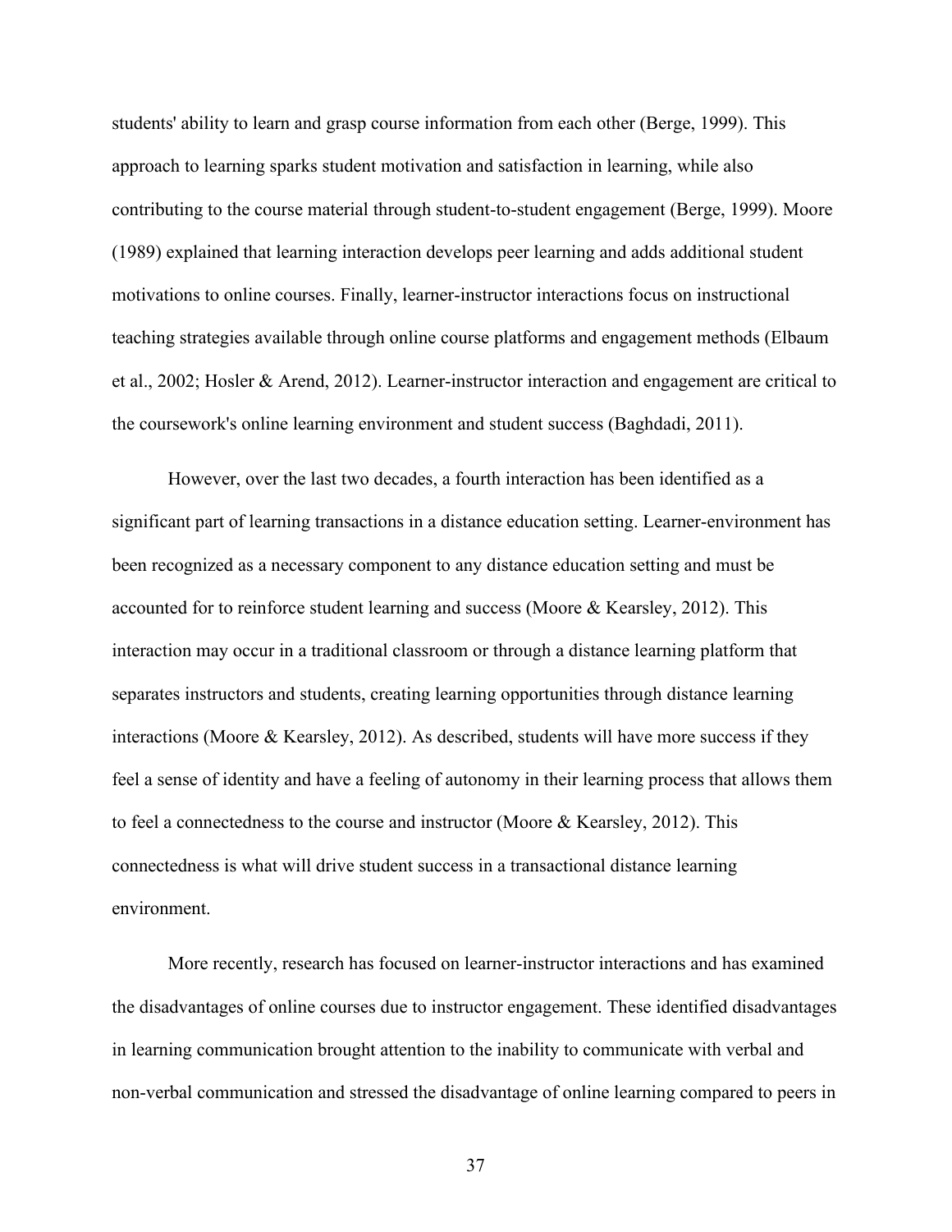students' ability to learn and grasp course information from each other (Berge, 1999). This approach to learning sparks student motivation and satisfaction in learning, while also contributing to the course material through student-to-student engagement (Berge, 1999). Moore (1989) explained that learning interaction develops peer learning and adds additional student motivations to online courses. Finally, learner-instructor interactions focus on instructional teaching strategies available through online course platforms and engagement methods (Elbaum et al., 2002; Hosler & Arend, 2012). Learner-instructor interaction and engagement are critical to the coursework's online learning environment and student success (Baghdadi, 2011).

However, over the last two decades, a fourth interaction has been identified as a significant part of learning transactions in a distance education setting. Learner-environment has been recognized as a necessary component to any distance education setting and must be accounted for to reinforce student learning and success (Moore & Kearsley, 2012). This interaction may occur in a traditional classroom or through a distance learning platform that separates instructors and students, creating learning opportunities through distance learning interactions (Moore & Kearsley, 2012). As described, students will have more success if they feel a sense of identity and have a feeling of autonomy in their learning process that allows them to feel a connectedness to the course and instructor (Moore & Kearsley, 2012). This connectedness is what will drive student success in a transactional distance learning environment.

More recently, research has focused on learner-instructor interactions and has examined the disadvantages of online courses due to instructor engagement. These identified disadvantages in learning communication brought attention to the inability to communicate with verbal and non-verbal communication and stressed the disadvantage of online learning compared to peers in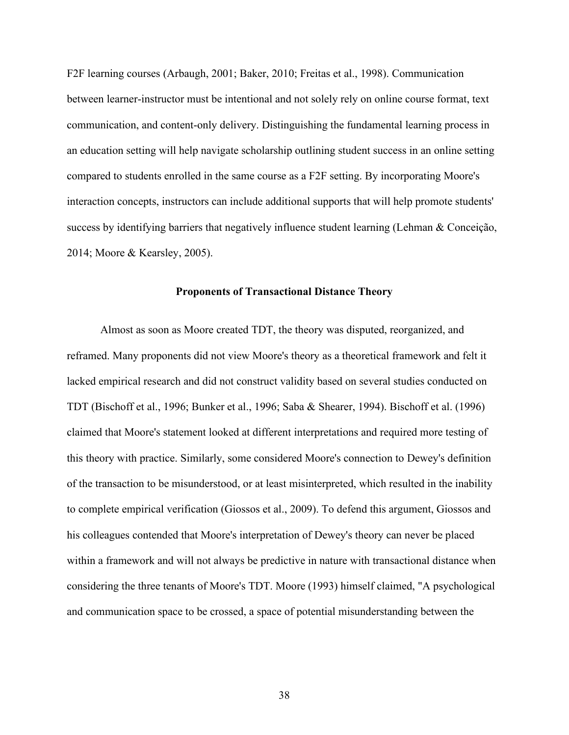F2F learning courses (Arbaugh, 2001; Baker, 2010; Freitas et al., 1998). Communication between learner-instructor must be intentional and not solely rely on online course format, text communication, and content-only delivery. Distinguishing the fundamental learning process in an education setting will help navigate scholarship outlining student success in an online setting compared to students enrolled in the same course as a F2F setting. By incorporating Moore's interaction concepts, instructors can include additional supports that will help promote students' success by identifying barriers that negatively influence student learning (Lehman & Conceição, 2014; Moore & Kearsley, 2005).

## Proponents of Transactional Distance Theory

Almost as soon as Moore created TDT, the theory was disputed, reorganized, and reframed. Many proponents did not view Moore's theory as a theoretical framework and felt it lacked empirical research and did not construct validity based on several studies conducted on TDT (Bischoff et al., 1996; Bunker et al., 1996; Saba & Shearer, 1994). Bischoff et al. (1996) claimed that Moore's statement looked at different interpretations and required more testing of this theory with practice. Similarly, some considered Moore's connection to Dewey's definition of the transaction to be misunderstood, or at least misinterpreted, which resulted in the inability to complete empirical verification (Giossos et al., 2009). To defend this argument, Giossos and his colleagues contended that Moore's interpretation of Dewey's theory can never be placed within a framework and will not always be predictive in nature with transactional distance when considering the three tenants of Moore's TDT. Moore (1993) himself claimed, "A psychological and communication space to be crossed, a space of potential misunderstanding between the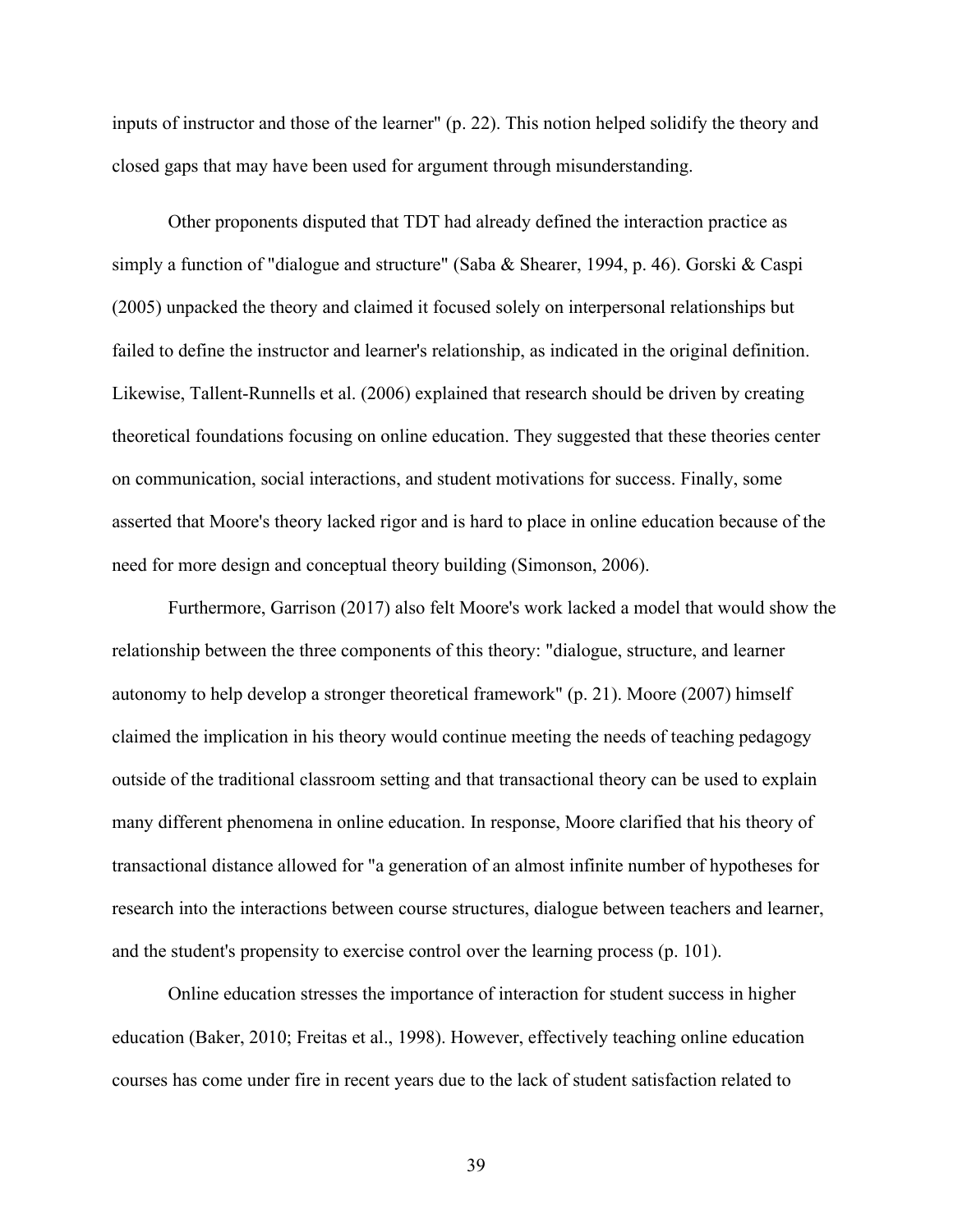inputs of instructor and those of the learner" (p. 22). This notion helped solidify the theory and closed gaps that may have been used for argument through misunderstanding.

Other proponents disputed that TDT had already defined the interaction practice as simply a function of "dialogue and structure" (Saba & Shearer, 1994, p. 46). Gorski & Caspi (2005) unpacked the theory and claimed it focused solely on interpersonal relationships but failed to define the instructor and learner's relationship, as indicated in the original definition. Likewise, Tallent-Runnells et al. (2006) explained that research should be driven by creating theoretical foundations focusing on online education. They suggested that these theories center on communication, social interactions, and student motivations for success. Finally, some asserted that Moore's theory lacked rigor and is hard to place in online education because of the need for more design and conceptual theory building (Simonson, 2006).

Furthermore, Garrison (2017) also felt Moore's work lacked a model that would show the relationship between the three components of this theory: "dialogue, structure, and learner autonomy to help develop a stronger theoretical framework" (p. 21). Moore (2007) himself claimed the implication in his theory would continue meeting the needs of teaching pedagogy outside of the traditional classroom setting and that transactional theory can be used to explain many different phenomena in online education. In response, Moore clarified that his theory of transactional distance allowed for "a generation of an almost infinite number of hypotheses for research into the interactions between course structures, dialogue between teachers and learner, and the student's propensity to exercise control over the learning process (p. 101).

Online education stresses the importance of interaction for student success in higher education (Baker, 2010; Freitas et al., 1998). However, effectively teaching online education courses has come under fire in recent years due to the lack of student satisfaction related to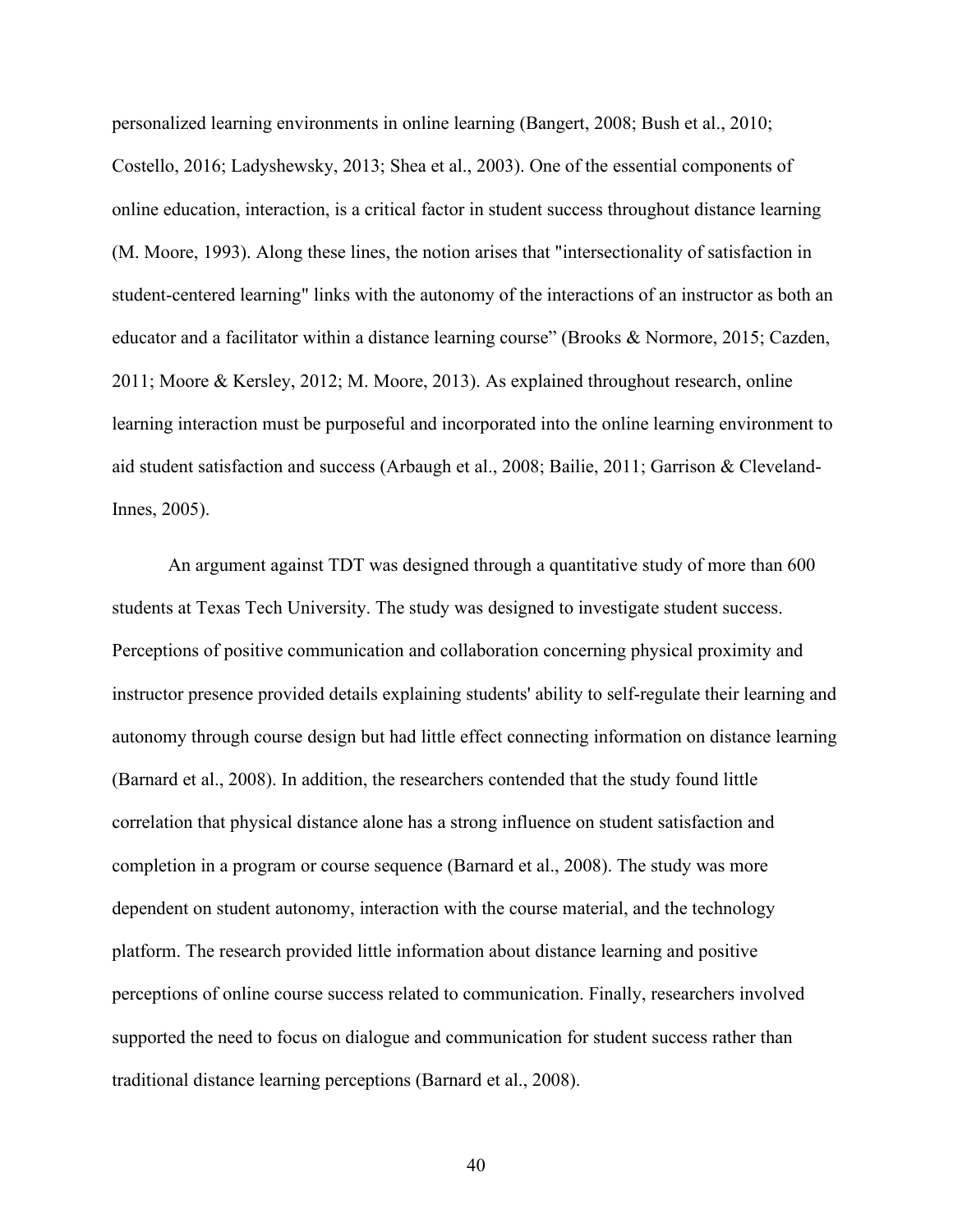personalized learning environments in online learning (Bangert, 2008; Bush et al., 2010; Costello, 2016; Ladyshewsky, 2013; Shea et al., 2003). One of the essential components of online education, interaction, is a critical factor in student success throughout distance learning (M. Moore, 1993). Along these lines, the notion arises that "intersectionality of satisfaction in student-centered learning" links with the autonomy of the interactions of an instructor as both an educator and a facilitator within a distance learning course" (Brooks & Normore, 2015; Cazden, 2011; Moore & Kersley, 2012; M. Moore, 2013). As explained throughout research, online learning interaction must be purposeful and incorporated into the online learning environment to aid student satisfaction and success (Arbaugh et al., 2008; Bailie, 2011; Garrison & Cleveland-Innes, 2005).

An argument against TDT was designed through a quantitative study of more than 600 students at Texas Tech University. The study was designed to investigate student success. Perceptions of positive communication and collaboration concerning physical proximity and instructor presence provided details explaining students' ability to self-regulate their learning and autonomy through course design but had little effect connecting information on distance learning (Barnard et al., 2008). In addition, the researchers contended that the study found little correlation that physical distance alone has a strong influence on student satisfaction and completion in a program or course sequence (Barnard et al., 2008). The study was more dependent on student autonomy, interaction with the course material, and the technology platform. The research provided little information about distance learning and positive perceptions of online course success related to communication. Finally, researchers involved supported the need to focus on dialogue and communication for student success rather than traditional distance learning perceptions (Barnard et al., 2008).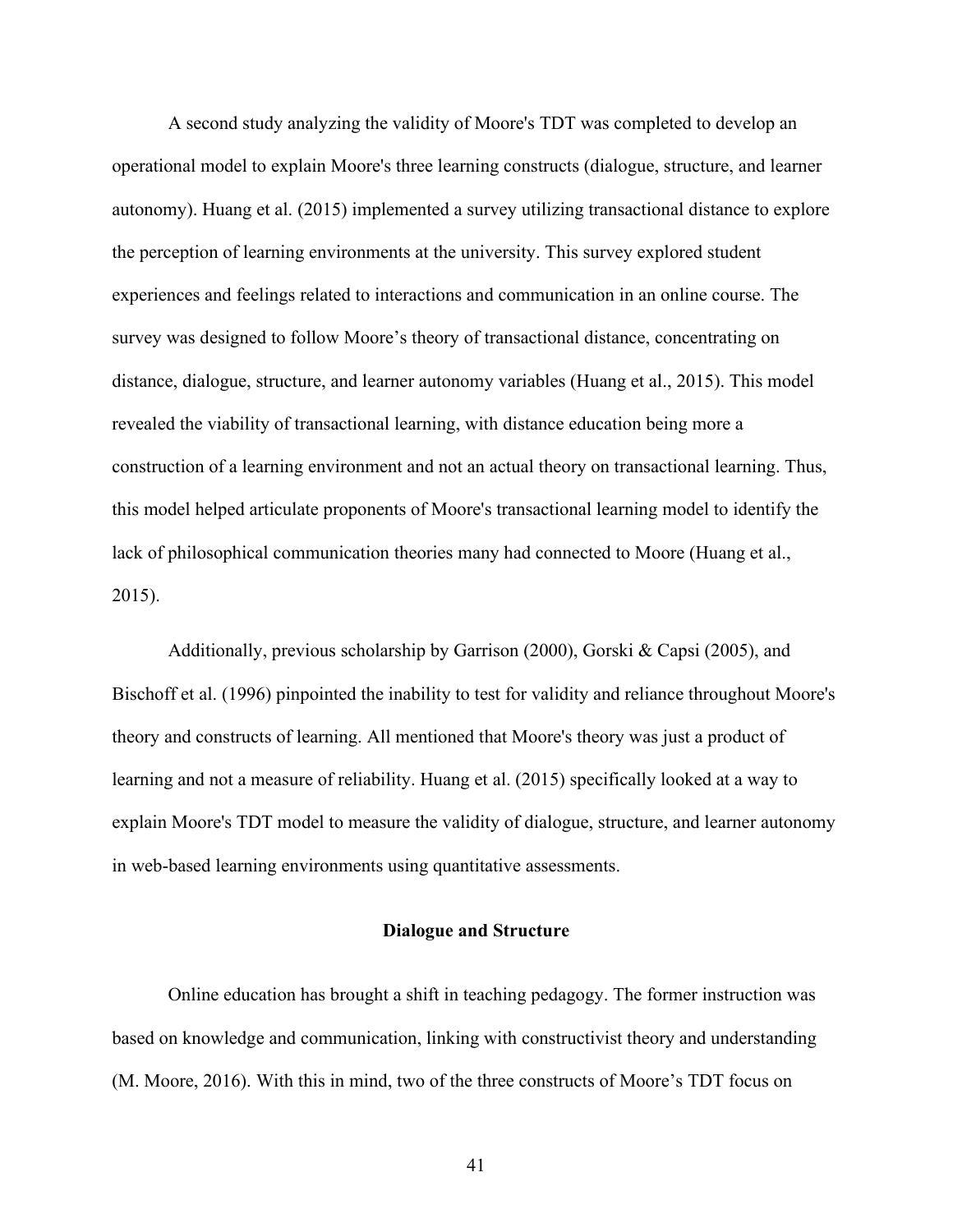A second study analyzing the validity of Moore's TDT was completed to develop an operational model to explain Moore's three learning constructs (dialogue, structure, and learner autonomy). Huang et al. (2015) implemented a survey utilizing transactional distance to explore the perception of learning environments at the university. This survey explored student experiences and feelings related to interactions and communication in an online course. The survey was designed to follow Moore’s theory of transactional distance, concentrating on distance, dialogue, structure, and learner autonomy variables (Huang et al., 2015). This model revealed the viability of transactional learning, with distance education being more a construction of a learning environment and not an actual theory on transactional learning. Thus, this model helped articulate proponents of Moore's transactional learning model to identify the lack of philosophical communication theories many had connected to Moore (Huang et al., 2015).

Additionally, previous scholarship by Garrison (2000), Gorski & Capsi (2005), and Bischoff et al. (1996) pinpointed the inability to test for validity and reliance throughout Moore's theory and constructs of learning. All mentioned that Moore's theory was just a product of learning and not a measure of reliability. Huang et al. (2015) specifically looked at a way to explain Moore's TDT model to measure the validity of dialogue, structure, and learner autonomy in web-based learning environments using quantitative assessments.

## Dialogue and Structure

Online education has brought a shift in teaching pedagogy. The former instruction was based on knowledge and communication, linking with constructivist theory and understanding (M. Moore, 2016). With this in mind, two of the three constructs of Moore’s TDT focus on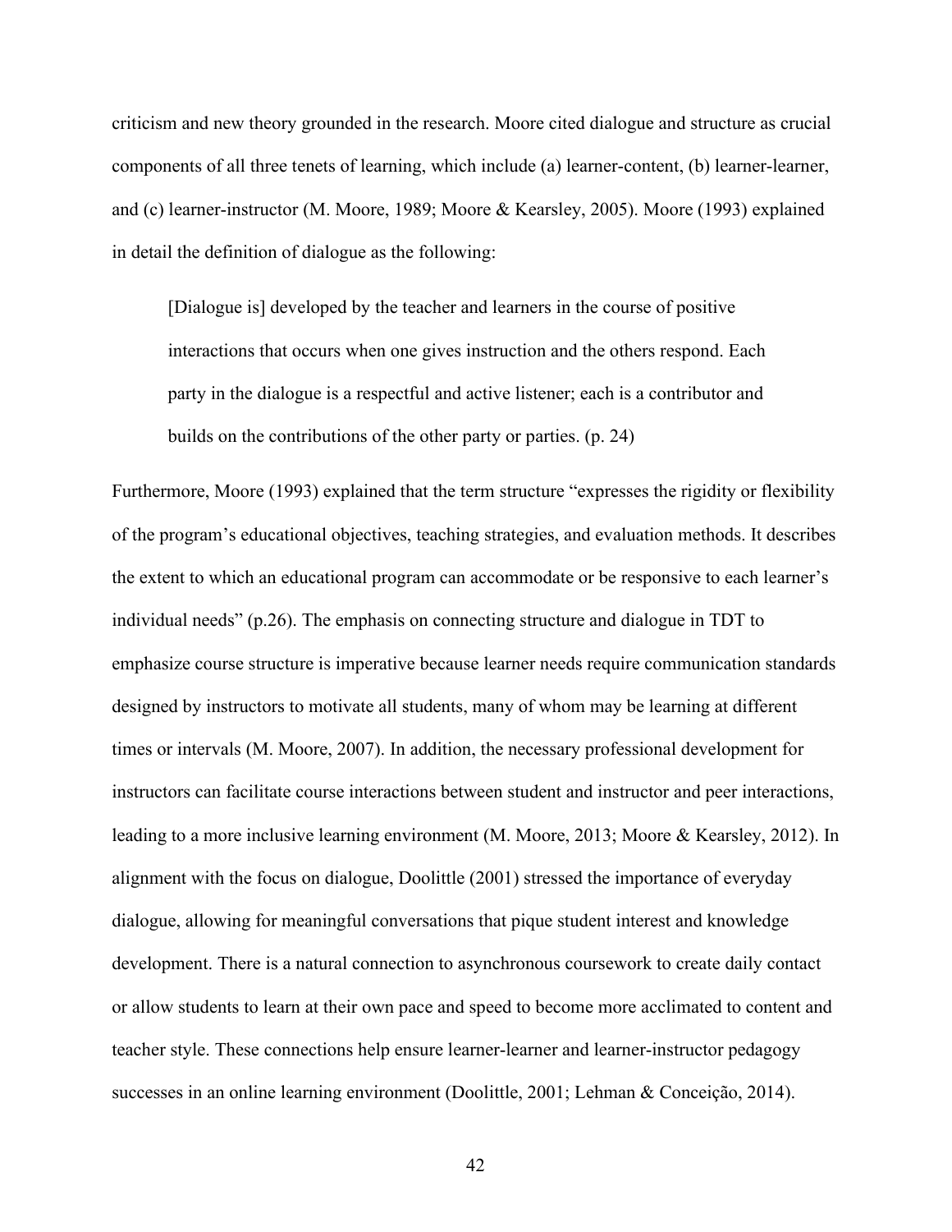criticism and new theory grounded in the research. Moore cited dialogue and structure as crucial components of all three tenets of learning, which include (a) learner-content, (b) learner-learner, and (c) learner-instructor (M. Moore, 1989; Moore & Kearsley, 2005). Moore (1993) explained in detail the definition of dialogue as the following:

> [Dialogue is] developed by the teacher and learners in the course of positive interactions that occurs when one gives instruction and the others respond. Each party in the dialogue is a respectful and active listener; each is a contributor and builds on the contributions of the other party or parties. (p. 24)

Furthermore, Moore (1993) explained that the term structure "expresses the rigidity or flexibility of the program's educational objectives, teaching strategies, and evaluation methods. It describes the extent to which an educational program can accommodate or be responsive to each learner's individual needs" (p.26). The emphasis on connecting structure and dialogue in TDT to emphasize course structure is imperative because learner needs require communication standards designed by instructors to motivate all students, many of whom may be learning at different times or intervals (M. Moore, 2007). In addition, the necessary professional development for instructors can facilitate course interactions between student and instructor and peer interactions, leading to a more inclusive learning environment (M. Moore, 2013; Moore & Kearsley, 2012). In alignment with the focus on dialogue, Doolittle (2001) stressed the importance of everyday dialogue, allowing for meaningful conversations that pique student interest and knowledge development. There is a natural connection to asynchronous coursework to create daily contact or allow students to learn at their own pace and speed to become more acclimated to content and teacher style. These connections help ensure learner-learner and learner-instructor pedagogy successes in an online learning environment (Doolittle, 2001; Lehman & Conceição, 2014).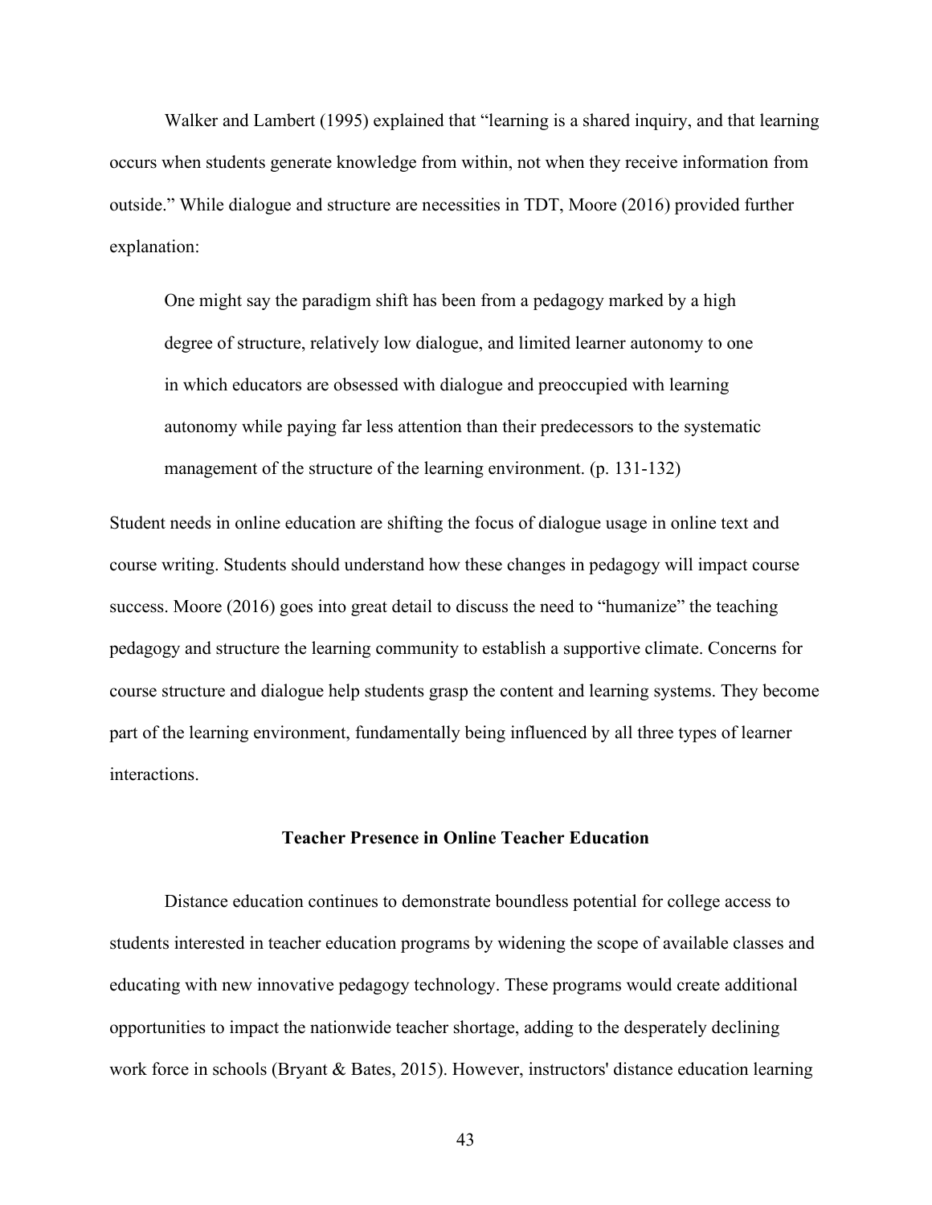Walker and Lambert (1995) explained that "learning is a shared inquiry, and that learning occurs when students generate knowledge from within, not when they receive information from outside." While dialogue and structure are necessities in TDT, Moore (2016) provided further explanation:

> One might say the paradigm shift has been from a pedagogy marked by a high degree of structure, relatively low dialogue, and limited learner autonomy to one in which educators are obsessed with dialogue and preoccupied with learning autonomy while paying far less attention than their predecessors to the systematic management of the structure of the learning environment. (p. 131-132)

Student needs in online education are shifting the focus of dialogue usage in online text and course writing. Students should understand how these changes in pedagogy will impact course success. Moore (2016) goes into great detail to discuss the need to "humanize" the teaching pedagogy and structure the learning community to establish a supportive climate. Concerns for course structure and dialogue help students grasp the content and learning systems. They become part of the learning environment, fundamentally being influenced by all three types of learner interactions.

## Teacher Presence in Online Teacher Education

Distance education continues to demonstrate boundless potential for college access to students interested in teacher education programs by widening the scope of available classes and educating with new innovative pedagogy technology. These programs would create additional opportunities to impact the nationwide teacher shortage, adding to the desperately declining work force in schools (Bryant & Bates, 2015). However, instructors' distance education learning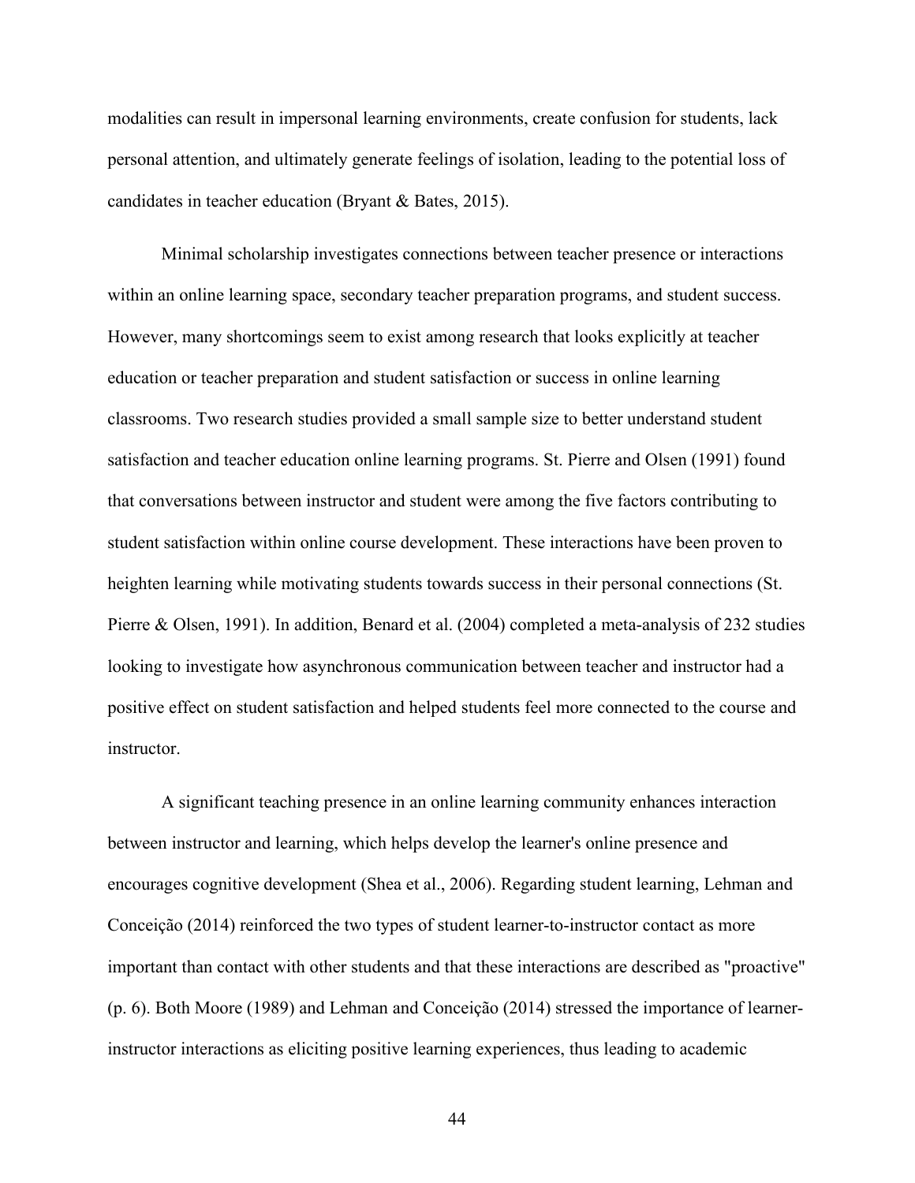modalities can result in impersonal learning environments, create confusion for students, lack personal attention, and ultimately generate feelings of isolation, leading to the potential loss of candidates in teacher education (Bryant & Bates, 2015).

Minimal scholarship investigates connections between teacher presence or interactions within an online learning space, secondary teacher preparation programs, and student success. However, many shortcomings seem to exist among research that looks explicitly at teacher education or teacher preparation and student satisfaction or success in online learning classrooms. Two research studies provided a small sample size to better understand student satisfaction and teacher education online learning programs. St. Pierre and Olsen (1991) found that conversations between instructor and student were among the five factors contributing to student satisfaction within online course development. These interactions have been proven to heighten learning while motivating students towards success in their personal connections (St. Pierre & Olsen, 1991). In addition, Benard et al. (2004) completed a meta-analysis of 232 studies looking to investigate how asynchronous communication between teacher and instructor had a positive effect on student satisfaction and helped students feel more connected to the course and instructor.

A significant teaching presence in an online learning community enhances interaction between instructor and learning, which helps develop the learner's online presence and encourages cognitive development (Shea et al., 2006). Regarding student learning, Lehman and Conceição (2014) reinforced the two types of student learner-to-instructor contact as more important than contact with other students and that these interactions are described as "proactive" (p. 6). Both Moore (1989) and Lehman and Conceição (2014) stressed the importance of learner-instructor interactions as eliciting positive learning experiences, thus leading to academic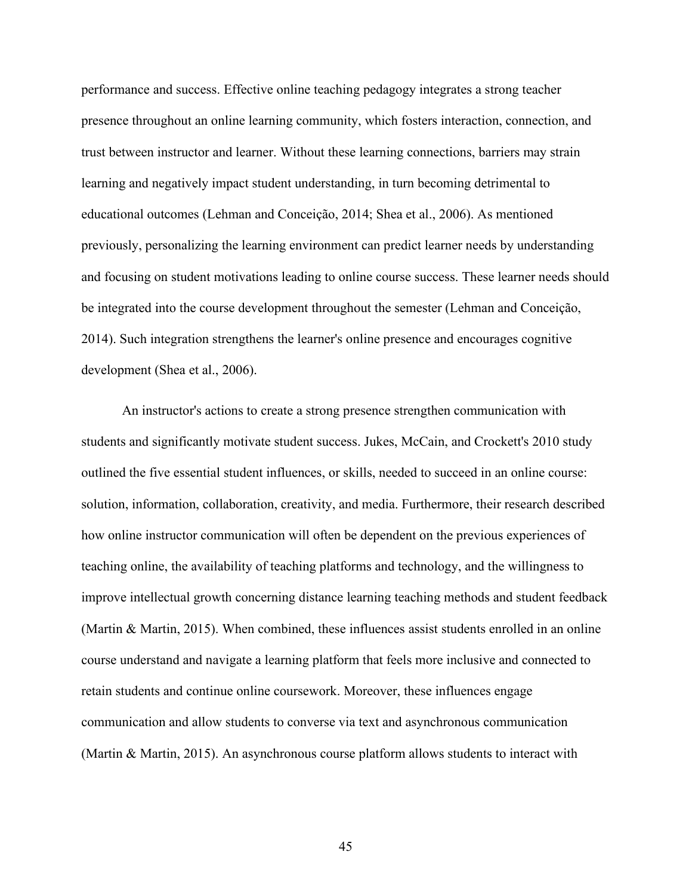performance and success. Effective online teaching pedagogy integrates a strong teacher presence throughout an online learning community, which fosters interaction, connection, and trust between instructor and learner. Without these learning connections, barriers may strain learning and negatively impact student understanding, in turn becoming detrimental to educational outcomes (Lehman and Conceição, 2014; Shea et al., 2006). As mentioned previously, personalizing the learning environment can predict learner needs by understanding and focusing on student motivations leading to online course success. These learner needs should be integrated into the course development throughout the semester (Lehman and Conceição, 2014). Such integration strengthens the learner's online presence and encourages cognitive development (Shea et al., 2006).

An instructor's actions to create a strong presence strengthen communication with students and significantly motivate student success. Jukes, McCain, and Crockett's 2010 study outlined the five essential student influences, or skills, needed to succeed in an online course: solution, information, collaboration, creativity, and media. Furthermore, their research described how online instructor communication will often be dependent on the previous experiences of teaching online, the availability of teaching platforms and technology, and the willingness to improve intellectual growth concerning distance learning teaching methods and student feedback (Martin & Martin, 2015). When combined, these influences assist students enrolled in an online course understand and navigate a learning platform that feels more inclusive and connected to retain students and continue online coursework. Moreover, these influences engage communication and allow students to converse via text and asynchronous communication (Martin & Martin, 2015). An asynchronous course platform allows students to interact with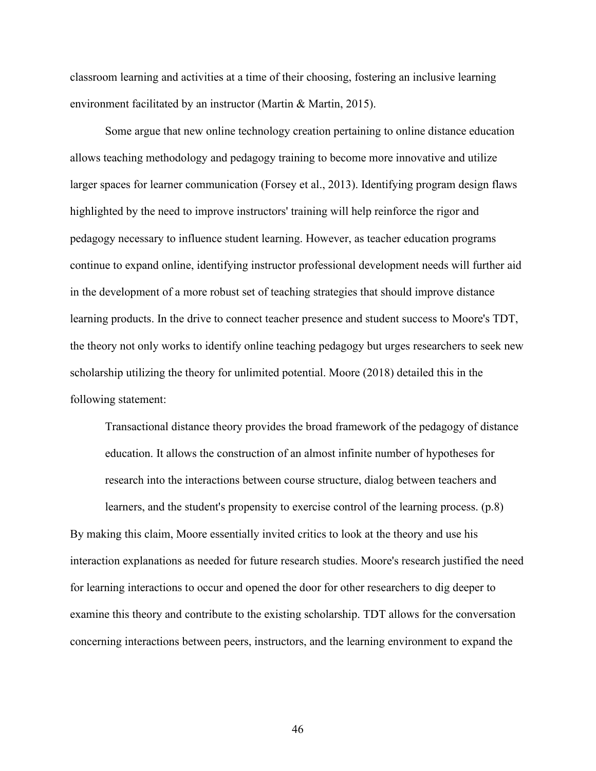classroom learning and activities at a time of their choosing, fostering an inclusive learning environment facilitated by an instructor (Martin & Martin, 2015).

Some argue that new online technology creation pertaining to online distance education allows teaching methodology and pedagogy training to become more innovative and utilize larger spaces for learner communication (Forsey et al., 2013). Identifying program design flaws highlighted by the need to improve instructors' training will help reinforce the rigor and pedagogy necessary to influence student learning. However, as teacher education programs continue to expand online, identifying instructor professional development needs will further aid in the development of a more robust set of teaching strategies that should improve distance learning products. In the drive to connect teacher presence and student success to Moore's TDT, the theory not only works to identify online teaching pedagogy but urges researchers to seek new scholarship utilizing the theory for unlimited potential. Moore (2018) detailed this in the following statement:

> Transactional distance theory provides the broad framework of the pedagogy of distance education. It allows the construction of an almost infinite number of hypotheses for research into the interactions between course structure, dialog between teachers and learners, and the student's propensity to exercise control of the learning process. (p.8)

By making this claim, Moore essentially invited critics to look at the theory and use his interaction explanations as needed for future research studies. Moore's research justified the need for learning interactions to occur and opened the door for other researchers to dig deeper to examine this theory and contribute to the existing scholarship. TDT allows for the conversation concerning interactions between peers, instructors, and the learning environment to expand the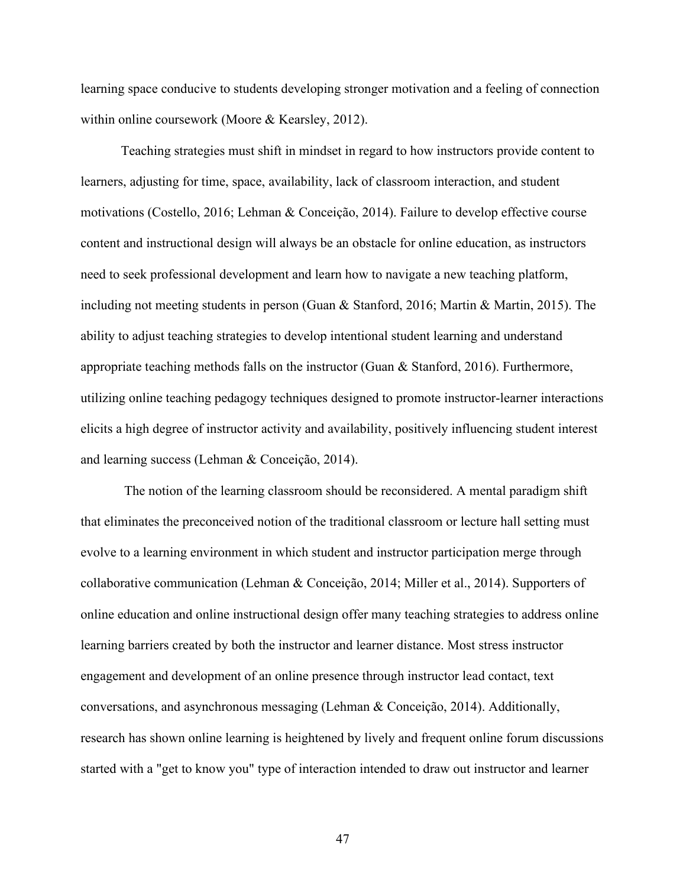learning space conducive to students developing stronger motivation and a feeling of connection within online coursework (Moore & Kearsley, 2012).

Teaching strategies must shift in mindset in regard to how instructors provide content to learners, adjusting for time, space, availability, lack of classroom interaction, and student motivations (Costello, 2016; Lehman & Conceição, 2014). Failure to develop effective course content and instructional design will always be an obstacle for online education, as instructors need to seek professional development and learn how to navigate a new teaching platform, including not meeting students in person (Guan & Stanford, 2016; Martin & Martin, 2015). The ability to adjust teaching strategies to develop intentional student learning and understand appropriate teaching methods falls on the instructor (Guan & Stanford, 2016). Furthermore, utilizing online teaching pedagogy techniques designed to promote instructor-learner interactions elicits a high degree of instructor activity and availability, positively influencing student interest and learning success (Lehman & Conceição, 2014).

The notion of the learning classroom should be reconsidered. A mental paradigm shift that eliminates the preconceived notion of the traditional classroom or lecture hall setting must evolve to a learning environment in which student and instructor participation merge through collaborative communication (Lehman & Conceição, 2014; Miller et al., 2014). Supporters of online education and online instructional design offer many teaching strategies to address online learning barriers created by both the instructor and learner distance. Most stress instructor engagement and development of an online presence through instructor lead contact, text conversations, and asynchronous messaging (Lehman & Conceição, 2014). Additionally, research has shown online learning is heightened by lively and frequent online forum discussions started with a "get to know you" type of interaction intended to draw out instructor and learner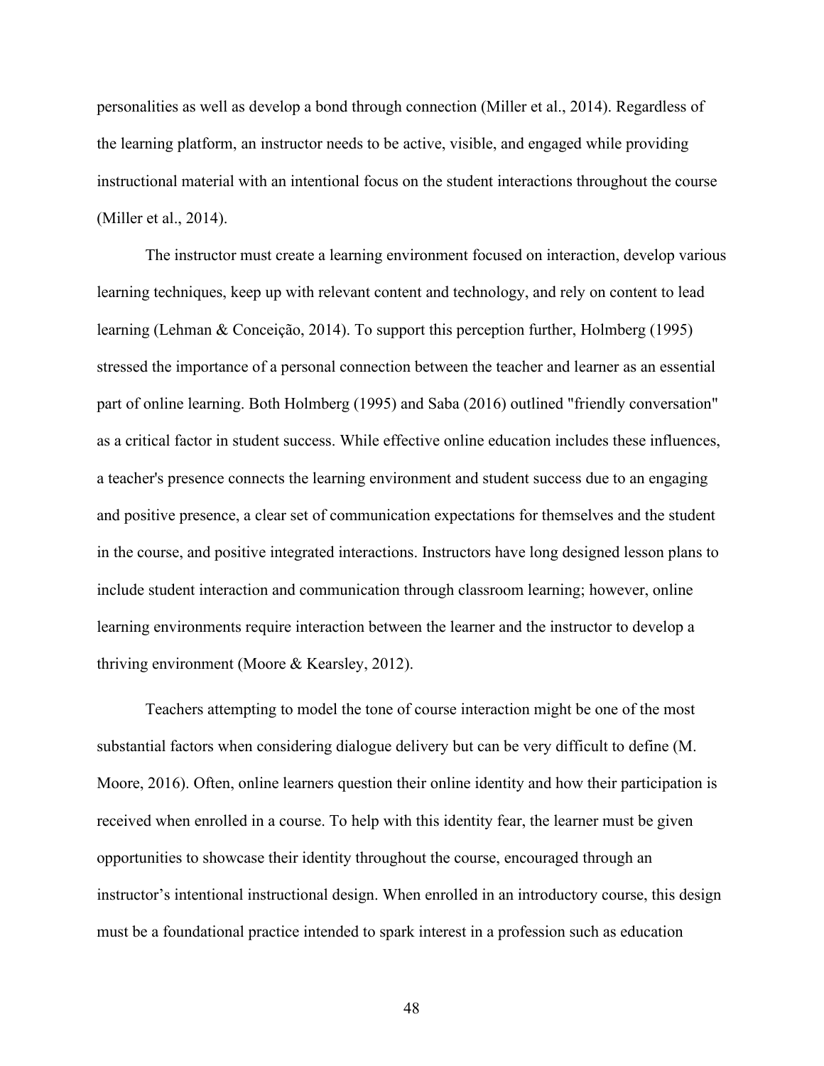personalities as well as develop a bond through connection (Miller et al., 2014). Regardless of the learning platform, an instructor needs to be active, visible, and engaged while providing instructional material with an intentional focus on the student interactions throughout the course (Miller et al., 2014).

The instructor must create a learning environment focused on interaction, develop various learning techniques, keep up with relevant content and technology, and rely on content to lead learning (Lehman & Conceição, 2014). To support this perception further, Holmberg (1995) stressed the importance of a personal connection between the teacher and learner as an essential part of online learning. Both Holmberg (1995) and Saba (2016) outlined "friendly conversation" as a critical factor in student success. While effective online education includes these influences, a teacher's presence connects the learning environment and student success due to an engaging and positive presence, a clear set of communication expectations for themselves and the student in the course, and positive integrated interactions. Instructors have long designed lesson plans to include student interaction and communication through classroom learning; however, online learning environments require interaction between the learner and the instructor to develop a thriving environment (Moore & Kearsley, 2012).

Teachers attempting to model the tone of course interaction might be one of the most substantial factors when considering dialogue delivery but can be very difficult to define (M. Moore, 2016). Often, online learners question their online identity and how their participation is received when enrolled in a course. To help with this identity fear, the learner must be given opportunities to showcase their identity throughout the course, encouraged through an instructor's intentional instructional design. When enrolled in an introductory course, this design must be a foundational practice intended to spark interest in a profession such as education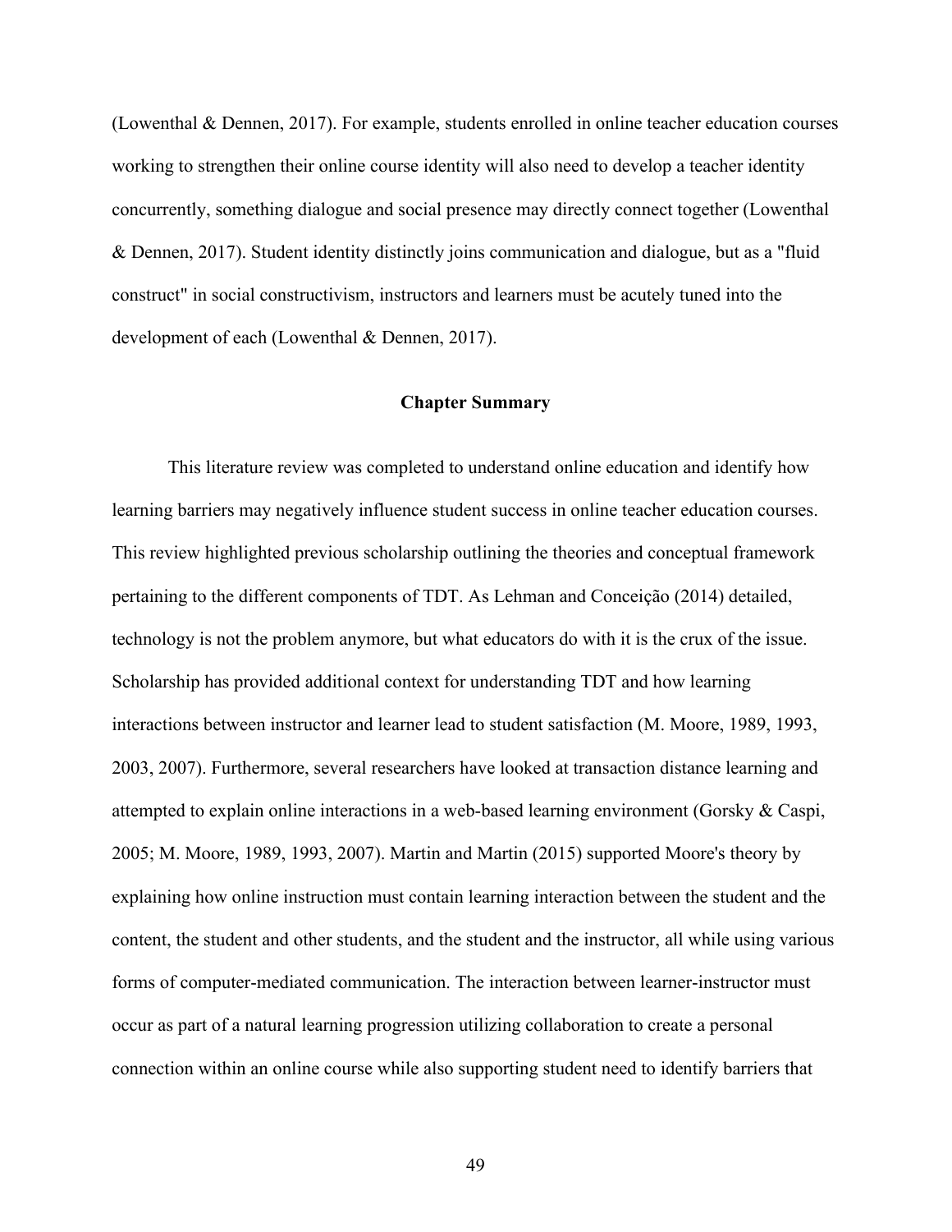(Lowenthal & Dennen, 2017). For example, students enrolled in online teacher education courses working to strengthen their online course identity will also need to develop a teacher identity concurrently, something dialogue and social presence may directly connect together (Lowenthal & Dennen, 2017). Student identity distinctly joins communication and dialogue, but as a "fluid construct" in social constructivism, instructors and learners must be acutely tuned into the development of each (Lowenthal & Dennen, 2017).

## Chapter Summary

This literature review was completed to understand online education and identify how learning barriers may negatively influence student success in online teacher education courses. This review highlighted previous scholarship outlining the theories and conceptual framework pertaining to the different components of TDT. As Lehman and Conceição (2014) detailed, technology is not the problem anymore, but what educators do with it is the crux of the issue. Scholarship has provided additional context for understanding TDT and how learning interactions between instructor and learner lead to student satisfaction (M. Moore, 1989, 1993, 2003, 2007). Furthermore, several researchers have looked at transaction distance learning and attempted to explain online interactions in a web-based learning environment (Gorsky & Caspi, 2005; M. Moore, 1989, 1993, 2007). Martin and Martin (2015) supported Moore's theory by explaining how online instruction must contain learning interaction between the student and the content, the student and other students, and the student and the instructor, all while using various forms of computer-mediated communication. The interaction between learner-instructor must occur as part of a natural learning progression utilizing collaboration to create a personal connection within an online course while also supporting student need to identify barriers that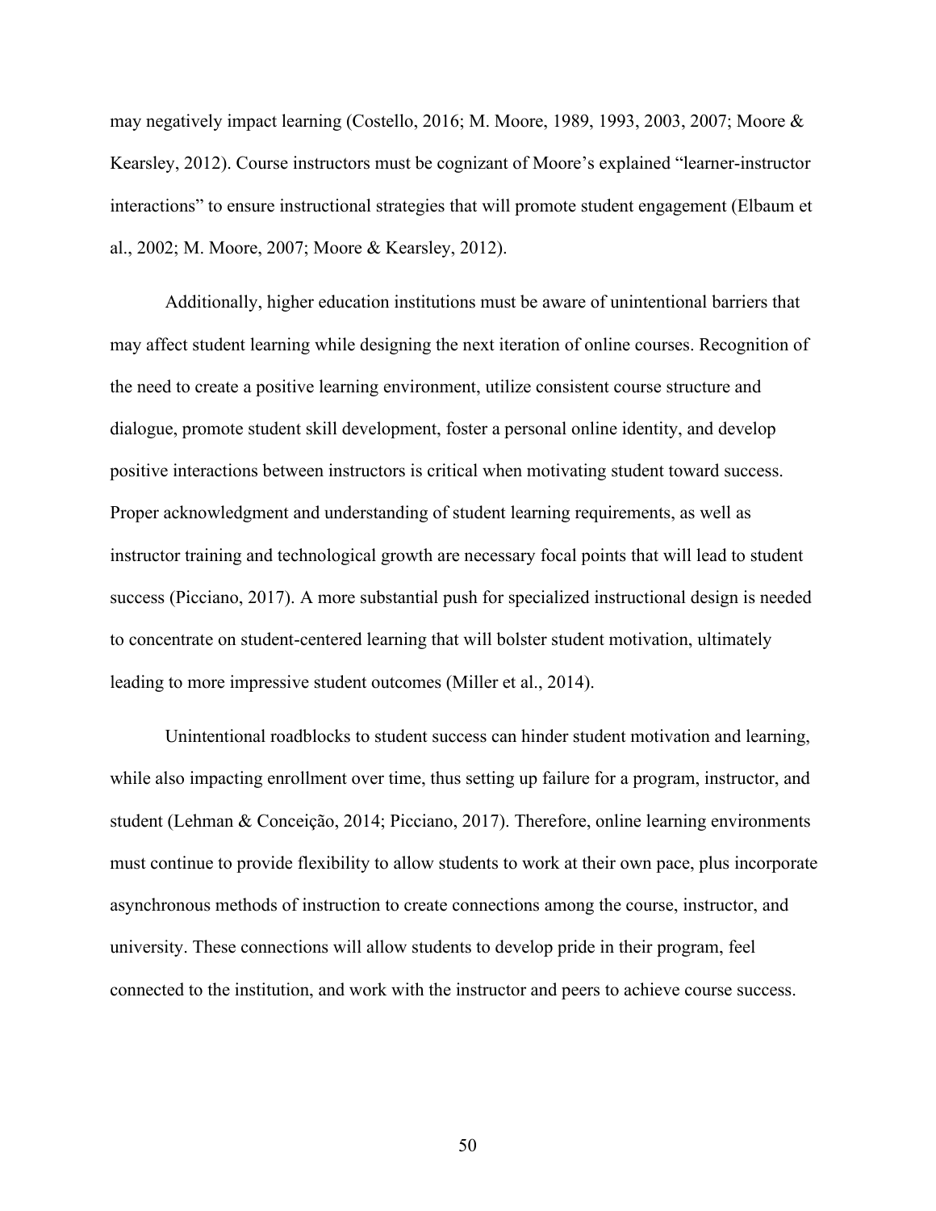may negatively impact learning (Costello, 2016; M. Moore, 1989, 1993, 2003, 2007; Moore & Kearsley, 2012). Course instructors must be cognizant of Moore's explained "learner-instructor interactions" to ensure instructional strategies that will promote student engagement (Elbaum et al., 2002; M. Moore, 2007; Moore & Kearsley, 2012).

Additionally, higher education institutions must be aware of unintentional barriers that may affect student learning while designing the next iteration of online courses. Recognition of the need to create a positive learning environment, utilize consistent course structure and dialogue, promote student skill development, foster a personal online identity, and develop positive interactions between instructors is critical when motivating student toward success. Proper acknowledgment and understanding of student learning requirements, as well as instructor training and technological growth are necessary focal points that will lead to student success (Picciano, 2017). A more substantial push for specialized instructional design is needed to concentrate on student-centered learning that will bolster student motivation, ultimately leading to more impressive student outcomes (Miller et al., 2014).

Unintentional roadblocks to student success can hinder student motivation and learning, while also impacting enrollment over time, thus setting up failure for a program, instructor, and student (Lehman & Conceição, 2014; Picciano, 2017). Therefore, online learning environments must continue to provide flexibility to allow students to work at their own pace, plus incorporate asynchronous methods of instruction to create connections among the course, instructor, and university. These connections will allow students to develop pride in their program, feel connected to the institution, and work with the instructor and peers to achieve course success.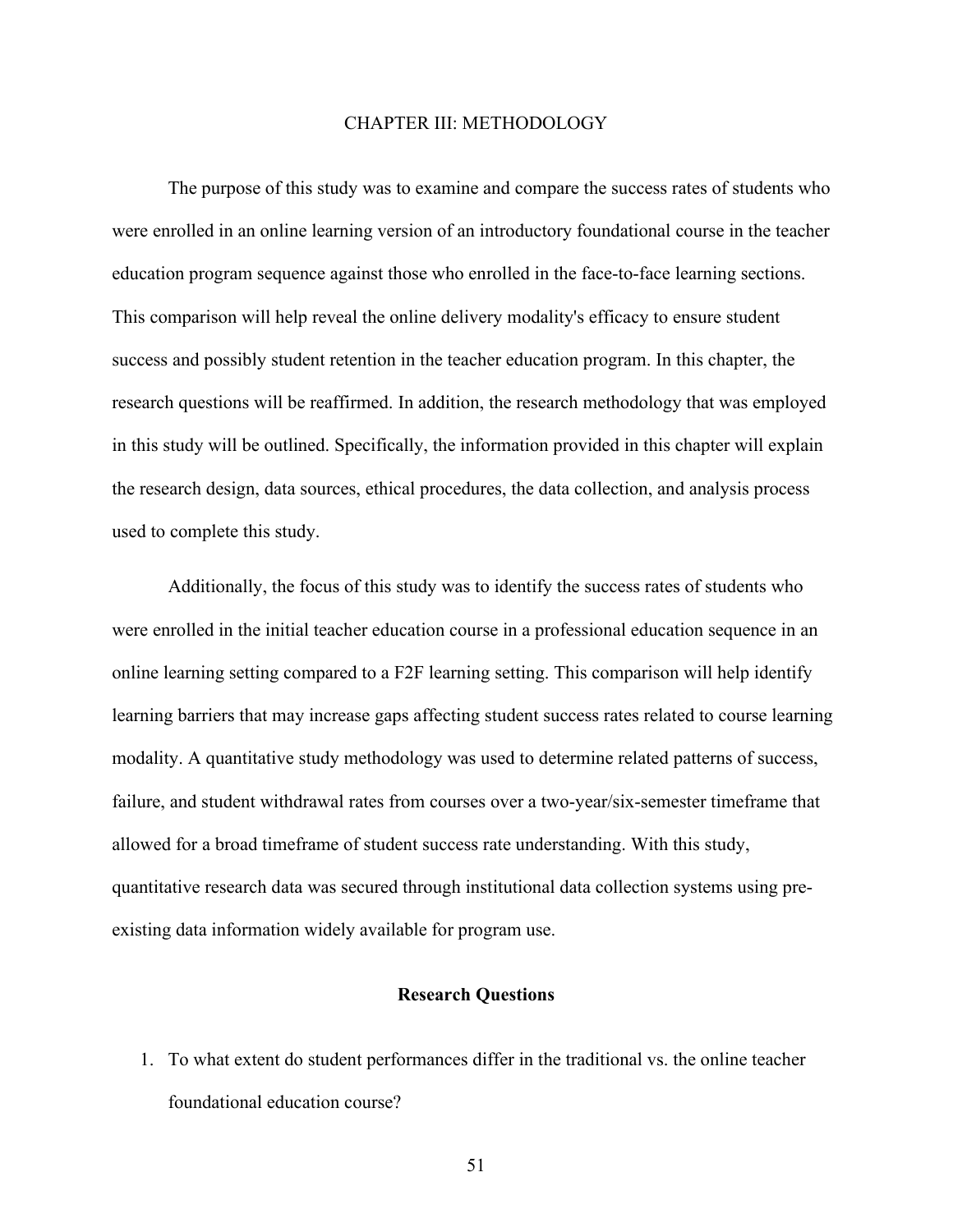# CHAPTER III: METHODOLOGY

The purpose of this study was to examine and compare the success rates of students who were enrolled in an online learning version of an introductory foundational course in the teacher education program sequence against those who enrolled in the face-to-face learning sections. This comparison will help reveal the online delivery modality's efficacy to ensure student success and possibly student retention in the teacher education program. In this chapter, the research questions will be reaffirmed. In addition, the research methodology that was employed in this study will be outlined. Specifically, the information provided in this chapter will explain the research design, data sources, ethical procedures, the data collection, and analysis process used to complete this study.

Additionally, the focus of this study was to identify the success rates of students who were enrolled in the initial teacher education course in a professional education sequence in an online learning setting compared to a F2F learning setting. This comparison will help identify learning barriers that may increase gaps affecting student success rates related to course learning modality. A quantitative study methodology was used to determine related patterns of success, failure, and student withdrawal rates from courses over a two-year/six-semester timeframe that allowed for a broad timeframe of student success rate understanding. With this study, quantitative research data was secured through institutional data collection systems using pre-existing data information widely available for program use.

## Research Questions

1. To what extent do student performances differ in the traditional vs. the online teacher foundational education course?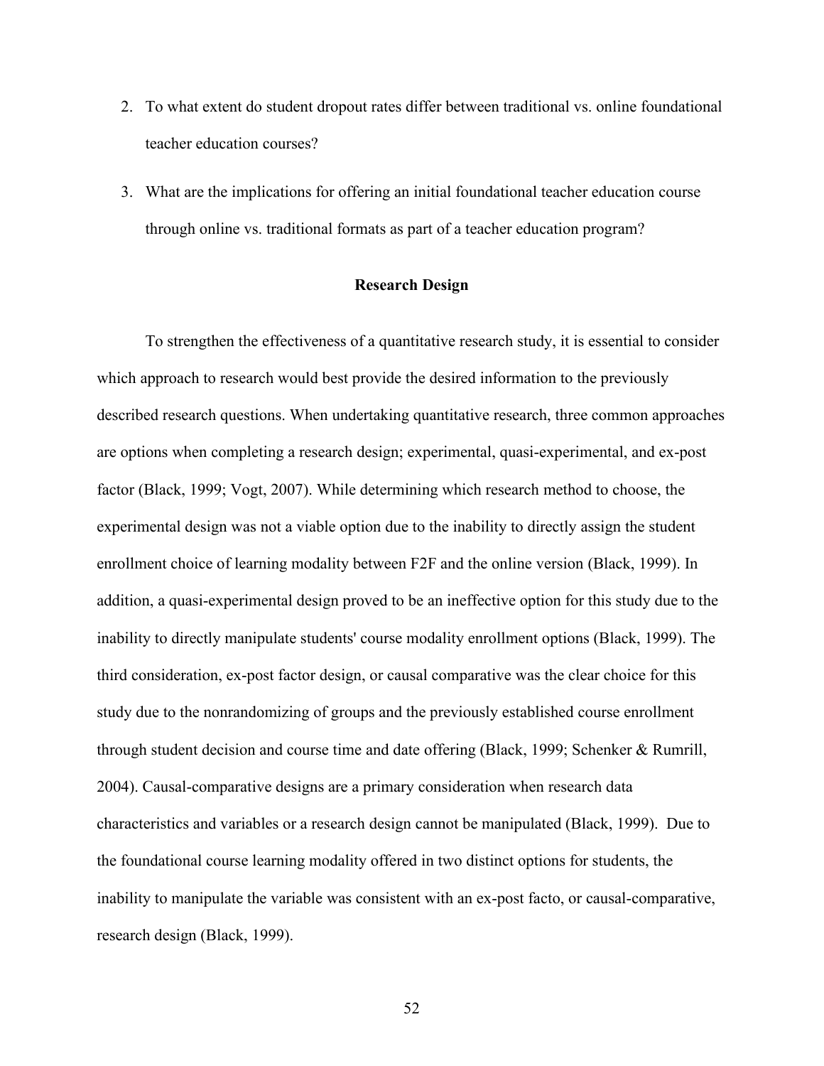2. To what extent do student dropout rates differ between traditional vs. online foundational teacher education courses?

3. What are the implications for offering an initial foundational teacher education course through online vs. traditional formats as part of a teacher education program?

## Research Design

To strengthen the effectiveness of a quantitative research study, it is essential to consider which approach to research would best provide the desired information to the previously described research questions. When undertaking quantitative research, three common approaches are options when completing a research design; experimental, quasi-experimental, and ex-post factor (Black, 1999; Vogt, 2007). While determining which research method to choose, the experimental design was not a viable option due to the inability to directly assign the student enrollment choice of learning modality between F2F and the online version (Black, 1999). In addition, a quasi-experimental design proved to be an ineffective option for this study due to the inability to directly manipulate students' course modality enrollment options (Black, 1999). The third consideration, ex-post factor design, or causal comparative was the clear choice for this study due to the nonrandomizing of groups and the previously established course enrollment through student decision and course time and date offering (Black, 1999; Schenker & Rumrill, 2004). Causal-comparative designs are a primary consideration when research data characteristics and variables or a research design cannot be manipulated (Black, 1999). Due to the foundational course learning modality offered in two distinct options for students, the inability to manipulate the variable was consistent with an ex-post facto, or causal-comparative, research design (Black, 1999).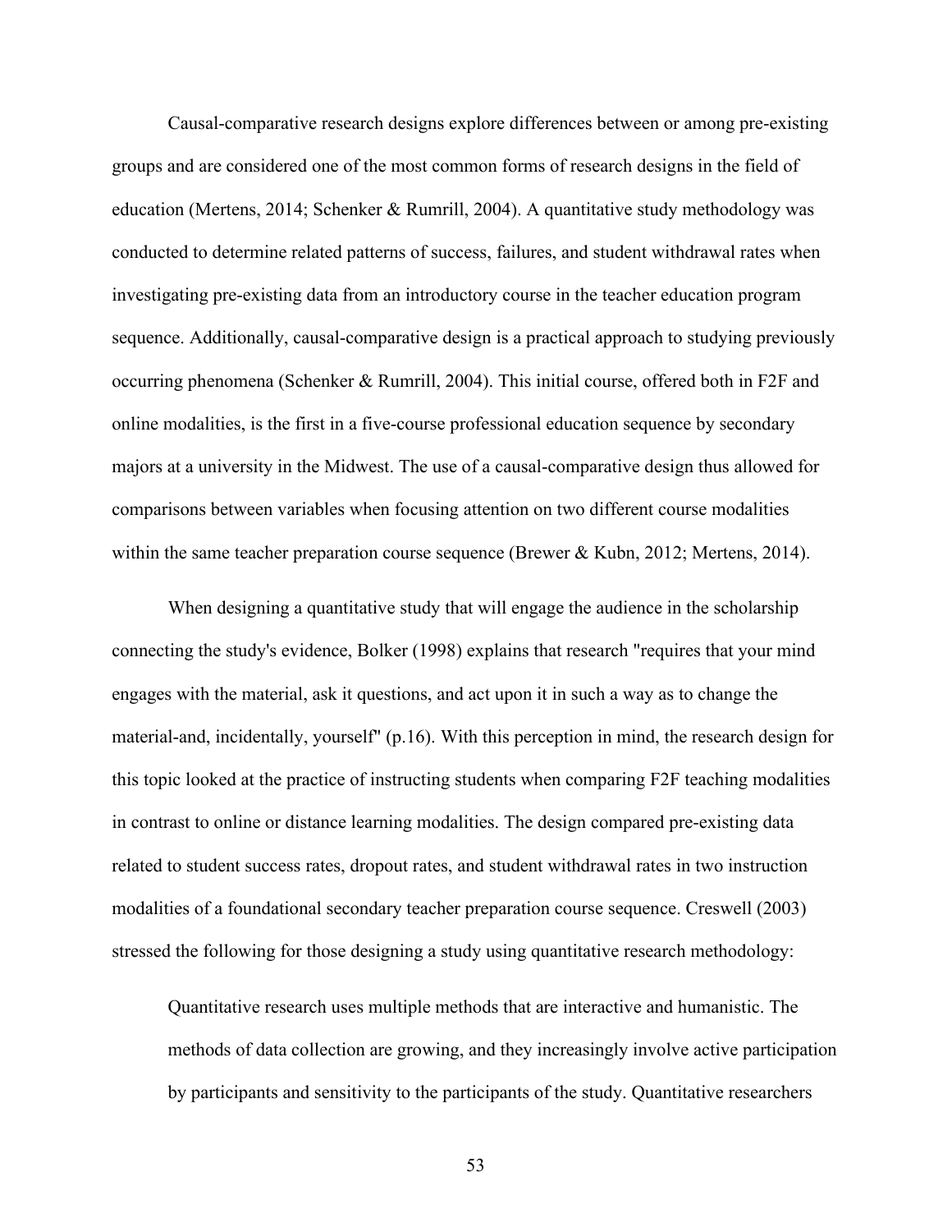Causal-comparative research designs explore differences between or among pre-existing groups and are considered one of the most common forms of research designs in the field of education (Mertens, 2014; Schenker & Rumrill, 2004). A quantitative study methodology was conducted to determine related patterns of success, failures, and student withdrawal rates when investigating pre-existing data from an introductory course in the teacher education program sequence. Additionally, causal-comparative design is a practical approach to studying previously occurring phenomena (Schenker & Rumrill, 2004). This initial course, offered both in F2F and online modalities, is the first in a five-course professional education sequence by secondary majors at a university in the Midwest. The use of a causal-comparative design thus allowed for comparisons between variables when focusing attention on two different course modalities within the same teacher preparation course sequence (Brewer & Kubn, 2012; Mertens, 2014).

When designing a quantitative study that will engage the audience in the scholarship connecting the study's evidence, Bolker (1998) explains that research "requires that your mind engages with the material, ask it questions, and act upon it in such a way as to change the material-and, incidentally, yourself" (p.16). With this perception in mind, the research design for this topic looked at the practice of instructing students when comparing F2F teaching modalities in contrast to online or distance learning modalities. The design compared pre-existing data related to student success rates, dropout rates, and student withdrawal rates in two instruction modalities of a foundational secondary teacher preparation course sequence. Creswell (2003) stressed the following for those designing a study using quantitative research methodology:

> Quantitative research uses multiple methods that are interactive and humanistic. The methods of data collection are growing, and they increasingly involve active participation by participants and sensitivity to the participants of the study. Quantitative researchers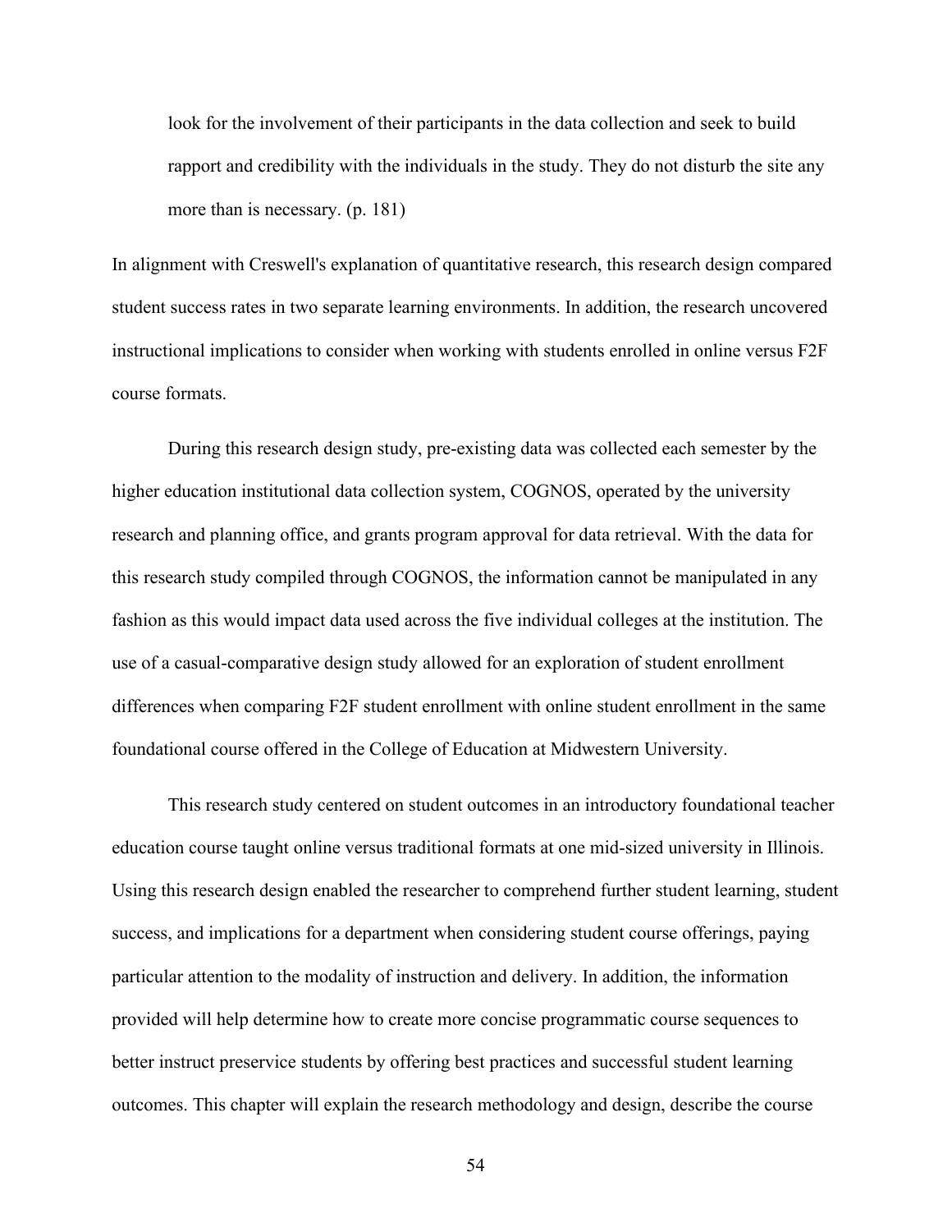> look for the involvement of their participants in the data collection and seek to build rapport and credibility with the individuals in the study. They do not disturb the site any more than is necessary. (p. 181)

In alignment with Creswell's explanation of quantitative research, this research design compared student success rates in two separate learning environments. In addition, the research uncovered instructional implications to consider when working with students enrolled in online versus F2F course formats.

During this research design study, pre-existing data was collected each semester by the higher education institutional data collection system, COGNOS, operated by the university research and planning office, and grants program approval for data retrieval. With the data for this research study compiled through COGNOS, the information cannot be manipulated in any fashion as this would impact data used across the five individual colleges at the institution. The use of a casual-comparative design study allowed for an exploration of student enrollment differences when comparing F2F student enrollment with online student enrollment in the same foundational course offered in the College of Education at Midwestern University.

This research study centered on student outcomes in an introductory foundational teacher education course taught online versus traditional formats at one mid-sized university in Illinois. Using this research design enabled the researcher to comprehend further student learning, student success, and implications for a department when considering student course offerings, paying particular attention to the modality of instruction and delivery. In addition, the information provided will help determine how to create more concise programmatic course sequences to better instruct preservice students by offering best practices and successful student learning outcomes. This chapter will explain the research methodology and design, describe the course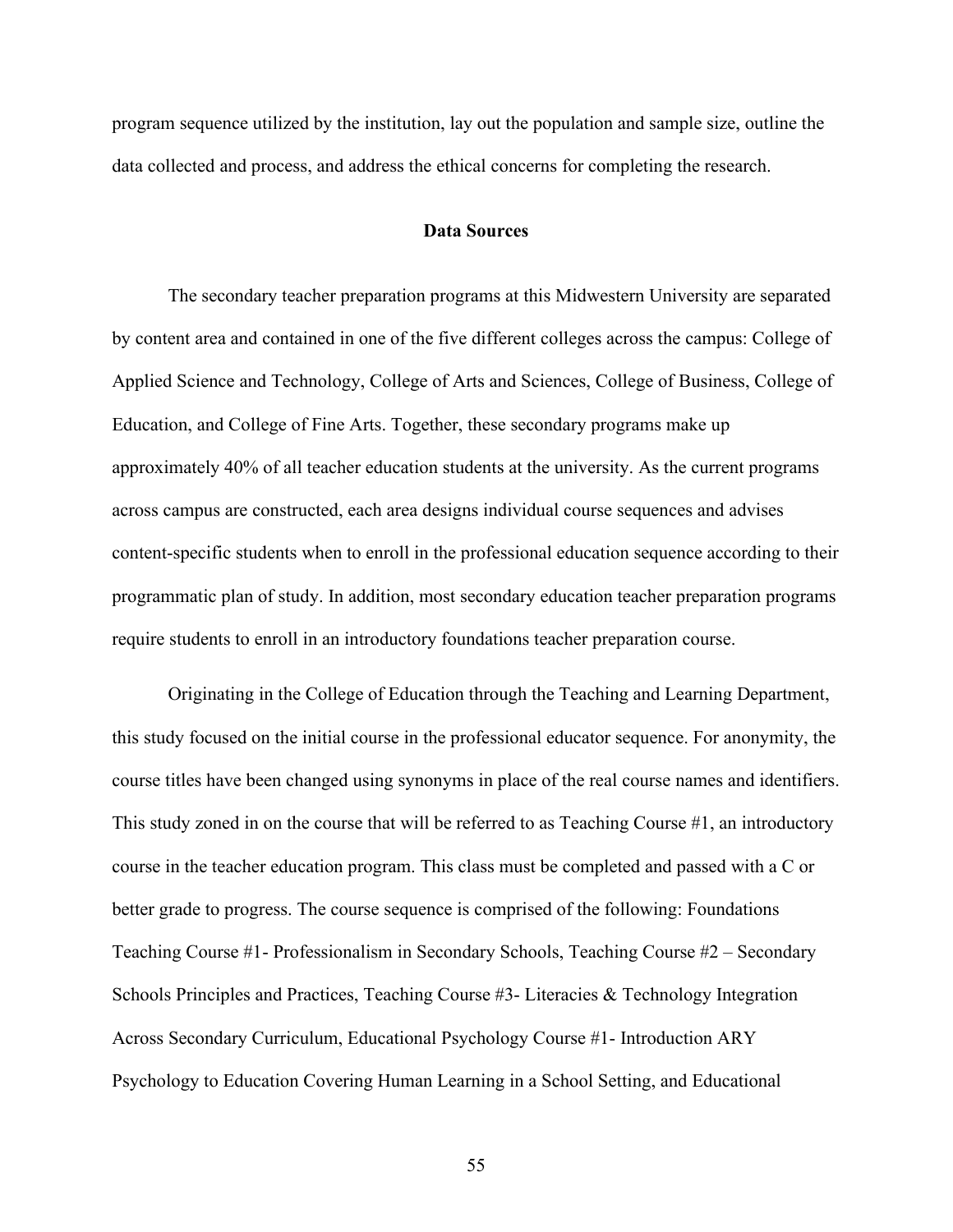program sequence utilized by the institution, lay out the population and sample size, outline the data collected and process, and address the ethical concerns for completing the research.

## Data Sources

The secondary teacher preparation programs at this Midwestern University are separated by content area and contained in one of the five different colleges across the campus: College of Applied Science and Technology, College of Arts and Sciences, College of Business, College of Education, and College of Fine Arts. Together, these secondary programs make up approximately 40% of all teacher education students at the university. As the current programs across campus are constructed, each area designs individual course sequences and advises content-specific students when to enroll in the professional education sequence according to their programmatic plan of study. In addition, most secondary education teacher preparation programs require students to enroll in an introductory foundations teacher preparation course.

Originating in the College of Education through the Teaching and Learning Department, this study focused on the initial course in the professional educator sequence. For anonymity, the course titles have been changed using synonyms in place of the real course names and identifiers. This study zoned in on the course that will be referred to as Teaching Course #1, an introductory course in the teacher education program. This class must be completed and passed with a C or better grade to progress. The course sequence is comprised of the following: Foundations Teaching Course #1- Professionalism in Secondary Schools, Teaching Course #2 – Secondary Schools Principles and Practices, Teaching Course #3- Literacies & Technology Integration Across Secondary Curriculum, Educational Psychology Course #1- Introduction ARY Psychology to Education Covering Human Learning in a School Setting, and Educational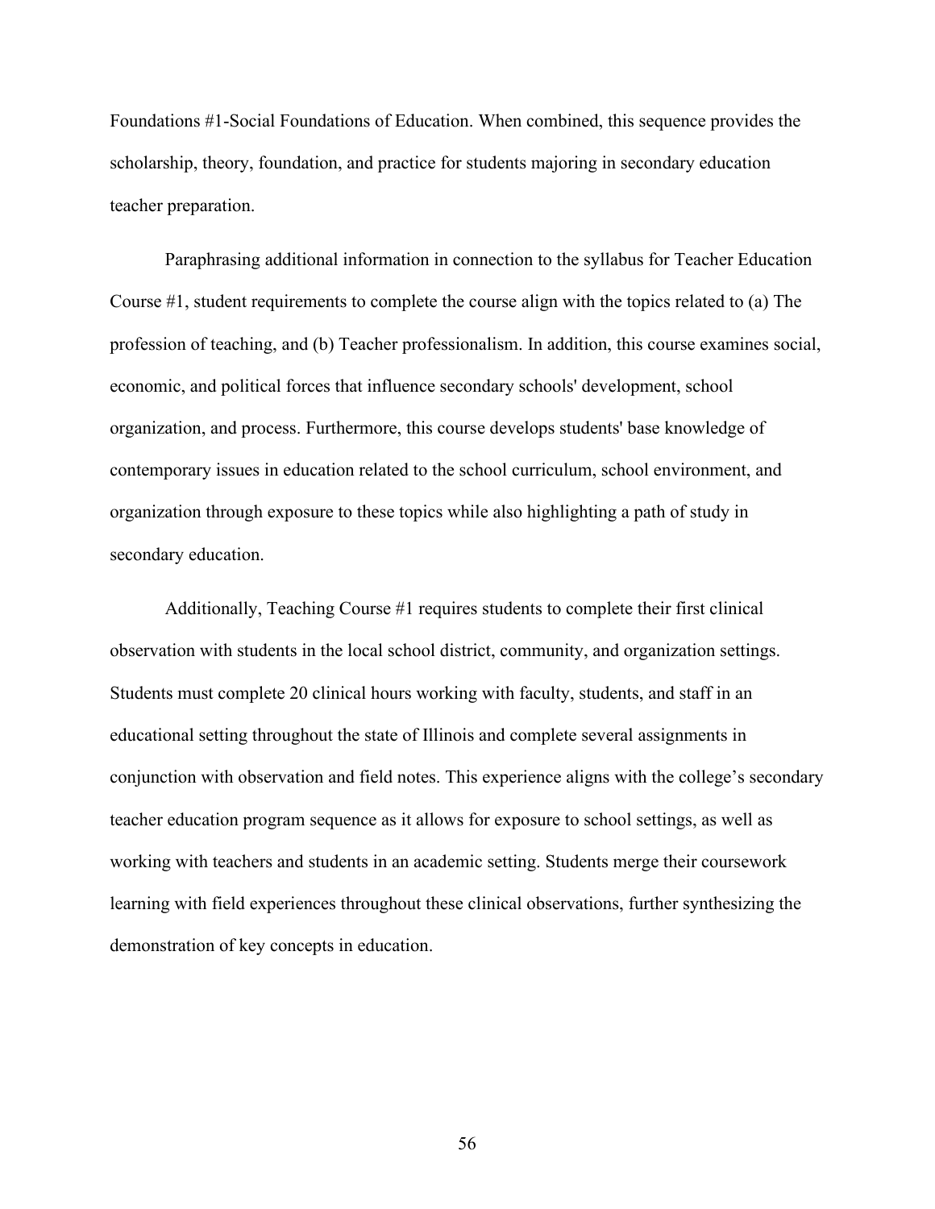Foundations #1-Social Foundations of Education. When combined, this sequence provides the scholarship, theory, foundation, and practice for students majoring in secondary education teacher preparation.

Paraphrasing additional information in connection to the syllabus for Teacher Education Course #1, student requirements to complete the course align with the topics related to (a) The profession of teaching, and (b) Teacher professionalism. In addition, this course examines social, economic, and political forces that influence secondary schools' development, school organization, and process. Furthermore, this course develops students' base knowledge of contemporary issues in education related to the school curriculum, school environment, and organization through exposure to these topics while also highlighting a path of study in secondary education.

Additionally, Teaching Course #1 requires students to complete their first clinical observation with students in the local school district, community, and organization settings. Students must complete 20 clinical hours working with faculty, students, and staff in an educational setting throughout the state of Illinois and complete several assignments in conjunction with observation and field notes. This experience aligns with the college's secondary teacher education program sequence as it allows for exposure to school settings, as well as working with teachers and students in an academic setting. Students merge their coursework learning with field experiences throughout these clinical observations, further synthesizing the demonstration of key concepts in education.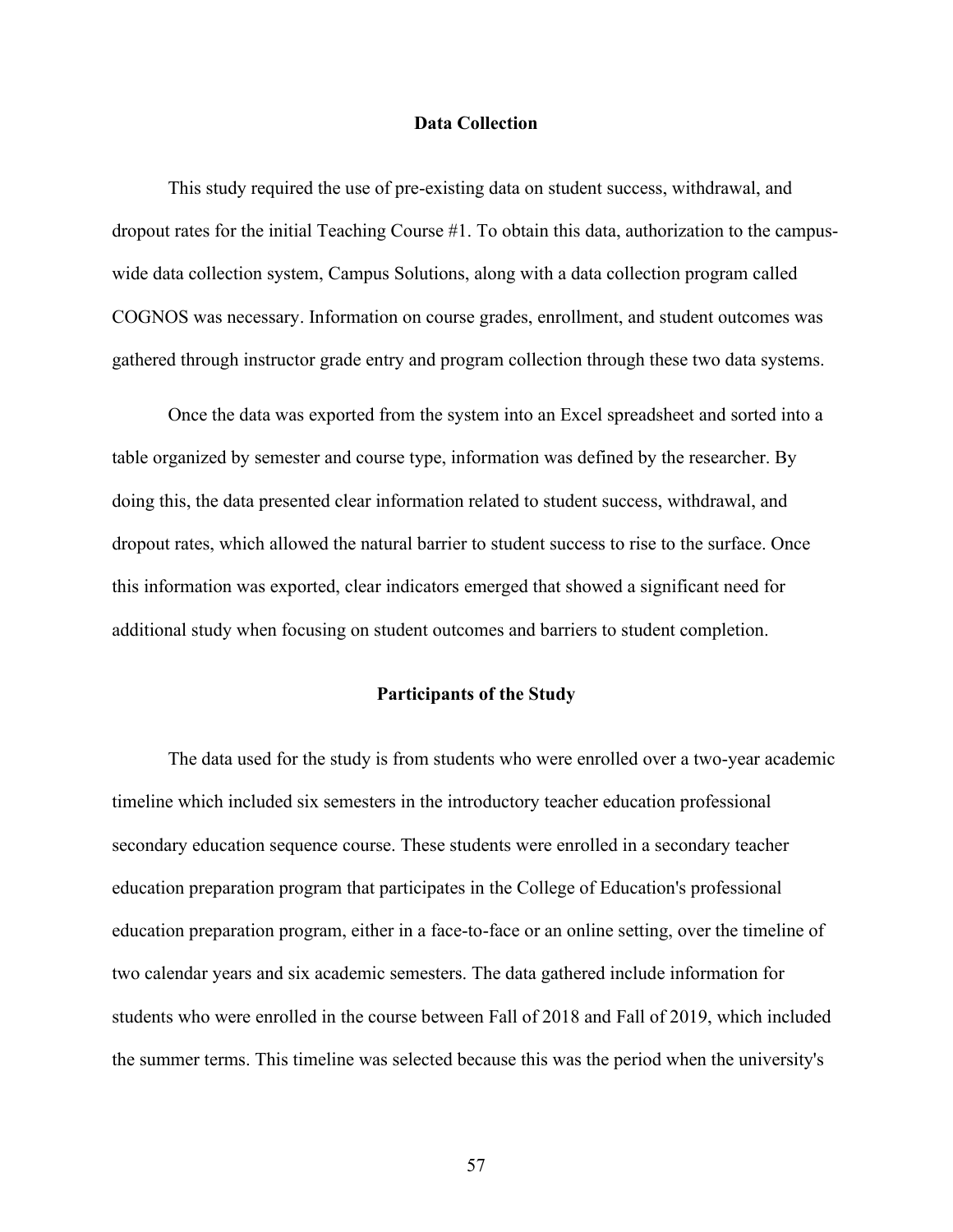## Data Collection

This study required the use of pre-existing data on student success, withdrawal, and dropout rates for the initial Teaching Course #1. To obtain this data, authorization to the campus-wide data collection system, Campus Solutions, along with a data collection program called COGNOS was necessary. Information on course grades, enrollment, and student outcomes was gathered through instructor grade entry and program collection through these two data systems.

Once the data was exported from the system into an Excel spreadsheet and sorted into a table organized by semester and course type, information was defined by the researcher. By doing this, the data presented clear information related to student success, withdrawal, and dropout rates, which allowed the natural barrier to student success to rise to the surface. Once this information was exported, clear indicators emerged that showed a significant need for additional study when focusing on student outcomes and barriers to student completion.

## Participants of the Study

The data used for the study is from students who were enrolled over a two-year academic timeline which included six semesters in the introductory teacher education professional secondary education sequence course. These students were enrolled in a secondary teacher education preparation program that participates in the College of Education's professional education preparation program, either in a face-to-face or an online setting, over the timeline of two calendar years and six academic semesters. The data gathered include information for students who were enrolled in the course between Fall of 2018 and Fall of 2019, which included the summer terms. This timeline was selected because this was the period when the university's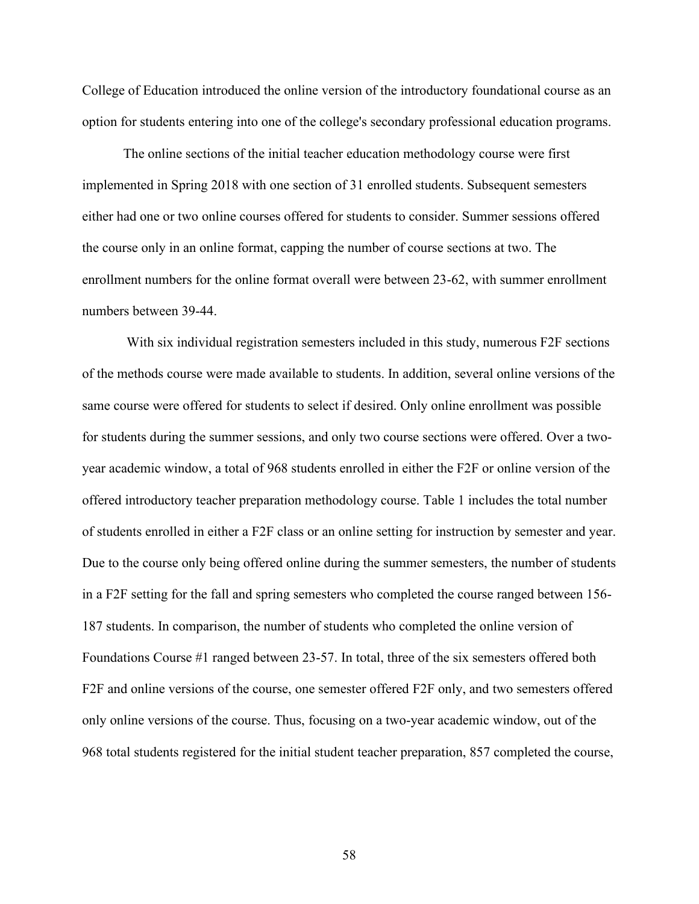College of Education introduced the online version of the introductory foundational course as an option for students entering into one of the college's secondary professional education programs.

The online sections of the initial teacher education methodology course were first implemented in Spring 2018 with one section of 31 enrolled students. Subsequent semesters either had one or two online courses offered for students to consider. Summer sessions offered the course only in an online format, capping the number of course sections at two. The enrollment numbers for the online format overall were between 23-62, with summer enrollment numbers between 39-44.

With six individual registration semesters included in this study, numerous F2F sections of the methods course were made available to students. In addition, several online versions of the same course were offered for students to select if desired. Only online enrollment was possible for students during the summer sessions, and only two course sections were offered. Over a two-year academic window, a total of 968 students enrolled in either the F2F or online version of the offered introductory teacher preparation methodology course. Table 1 includes the total number of students enrolled in either a F2F class or an online setting for instruction by semester and year. Due to the course only being offered online during the summer semesters, the number of students in a F2F setting for the fall and spring semesters who completed the course ranged between 156-187 students. In comparison, the number of students who completed the online version of Foundations Course #1 ranged between 23-57. In total, three of the six semesters offered both F2F and online versions of the course, one semester offered F2F only, and two semesters offered only online versions of the course. Thus, focusing on a two-year academic window, out of the 968 total students registered for the initial student teacher preparation, 857 completed the course,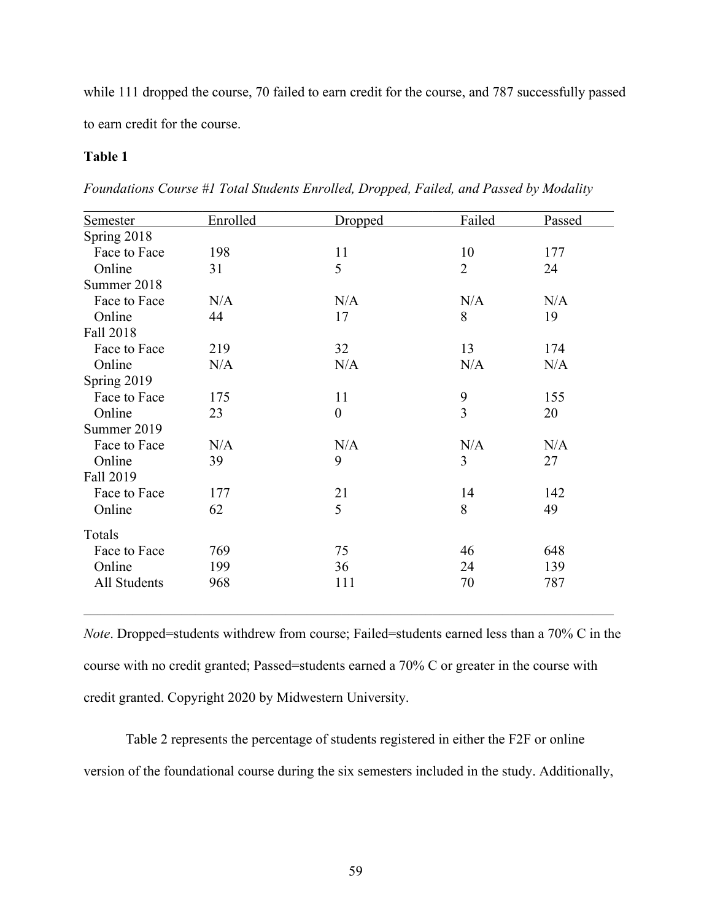while 111 dropped the course, 70 failed to earn credit for the course, and 787 successfully passed to earn credit for the course.

**Table 1**

*Foundations Course #1 Total Students Enrolled, Dropped, Failed, and Passed by Modality*

| Semester | Enrolled | Dropped | Failed | Passed |
|---|---|---|---|---|
| Spring 2018 | | | | |
| Face to Face | 198 | 11 | 10 | 177 |
| Online | 31 | 5 | 2 | 24 |
| Summer 2018 | | | | |
| Face to Face | N/A | N/A | N/A | N/A |
| Online | 44 | 17 | 8 | 19 |
| Fall 2018 | | | | |
| Face to Face | 219 | 32 | 13 | 174 |
| Online | N/A | N/A | N/A | N/A |
| Spring 2019 | | | | |
| Face to Face | 175 | 11 | 9 | 155 |
| Online | 23 | 0 | 3 | 20 |
| Summer 2019 | | | | |
| Face to Face | N/A | N/A | N/A | N/A |
| Online | 39 | 9 | 3 | 27 |
| Fall 2019 | | | | |
| Face to Face | 177 | 21 | 14 | 142 |
| Online | 62 | 5 | 8 | 49 |
| Totals | | | | |
| Face to Face | 769 | 75 | 46 | 648 |
| Online | 199 | 36 | 24 | 139 |
| All Students | 968 | 111 | 70 | 787 |

*Note*. Dropped=students withdrew from course; Failed=students earned less than a 70% C in the course with no credit granted; Passed=students earned a 70% C or greater in the course with credit granted. Copyright 2020 by Midwestern University.

Table 2 represents the percentage of students registered in either the F2F or online version of the foundational course during the six semesters included in the study. Additionally,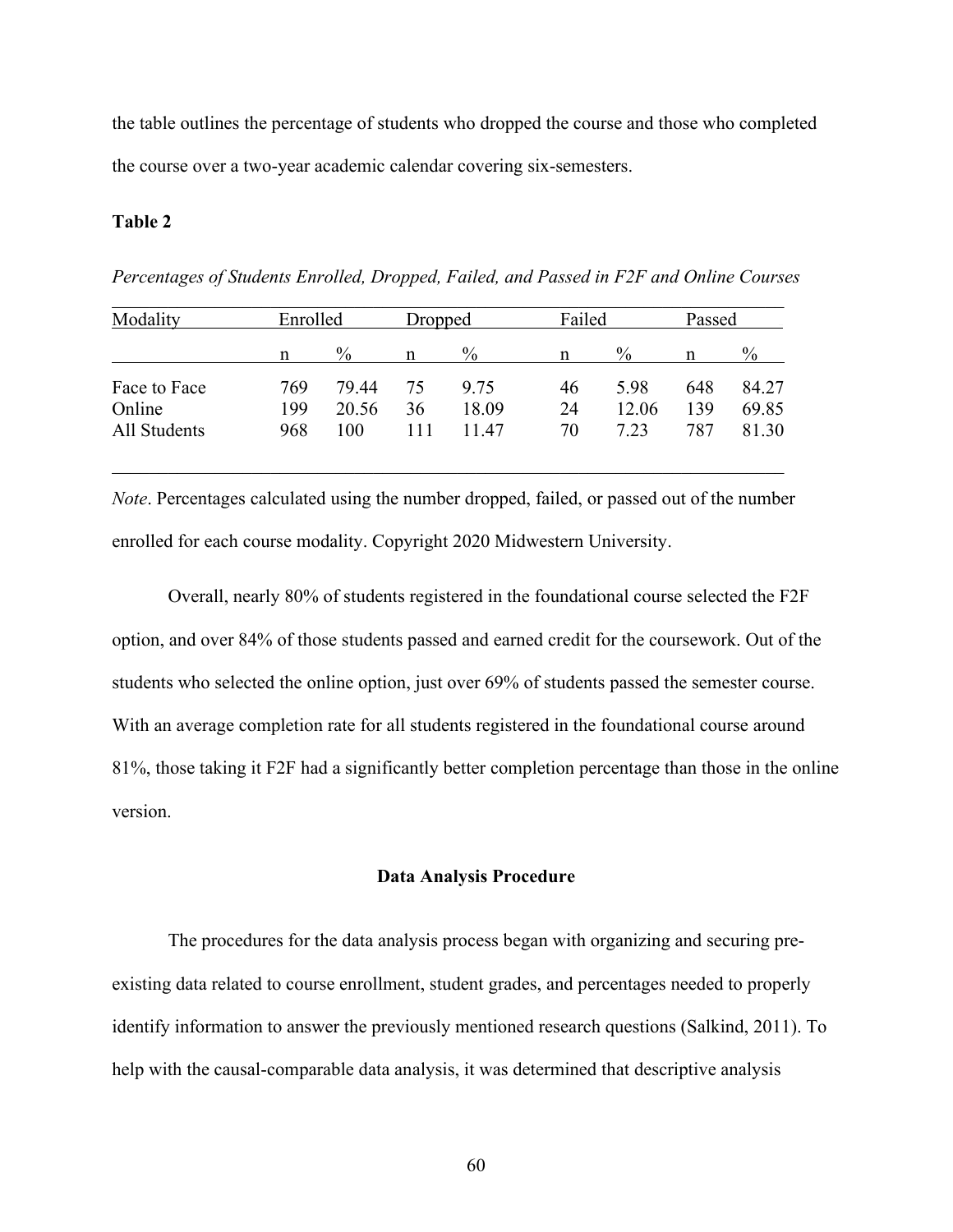the table outlines the percentage of students who dropped the course and those who completed the course over a two-year academic calendar covering six-semesters.

**Table 2**

*Percentages of Students Enrolled, Dropped, Failed, and Passed in F2F and Online Courses*

| Modality | Enrolled | | Dropped | | Failed | | Passed | |
|---|---|---|---|---|---|---|---|---|
| | n | % | n | % | n | % | n | % |
| Face to Face | 769 | 79.44 | 75 | 9.75 | 46 | 5.98 | 648 | 84.27 |
| Online | 199 | 20.56 | 36 | 18.09 | 24 | 12.06 | 139 | 69.85 |
| All Students | 968 | 100 | 111 | 11.47 | 70 | 7.23 | 787 | 81.30 |

*Note*. Percentages calculated using the number dropped, failed, or passed out of the number enrolled for each course modality. Copyright 2020 Midwestern University.

Overall, nearly 80% of students registered in the foundational course selected the F2F option, and over 84% of those students passed and earned credit for the coursework. Out of the students who selected the online option, just over 69% of students passed the semester course. With an average completion rate for all students registered in the foundational course around 81%, those taking it F2F had a significantly better completion percentage than those in the online version.

## Data Analysis Procedure

The procedures for the data analysis process began with organizing and securing pre-existing data related to course enrollment, student grades, and percentages needed to properly identify information to answer the previously mentioned research questions (Salkind, 2011). To help with the causal-comparable data analysis, it was determined that descriptive analysis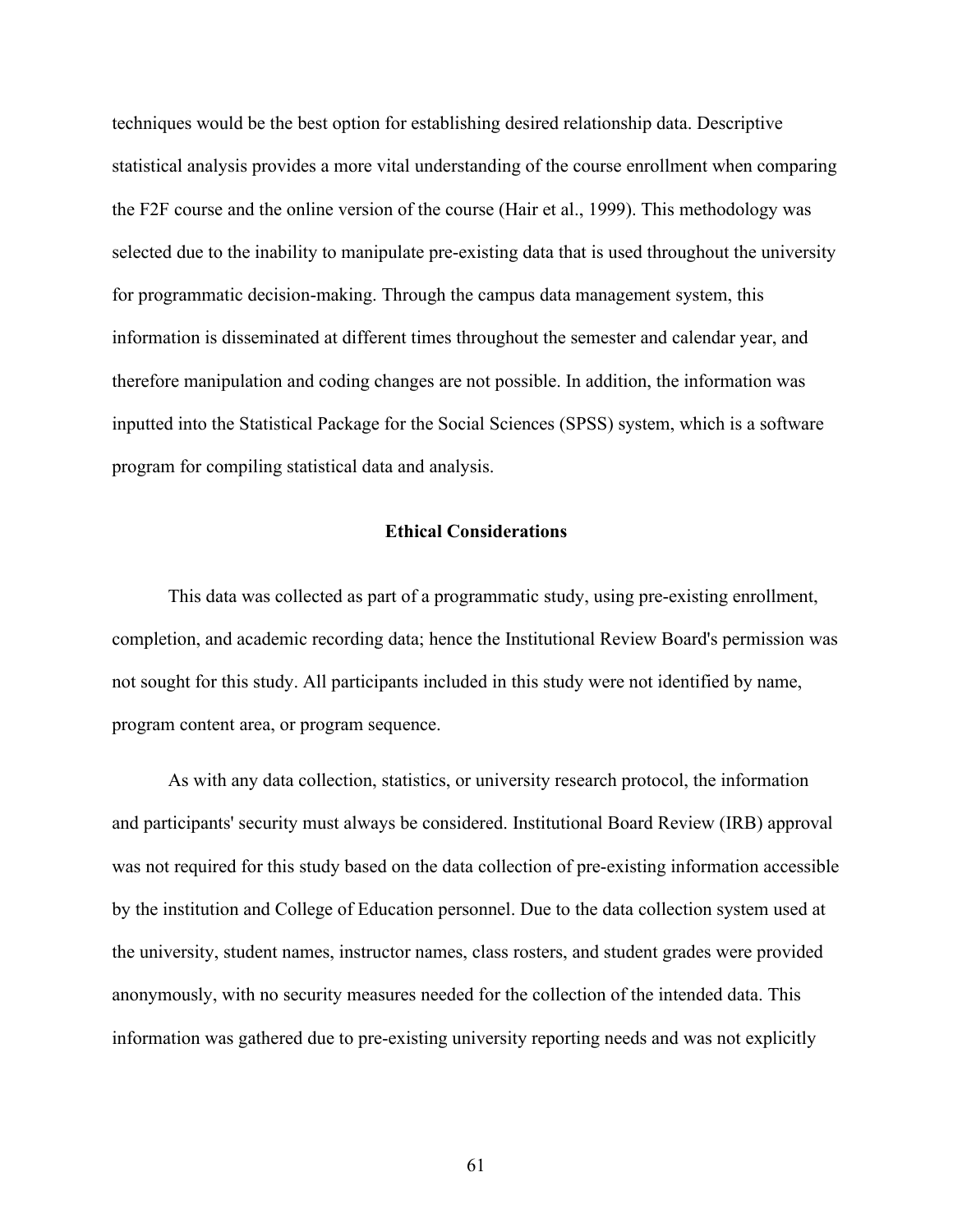techniques would be the best option for establishing desired relationship data. Descriptive statistical analysis provides a more vital understanding of the course enrollment when comparing the F2F course and the online version of the course (Hair et al., 1999). This methodology was selected due to the inability to manipulate pre-existing data that is used throughout the university for programmatic decision-making. Through the campus data management system, this information is disseminated at different times throughout the semester and calendar year, and therefore manipulation and coding changes are not possible. In addition, the information was inputted into the Statistical Package for the Social Sciences (SPSS) system, which is a software program for compiling statistical data and analysis.

## Ethical Considerations

This data was collected as part of a programmatic study, using pre-existing enrollment, completion, and academic recording data; hence the Institutional Review Board's permission was not sought for this study. All participants included in this study were not identified by name, program content area, or program sequence.

As with any data collection, statistics, or university research protocol, the information and participants' security must always be considered. Institutional Board Review (IRB) approval was not required for this study based on the data collection of pre-existing information accessible by the institution and College of Education personnel. Due to the data collection system used at the university, student names, instructor names, class rosters, and student grades were provided anonymously, with no security measures needed for the collection of the intended data. This information was gathered due to pre-existing university reporting needs and was not explicitly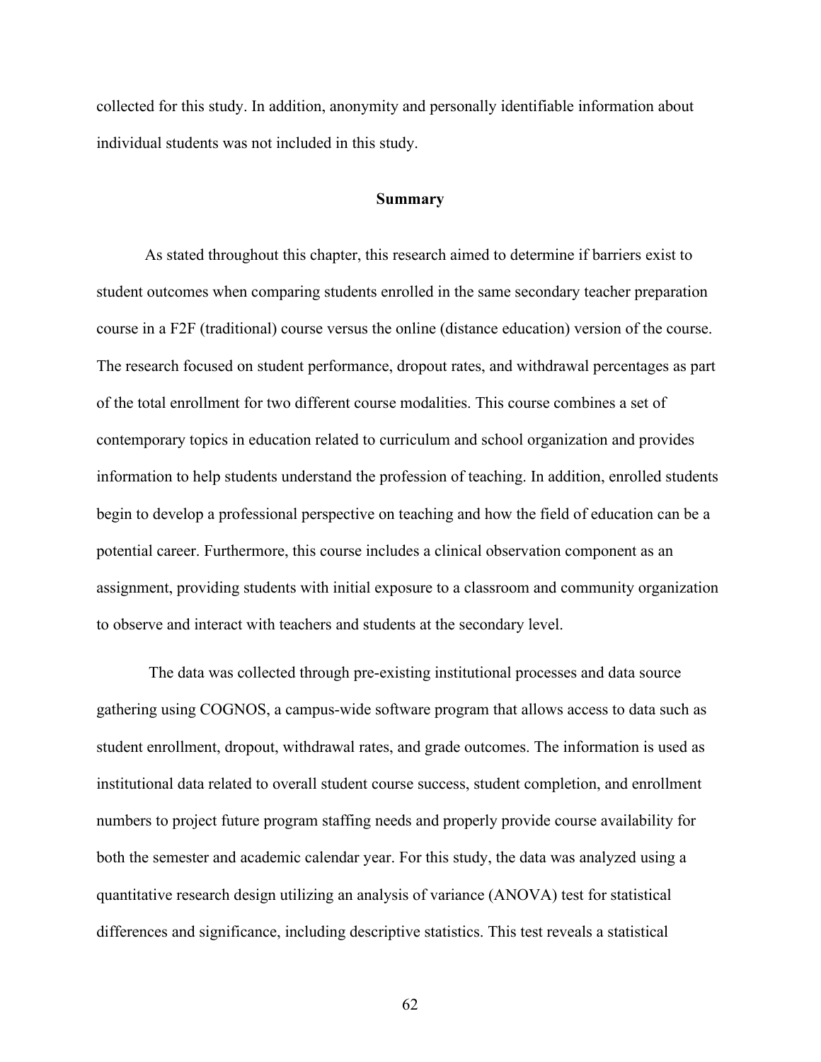collected for this study. In addition, anonymity and personally identifiable information about individual students was not included in this study.

## Summary

As stated throughout this chapter, this research aimed to determine if barriers exist to student outcomes when comparing students enrolled in the same secondary teacher preparation course in a F2F (traditional) course versus the online (distance education) version of the course. The research focused on student performance, dropout rates, and withdrawal percentages as part of the total enrollment for two different course modalities. This course combines a set of contemporary topics in education related to curriculum and school organization and provides information to help students understand the profession of teaching. In addition, enrolled students begin to develop a professional perspective on teaching and how the field of education can be a potential career. Furthermore, this course includes a clinical observation component as an assignment, providing students with initial exposure to a classroom and community organization to observe and interact with teachers and students at the secondary level.

The data was collected through pre-existing institutional processes and data source gathering using COGNOS, a campus-wide software program that allows access to data such as student enrollment, dropout, withdrawal rates, and grade outcomes. The information is used as institutional data related to overall student course success, student completion, and enrollment numbers to project future program staffing needs and properly provide course availability for both the semester and academic calendar year. For this study, the data was analyzed using a quantitative research design utilizing an analysis of variance (ANOVA) test for statistical differences and significance, including descriptive statistics. This test reveals a statistical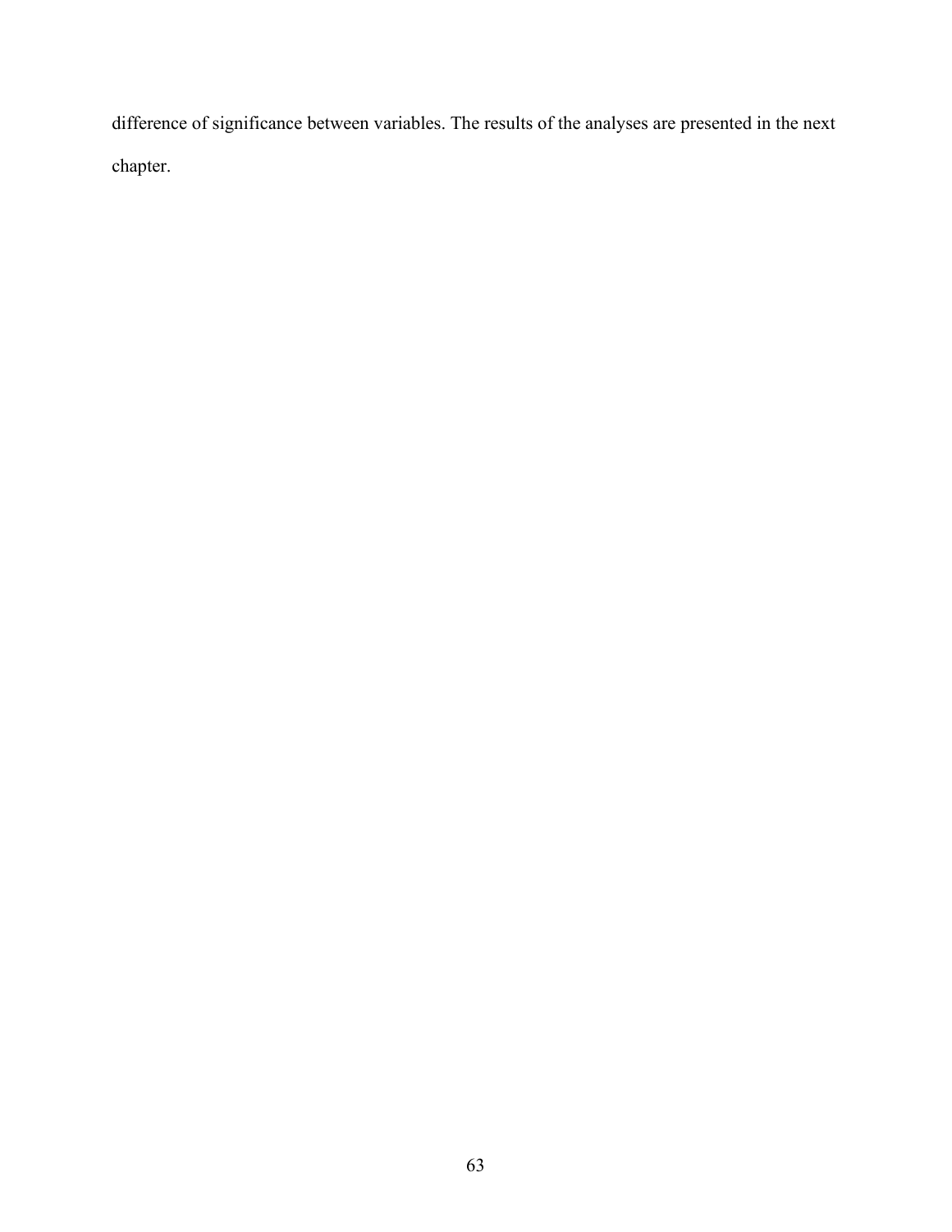difference of significance between variables. The results of the analyses are presented in the next chapter.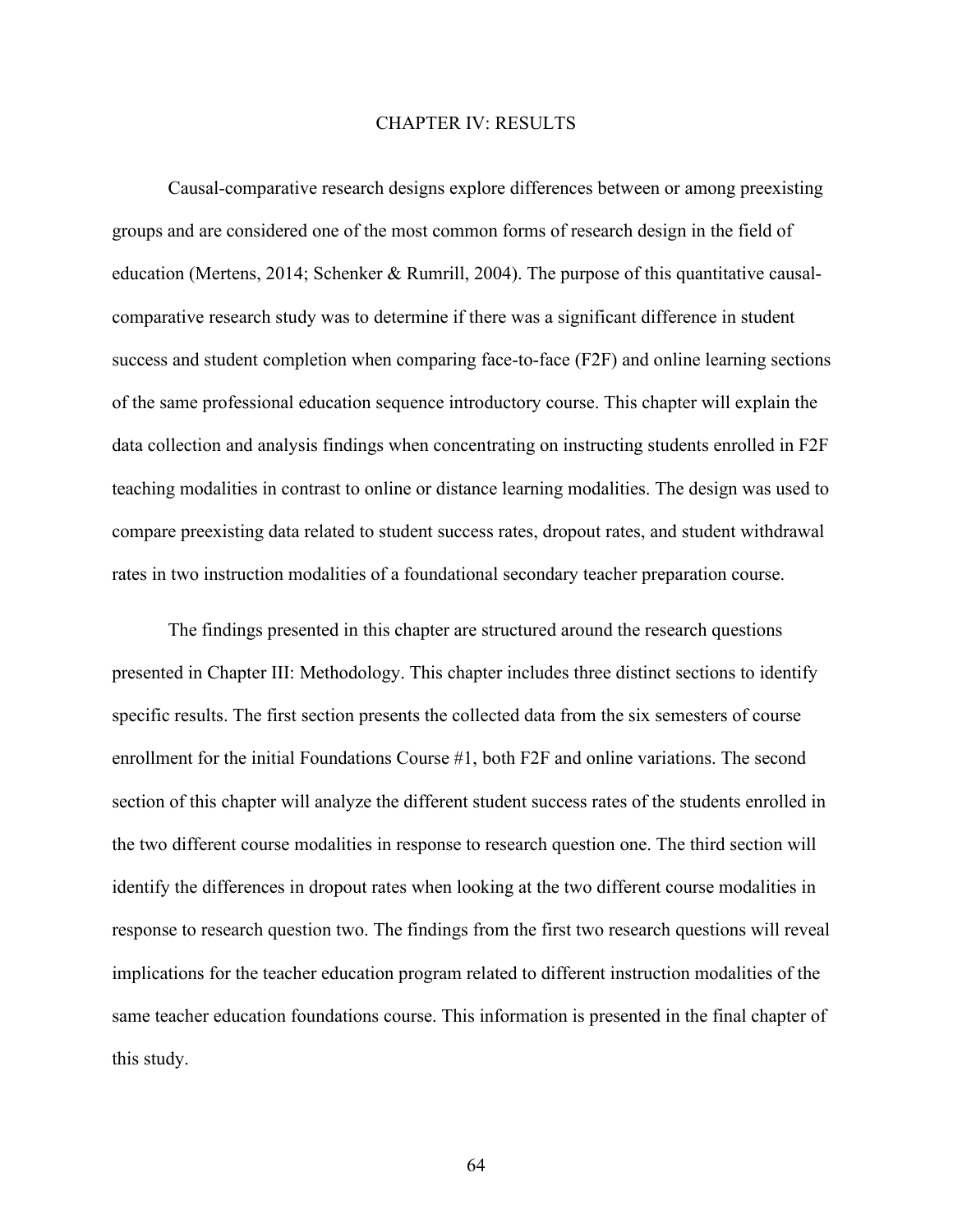# CHAPTER IV: RESULTS

Causal-comparative research designs explore differences between or among preexisting groups and are considered one of the most common forms of research design in the field of education (Mertens, 2014; Schenker & Rumrill, 2004). The purpose of this quantitative causal-comparative research study was to determine if there was a significant difference in student success and student completion when comparing face-to-face (F2F) and online learning sections of the same professional education sequence introductory course. This chapter will explain the data collection and analysis findings when concentrating on instructing students enrolled in F2F teaching modalities in contrast to online or distance learning modalities. The design was used to compare preexisting data related to student success rates, dropout rates, and student withdrawal rates in two instruction modalities of a foundational secondary teacher preparation course.

The findings presented in this chapter are structured around the research questions presented in Chapter III: Methodology. This chapter includes three distinct sections to identify specific results. The first section presents the collected data from the six semesters of course enrollment for the initial Foundations Course #1, both F2F and online variations. The second section of this chapter will analyze the different student success rates of the students enrolled in the two different course modalities in response to research question one. The third section will identify the differences in dropout rates when looking at the two different course modalities in response to research question two. The findings from the first two research questions will reveal implications for the teacher education program related to different instruction modalities of the same teacher education foundations course. This information is presented in the final chapter of this study.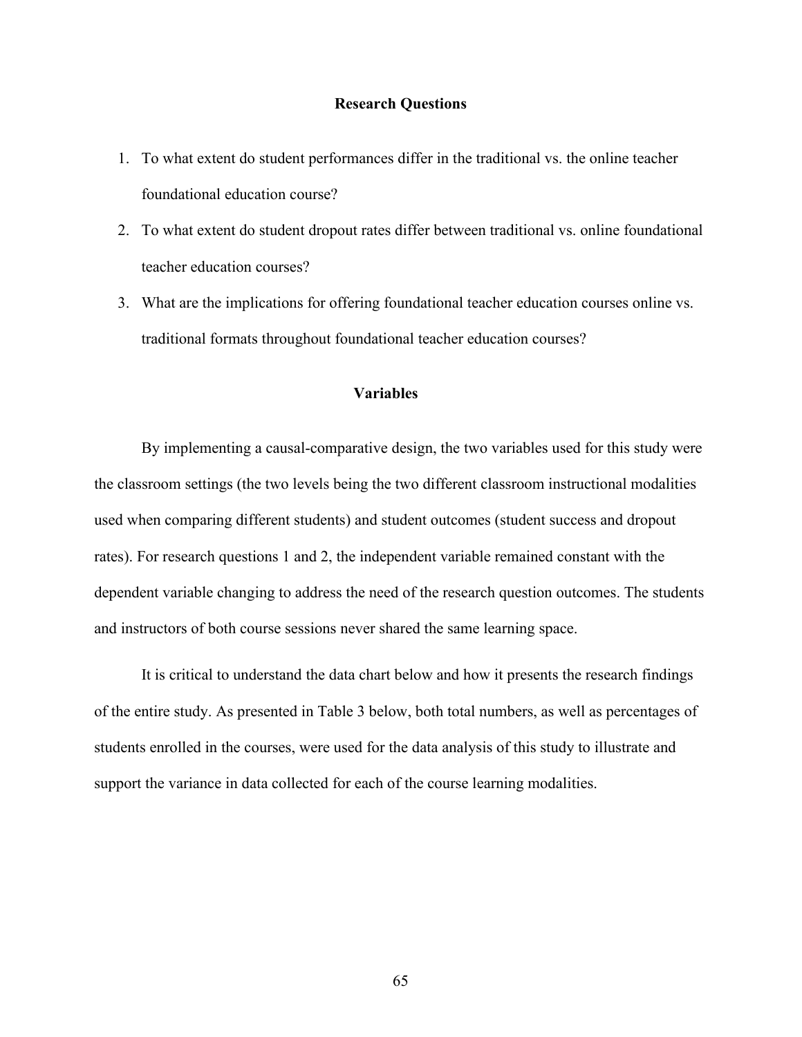## Research Questions

1. To what extent do student performances differ in the traditional vs. the online teacher foundational education course?
2. To what extent do student dropout rates differ between traditional vs. online foundational teacher education courses?
3. What are the implications for offering foundational teacher education courses online vs. traditional formats throughout foundational teacher education courses?

## Variables

By implementing a causal-comparative design, the two variables used for this study were the classroom settings (the two levels being the two different classroom instructional modalities used when comparing different students) and student outcomes (student success and dropout rates). For research questions 1 and 2, the independent variable remained constant with the dependent variable changing to address the need of the research question outcomes. The students and instructors of both course sessions never shared the same learning space.

It is critical to understand the data chart below and how it presents the research findings of the entire study. As presented in Table 3 below, both total numbers, as well as percentages of students enrolled in the courses, were used for the data analysis of this study to illustrate and support the variance in data collected for each of the course learning modalities.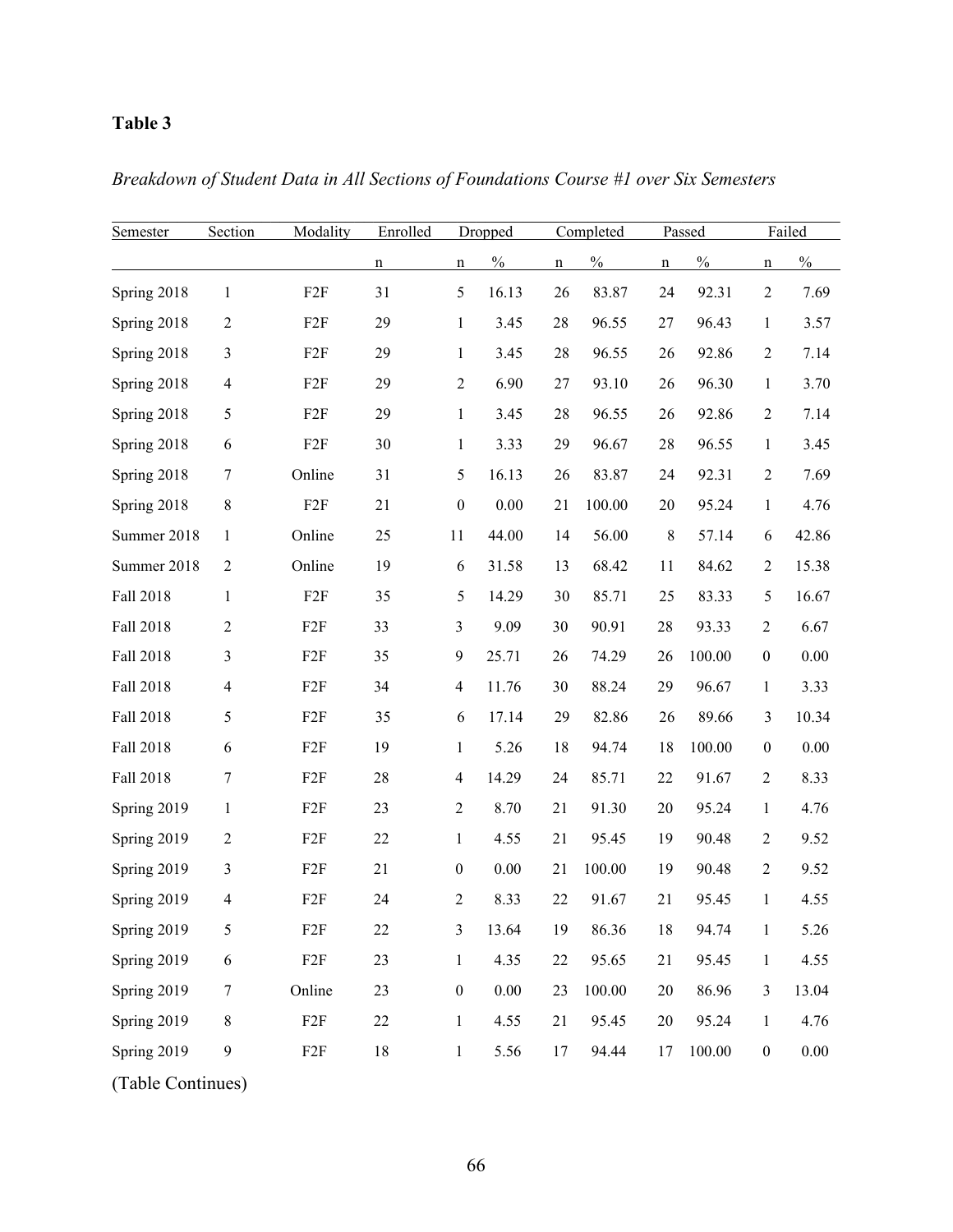**Table 3**

*Breakdown of Student Data in All Sections of Foundations Course #1 over Six Semesters*

| Semester | Section | Modality | Enrolled | Dropped | | Completed | | Passed | | Failed | |
|---|---|---|---|---|---|---|---|---|---|---|---|
| | | | n | n | % | n | % | n | % | n | % |
| Spring 2018 | 1 | F2F | 31 | 5 | 16.13 | 26 | 83.87 | 24 | 92.31 | 2 | 7.69 |
| Spring 2018 | 2 | F2F | 29 | 1 | 3.45 | 28 | 96.55 | 27 | 96.43 | 1 | 3.57 |
| Spring 2018 | 3 | F2F | 29 | 1 | 3.45 | 28 | 96.55 | 26 | 92.86 | 2 | 7.14 |
| Spring 2018 | 4 | F2F | 29 | 2 | 6.90 | 27 | 93.10 | 26 | 96.30 | 1 | 3.70 |
| Spring 2018 | 5 | F2F | 29 | 1 | 3.45 | 28 | 96.55 | 26 | 92.86 | 2 | 7.14 |
| Spring 2018 | 6 | F2F | 30 | 1 | 3.33 | 29 | 96.67 | 28 | 96.55 | 1 | 3.45 |
| Spring 2018 | 7 | Online | 31 | 5 | 16.13 | 26 | 83.87 | 24 | 92.31 | 2 | 7.69 |
| Spring 2018 | 8 | F2F | 21 | 0 | 0.00 | 21 | 100.00 | 20 | 95.24 | 1 | 4.76 |
| Summer 2018 | 1 | Online | 25 | 11 | 44.00 | 14 | 56.00 | 8 | 57.14 | 6 | 42.86 |
| Summer 2018 | 2 | Online | 19 | 6 | 31.58 | 13 | 68.42 | 11 | 84.62 | 2 | 15.38 |
| Fall 2018 | 1 | F2F | 35 | 5 | 14.29 | 30 | 85.71 | 25 | 83.33 | 5 | 16.67 |
| Fall 2018 | 2 | F2F | 33 | 3 | 9.09 | 30 | 90.91 | 28 | 93.33 | 2 | 6.67 |
| Fall 2018 | 3 | F2F | 35 | 9 | 25.71 | 26 | 74.29 | 26 | 100.00 | 0 | 0.00 |
| Fall 2018 | 4 | F2F | 34 | 4 | 11.76 | 30 | 88.24 | 29 | 96.67 | 1 | 3.33 |
| Fall 2018 | 5 | F2F | 35 | 6 | 17.14 | 29 | 82.86 | 26 | 89.66 | 3 | 10.34 |
| Fall 2018 | 6 | F2F | 19 | 1 | 5.26 | 18 | 94.74 | 18 | 100.00 | 0 | 0.00 |
| Fall 2018 | 7 | F2F | 28 | 4 | 14.29 | 24 | 85.71 | 22 | 91.67 | 2 | 8.33 |
| Spring 2019 | 1 | F2F | 23 | 2 | 8.70 | 21 | 91.30 | 20 | 95.24 | 1 | 4.76 |
| Spring 2019 | 2 | F2F | 22 | 1 | 4.55 | 21 | 95.45 | 19 | 90.48 | 2 | 9.52 |
| Spring 2019 | 3 | F2F | 21 | 0 | 0.00 | 21 | 100.00 | 19 | 90.48 | 2 | 9.52 |
| Spring 2019 | 4 | F2F | 24 | 2 | 8.33 | 22 | 91.67 | 21 | 95.45 | 1 | 4.55 |
| Spring 2019 | 5 | F2F | 22 | 3 | 13.64 | 19 | 86.36 | 18 | 94.74 | 1 | 5.26 |
| Spring 2019 | 6 | F2F | 23 | 1 | 4.35 | 22 | 95.65 | 21 | 95.45 | 1 | 4.55 |
| Spring 2019 | 7 | Online | 23 | 0 | 0.00 | 23 | 100.00 | 20 | 86.96 | 3 | 13.04 |
| Spring 2019 | 8 | F2F | 22 | 1 | 4.55 | 21 | 95.45 | 20 | 95.24 | 1 | 4.76 |
| Spring 2019 | 9 | F2F | 18 | 1 | 5.56 | 17 | 94.44 | 17 | 100.00 | 0 | 0.00 |

(Table Continues)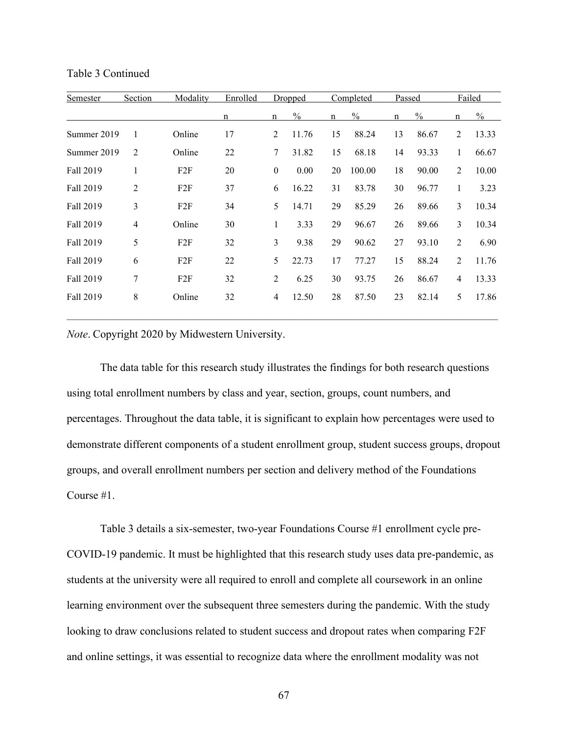Table 3 Continued

| Semester | Section | Modality | Enrolled | Dropped | | Completed | | Passed | | Failed | |
|---|---|---|---|---|---|---|---|---|---|---|---|
| | | | n | n | % | n | % | n | % | n | % |
| Summer 2019 | 1 | Online | 17 | 2 | 11.76 | 15 | 88.24 | 13 | 86.67 | 2 | 13.33 |
| Summer 2019 | 2 | Online | 22 | 7 | 31.82 | 15 | 68.18 | 14 | 93.33 | 1 | 66.67 |
| Fall 2019 | 1 | F2F | 20 | 0 | 0.00 | 20 | 100.00 | 18 | 90.00 | 2 | 10.00 |
| Fall 2019 | 2 | F2F | 37 | 6 | 16.22 | 31 | 83.78 | 30 | 96.77 | 1 | 3.23 |
| Fall 2019 | 3 | F2F | 34 | 5 | 14.71 | 29 | 85.29 | 26 | 89.66 | 3 | 10.34 |
| Fall 2019 | 4 | Online | 30 | 1 | 3.33 | 29 | 96.67 | 26 | 89.66 | 3 | 10.34 |
| Fall 2019 | 5 | F2F | 32 | 3 | 9.38 | 29 | 90.62 | 27 | 93.10 | 2 | 6.90 |
| Fall 2019 | 6 | F2F | 22 | 5 | 22.73 | 17 | 77.27 | 15 | 88.24 | 2 | 11.76 |
| Fall 2019 | 7 | F2F | 32 | 2 | 6.25 | 30 | 93.75 | 26 | 86.67 | 4 | 13.33 |
| Fall 2019 | 8 | Online | 32 | 4 | 12.50 | 28 | 87.50 | 23 | 82.14 | 5 | 17.86 |

*Note*. Copyright 2020 by Midwestern University.

The data table for this research study illustrates the findings for both research questions using total enrollment numbers by class and year, section, groups, count numbers, and percentages. Throughout the data table, it is significant to explain how percentages were used to demonstrate different components of a student enrollment group, student success groups, dropout groups, and overall enrollment numbers per section and delivery method of the Foundations Course #1.

Table 3 details a six-semester, two-year Foundations Course #1 enrollment cycle pre-COVID-19 pandemic. It must be highlighted that this research study uses data pre-pandemic, as students at the university were all required to enroll and complete all coursework in an online learning environment over the subsequent three semesters during the pandemic. With the study looking to draw conclusions related to student success and dropout rates when comparing F2F and online settings, it was essential to recognize data where the enrollment modality was not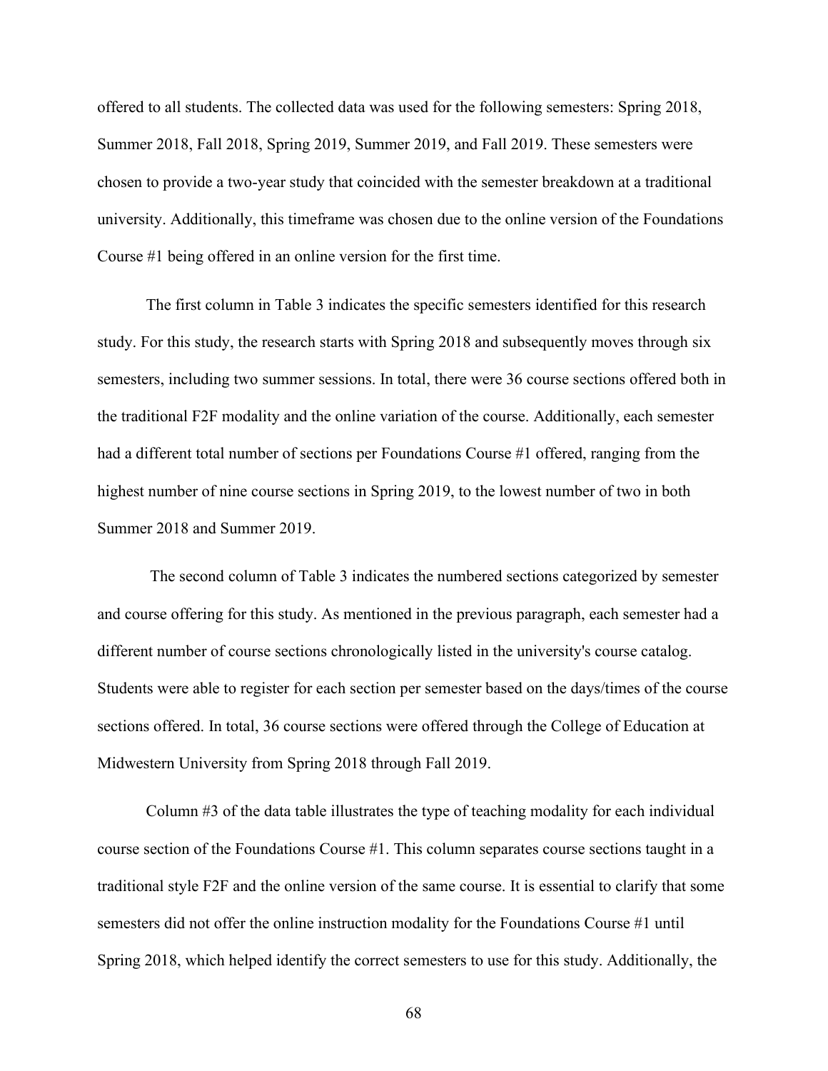offered to all students. The collected data was used for the following semesters: Spring 2018, Summer 2018, Fall 2018, Spring 2019, Summer 2019, and Fall 2019. These semesters were chosen to provide a two-year study that coincided with the semester breakdown at a traditional university. Additionally, this timeframe was chosen due to the online version of the Foundations Course #1 being offered in an online version for the first time.

The first column in Table 3 indicates the specific semesters identified for this research study. For this study, the research starts with Spring 2018 and subsequently moves through six semesters, including two summer sessions. In total, there were 36 course sections offered both in the traditional F2F modality and the online variation of the course. Additionally, each semester had a different total number of sections per Foundations Course #1 offered, ranging from the highest number of nine course sections in Spring 2019, to the lowest number of two in both Summer 2018 and Summer 2019.

The second column of Table 3 indicates the numbered sections categorized by semester and course offering for this study. As mentioned in the previous paragraph, each semester had a different number of course sections chronologically listed in the university's course catalog. Students were able to register for each section per semester based on the days/times of the course sections offered. In total, 36 course sections were offered through the College of Education at Midwestern University from Spring 2018 through Fall 2019.

Column #3 of the data table illustrates the type of teaching modality for each individual course section of the Foundations Course #1. This column separates course sections taught in a traditional style F2F and the online version of the same course. It is essential to clarify that some semesters did not offer the online instruction modality for the Foundations Course #1 until Spring 2018, which helped identify the correct semesters to use for this study. Additionally, the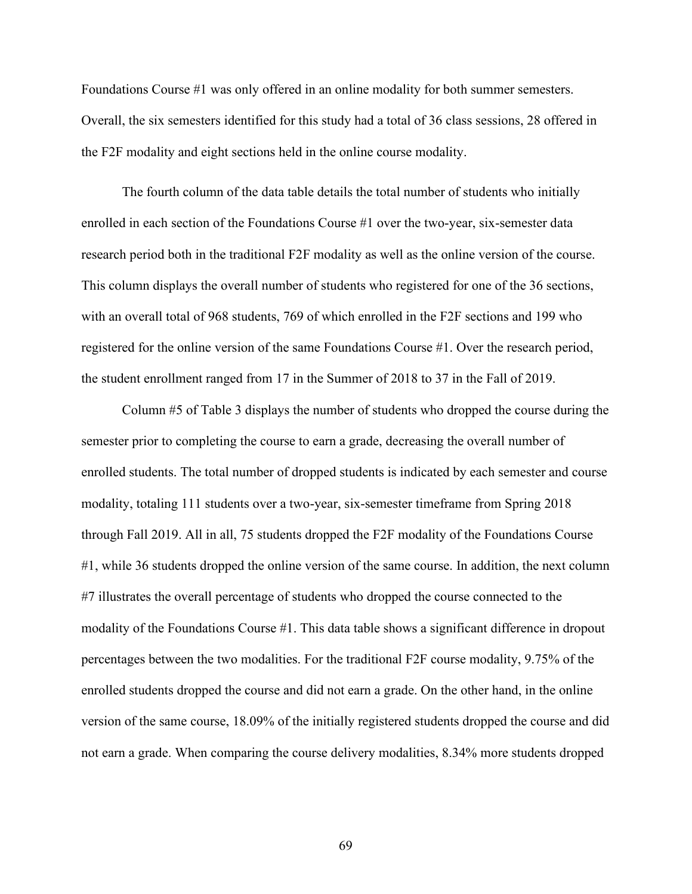Foundations Course #1 was only offered in an online modality for both summer semesters. Overall, the six semesters identified for this study had a total of 36 class sessions, 28 offered in the F2F modality and eight sections held in the online course modality.

The fourth column of the data table details the total number of students who initially enrolled in each section of the Foundations Course #1 over the two-year, six-semester data research period both in the traditional F2F modality as well as the online version of the course. This column displays the overall number of students who registered for one of the 36 sections, with an overall total of 968 students, 769 of which enrolled in the F2F sections and 199 who registered for the online version of the same Foundations Course #1. Over the research period, the student enrollment ranged from 17 in the Summer of 2018 to 37 in the Fall of 2019.

Column #5 of Table 3 displays the number of students who dropped the course during the semester prior to completing the course to earn a grade, decreasing the overall number of enrolled students. The total number of dropped students is indicated by each semester and course modality, totaling 111 students over a two-year, six-semester timeframe from Spring 2018 through Fall 2019. All in all, 75 students dropped the F2F modality of the Foundations Course #1, while 36 students dropped the online version of the same course. In addition, the next column #7 illustrates the overall percentage of students who dropped the course connected to the modality of the Foundations Course #1. This data table shows a significant difference in dropout percentages between the two modalities. For the traditional F2F course modality, 9.75% of the enrolled students dropped the course and did not earn a grade. On the other hand, in the online version of the same course, 18.09% of the initially registered students dropped the course and did not earn a grade. When comparing the course delivery modalities, 8.34% more students dropped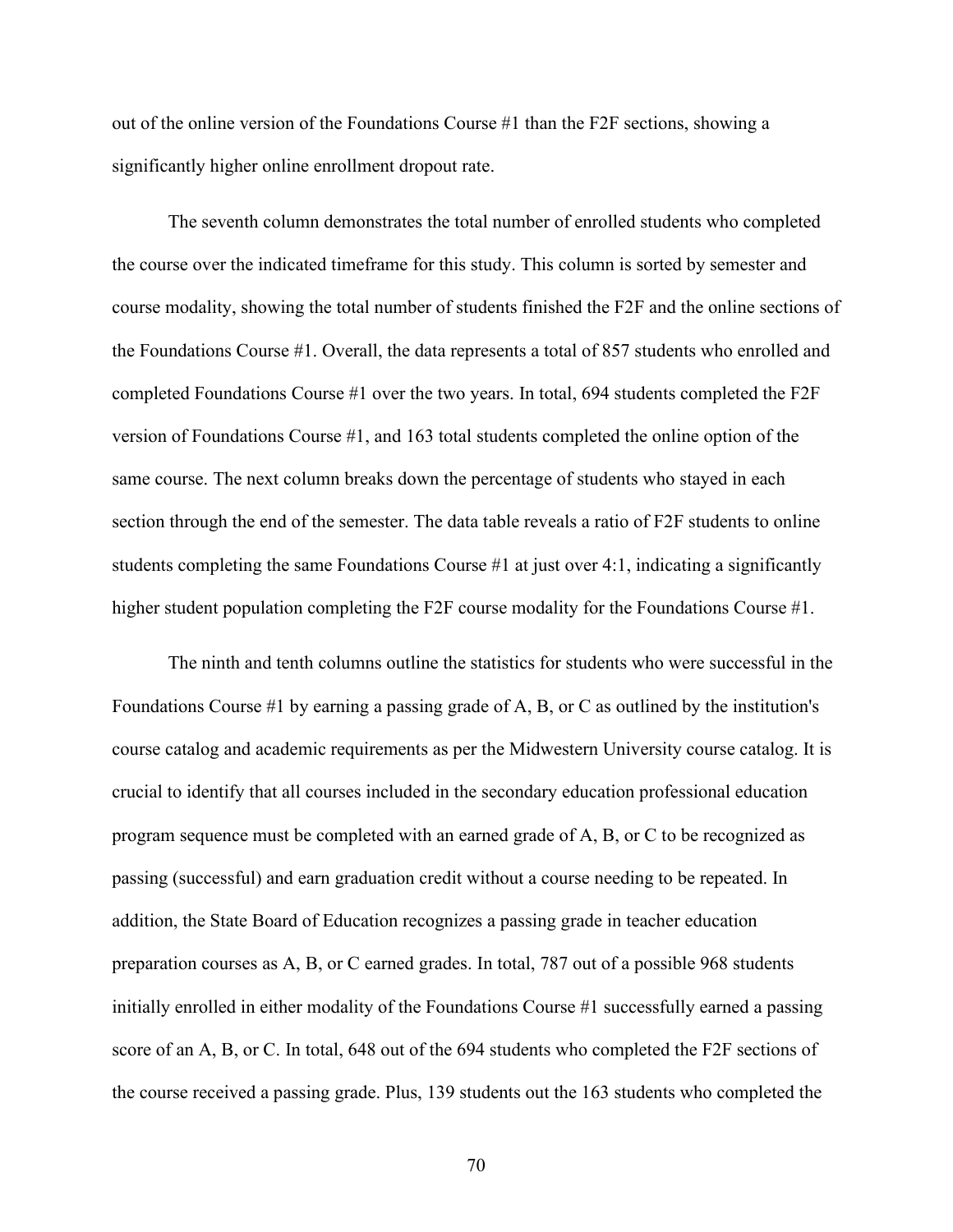out of the online version of the Foundations Course #1 than the F2F sections, showing a significantly higher online enrollment dropout rate.

The seventh column demonstrates the total number of enrolled students who completed the course over the indicated timeframe for this study. This column is sorted by semester and course modality, showing the total number of students finished the F2F and the online sections of the Foundations Course #1. Overall, the data represents a total of 857 students who enrolled and completed Foundations Course #1 over the two years. In total, 694 students completed the F2F version of Foundations Course #1, and 163 total students completed the online option of the same course. The next column breaks down the percentage of students who stayed in each section through the end of the semester. The data table reveals a ratio of F2F students to online students completing the same Foundations Course #1 at just over 4:1, indicating a significantly higher student population completing the F2F course modality for the Foundations Course #1.

The ninth and tenth columns outline the statistics for students who were successful in the Foundations Course #1 by earning a passing grade of A, B, or C as outlined by the institution's course catalog and academic requirements as per the Midwestern University course catalog. It is crucial to identify that all courses included in the secondary education professional education program sequence must be completed with an earned grade of A, B, or C to be recognized as passing (successful) and earn graduation credit without a course needing to be repeated. In addition, the State Board of Education recognizes a passing grade in teacher education preparation courses as A, B, or C earned grades. In total, 787 out of a possible 968 students initially enrolled in either modality of the Foundations Course #1 successfully earned a passing score of an A, B, or C. In total, 648 out of the 694 students who completed the F2F sections of the course received a passing grade. Plus, 139 students out the 163 students who completed the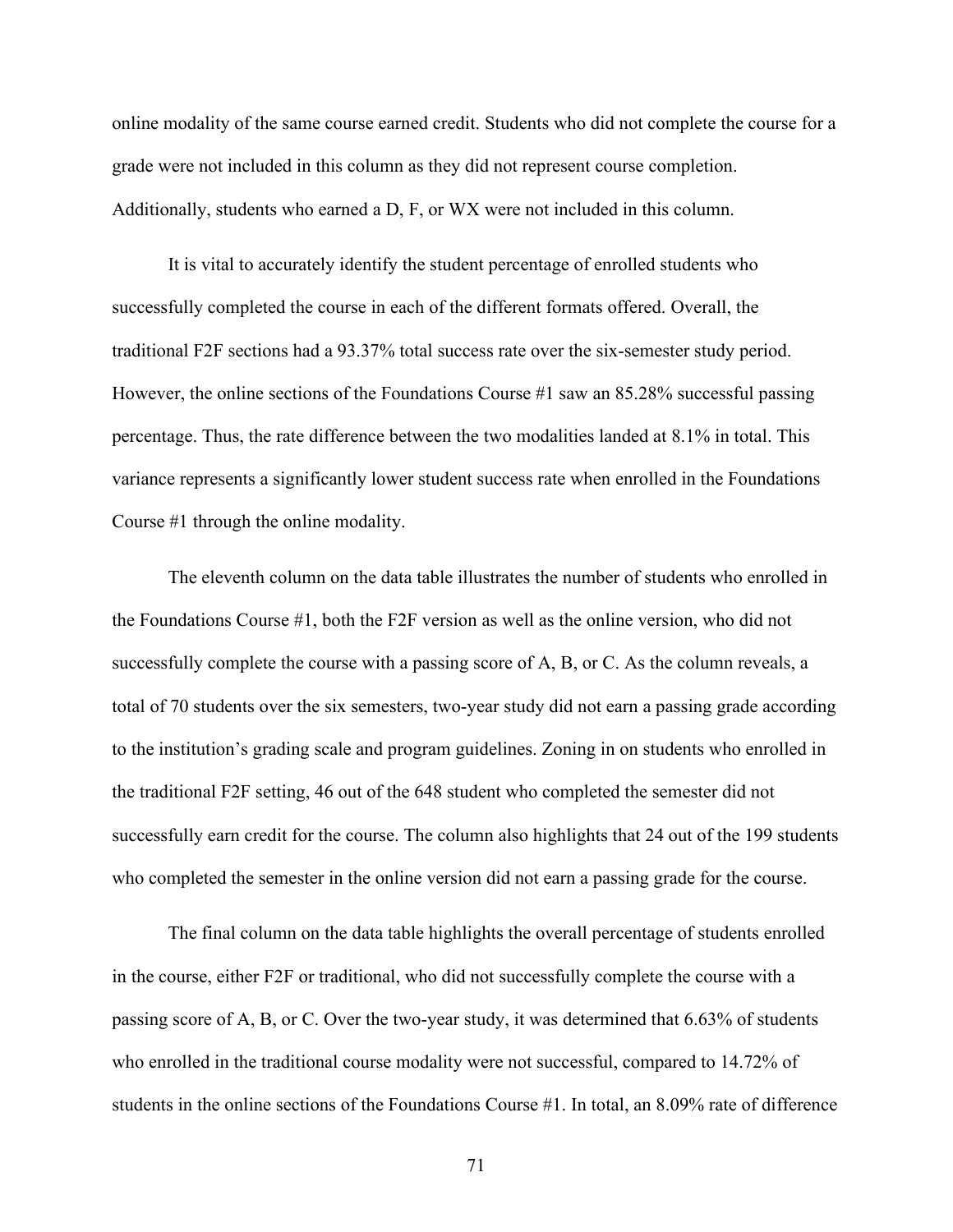online modality of the same course earned credit. Students who did not complete the course for a grade were not included in this column as they did not represent course completion. Additionally, students who earned a D, F, or WX were not included in this column.

It is vital to accurately identify the student percentage of enrolled students who successfully completed the course in each of the different formats offered. Overall, the traditional F2F sections had a 93.37% total success rate over the six-semester study period. However, the online sections of the Foundations Course #1 saw an 85.28% successful passing percentage. Thus, the rate difference between the two modalities landed at 8.1% in total. This variance represents a significantly lower student success rate when enrolled in the Foundations Course #1 through the online modality.

The eleventh column on the data table illustrates the number of students who enrolled in the Foundations Course #1, both the F2F version as well as the online version, who did not successfully complete the course with a passing score of A, B, or C. As the column reveals, a total of 70 students over the six semesters, two-year study did not earn a passing grade according to the institution's grading scale and program guidelines. Zoning in on students who enrolled in the traditional F2F setting, 46 out of the 648 student who completed the semester did not successfully earn credit for the course. The column also highlights that 24 out of the 199 students who completed the semester in the online version did not earn a passing grade for the course.

The final column on the data table highlights the overall percentage of students enrolled in the course, either F2F or traditional, who did not successfully complete the course with a passing score of A, B, or C. Over the two-year study, it was determined that 6.63% of students who enrolled in the traditional course modality were not successful, compared to 14.72% of students in the online sections of the Foundations Course #1. In total, an 8.09% rate of difference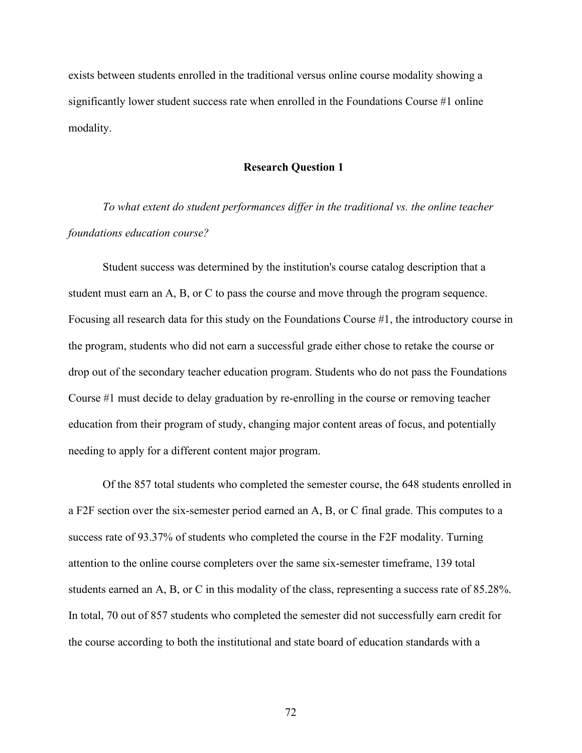exists between students enrolled in the traditional versus online course modality showing a significantly lower student success rate when enrolled in the Foundations Course #1 online modality.

## Research Question 1

*To what extent do student performances differ in the traditional vs. the online teacher foundations education course?*

Student success was determined by the institution's course catalog description that a student must earn an A, B, or C to pass the course and move through the program sequence. Focusing all research data for this study on the Foundations Course #1, the introductory course in the program, students who did not earn a successful grade either chose to retake the course or drop out of the secondary teacher education program. Students who do not pass the Foundations Course #1 must decide to delay graduation by re-enrolling in the course or removing teacher education from their program of study, changing major content areas of focus, and potentially needing to apply for a different content major program.

Of the 857 total students who completed the semester course, the 648 students enrolled in a F2F section over the six-semester period earned an A, B, or C final grade. This computes to a success rate of 93.37% of students who completed the course in the F2F modality. Turning attention to the online course completers over the same six-semester timeframe, 139 total students earned an A, B, or C in this modality of the class, representing a success rate of 85.28%. In total, 70 out of 857 students who completed the semester did not successfully earn credit for the course according to both the institutional and state board of education standards with a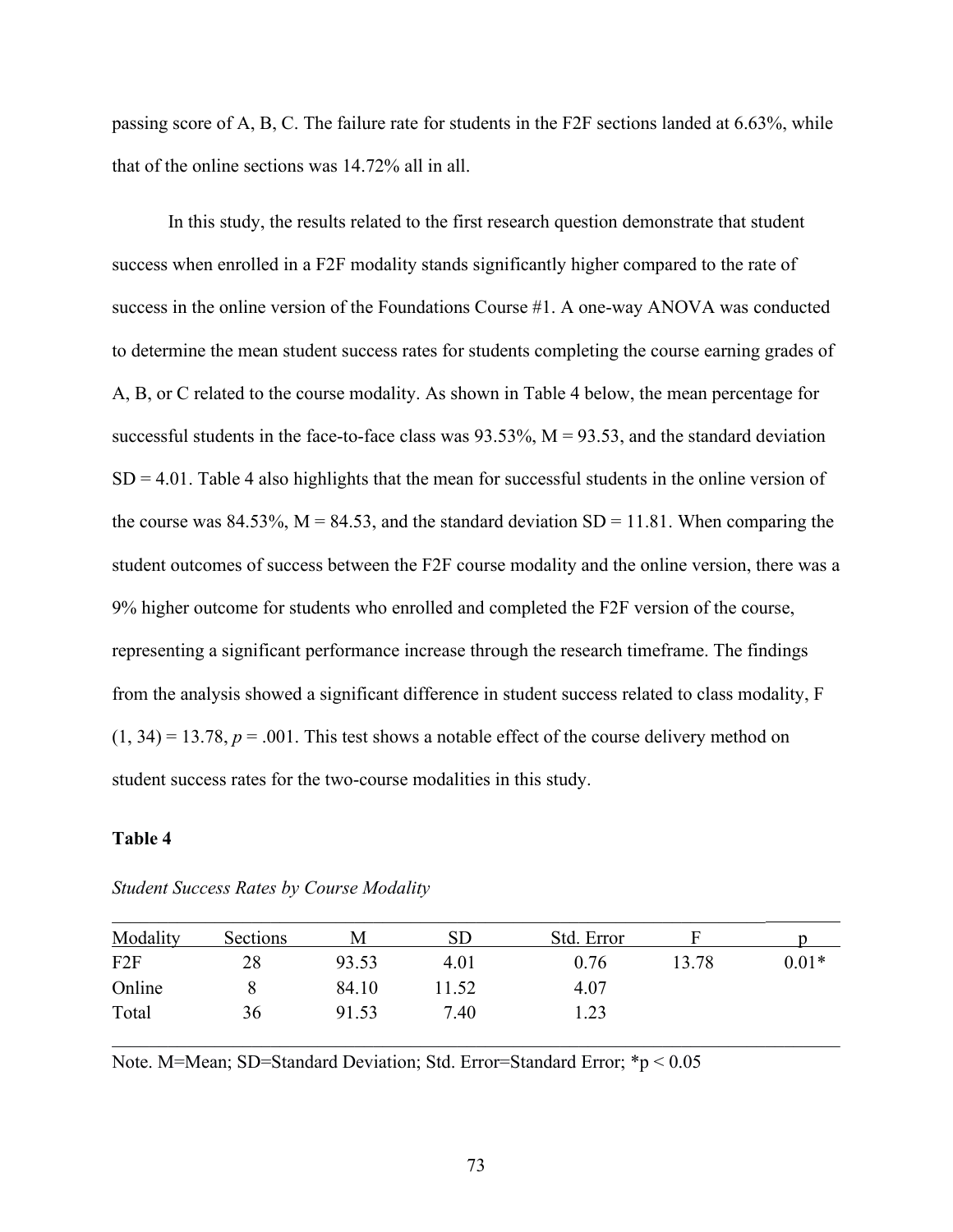passing score of A, B, C. The failure rate for students in the F2F sections landed at 6.63%, while that of the online sections was 14.72% all in all.

In this study, the results related to the first research question demonstrate that student success when enrolled in a F2F modality stands significantly higher compared to the rate of success in the online version of the Foundations Course #1. A one-way ANOVA was conducted to determine the mean student success rates for students completing the course earning grades of A, B, or C related to the course modality. As shown in Table 4 below, the mean percentage for successful students in the face-to-face class was 93.53%, M = 93.53, and the standard deviation SD = 4.01. Table 4 also highlights that the mean for successful students in the online version of the course was 84.53%, M = 84.53, and the standard deviation SD = 11.81. When comparing the student outcomes of success between the F2F course modality and the online version, there was a 9% higher outcome for students who enrolled and completed the F2F version of the course, representing a significant performance increase through the research timeframe. The findings from the analysis showed a significant difference in student success related to class modality, $F(1, 34) = 13.78$, $p = .001$. This test shows a notable effect of the course delivery method on student success rates for the two-course modalities in this study.

**Table 4**

*Student Success Rates by Course Modality*

| Modality | Sections | M | SD | Std. Error | F | p |
|---|---|---|---|---|---|---|
| F2F | 28 | 93.53 | 4.01 | 0.76 | 13.78 | 0.01* |
| Online | 8 | 84.10 | 11.52 | 4.07 | | |
| Total | 36 | 91.53 | 7.40 | 1.23 | | |

Note. M=Mean; SD=Standard Deviation; Std. Error=Standard Error; *$p < 0.05$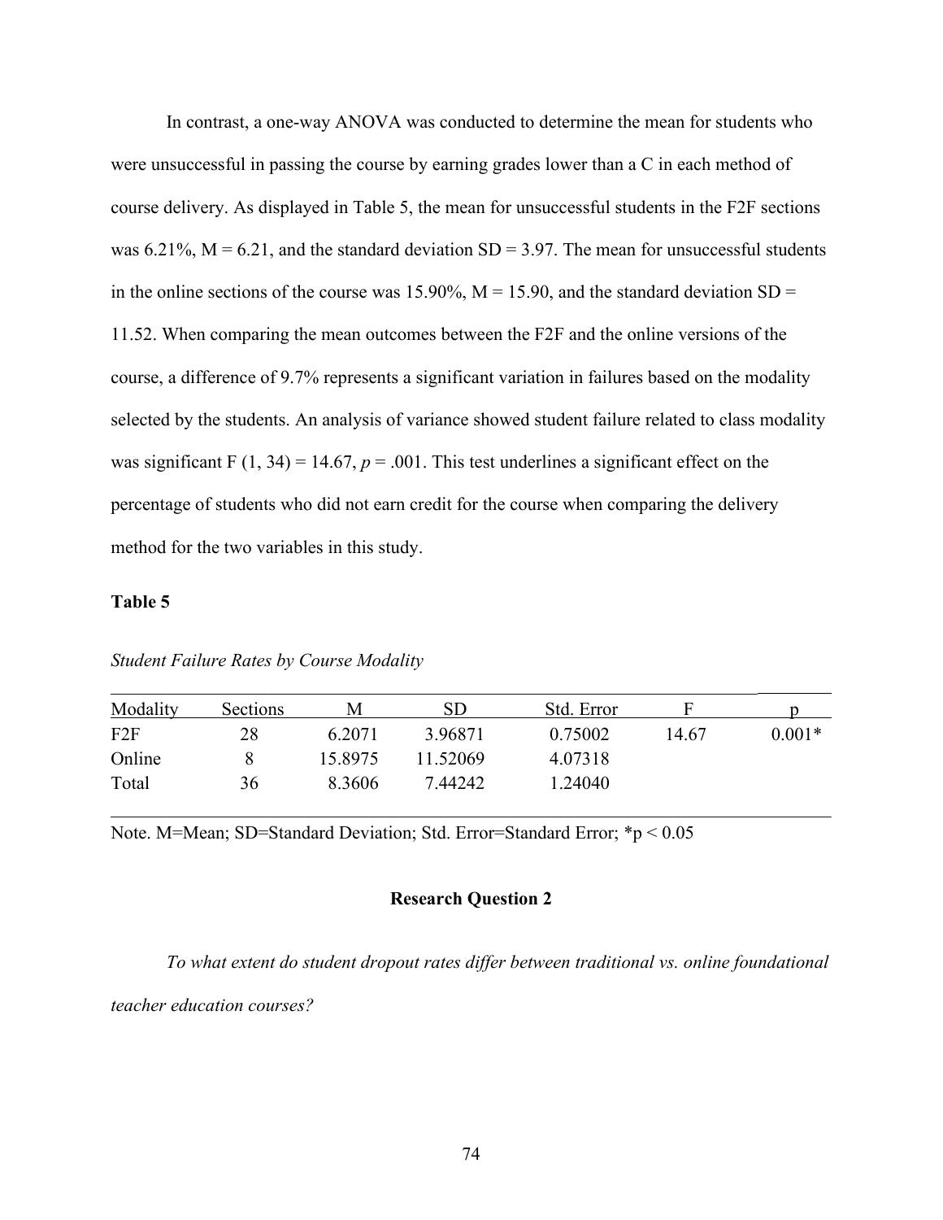In contrast, a one-way ANOVA was conducted to determine the mean for students who were unsuccessful in passing the course by earning grades lower than a C in each method of course delivery. As displayed in Table 5, the mean for unsuccessful students in the F2F sections was 6.21%, M = 6.21, and the standard deviation SD = 3.97. The mean for unsuccessful students in the online sections of the course was 15.90%, M = 15.90, and the standard deviation SD = 11.52. When comparing the mean outcomes between the F2F and the online versions of the course, a difference of 9.7% represents a significant variation in failures based on the modality selected by the students. An analysis of variance showed student failure related to class modality was significant $F(1, 34) = 14.67$, $p = .001$. This test underlines a significant effect on the percentage of students who did not earn credit for the course when comparing the delivery method for the two variables in this study.

**Table 5**

*Student Failure Rates by Course Modality*

| Modality | Sections | M | SD | Std. Error | F | p |
|---|---|---|---|---|---|---|
| F2F | 28 | 6.2071 | 3.96871 | 0.75002 | 14.67 | 0.001* |
| Online | 8 | 15.8975 | 11.52069 | 4.07318 | | |
| Total | 36 | 8.3606 | 7.44242 | 1.24040 | | |

Note. M=Mean; SD=Standard Deviation; Std. Error=Standard Error; *p < 0.05

### Research Question 2

*To what extent do student dropout rates differ between traditional vs. online foundational teacher education courses?*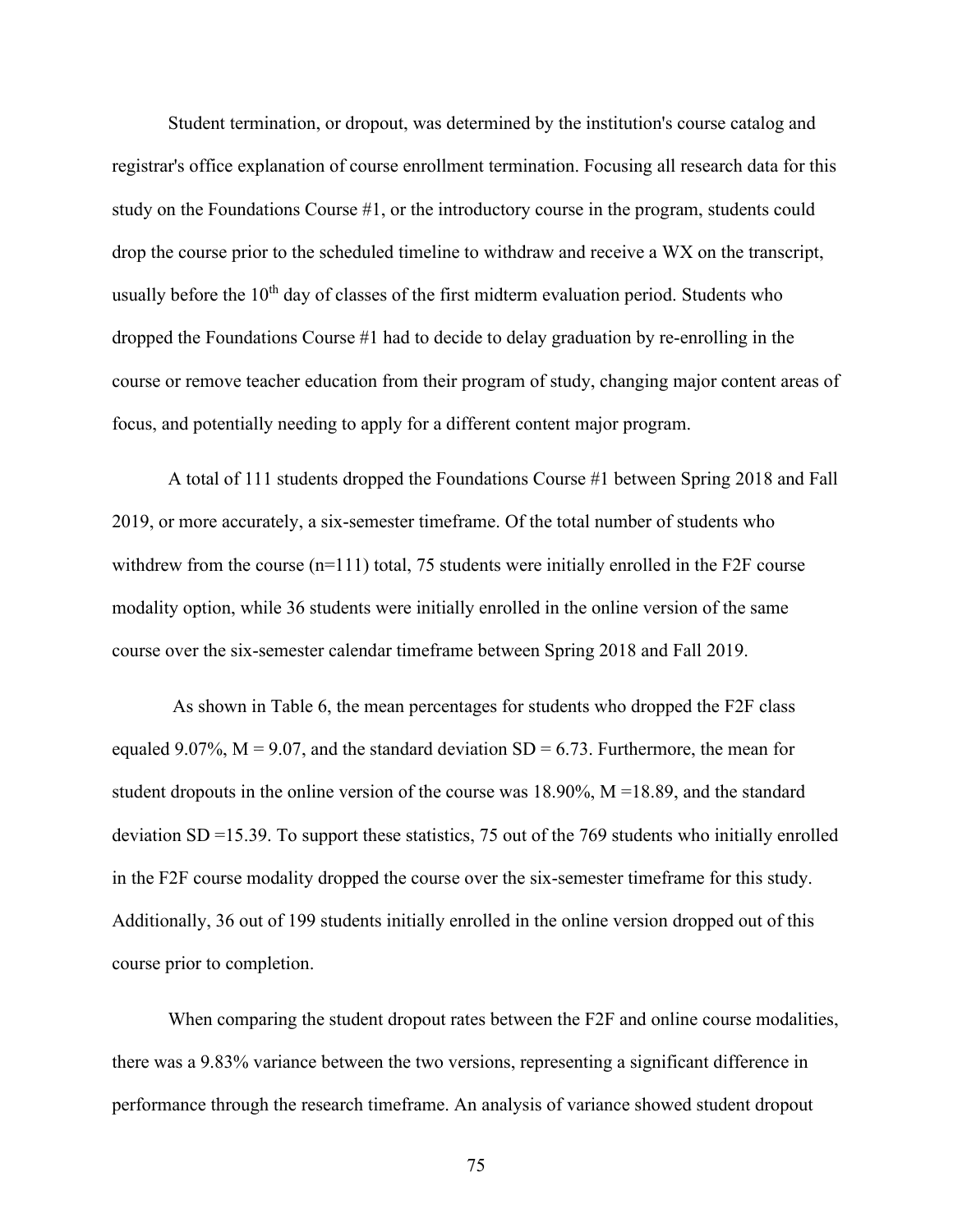Student termination, or dropout, was determined by the institution's course catalog and registrar's office explanation of course enrollment termination. Focusing all research data for this study on the Foundations Course #1, or the introductory course in the program, students could drop the course prior to the scheduled timeline to withdraw and receive a WX on the transcript, usually before the 10th day of classes of the first midterm evaluation period. Students who dropped the Foundations Course #1 had to decide to delay graduation by re-enrolling in the course or remove teacher education from their program of study, changing major content areas of focus, and potentially needing to apply for a different content major program.

A total of 111 students dropped the Foundations Course #1 between Spring 2018 and Fall 2019, or more accurately, a six-semester timeframe. Of the total number of students who withdrew from the course (n=111) total, 75 students were initially enrolled in the F2F course modality option, while 36 students were initially enrolled in the online version of the same course over the six-semester calendar timeframe between Spring 2018 and Fall 2019.

As shown in Table 6, the mean percentages for students who dropped the F2F class equaled 9.07%, M = 9.07, and the standard deviation SD = 6.73. Furthermore, the mean for student dropouts in the online version of the course was 18.90%, M =18.89, and the standard deviation SD =15.39. To support these statistics, 75 out of the 769 students who initially enrolled in the F2F course modality dropped the course over the six-semester timeframe for this study. Additionally, 36 out of 199 students initially enrolled in the online version dropped out of this course prior to completion.

When comparing the student dropout rates between the F2F and online course modalities, there was a 9.83% variance between the two versions, representing a significant difference in performance through the research timeframe. An analysis of variance showed student dropout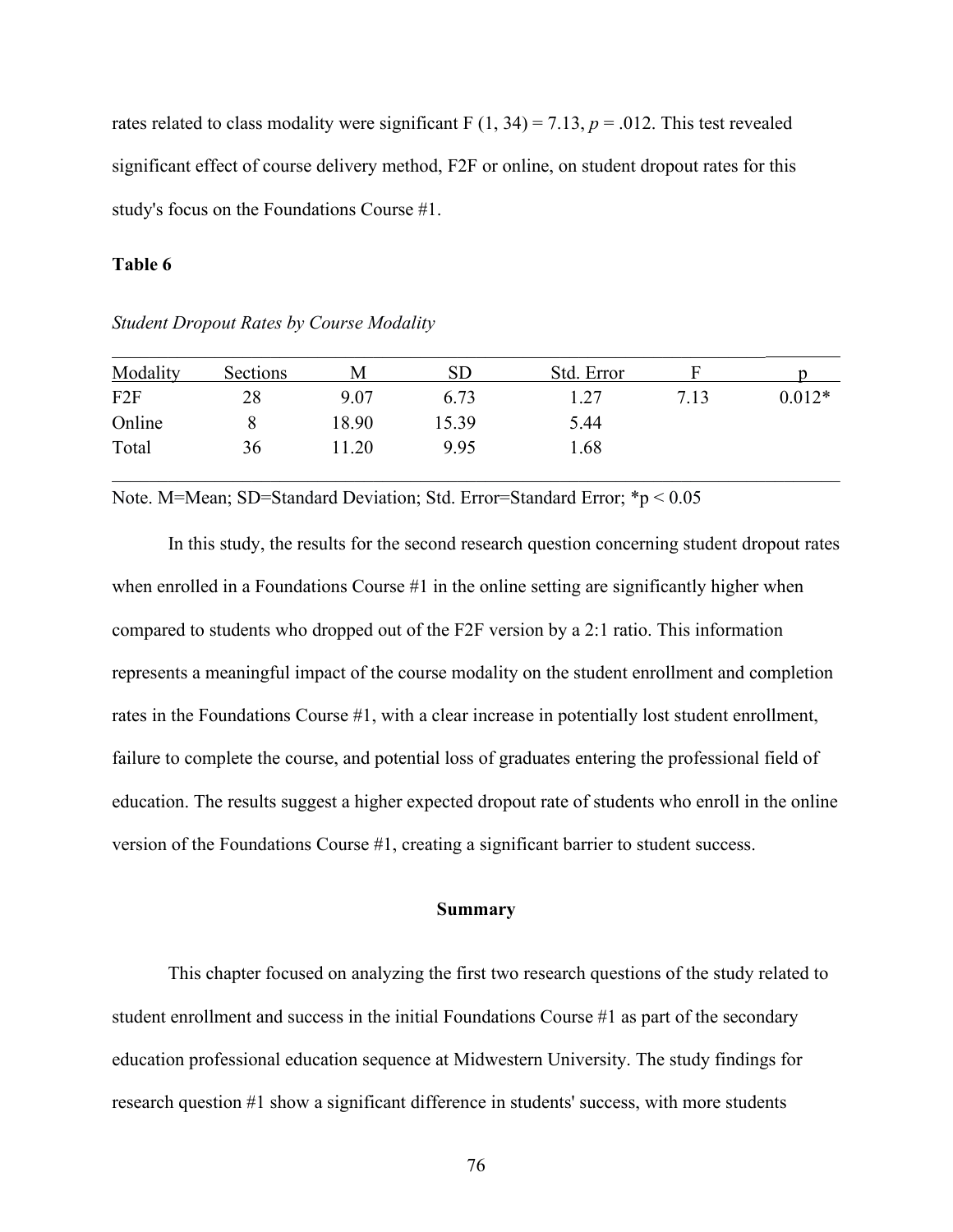rates related to class modality were significant $F(1, 34) = 7.13$, $p = .012$. This test revealed significant effect of course delivery method, F2F or online, on student dropout rates for this study's focus on the Foundations Course #1.

**Table 6**

*Student Dropout Rates by Course Modality*

| Modality | Sections | M | SD | Std. Error | F | p |
|---|---|---|---|---|---|---|
| F2F | 28 | 9.07 | 6.73 | 1.27 | 7.13 | 0.012* |
| Online | 8 | 18.90 | 15.39 | 5.44 | | |
| Total | 36 | 11.20 | 9.95 | 1.68 | | |

Note. M=Mean; SD=Standard Deviation; Std. Error=Standard Error; *p < 0.05

In this study, the results for the second research question concerning student dropout rates when enrolled in a Foundations Course #1 in the online setting are significantly higher when compared to students who dropped out of the F2F version by a 2:1 ratio. This information represents a meaningful impact of the course modality on the student enrollment and completion rates in the Foundations Course #1, with a clear increase in potentially lost student enrollment, failure to complete the course, and potential loss of graduates entering the professional field of education. The results suggest a higher expected dropout rate of students who enroll in the online version of the Foundations Course #1, creating a significant barrier to student success.

## Summary

This chapter focused on analyzing the first two research questions of the study related to student enrollment and success in the initial Foundations Course #1 as part of the secondary education professional education sequence at Midwestern University. The study findings for research question #1 show a significant difference in students' success, with more students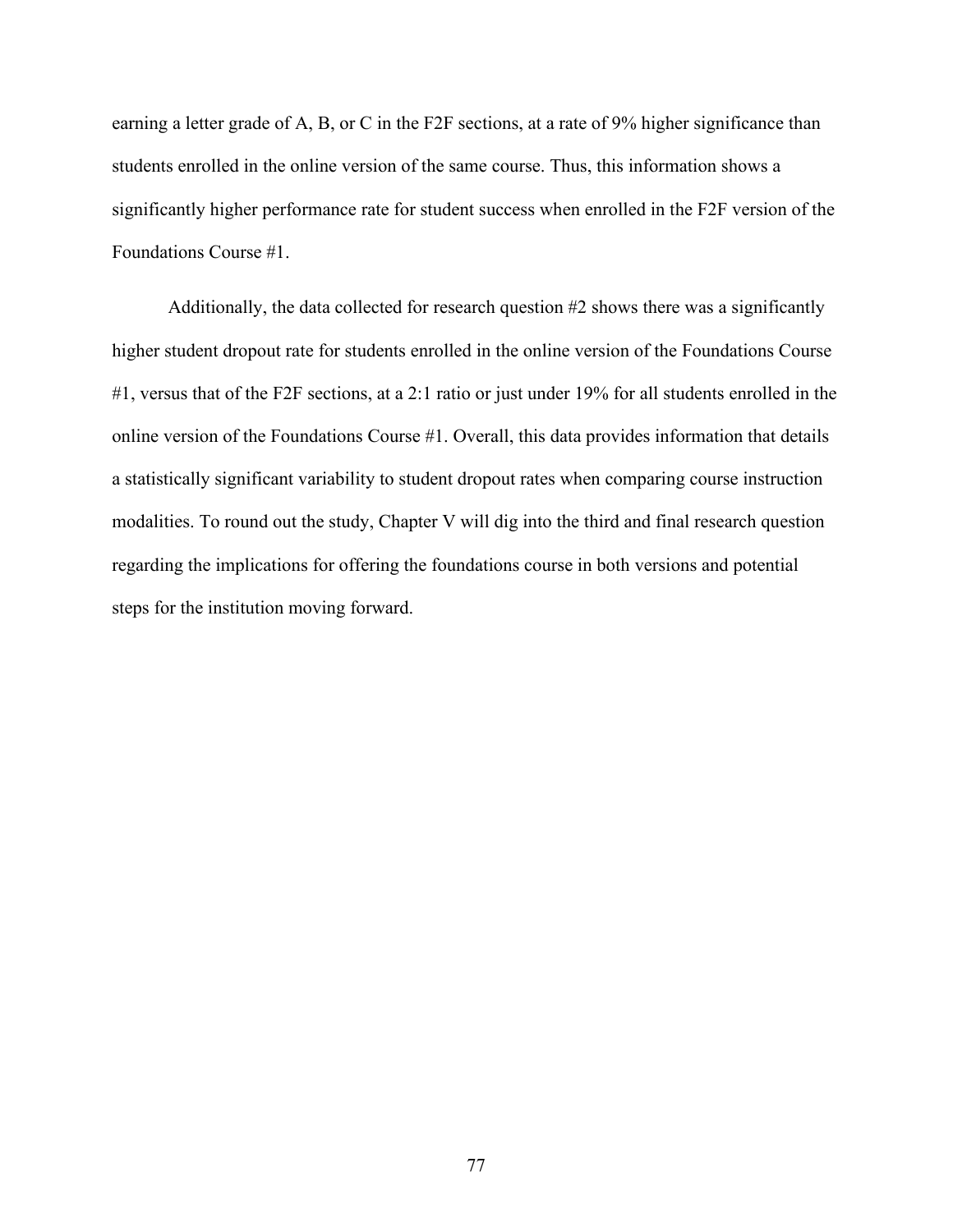earning a letter grade of A, B, or C in the F2F sections, at a rate of 9% higher significance than students enrolled in the online version of the same course. Thus, this information shows a significantly higher performance rate for student success when enrolled in the F2F version of the Foundations Course #1.

Additionally, the data collected for research question #2 shows there was a significantly higher student dropout rate for students enrolled in the online version of the Foundations Course #1, versus that of the F2F sections, at a 2:1 ratio or just under 19% for all students enrolled in the online version of the Foundations Course #1. Overall, this data provides information that details a statistically significant variability to student dropout rates when comparing course instruction modalities. To round out the study, Chapter V will dig into the third and final research question regarding the implications for offering the foundations course in both versions and potential steps for the institution moving forward.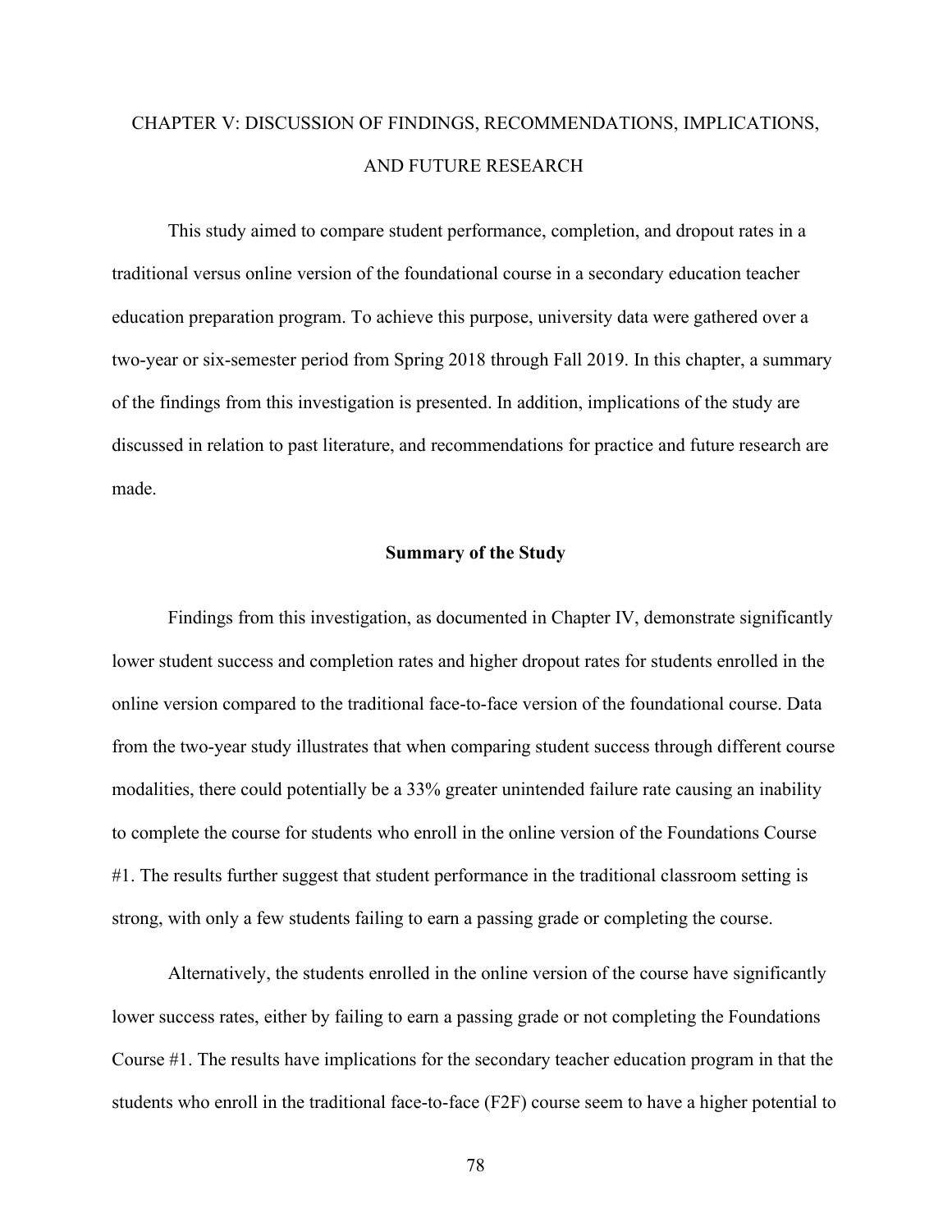# CHAPTER V: DISCUSSION OF FINDINGS, RECOMMENDATIONS, IMPLICATIONS, AND FUTURE RESEARCH

This study aimed to compare student performance, completion, and dropout rates in a traditional versus online version of the foundational course in a secondary education teacher education preparation program. To achieve this purpose, university data were gathered over a two-year or six-semester period from Spring 2018 through Fall 2019. In this chapter, a summary of the findings from this investigation is presented. In addition, implications of the study are discussed in relation to past literature, and recommendations for practice and future research are made.

## Summary of the Study

Findings from this investigation, as documented in Chapter IV, demonstrate significantly lower student success and completion rates and higher dropout rates for students enrolled in the online version compared to the traditional face-to-face version of the foundational course. Data from the two-year study illustrates that when comparing student success through different course modalities, there could potentially be a 33% greater unintended failure rate causing an inability to complete the course for students who enroll in the online version of the Foundations Course #1. The results further suggest that student performance in the traditional classroom setting is strong, with only a few students failing to earn a passing grade or completing the course.

Alternatively, the students enrolled in the online version of the course have significantly lower success rates, either by failing to earn a passing grade or not completing the Foundations Course #1. The results have implications for the secondary teacher education program in that the students who enroll in the traditional face-to-face (F2F) course seem to have a higher potential to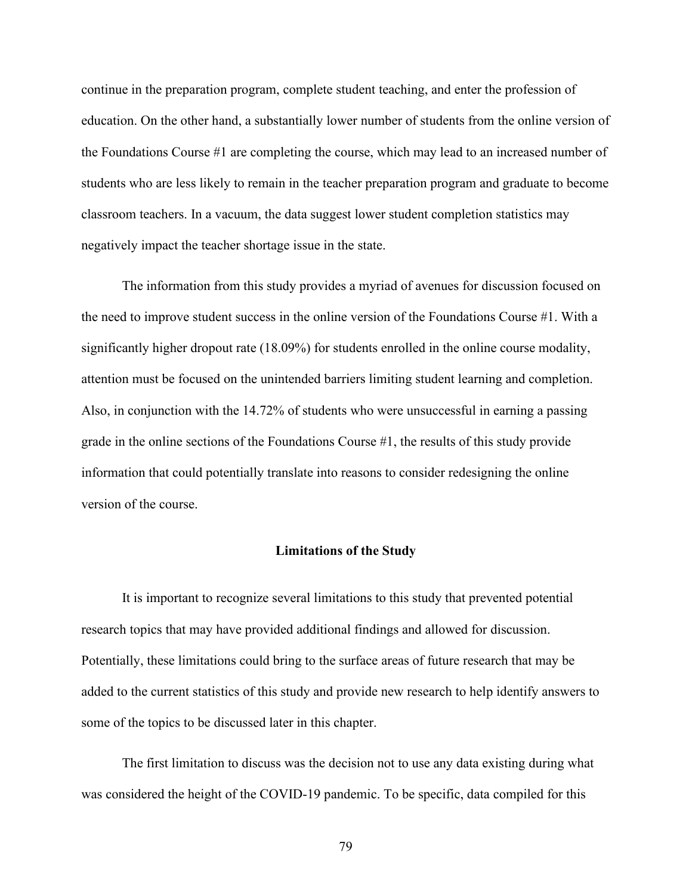continue in the preparation program, complete student teaching, and enter the profession of education. On the other hand, a substantially lower number of students from the online version of the Foundations Course #1 are completing the course, which may lead to an increased number of students who are less likely to remain in the teacher preparation program and graduate to become classroom teachers. In a vacuum, the data suggest lower student completion statistics may negatively impact the teacher shortage issue in the state.

The information from this study provides a myriad of avenues for discussion focused on the need to improve student success in the online version of the Foundations Course #1. With a significantly higher dropout rate (18.09%) for students enrolled in the online course modality, attention must be focused on the unintended barriers limiting student learning and completion. Also, in conjunction with the 14.72% of students who were unsuccessful in earning a passing grade in the online sections of the Foundations Course #1, the results of this study provide information that could potentially translate into reasons to consider redesigning the online version of the course.

## Limitations of the Study

It is important to recognize several limitations to this study that prevented potential research topics that may have provided additional findings and allowed for discussion. Potentially, these limitations could bring to the surface areas of future research that may be added to the current statistics of this study and provide new research to help identify answers to some of the topics to be discussed later in this chapter.

The first limitation to discuss was the decision not to use any data existing during what was considered the height of the COVID-19 pandemic. To be specific, data compiled for this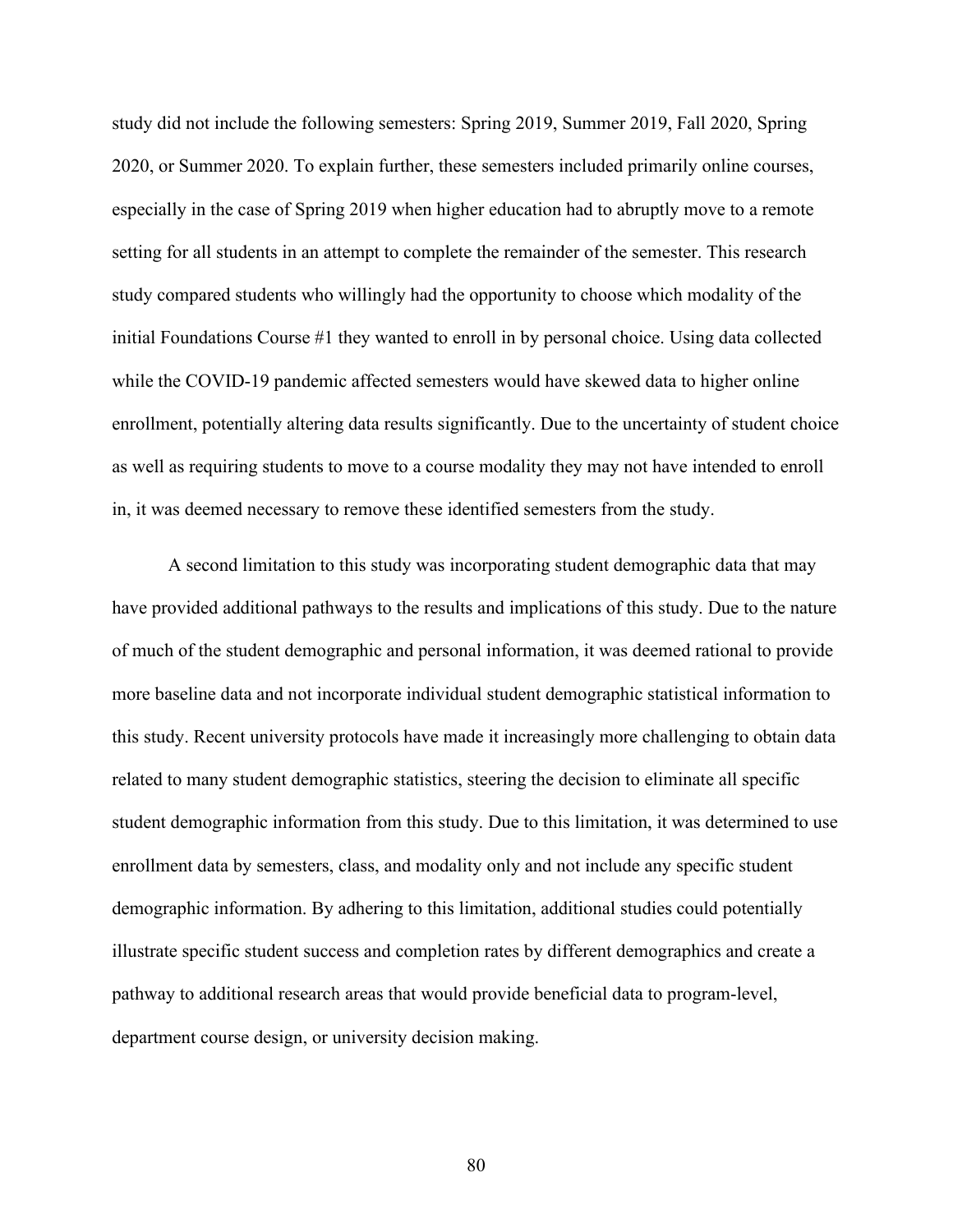study did not include the following semesters: Spring 2019, Summer 2019, Fall 2020, Spring 2020, or Summer 2020. To explain further, these semesters included primarily online courses, especially in the case of Spring 2019 when higher education had to abruptly move to a remote setting for all students in an attempt to complete the remainder of the semester. This research study compared students who willingly had the opportunity to choose which modality of the initial Foundations Course #1 they wanted to enroll in by personal choice. Using data collected while the COVID-19 pandemic affected semesters would have skewed data to higher online enrollment, potentially altering data results significantly. Due to the uncertainty of student choice as well as requiring students to move to a course modality they may not have intended to enroll in, it was deemed necessary to remove these identified semesters from the study.

A second limitation to this study was incorporating student demographic data that may have provided additional pathways to the results and implications of this study. Due to the nature of much of the student demographic and personal information, it was deemed rational to provide more baseline data and not incorporate individual student demographic statistical information to this study. Recent university protocols have made it increasingly more challenging to obtain data related to many student demographic statistics, steering the decision to eliminate all specific student demographic information from this study. Due to this limitation, it was determined to use enrollment data by semesters, class, and modality only and not include any specific student demographic information. By adhering to this limitation, additional studies could potentially illustrate specific student success and completion rates by different demographics and create a pathway to additional research areas that would provide beneficial data to program-level, department course design, or university decision making.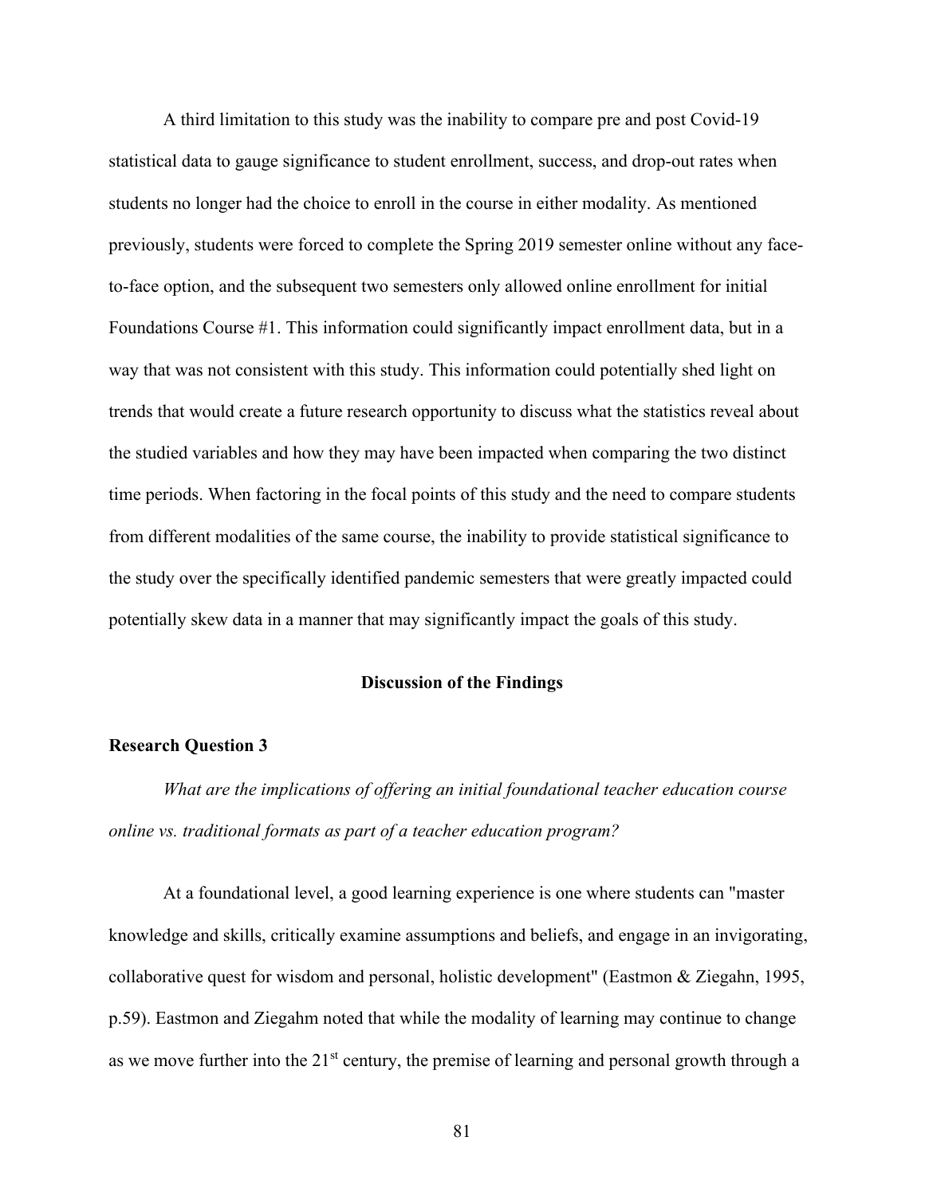A third limitation to this study was the inability to compare pre and post Covid-19 statistical data to gauge significance to student enrollment, success, and drop-out rates when students no longer had the choice to enroll in the course in either modality. As mentioned previously, students were forced to complete the Spring 2019 semester online without any face-to-face option, and the subsequent two semesters only allowed online enrollment for initial Foundations Course #1. This information could significantly impact enrollment data, but in a way that was not consistent with this study. This information could potentially shed light on trends that would create a future research opportunity to discuss what the statistics reveal about the studied variables and how they may have been impacted when comparing the two distinct time periods. When factoring in the focal points of this study and the need to compare students from different modalities of the same course, the inability to provide statistical significance to the study over the specifically identified pandemic semesters that were greatly impacted could potentially skew data in a manner that may significantly impact the goals of this study.

## Discussion of the Findings

### Research Question 3

*What are the implications of offering an initial foundational teacher education course online vs. traditional formats as part of a teacher education program?*

At a foundational level, a good learning experience is one where students can "master knowledge and skills, critically examine assumptions and beliefs, and engage in an invigorating, collaborative quest for wisdom and personal, holistic development" (Eastmon & Ziegahn, 1995, p.59). Eastmon and Ziegahm noted that while the modality of learning may continue to change as we move further into the 21st century, the premise of learning and personal growth through a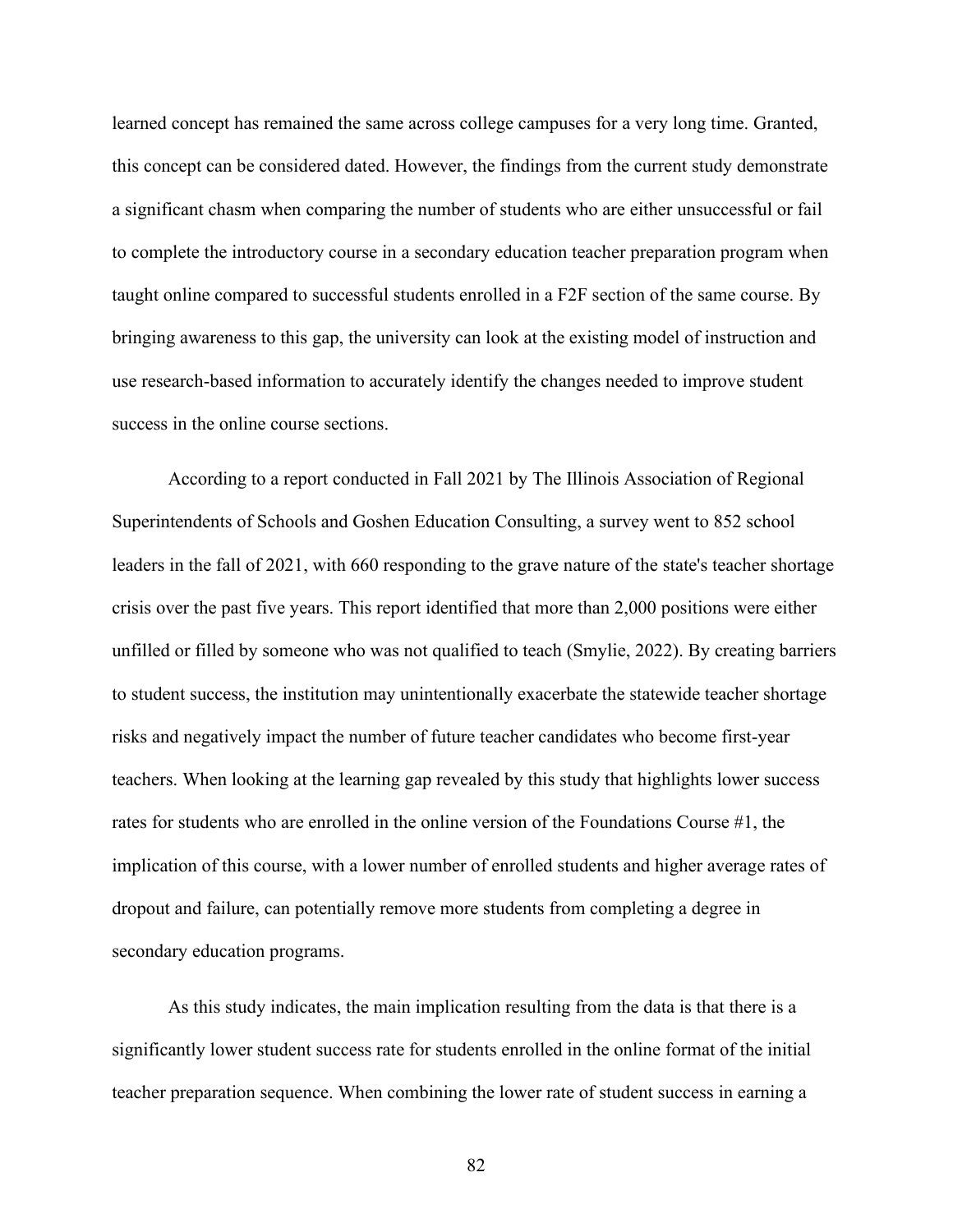learned concept has remained the same across college campuses for a very long time. Granted, this concept can be considered dated. However, the findings from the current study demonstrate a significant chasm when comparing the number of students who are either unsuccessful or fail to complete the introductory course in a secondary education teacher preparation program when taught online compared to successful students enrolled in a F2F section of the same course. By bringing awareness to this gap, the university can look at the existing model of instruction and use research-based information to accurately identify the changes needed to improve student success in the online course sections.

According to a report conducted in Fall 2021 by The Illinois Association of Regional Superintendents of Schools and Goshen Education Consulting, a survey went to 852 school leaders in the fall of 2021, with 660 responding to the grave nature of the state's teacher shortage crisis over the past five years. This report identified that more than 2,000 positions were either unfilled or filled by someone who was not qualified to teach (Smylie, 2022). By creating barriers to student success, the institution may unintentionally exacerbate the statewide teacher shortage risks and negatively impact the number of future teacher candidates who become first-year teachers. When looking at the learning gap revealed by this study that highlights lower success rates for students who are enrolled in the online version of the Foundations Course #1, the implication of this course, with a lower number of enrolled students and higher average rates of dropout and failure, can potentially remove more students from completing a degree in secondary education programs.

As this study indicates, the main implication resulting from the data is that there is a significantly lower student success rate for students enrolled in the online format of the initial teacher preparation sequence. When combining the lower rate of student success in earning a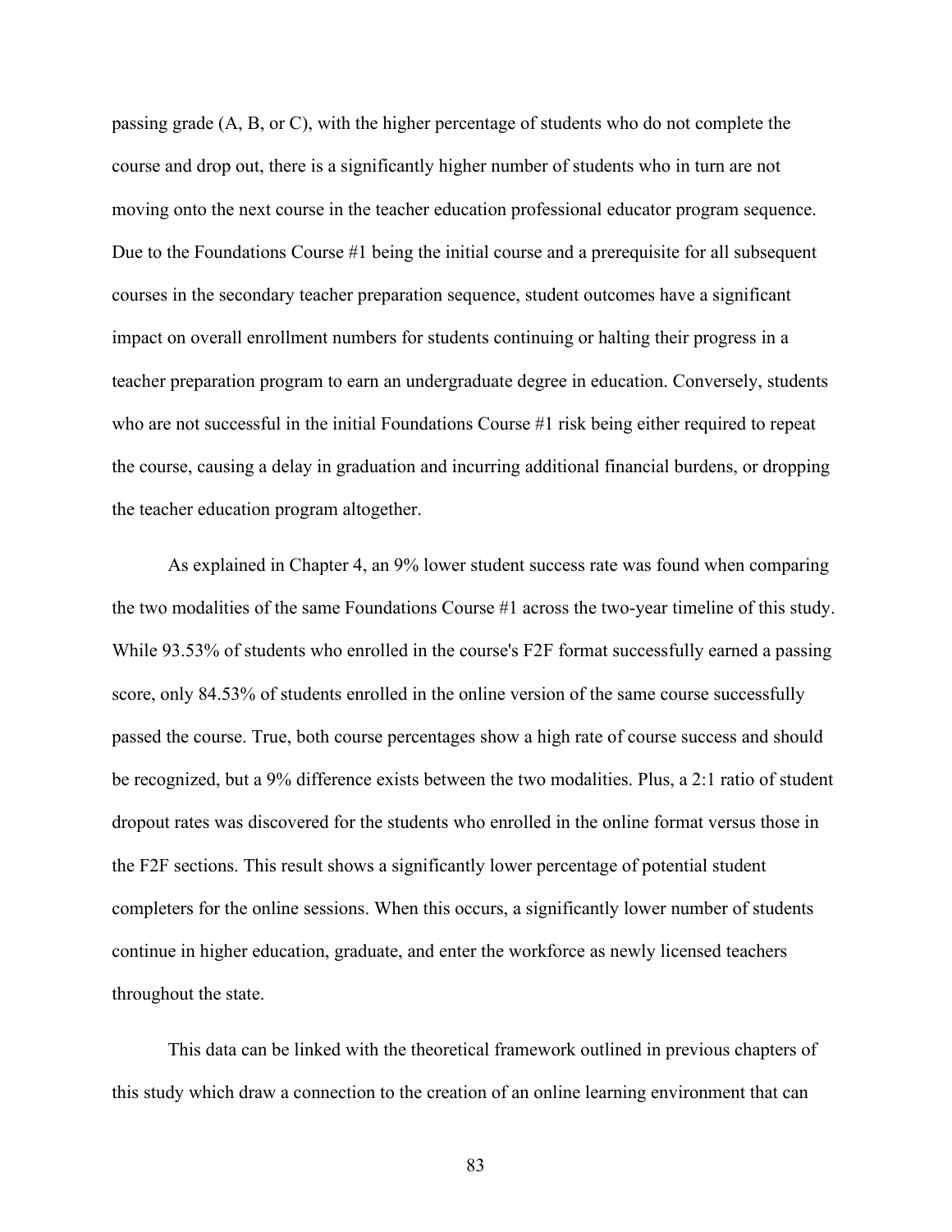passing grade (A, B, or C), with the higher percentage of students who do not complete the course and drop out, there is a significantly higher number of students who in turn are not moving onto the next course in the teacher education professional educator program sequence. Due to the Foundations Course #1 being the initial course and a prerequisite for all subsequent courses in the secondary teacher preparation sequence, student outcomes have a significant impact on overall enrollment numbers for students continuing or halting their progress in a teacher preparation program to earn an undergraduate degree in education. Conversely, students who are not successful in the initial Foundations Course #1 risk being either required to repeat the course, causing a delay in graduation and incurring additional financial burdens, or dropping the teacher education program altogether.

As explained in Chapter 4, an 9% lower student success rate was found when comparing the two modalities of the same Foundations Course #1 across the two-year timeline of this study. While 93.53% of students who enrolled in the course's F2F format successfully earned a passing score, only 84.53% of students enrolled in the online version of the same course successfully passed the course. True, both course percentages show a high rate of course success and should be recognized, but a 9% difference exists between the two modalities. Plus, a 2:1 ratio of student dropout rates was discovered for the students who enrolled in the online format versus those in the F2F sections. This result shows a significantly lower percentage of potential student completers for the online sessions. When this occurs, a significantly lower number of students continue in higher education, graduate, and enter the workforce as newly licensed teachers throughout the state.

This data can be linked with the theoretical framework outlined in previous chapters of this study which draw a connection to the creation of an online learning environment that can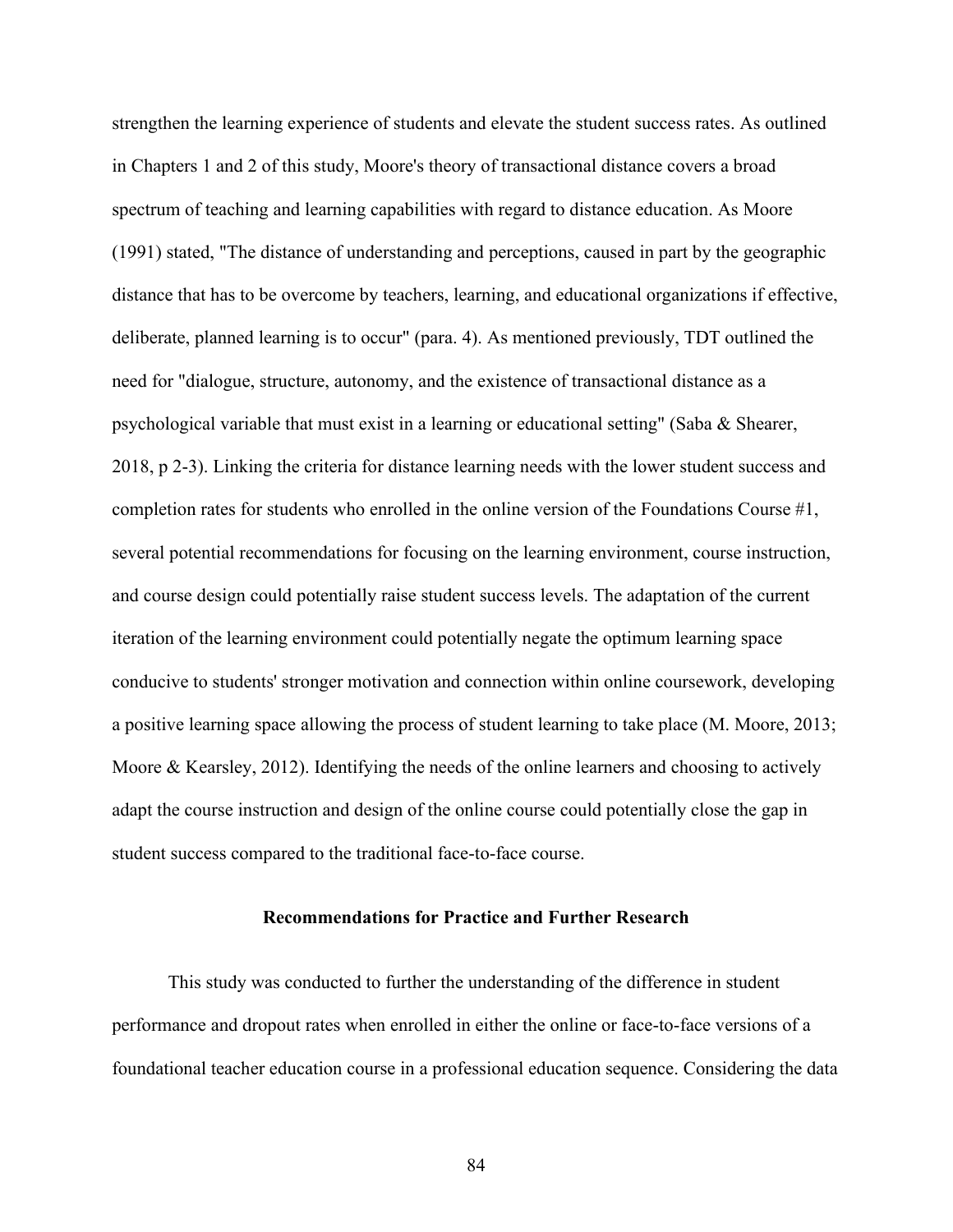strengthen the learning experience of students and elevate the student success rates. As outlined in Chapters 1 and 2 of this study, Moore's theory of transactional distance covers a broad spectrum of teaching and learning capabilities with regard to distance education. As Moore (1991) stated, "The distance of understanding and perceptions, caused in part by the geographic distance that has to be overcome by teachers, learning, and educational organizations if effective, deliberate, planned learning is to occur" (para. 4). As mentioned previously, TDT outlined the need for "dialogue, structure, autonomy, and the existence of transactional distance as a psychological variable that must exist in a learning or educational setting" (Saba & Shearer, 2018, p 2-3). Linking the criteria for distance learning needs with the lower student success and completion rates for students who enrolled in the online version of the Foundations Course #1, several potential recommendations for focusing on the learning environment, course instruction, and course design could potentially raise student success levels. The adaptation of the current iteration of the learning environment could potentially negate the optimum learning space conducive to students' stronger motivation and connection within online coursework, developing a positive learning space allowing the process of student learning to take place (M. Moore, 2013; Moore & Kearsley, 2012). Identifying the needs of the online learners and choosing to actively adapt the course instruction and design of the online course could potentially close the gap in student success compared to the traditional face-to-face course.

## Recommendations for Practice and Further Research

This study was conducted to further the understanding of the difference in student performance and dropout rates when enrolled in either the online or face-to-face versions of a foundational teacher education course in a professional education sequence. Considering the data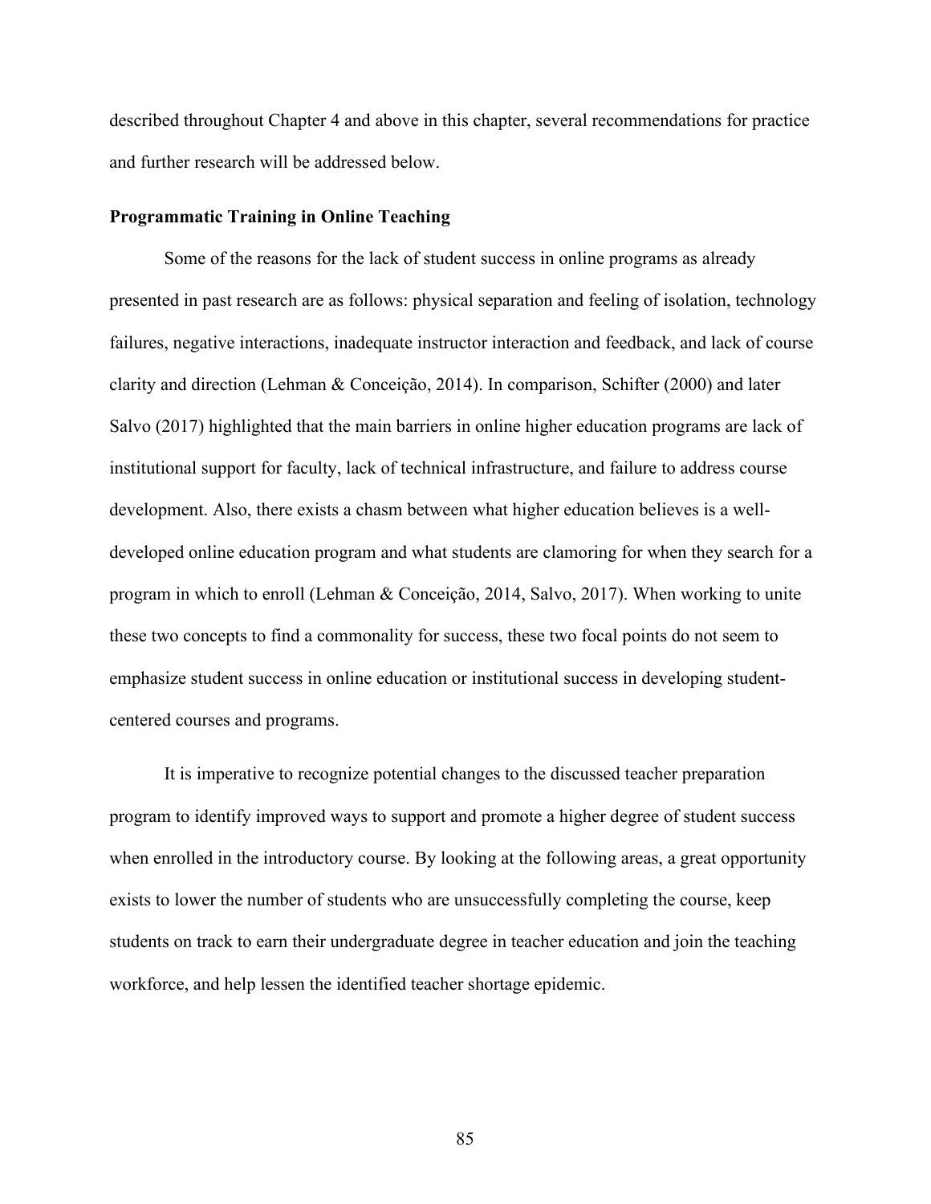described throughout Chapter 4 and above in this chapter, several recommendations for practice and further research will be addressed below.

### Programmatic Training in Online Teaching

Some of the reasons for the lack of student success in online programs as already presented in past research are as follows: physical separation and feeling of isolation, technology failures, negative interactions, inadequate instructor interaction and feedback, and lack of course clarity and direction (Lehman & Conceição, 2014). In comparison, Schifter (2000) and later Salvo (2017) highlighted that the main barriers in online higher education programs are lack of institutional support for faculty, lack of technical infrastructure, and failure to address course development. Also, there exists a chasm between what higher education believes is a well-developed online education program and what students are clamoring for when they search for a program in which to enroll (Lehman & Conceição, 2014, Salvo, 2017). When working to unite these two concepts to find a commonality for success, these two focal points do not seem to emphasize student success in online education or institutional success in developing student-centered courses and programs.

It is imperative to recognize potential changes to the discussed teacher preparation program to identify improved ways to support and promote a higher degree of student success when enrolled in the introductory course. By looking at the following areas, a great opportunity exists to lower the number of students who are unsuccessfully completing the course, keep students on track to earn their undergraduate degree in teacher education and join the teaching workforce, and help lessen the identified teacher shortage epidemic.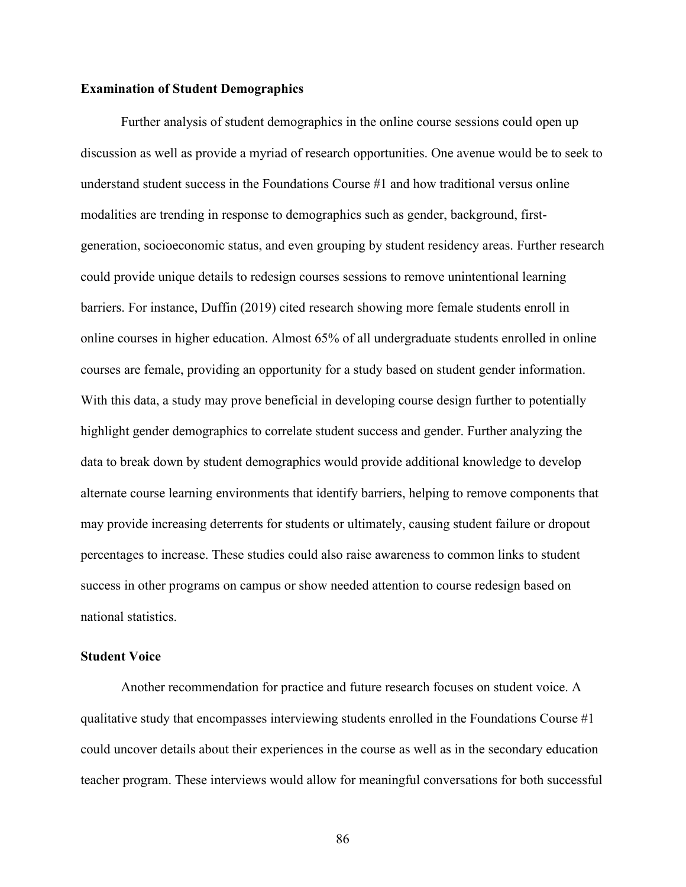**Examination of Student Demographics**

Further analysis of student demographics in the online course sessions could open up discussion as well as provide a myriad of research opportunities. One avenue would be to seek to understand student success in the Foundations Course #1 and how traditional versus online modalities are trending in response to demographics such as gender, background, first-generation, socioeconomic status, and even grouping by student residency areas. Further research could provide unique details to redesign courses sessions to remove unintentional learning barriers. For instance, Duffin (2019) cited research showing more female students enroll in online courses in higher education. Almost 65% of all undergraduate students enrolled in online courses are female, providing an opportunity for a study based on student gender information. With this data, a study may prove beneficial in developing course design further to potentially highlight gender demographics to correlate student success and gender. Further analyzing the data to break down by student demographics would provide additional knowledge to develop alternate course learning environments that identify barriers, helping to remove components that may provide increasing deterrents for students or ultimately, causing student failure or dropout percentages to increase. These studies could also raise awareness to common links to student success in other programs on campus or show needed attention to course redesign based on national statistics.

**Student Voice**

Another recommendation for practice and future research focuses on student voice. A qualitative study that encompasses interviewing students enrolled in the Foundations Course #1 could uncover details about their experiences in the course as well as in the secondary education teacher program. These interviews would allow for meaningful conversations for both successful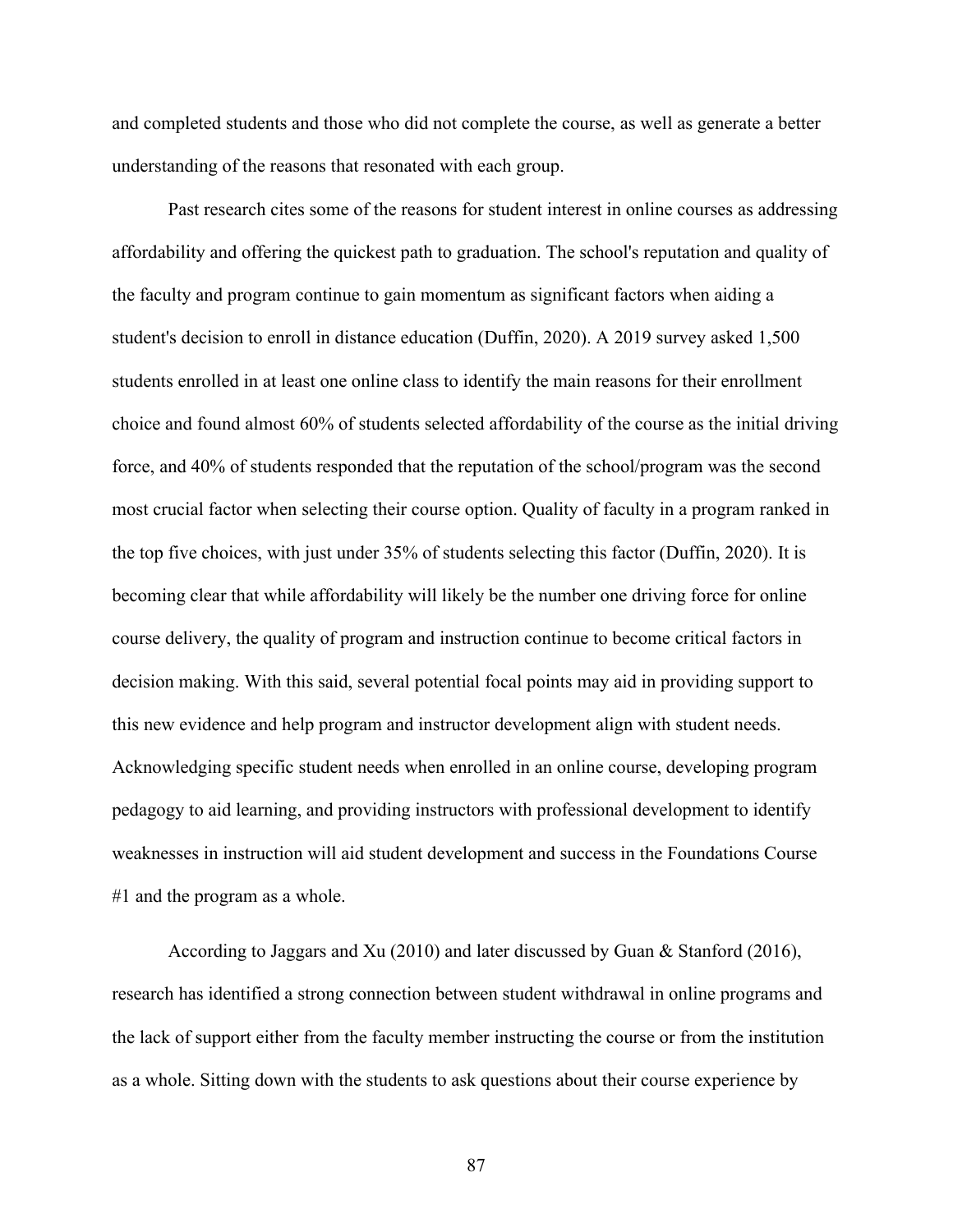and completed students and those who did not complete the course, as well as generate a better understanding of the reasons that resonated with each group.

Past research cites some of the reasons for student interest in online courses as addressing affordability and offering the quickest path to graduation. The school's reputation and quality of the faculty and program continue to gain momentum as significant factors when aiding a student's decision to enroll in distance education (Duffin, 2020). A 2019 survey asked 1,500 students enrolled in at least one online class to identify the main reasons for their enrollment choice and found almost 60% of students selected affordability of the course as the initial driving force, and 40% of students responded that the reputation of the school/program was the second most crucial factor when selecting their course option. Quality of faculty in a program ranked in the top five choices, with just under 35% of students selecting this factor (Duffin, 2020). It is becoming clear that while affordability will likely be the number one driving force for online course delivery, the quality of program and instruction continue to become critical factors in decision making. With this said, several potential focal points may aid in providing support to this new evidence and help program and instructor development align with student needs. Acknowledging specific student needs when enrolled in an online course, developing program pedagogy to aid learning, and providing instructors with professional development to identify weaknesses in instruction will aid student development and success in the Foundations Course #1 and the program as a whole.

According to Jaggars and Xu (2010) and later discussed by Guan & Stanford (2016), research has identified a strong connection between student withdrawal in online programs and the lack of support either from the faculty member instructing the course or from the institution as a whole. Sitting down with the students to ask questions about their course experience by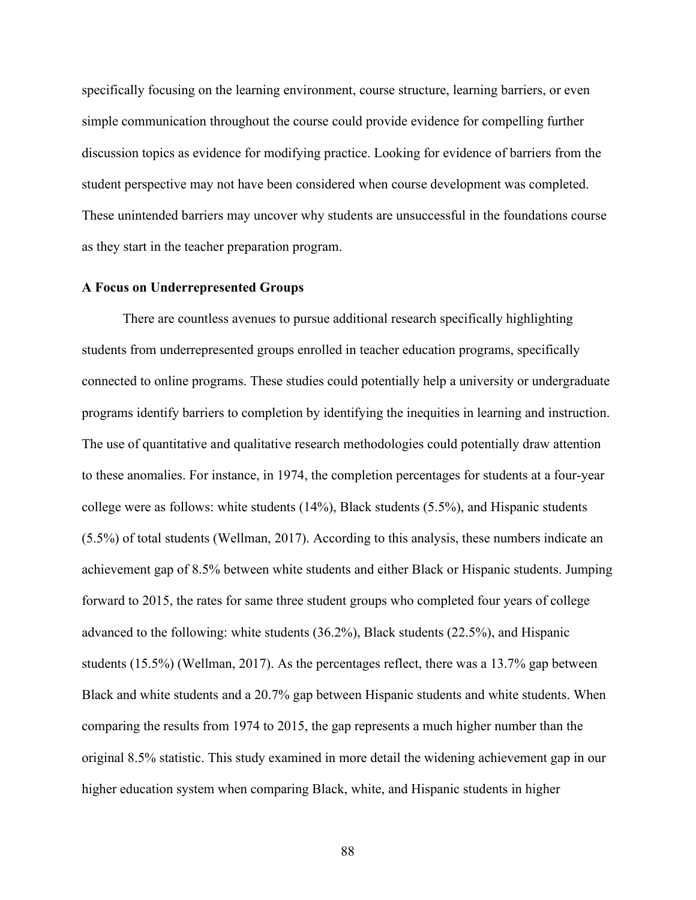specifically focusing on the learning environment, course structure, learning barriers, or even simple communication throughout the course could provide evidence for compelling further discussion topics as evidence for modifying practice. Looking for evidence of barriers from the student perspective may not have been considered when course development was completed. These unintended barriers may uncover why students are unsuccessful in the foundations course as they start in the teacher preparation program.

### A Focus on Underrepresented Groups

There are countless avenues to pursue additional research specifically highlighting students from underrepresented groups enrolled in teacher education programs, specifically connected to online programs. These studies could potentially help a university or undergraduate programs identify barriers to completion by identifying the inequities in learning and instruction. The use of quantitative and qualitative research methodologies could potentially draw attention to these anomalies. For instance, in 1974, the completion percentages for students at a four-year college were as follows: white students (14%), Black students (5.5%), and Hispanic students (5.5%) of total students (Wellman, 2017). According to this analysis, these numbers indicate an achievement gap of 8.5% between white students and either Black or Hispanic students. Jumping forward to 2015, the rates for same three student groups who completed four years of college advanced to the following: white students (36.2%), Black students (22.5%), and Hispanic students (15.5%) (Wellman, 2017). As the percentages reflect, there was a 13.7% gap between Black and white students and a 20.7% gap between Hispanic students and white students. When comparing the results from 1974 to 2015, the gap represents a much higher number than the original 8.5% statistic. This study examined in more detail the widening achievement gap in our higher education system when comparing Black, white, and Hispanic students in higher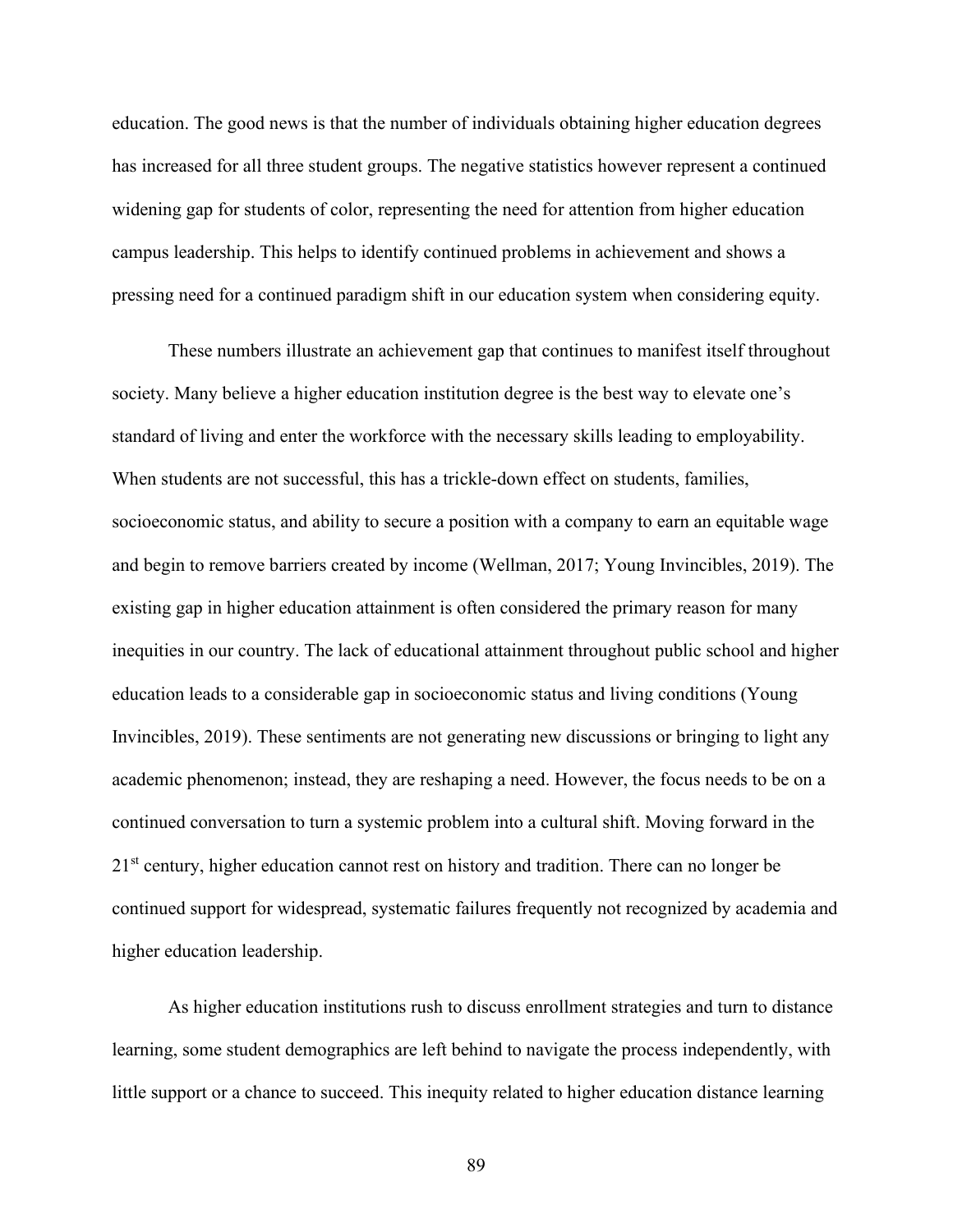education. The good news is that the number of individuals obtaining higher education degrees has increased for all three student groups. The negative statistics however represent a continued widening gap for students of color, representing the need for attention from higher education campus leadership. This helps to identify continued problems in achievement and shows a pressing need for a continued paradigm shift in our education system when considering equity.

These numbers illustrate an achievement gap that continues to manifest itself throughout society. Many believe a higher education institution degree is the best way to elevate one's standard of living and enter the workforce with the necessary skills leading to employability. When students are not successful, this has a trickle-down effect on students, families, socioeconomic status, and ability to secure a position with a company to earn an equitable wage and begin to remove barriers created by income (Wellman, 2017; Young Invincibles, 2019). The existing gap in higher education attainment is often considered the primary reason for many inequities in our country. The lack of educational attainment throughout public school and higher education leads to a considerable gap in socioeconomic status and living conditions (Young Invincibles, 2019). These sentiments are not generating new discussions or bringing to light any academic phenomenon; instead, they are reshaping a need. However, the focus needs to be on a continued conversation to turn a systemic problem into a cultural shift. Moving forward in the 21st century, higher education cannot rest on history and tradition. There can no longer be continued support for widespread, systematic failures frequently not recognized by academia and higher education leadership.

As higher education institutions rush to discuss enrollment strategies and turn to distance learning, some student demographics are left behind to navigate the process independently, with little support or a chance to succeed. This inequity related to higher education distance learning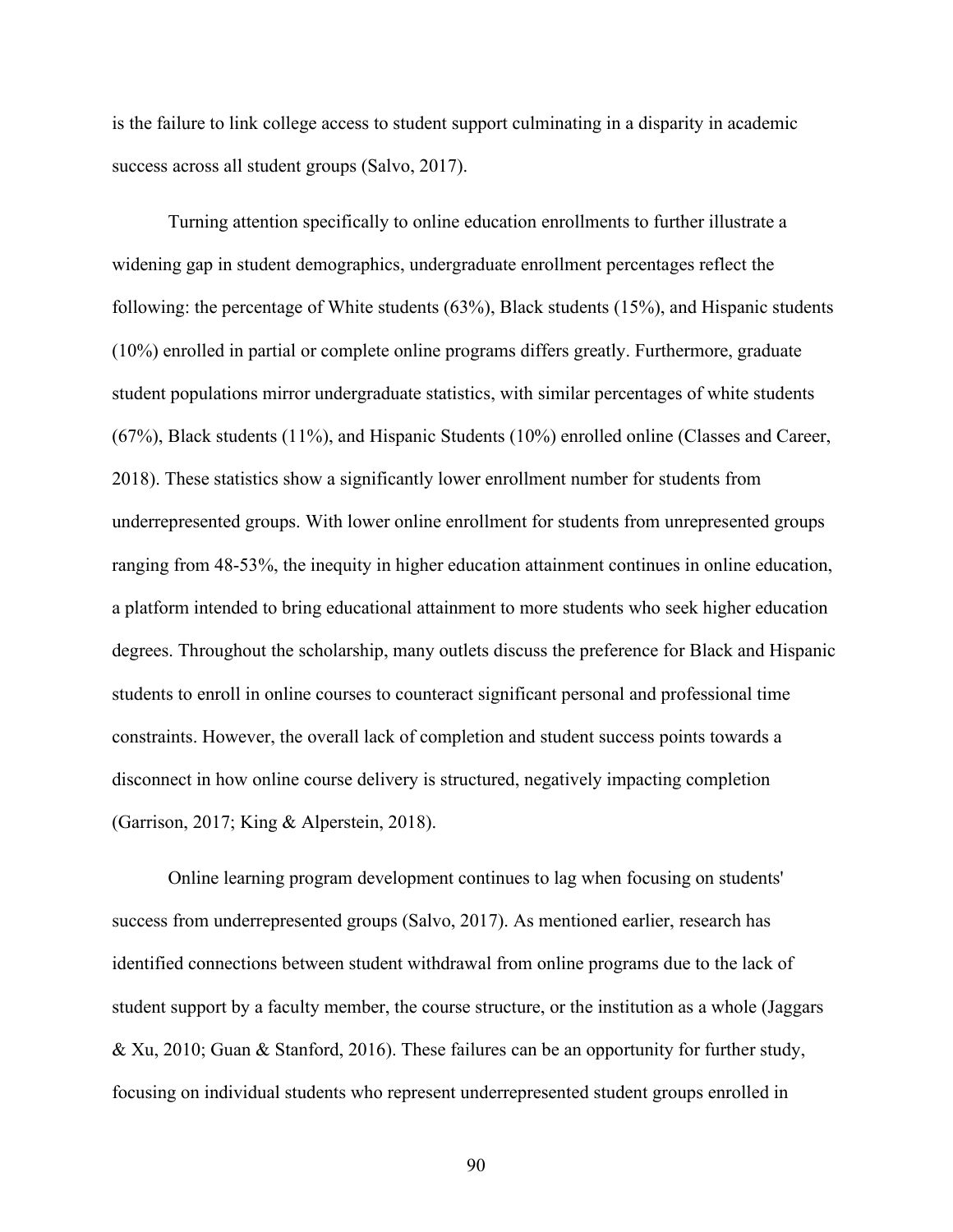is the failure to link college access to student support culminating in a disparity in academic success across all student groups (Salvo, 2017).

Turning attention specifically to online education enrollments to further illustrate a widening gap in student demographics, undergraduate enrollment percentages reflect the following: the percentage of White students (63%), Black students (15%), and Hispanic students (10%) enrolled in partial or complete online programs differs greatly. Furthermore, graduate student populations mirror undergraduate statistics, with similar percentages of white students (67%), Black students (11%), and Hispanic Students (10%) enrolled online (Classes and Career, 2018). These statistics show a significantly lower enrollment number for students from underrepresented groups. With lower online enrollment for students from unrepresented groups ranging from 48-53%, the inequity in higher education attainment continues in online education, a platform intended to bring educational attainment to more students who seek higher education degrees. Throughout the scholarship, many outlets discuss the preference for Black and Hispanic students to enroll in online courses to counteract significant personal and professional time constraints. However, the overall lack of completion and student success points towards a disconnect in how online course delivery is structured, negatively impacting completion (Garrison, 2017; King & Alperstein, 2018).

Online learning program development continues to lag when focusing on students' success from underrepresented groups (Salvo, 2017). As mentioned earlier, research has identified connections between student withdrawal from online programs due to the lack of student support by a faculty member, the course structure, or the institution as a whole (Jaggars & Xu, 2010; Guan & Stanford, 2016). These failures can be an opportunity for further study, focusing on individual students who represent underrepresented student groups enrolled in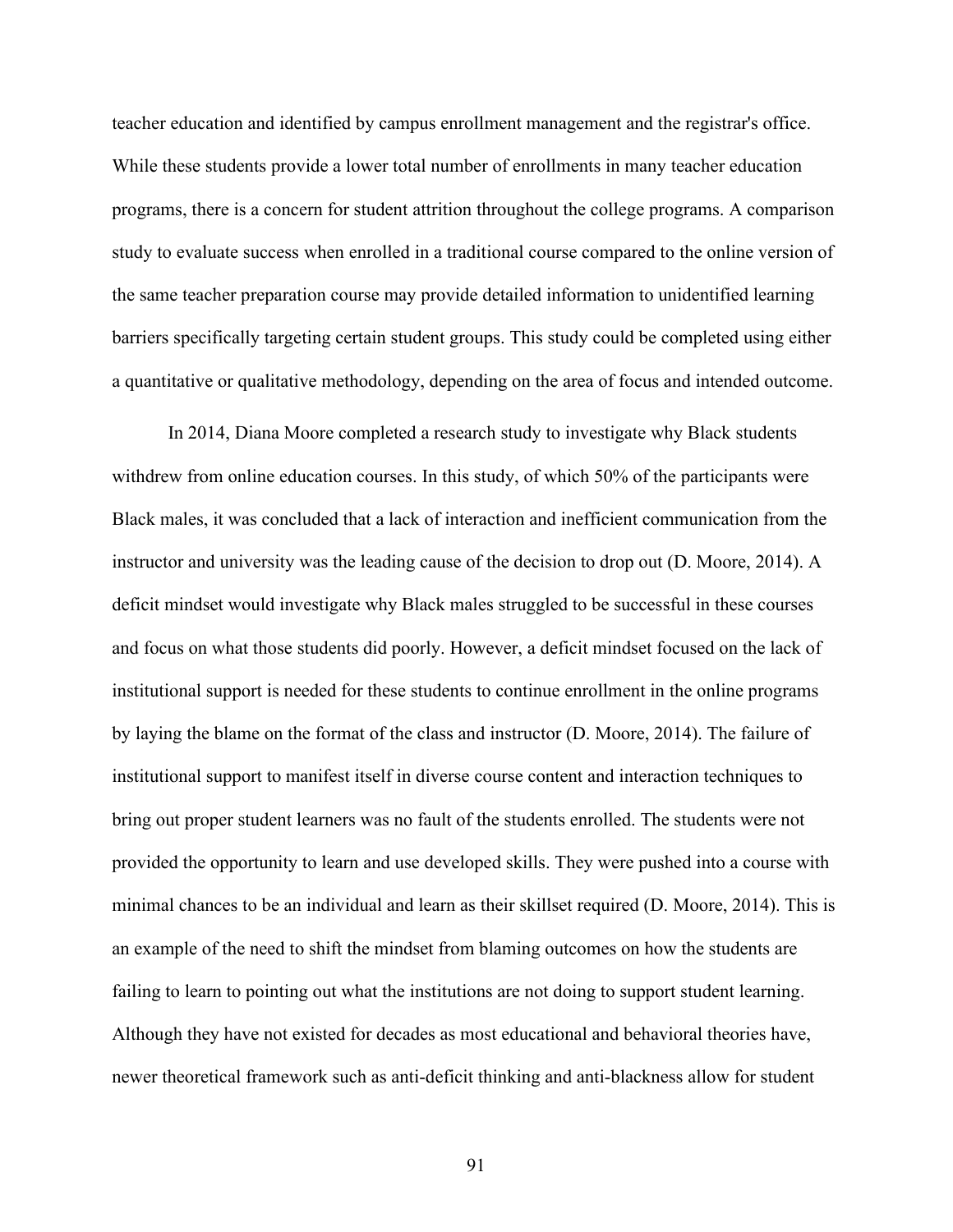teacher education and identified by campus enrollment management and the registrar's office. While these students provide a lower total number of enrollments in many teacher education programs, there is a concern for student attrition throughout the college programs. A comparison study to evaluate success when enrolled in a traditional course compared to the online version of the same teacher preparation course may provide detailed information to unidentified learning barriers specifically targeting certain student groups. This study could be completed using either a quantitative or qualitative methodology, depending on the area of focus and intended outcome.

In 2014, Diana Moore completed a research study to investigate why Black students withdrew from online education courses. In this study, of which 50% of the participants were Black males, it was concluded that a lack of interaction and inefficient communication from the instructor and university was the leading cause of the decision to drop out (D. Moore, 2014). A deficit mindset would investigate why Black males struggled to be successful in these courses and focus on what those students did poorly. However, a deficit mindset focused on the lack of institutional support is needed for these students to continue enrollment in the online programs by laying the blame on the format of the class and instructor (D. Moore, 2014). The failure of institutional support to manifest itself in diverse course content and interaction techniques to bring out proper student learners was no fault of the students enrolled. The students were not provided the opportunity to learn and use developed skills. They were pushed into a course with minimal chances to be an individual and learn as their skillset required (D. Moore, 2014). This is an example of the need to shift the mindset from blaming outcomes on how the students are failing to learn to pointing out what the institutions are not doing to support student learning. Although they have not existed for decades as most educational and behavioral theories have, newer theoretical framework such as anti-deficit thinking and anti-blackness allow for student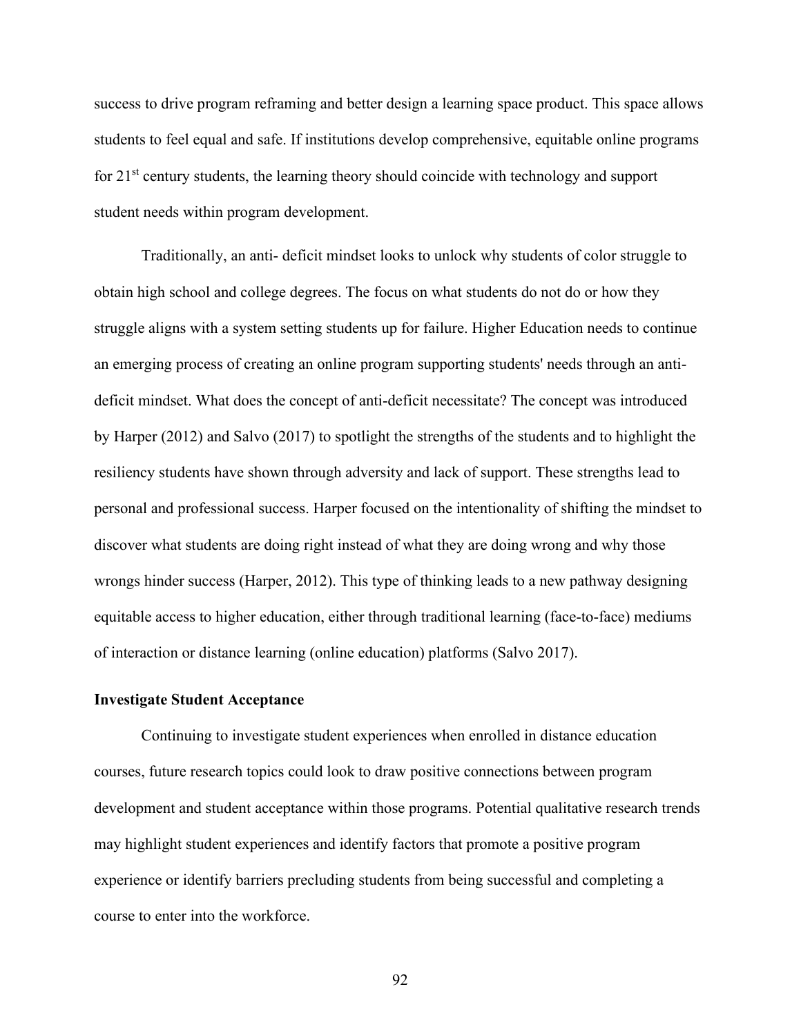success to drive program reframing and better design a learning space product. This space allows students to feel equal and safe. If institutions develop comprehensive, equitable online programs for 21st century students, the learning theory should coincide with technology and support student needs within program development.

Traditionally, an anti- deficit mindset looks to unlock why students of color struggle to obtain high school and college degrees. The focus on what students do not do or how they struggle aligns with a system setting students up for failure. Higher Education needs to continue an emerging process of creating an online program supporting students' needs through an anti-deficit mindset. What does the concept of anti-deficit necessitate? The concept was introduced by Harper (2012) and Salvo (2017) to spotlight the strengths of the students and to highlight the resiliency students have shown through adversity and lack of support. These strengths lead to personal and professional success. Harper focused on the intentionality of shifting the mindset to discover what students are doing right instead of what they are doing wrong and why those wrongs hinder success (Harper, 2012). This type of thinking leads to a new pathway designing equitable access to higher education, either through traditional learning (face-to-face) mediums of interaction or distance learning (online education) platforms (Salvo 2017).

**Investigate Student Acceptance**

Continuing to investigate student experiences when enrolled in distance education courses, future research topics could look to draw positive connections between program development and student acceptance within those programs. Potential qualitative research trends may highlight student experiences and identify factors that promote a positive program experience or identify barriers precluding students from being successful and completing a course to enter into the workforce.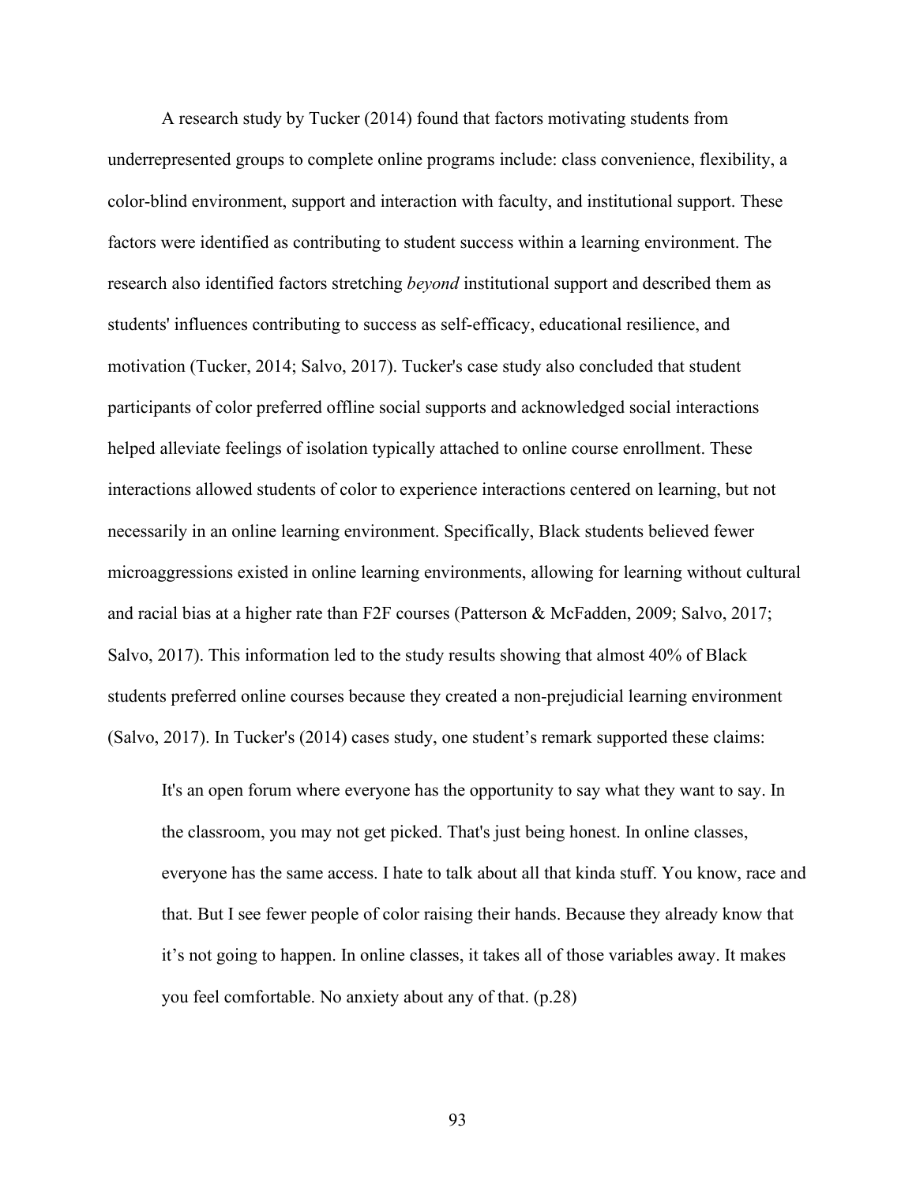A research study by Tucker (2014) found that factors motivating students from underrepresented groups to complete online programs include: class convenience, flexibility, a color-blind environment, support and interaction with faculty, and institutional support. These factors were identified as contributing to student success within a learning environment. The research also identified factors stretching *beyond* institutional support and described them as students' influences contributing to success as self-efficacy, educational resilience, and motivation (Tucker, 2014; Salvo, 2017). Tucker's case study also concluded that student participants of color preferred offline social supports and acknowledged social interactions helped alleviate feelings of isolation typically attached to online course enrollment. These interactions allowed students of color to experience interactions centered on learning, but not necessarily in an online learning environment. Specifically, Black students believed fewer microaggressions existed in online learning environments, allowing for learning without cultural and racial bias at a higher rate than F2F courses (Patterson & McFadden, 2009; Salvo, 2017; Salvo, 2017). This information led to the study results showing that almost 40% of Black students preferred online courses because they created a non-prejudicial learning environment (Salvo, 2017). In Tucker's (2014) cases study, one student's remark supported these claims:

> It's an open forum where everyone has the opportunity to say what they want to say. In the classroom, you may not get picked. That's just being honest. In online classes, everyone has the same access. I hate to talk about all that kinda stuff. You know, race and that. But I see fewer people of color raising their hands. Because they already know that it's not going to happen. In online classes, it takes all of those variables away. It makes you feel comfortable. No anxiety about any of that. (p.28)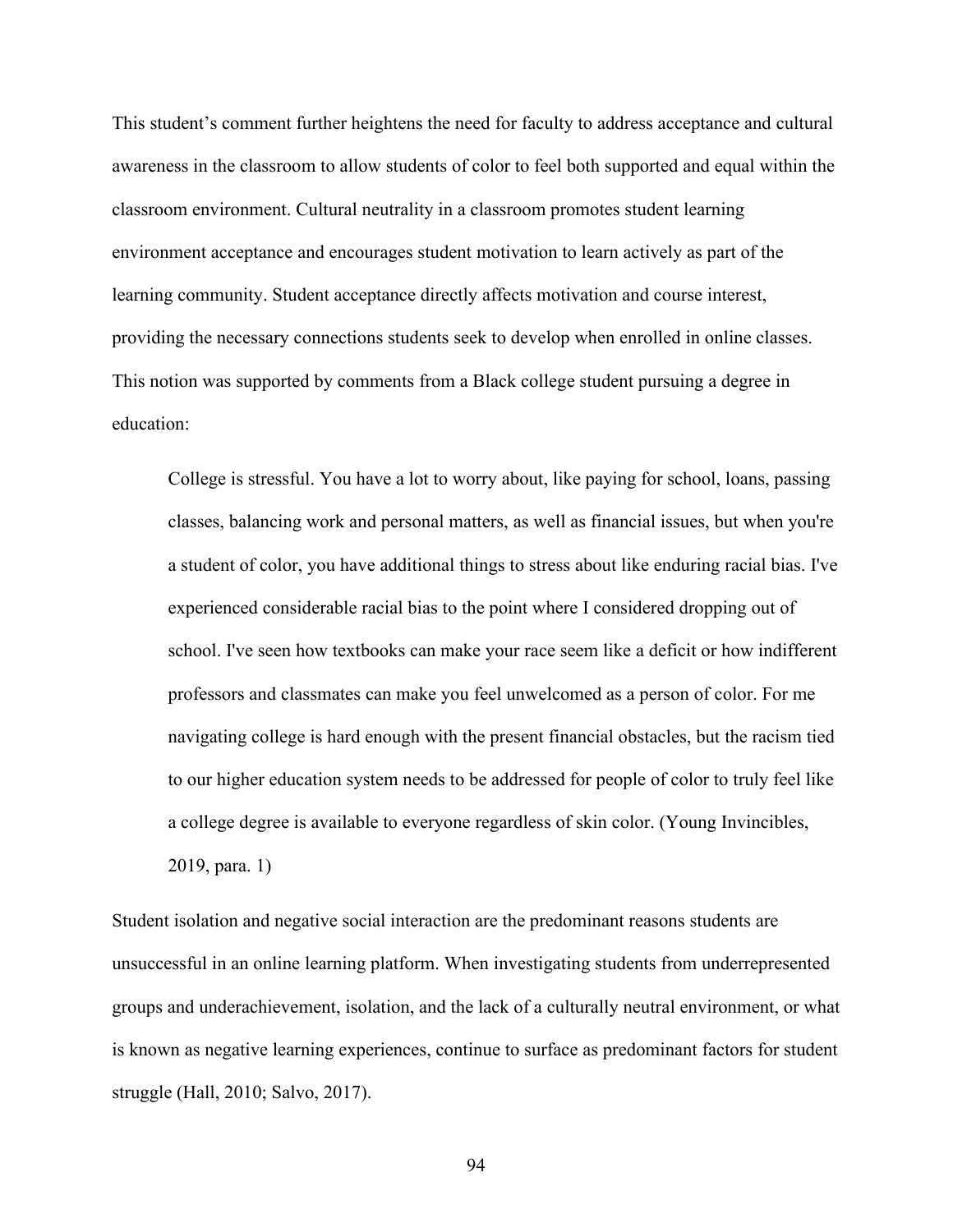This student's comment further heightens the need for faculty to address acceptance and cultural awareness in the classroom to allow students of color to feel both supported and equal within the classroom environment. Cultural neutrality in a classroom promotes student learning environment acceptance and encourages student motivation to learn actively as part of the learning community. Student acceptance directly affects motivation and course interest, providing the necessary connections students seek to develop when enrolled in online classes. This notion was supported by comments from a Black college student pursuing a degree in education:

> College is stressful. You have a lot to worry about, like paying for school, loans, passing classes, balancing work and personal matters, as well as financial issues, but when you're a student of color, you have additional things to stress about like enduring racial bias. I've experienced considerable racial bias to the point where I considered dropping out of school. I've seen how textbooks can make your race seem like a deficit or how indifferent professors and classmates can make you feel unwelcomed as a person of color. For me navigating college is hard enough with the present financial obstacles, but the racism tied to our higher education system needs to be addressed for people of color to truly feel like a college degree is available to everyone regardless of skin color. (Young Invincibles, 2019, para. 1)

Student isolation and negative social interaction are the predominant reasons students are unsuccessful in an online learning platform. When investigating students from underrepresented groups and underachievement, isolation, and the lack of a culturally neutral environment, or what is known as negative learning experiences, continue to surface as predominant factors for student struggle (Hall, 2010; Salvo, 2017).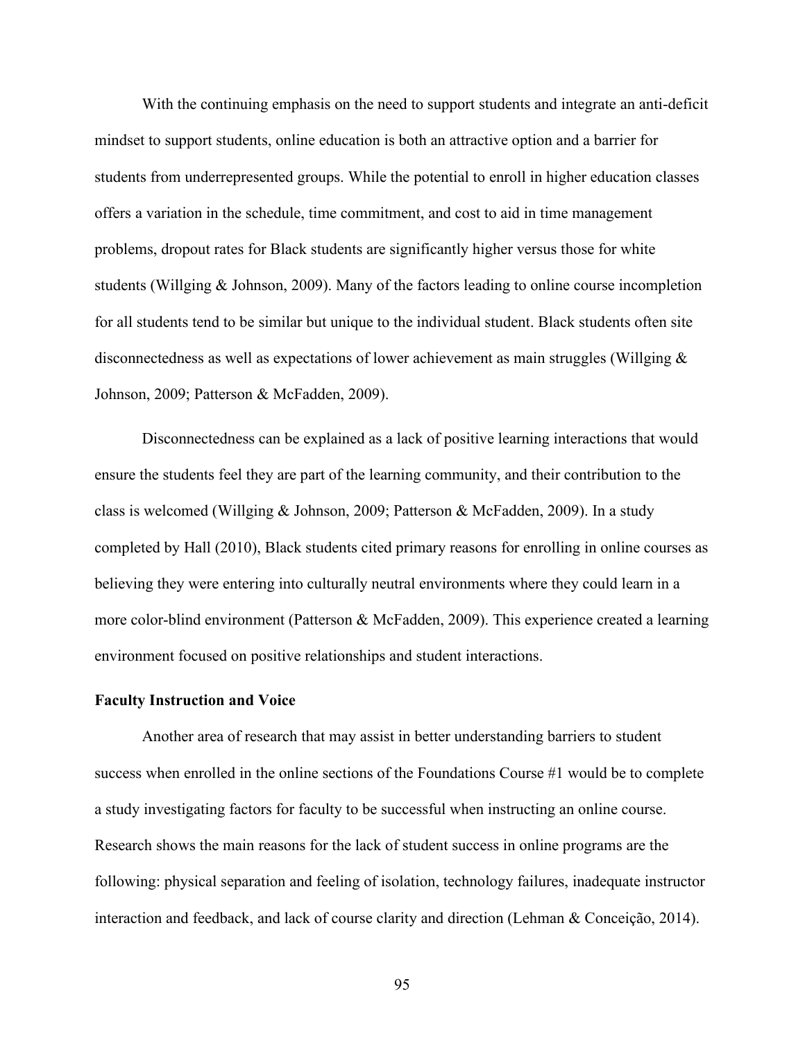With the continuing emphasis on the need to support students and integrate an anti-deficit mindset to support students, online education is both an attractive option and a barrier for students from underrepresented groups. While the potential to enroll in higher education classes offers a variation in the schedule, time commitment, and cost to aid in time management problems, dropout rates for Black students are significantly higher versus those for white students (Willging & Johnson, 2009). Many of the factors leading to online course incompletion for all students tend to be similar but unique to the individual student. Black students often site disconnectedness as well as expectations of lower achievement as main struggles (Willging & Johnson, 2009; Patterson & McFadden, 2009).

Disconnectedness can be explained as a lack of positive learning interactions that would ensure the students feel they are part of the learning community, and their contribution to the class is welcomed (Willging & Johnson, 2009; Patterson & McFadden, 2009). In a study completed by Hall (2010), Black students cited primary reasons for enrolling in online courses as believing they were entering into culturally neutral environments where they could learn in a more color-blind environment (Patterson & McFadden, 2009). This experience created a learning environment focused on positive relationships and student interactions.

**Faculty Instruction and Voice**

Another area of research that may assist in better understanding barriers to student success when enrolled in the online sections of the Foundations Course #1 would be to complete a study investigating factors for faculty to be successful when instructing an online course. Research shows the main reasons for the lack of student success in online programs are the following: physical separation and feeling of isolation, technology failures, inadequate instructor interaction and feedback, and lack of course clarity and direction (Lehman & Conceição, 2014).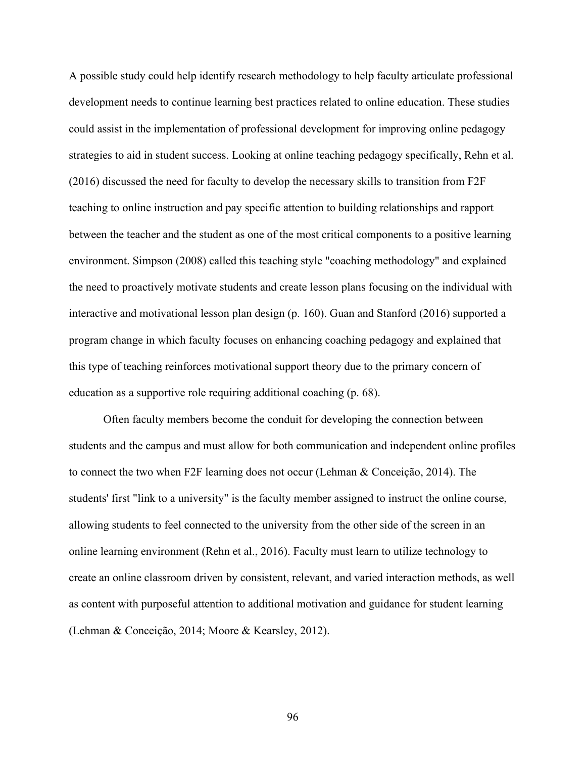A possible study could help identify research methodology to help faculty articulate professional development needs to continue learning best practices related to online education. These studies could assist in the implementation of professional development for improving online pedagogy strategies to aid in student success. Looking at online teaching pedagogy specifically, Rehn et al. (2016) discussed the need for faculty to develop the necessary skills to transition from F2F teaching to online instruction and pay specific attention to building relationships and rapport between the teacher and the student as one of the most critical components to a positive learning environment. Simpson (2008) called this teaching style "coaching methodology" and explained the need to proactively motivate students and create lesson plans focusing on the individual with interactive and motivational lesson plan design (p. 160). Guan and Stanford (2016) supported a program change in which faculty focuses on enhancing coaching pedagogy and explained that this type of teaching reinforces motivational support theory due to the primary concern of education as a supportive role requiring additional coaching (p. 68).

Often faculty members become the conduit for developing the connection between students and the campus and must allow for both communication and independent online profiles to connect the two when F2F learning does not occur (Lehman & Conceição, 2014). The students' first "link to a university" is the faculty member assigned to instruct the online course, allowing students to feel connected to the university from the other side of the screen in an online learning environment (Rehn et al., 2016). Faculty must learn to utilize technology to create an online classroom driven by consistent, relevant, and varied interaction methods, as well as content with purposeful attention to additional motivation and guidance for student learning (Lehman & Conceição, 2014; Moore & Kearsley, 2012).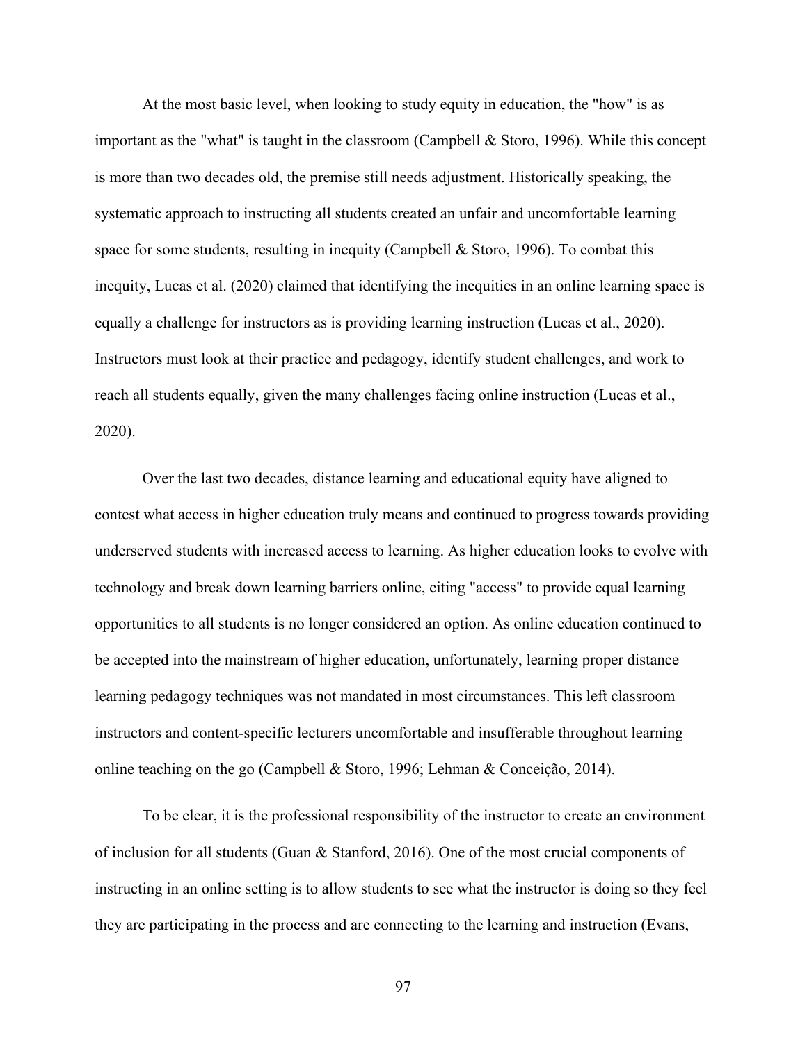At the most basic level, when looking to study equity in education, the "how" is as important as the "what" is taught in the classroom (Campbell & Storo, 1996). While this concept is more than two decades old, the premise still needs adjustment. Historically speaking, the systematic approach to instructing all students created an unfair and uncomfortable learning space for some students, resulting in inequity (Campbell & Storo, 1996). To combat this inequity, Lucas et al. (2020) claimed that identifying the inequities in an online learning space is equally a challenge for instructors as is providing learning instruction (Lucas et al., 2020). Instructors must look at their practice and pedagogy, identify student challenges, and work to reach all students equally, given the many challenges facing online instruction (Lucas et al., 2020).

Over the last two decades, distance learning and educational equity have aligned to contest what access in higher education truly means and continued to progress towards providing underserved students with increased access to learning. As higher education looks to evolve with technology and break down learning barriers online, citing "access" to provide equal learning opportunities to all students is no longer considered an option. As online education continued to be accepted into the mainstream of higher education, unfortunately, learning proper distance learning pedagogy techniques was not mandated in most circumstances. This left classroom instructors and content-specific lecturers uncomfortable and insufferable throughout learning online teaching on the go (Campbell & Storo, 1996; Lehman & Conceição, 2014).

To be clear, it is the professional responsibility of the instructor to create an environment of inclusion for all students (Guan & Stanford, 2016). One of the most crucial components of instructing in an online setting is to allow students to see what the instructor is doing so they feel they are participating in the process and are connecting to the learning and instruction (Evans,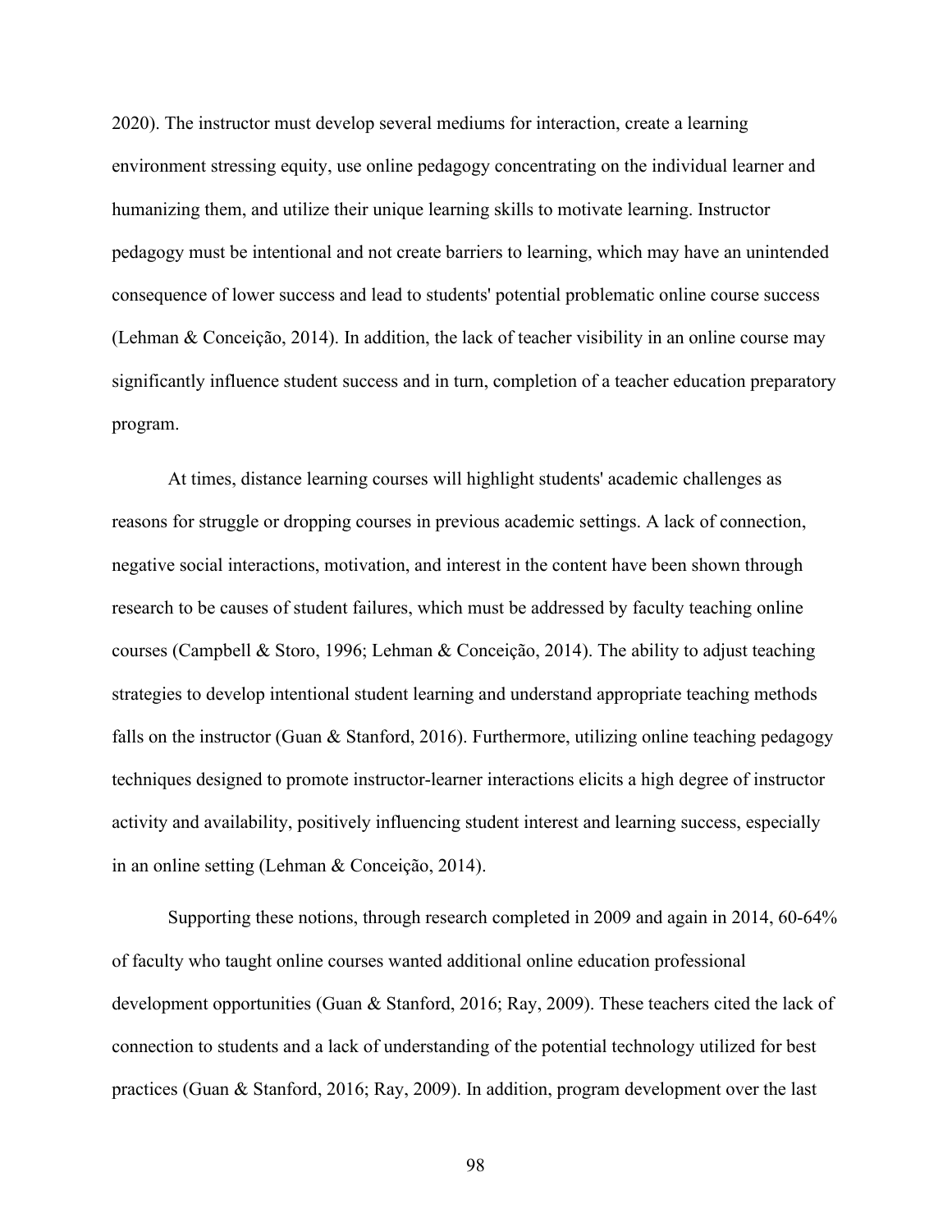2020). The instructor must develop several mediums for interaction, create a learning environment stressing equity, use online pedagogy concentrating on the individual learner and humanizing them, and utilize their unique learning skills to motivate learning. Instructor pedagogy must be intentional and not create barriers to learning, which may have an unintended consequence of lower success and lead to students' potential problematic online course success (Lehman & Conceição, 2014). In addition, the lack of teacher visibility in an online course may significantly influence student success and in turn, completion of a teacher education preparatory program.

At times, distance learning courses will highlight students' academic challenges as reasons for struggle or dropping courses in previous academic settings. A lack of connection, negative social interactions, motivation, and interest in the content have been shown through research to be causes of student failures, which must be addressed by faculty teaching online courses (Campbell & Storo, 1996; Lehman & Conceição, 2014). The ability to adjust teaching strategies to develop intentional student learning and understand appropriate teaching methods falls on the instructor (Guan & Stanford, 2016). Furthermore, utilizing online teaching pedagogy techniques designed to promote instructor-learner interactions elicits a high degree of instructor activity and availability, positively influencing student interest and learning success, especially in an online setting (Lehman & Conceição, 2014).

Supporting these notions, through research completed in 2009 and again in 2014, 60-64% of faculty who taught online courses wanted additional online education professional development opportunities (Guan & Stanford, 2016; Ray, 2009). These teachers cited the lack of connection to students and a lack of understanding of the potential technology utilized for best practices (Guan & Stanford, 2016; Ray, 2009). In addition, program development over the last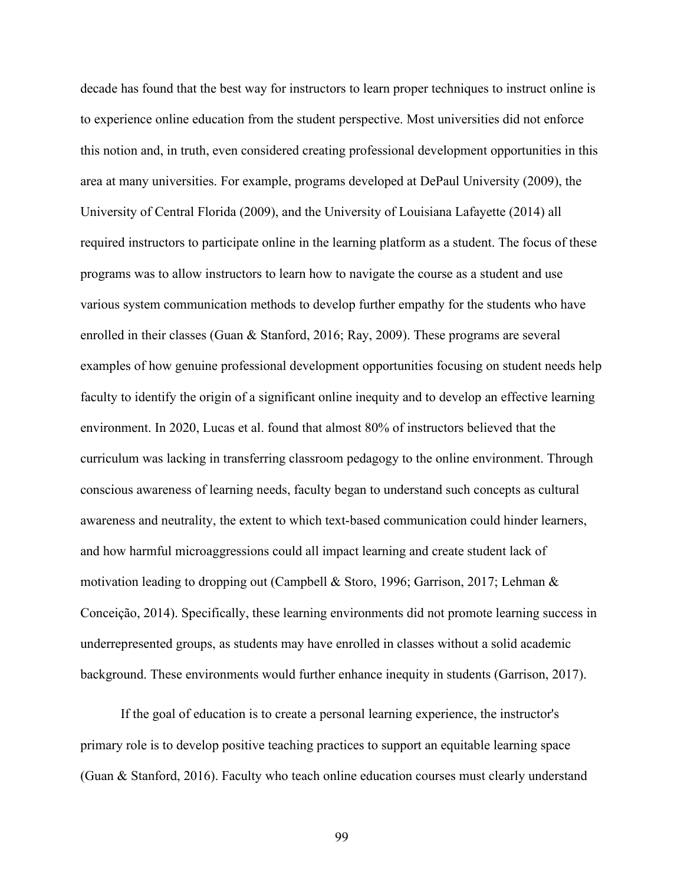decade has found that the best way for instructors to learn proper techniques to instruct online is to experience online education from the student perspective. Most universities did not enforce this notion and, in truth, even considered creating professional development opportunities in this area at many universities. For example, programs developed at DePaul University (2009), the University of Central Florida (2009), and the University of Louisiana Lafayette (2014) all required instructors to participate online in the learning platform as a student. The focus of these programs was to allow instructors to learn how to navigate the course as a student and use various system communication methods to develop further empathy for the students who have enrolled in their classes (Guan & Stanford, 2016; Ray, 2009). These programs are several examples of how genuine professional development opportunities focusing on student needs help faculty to identify the origin of a significant online inequity and to develop an effective learning environment. In 2020, Lucas et al. found that almost 80% of instructors believed that the curriculum was lacking in transferring classroom pedagogy to the online environment. Through conscious awareness of learning needs, faculty began to understand such concepts as cultural awareness and neutrality, the extent to which text-based communication could hinder learners, and how harmful microaggressions could all impact learning and create student lack of motivation leading to dropping out (Campbell & Storo, 1996; Garrison, 2017; Lehman & Conceição, 2014). Specifically, these learning environments did not promote learning success in underrepresented groups, as students may have enrolled in classes without a solid academic background. These environments would further enhance inequity in students (Garrison, 2017).

If the goal of education is to create a personal learning experience, the instructor's primary role is to develop positive teaching practices to support an equitable learning space (Guan & Stanford, 2016). Faculty who teach online education courses must clearly understand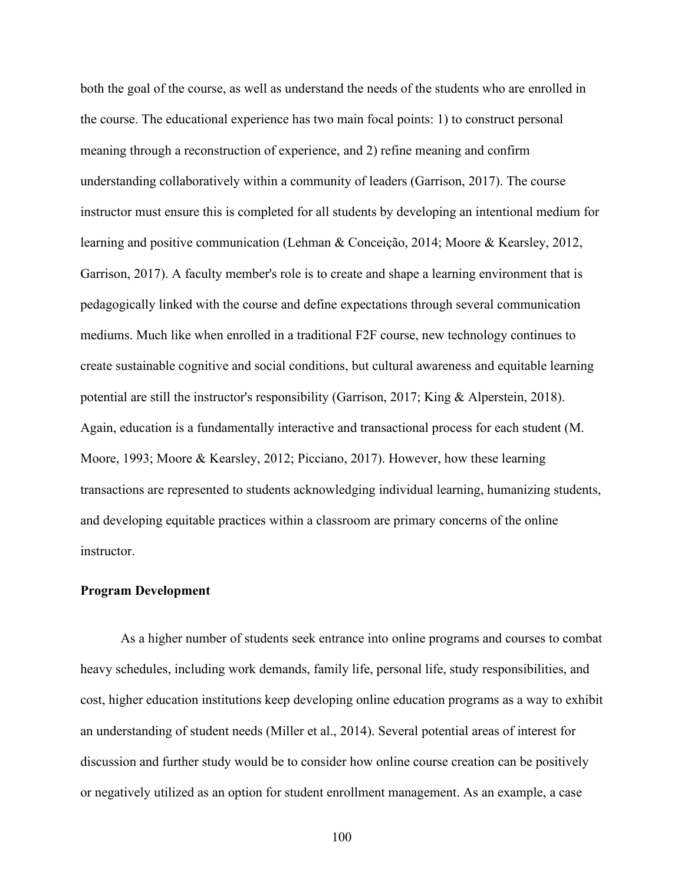both the goal of the course, as well as understand the needs of the students who are enrolled in the course. The educational experience has two main focal points: 1) to construct personal meaning through a reconstruction of experience, and 2) refine meaning and confirm understanding collaboratively within a community of leaders (Garrison, 2017). The course instructor must ensure this is completed for all students by developing an intentional medium for learning and positive communication (Lehman & Conceição, 2014; Moore & Kearsley, 2012, Garrison, 2017). A faculty member's role is to create and shape a learning environment that is pedagogically linked with the course and define expectations through several communication mediums. Much like when enrolled in a traditional F2F course, new technology continues to create sustainable cognitive and social conditions, but cultural awareness and equitable learning potential are still the instructor's responsibility (Garrison, 2017; King & Alperstein, 2018). Again, education is a fundamentally interactive and transactional process for each student (M. Moore, 1993; Moore & Kearsley, 2012; Picciano, 2017). However, how these learning transactions are represented to students acknowledging individual learning, humanizing students, and developing equitable practices within a classroom are primary concerns of the online instructor.

**Program Development**

As a higher number of students seek entrance into online programs and courses to combat heavy schedules, including work demands, family life, personal life, study responsibilities, and cost, higher education institutions keep developing online education programs as a way to exhibit an understanding of student needs (Miller et al., 2014). Several potential areas of interest for discussion and further study would be to consider how online course creation can be positively or negatively utilized as an option for student enrollment management. As an example, a case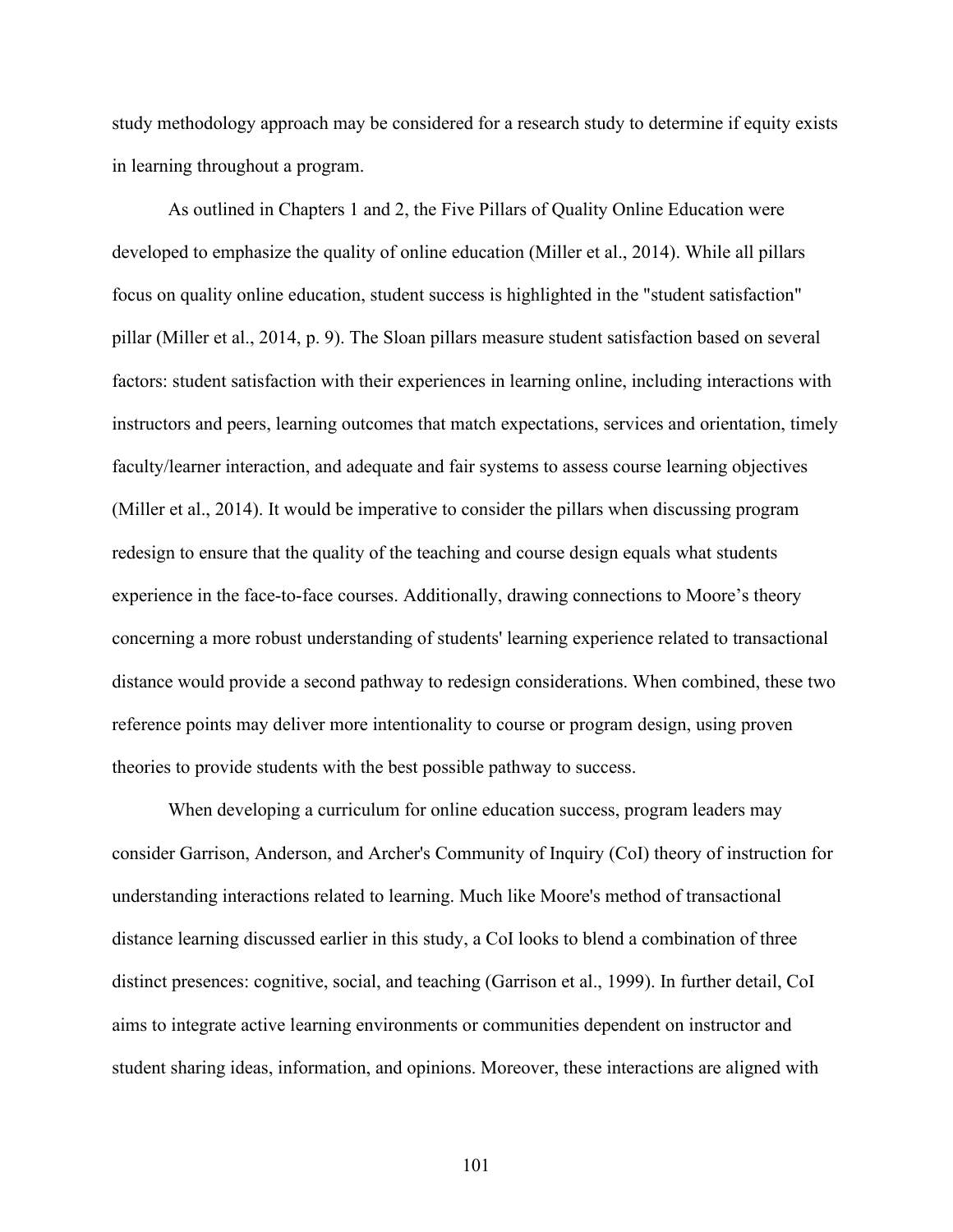study methodology approach may be considered for a research study to determine if equity exists in learning throughout a program.

As outlined in Chapters 1 and 2, the Five Pillars of Quality Online Education were developed to emphasize the quality of online education (Miller et al., 2014). While all pillars focus on quality online education, student success is highlighted in the "student satisfaction" pillar (Miller et al., 2014, p. 9). The Sloan pillars measure student satisfaction based on several factors: student satisfaction with their experiences in learning online, including interactions with instructors and peers, learning outcomes that match expectations, services and orientation, timely faculty/learner interaction, and adequate and fair systems to assess course learning objectives (Miller et al., 2014). It would be imperative to consider the pillars when discussing program redesign to ensure that the quality of the teaching and course design equals what students experience in the face-to-face courses. Additionally, drawing connections to Moore's theory concerning a more robust understanding of students' learning experience related to transactional distance would provide a second pathway to redesign considerations. When combined, these two reference points may deliver more intentionality to course or program design, using proven theories to provide students with the best possible pathway to success.

When developing a curriculum for online education success, program leaders may consider Garrison, Anderson, and Archer's Community of Inquiry (CoI) theory of instruction for understanding interactions related to learning. Much like Moore's method of transactional distance learning discussed earlier in this study, a CoI looks to blend a combination of three distinct presences: cognitive, social, and teaching (Garrison et al., 1999). In further detail, CoI aims to integrate active learning environments or communities dependent on instructor and student sharing ideas, information, and opinions. Moreover, these interactions are aligned with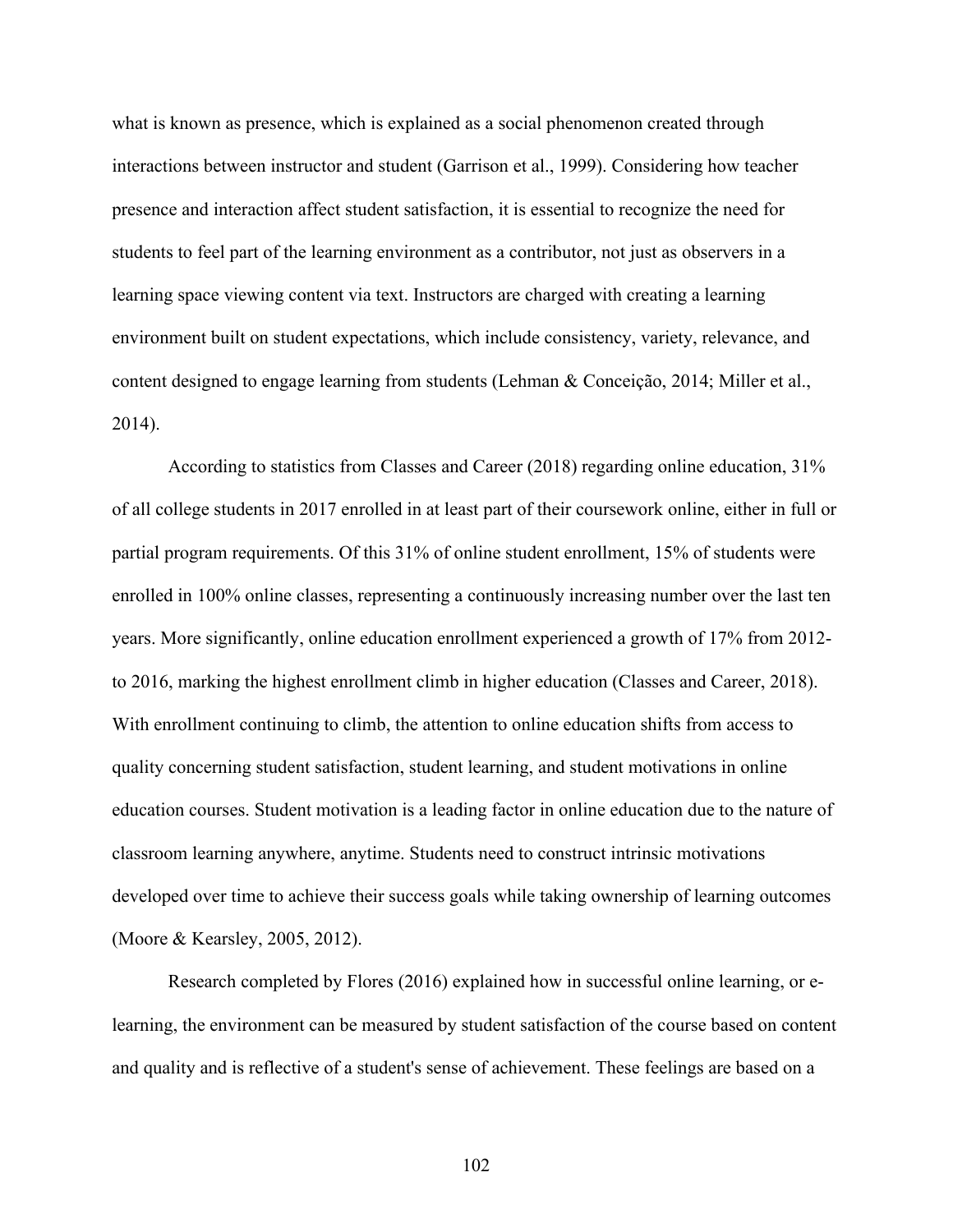what is known as presence, which is explained as a social phenomenon created through interactions between instructor and student (Garrison et al., 1999). Considering how teacher presence and interaction affect student satisfaction, it is essential to recognize the need for students to feel part of the learning environment as a contributor, not just as observers in a learning space viewing content via text. Instructors are charged with creating a learning environment built on student expectations, which include consistency, variety, relevance, and content designed to engage learning from students (Lehman & Conceição, 2014; Miller et al., 2014).

According to statistics from Classes and Career (2018) regarding online education, 31% of all college students in 2017 enrolled in at least part of their coursework online, either in full or partial program requirements. Of this 31% of online student enrollment, 15% of students were enrolled in 100% online classes, representing a continuously increasing number over the last ten years. More significantly, online education enrollment experienced a growth of 17% from 2012-to 2016, marking the highest enrollment climb in higher education (Classes and Career, 2018). With enrollment continuing to climb, the attention to online education shifts from access to quality concerning student satisfaction, student learning, and student motivations in online education courses. Student motivation is a leading factor in online education due to the nature of classroom learning anywhere, anytime. Students need to construct intrinsic motivations developed over time to achieve their success goals while taking ownership of learning outcomes (Moore & Kearsley, 2005, 2012).

Research completed by Flores (2016) explained how in successful online learning, or e-learning, the environment can be measured by student satisfaction of the course based on content and quality and is reflective of a student's sense of achievement. These feelings are based on a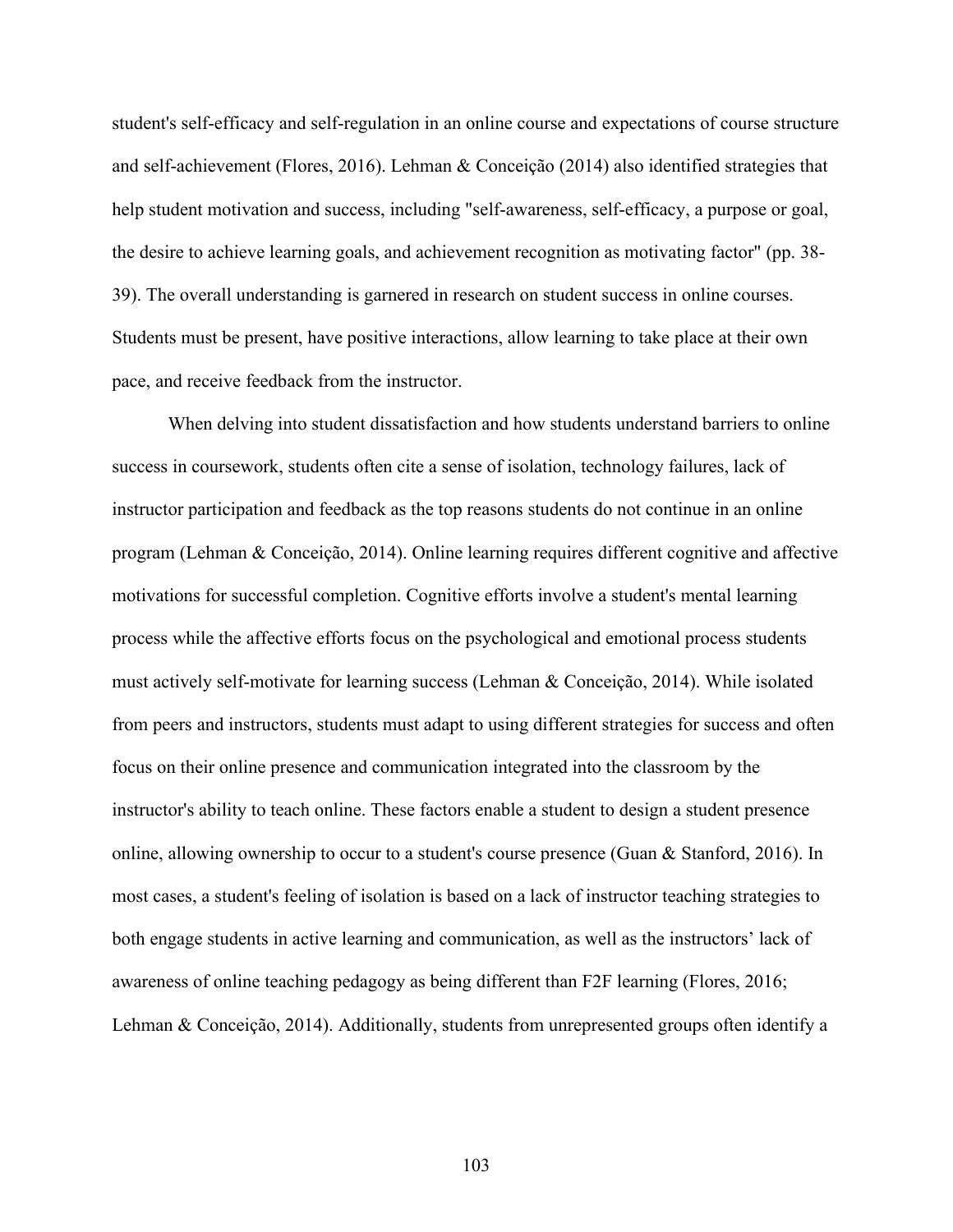student's self-efficacy and self-regulation in an online course and expectations of course structure and self-achievement (Flores, 2016). Lehman & Conceição (2014) also identified strategies that help student motivation and success, including "self-awareness, self-efficacy, a purpose or goal, the desire to achieve learning goals, and achievement recognition as motivating factor" (pp. 38-39). The overall understanding is garnered in research on student success in online courses. Students must be present, have positive interactions, allow learning to take place at their own pace, and receive feedback from the instructor.

When delving into student dissatisfaction and how students understand barriers to online success in coursework, students often cite a sense of isolation, technology failures, lack of instructor participation and feedback as the top reasons students do not continue in an online program (Lehman & Conceição, 2014). Online learning requires different cognitive and affective motivations for successful completion. Cognitive efforts involve a student's mental learning process while the affective efforts focus on the psychological and emotional process students must actively self-motivate for learning success (Lehman & Conceição, 2014). While isolated from peers and instructors, students must adapt to using different strategies for success and often focus on their online presence and communication integrated into the classroom by the instructor's ability to teach online. These factors enable a student to design a student presence online, allowing ownership to occur to a student's course presence (Guan & Stanford, 2016). In most cases, a student's feeling of isolation is based on a lack of instructor teaching strategies to both engage students in active learning and communication, as well as the instructors' lack of awareness of online teaching pedagogy as being different than F2F learning (Flores, 2016; Lehman & Conceição, 2014). Additionally, students from unrepresented groups often identify a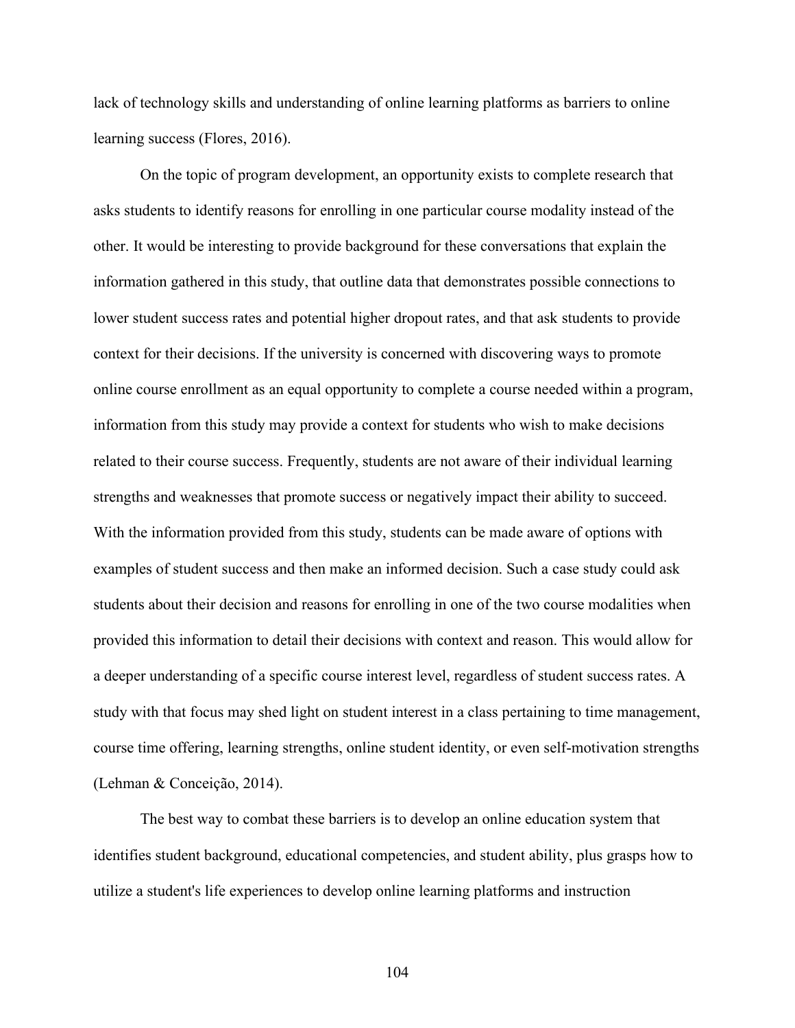lack of technology skills and understanding of online learning platforms as barriers to online learning success (Flores, 2016).

On the topic of program development, an opportunity exists to complete research that asks students to identify reasons for enrolling in one particular course modality instead of the other. It would be interesting to provide background for these conversations that explain the information gathered in this study, that outline data that demonstrates possible connections to lower student success rates and potential higher dropout rates, and that ask students to provide context for their decisions. If the university is concerned with discovering ways to promote online course enrollment as an equal opportunity to complete a course needed within a program, information from this study may provide a context for students who wish to make decisions related to their course success. Frequently, students are not aware of their individual learning strengths and weaknesses that promote success or negatively impact their ability to succeed. With the information provided from this study, students can be made aware of options with examples of student success and then make an informed decision. Such a case study could ask students about their decision and reasons for enrolling in one of the two course modalities when provided this information to detail their decisions with context and reason. This would allow for a deeper understanding of a specific course interest level, regardless of student success rates. A study with that focus may shed light on student interest in a class pertaining to time management, course time offering, learning strengths, online student identity, or even self-motivation strengths (Lehman & Conceição, 2014).

The best way to combat these barriers is to develop an online education system that identifies student background, educational competencies, and student ability, plus grasps how to utilize a student's life experiences to develop online learning platforms and instruction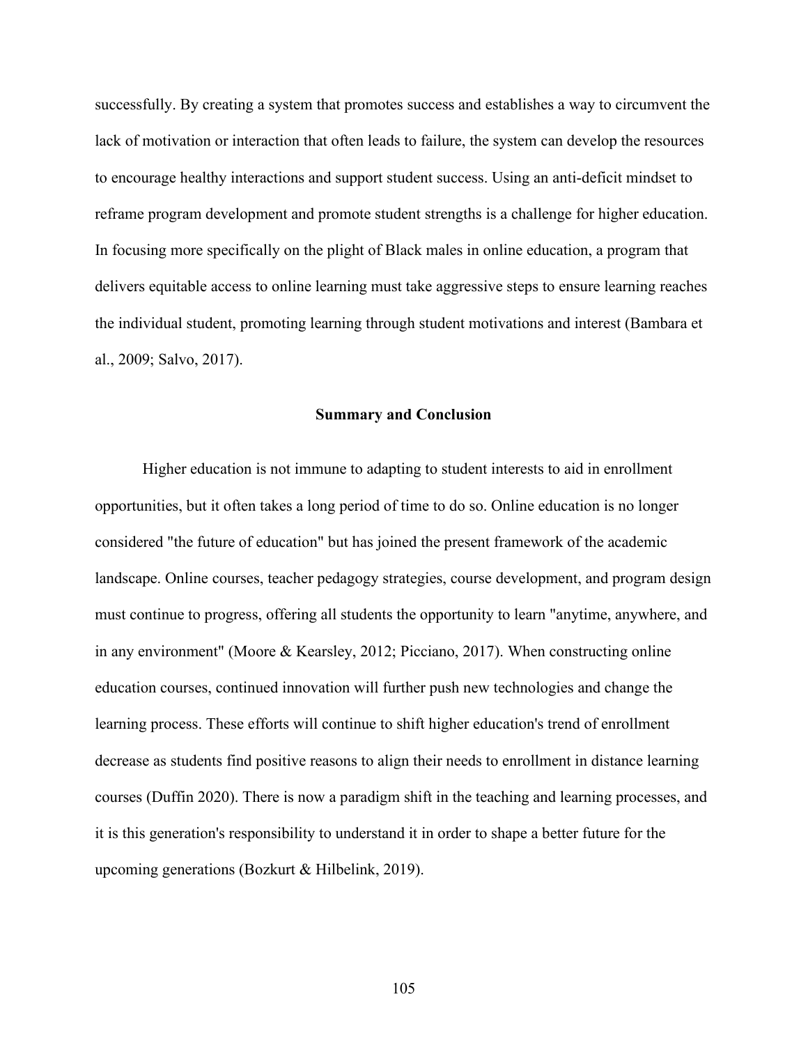successfully. By creating a system that promotes success and establishes a way to circumvent the lack of motivation or interaction that often leads to failure, the system can develop the resources to encourage healthy interactions and support student success. Using an anti-deficit mindset to reframe program development and promote student strengths is a challenge for higher education. In focusing more specifically on the plight of Black males in online education, a program that delivers equitable access to online learning must take aggressive steps to ensure learning reaches the individual student, promoting learning through student motivations and interest (Bambara et al., 2009; Salvo, 2017).

## Summary and Conclusion

Higher education is not immune to adapting to student interests to aid in enrollment opportunities, but it often takes a long period of time to do so. Online education is no longer considered "the future of education" but has joined the present framework of the academic landscape. Online courses, teacher pedagogy strategies, course development, and program design must continue to progress, offering all students the opportunity to learn "anytime, anywhere, and in any environment" (Moore & Kearsley, 2012; Picciano, 2017). When constructing online education courses, continued innovation will further push new technologies and change the learning process. These efforts will continue to shift higher education's trend of enrollment decrease as students find positive reasons to align their needs to enrollment in distance learning courses (Duffin 2020). There is now a paradigm shift in the teaching and learning processes, and it is this generation's responsibility to understand it in order to shape a better future for the upcoming generations (Bozkurt & Hilbelink, 2019).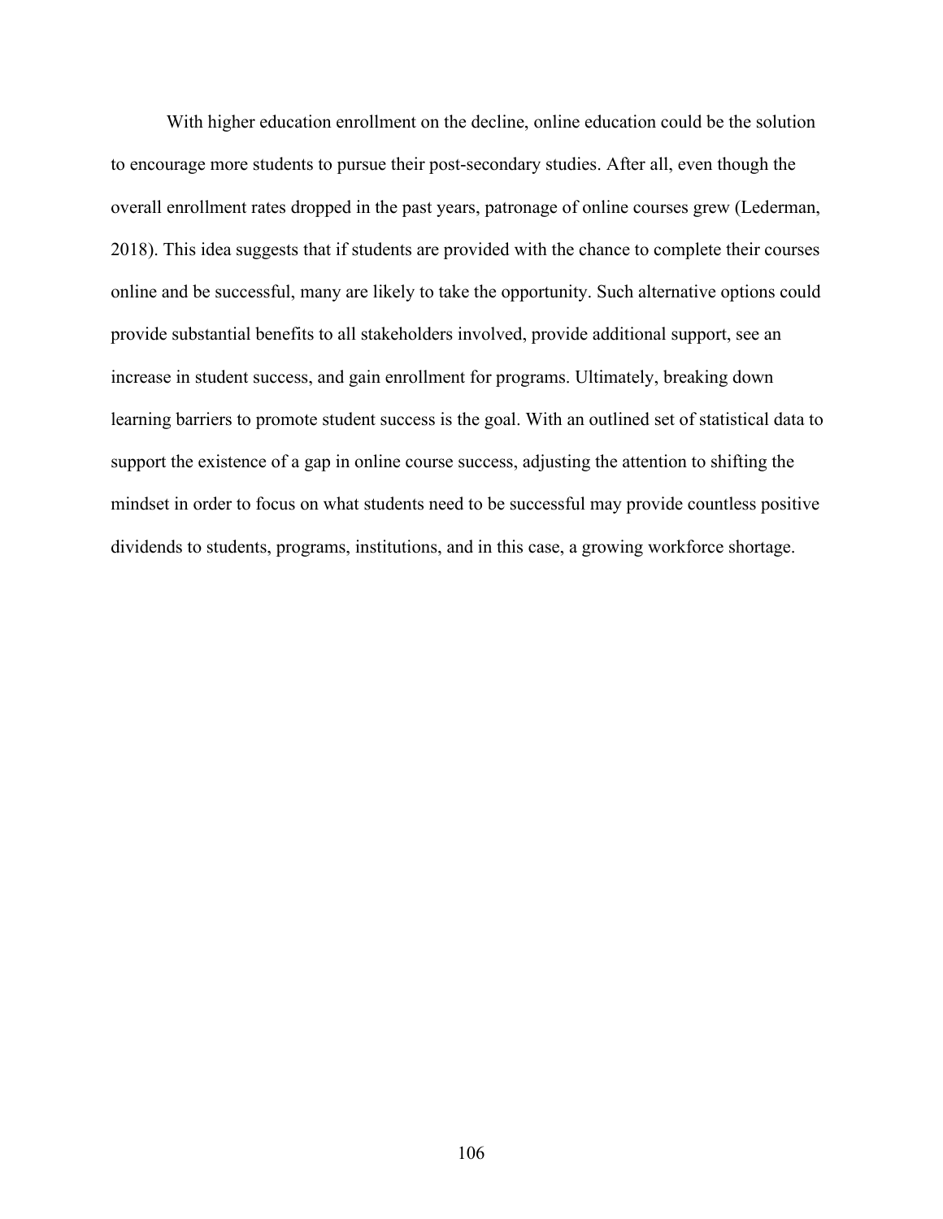With higher education enrollment on the decline, online education could be the solution to encourage more students to pursue their post-secondary studies. After all, even though the overall enrollment rates dropped in the past years, patronage of online courses grew (Lederman, 2018). This idea suggests that if students are provided with the chance to complete their courses online and be successful, many are likely to take the opportunity. Such alternative options could provide substantial benefits to all stakeholders involved, provide additional support, see an increase in student success, and gain enrollment for programs. Ultimately, breaking down learning barriers to promote student success is the goal. With an outlined set of statistical data to support the existence of a gap in online course success, adjusting the attention to shifting the mindset in order to focus on what students need to be successful may provide countless positive dividends to students, programs, institutions, and in this case, a growing workforce shortage.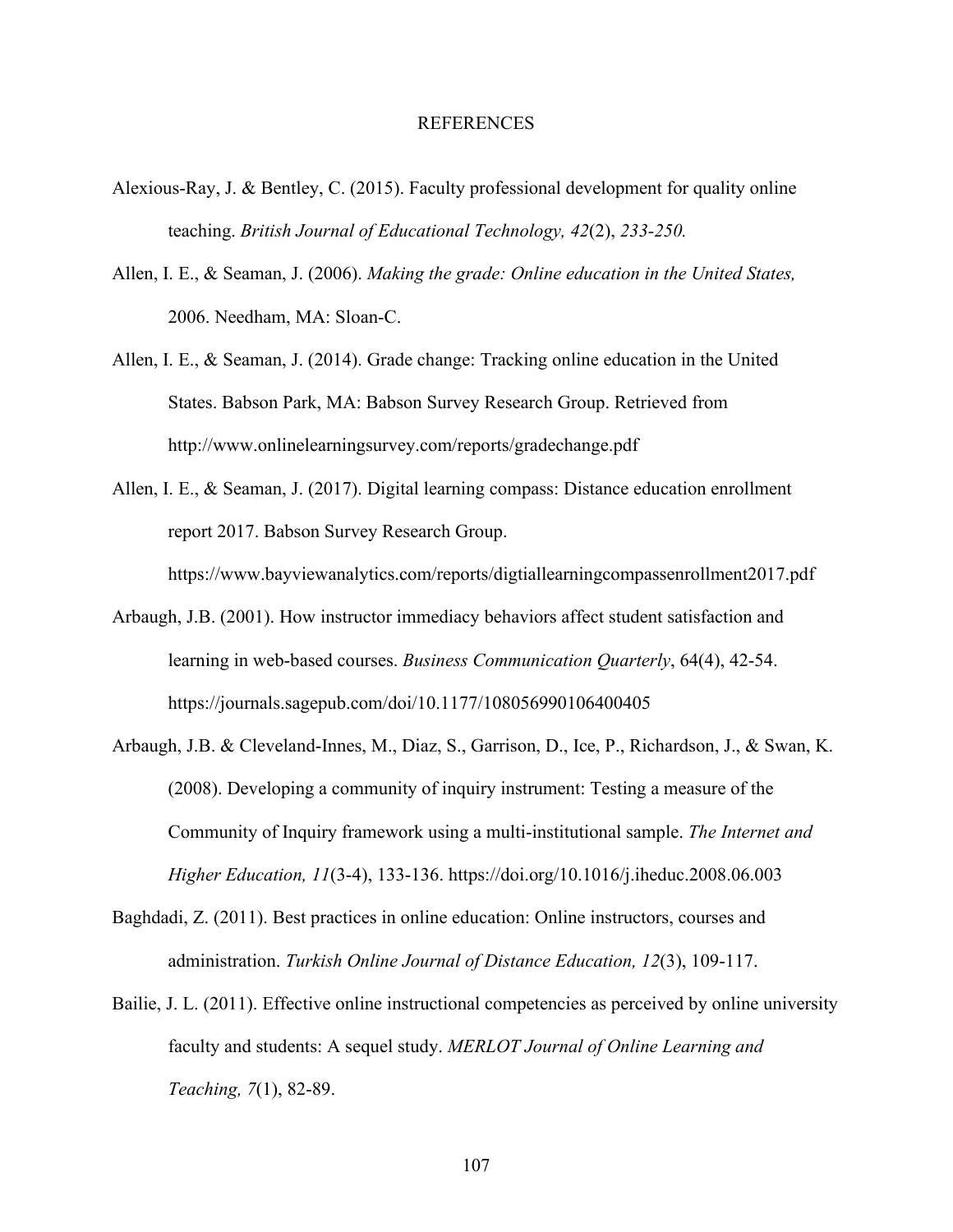# REFERENCES

Alexious-Ray, J. & Bentley, C. (2015). Faculty professional development for quality online teaching. *British Journal of Educational Technology, 42*(2), *233-250.*

Allen, I. E., & Seaman, J. (2006). *Making the grade: Online education in the United States,* 2006. Needham, MA: Sloan-C.

Allen, I. E., & Seaman, J. (2014). Grade change: Tracking online education in the United States. Babson Park, MA: Babson Survey Research Group. Retrieved from http://www.onlinelearningsurvey.com/reports/gradechange.pdf

Allen, I. E., & Seaman, J. (2017). Digital learning compass: Distance education enrollment report 2017. Babson Survey Research Group. https://www.bayviewanalytics.com/reports/digtiallearningcompassenrollment2017.pdf

Arbaugh, J.B. (2001). How instructor immediacy behaviors affect student satisfaction and learning in web-based courses. *Business Communication Quarterly*, 64(4), 42-54. https://journals.sagepub.com/doi/10.1177/108056990106400405

Arbaugh, J.B. & Cleveland-Innes, M., Diaz, S., Garrison, D., Ice, P., Richardson, J., & Swan, K. (2008). Developing a community of inquiry instrument: Testing a measure of the Community of Inquiry framework using a multi-institutional sample. *The Internet and Higher Education, 11*(3-4), 133-136. https://doi.org/10.1016/j.iheduc.2008.06.003

Baghdadi, Z. (2011). Best practices in online education: Online instructors, courses and administration. *Turkish Online Journal of Distance Education, 12*(3), 109-117.

Bailie, J. L. (2011). Effective online instructional competencies as perceived by online university faculty and students: A sequel study. *MERLOT Journal of Online Learning and Teaching, 7*(1), 82-89.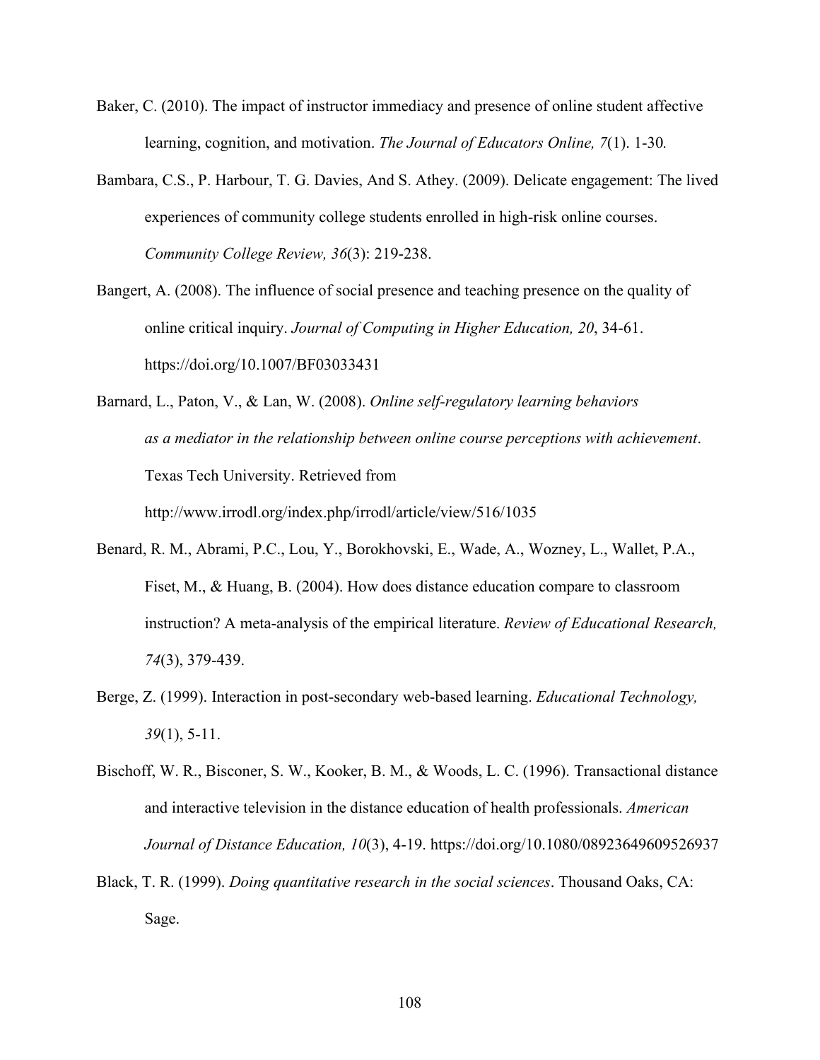Baker, C. (2010). The impact of instructor immediacy and presence of online student affective learning, cognition, and motivation. *The Journal of Educators Online, 7*(1). 1-30*.*

Bambara, C.S., P. Harbour, T. G. Davies, And S. Athey. (2009). Delicate engagement: The lived experiences of community college students enrolled in high-risk online courses. *Community College Review, 36*(3): 219-238.

Bangert, A. (2008). The influence of social presence and teaching presence on the quality of online critical inquiry. *Journal of Computing in Higher Education, 20*, 34-61. https://doi.org/10.1007/BF03033431

Barnard, L., Paton, V., & Lan, W. (2008). *Online self-regulatory learning behaviors as a mediator in the relationship between online course perceptions with achievement*. Texas Tech University. Retrieved from http://www.irrodl.org/index.php/irrodl/article/view/516/1035

Benard, R. M., Abrami, P.C., Lou, Y., Borokhovski, E., Wade, A., Wozney, L., Wallet, P.A., Fiset, M., & Huang, B. (2004). How does distance education compare to classroom instruction? A meta-analysis of the empirical literature. *Review of Educational Research, 74*(3), 379-439.

Berge, Z. (1999). Interaction in post-secondary web-based learning. *Educational Technology, 39*(1), 5-11.

Bischoff, W. R., Bisconer, S. W., Kooker, B. M., & Woods, L. C. (1996). Transactional distance and interactive television in the distance education of health professionals. *American Journal of Distance Education, 10*(3), 4-19. https://doi.org/10.1080/08923649609526937

Black, T. R. (1999). *Doing quantitative research in the social sciences*. Thousand Oaks, CA: Sage.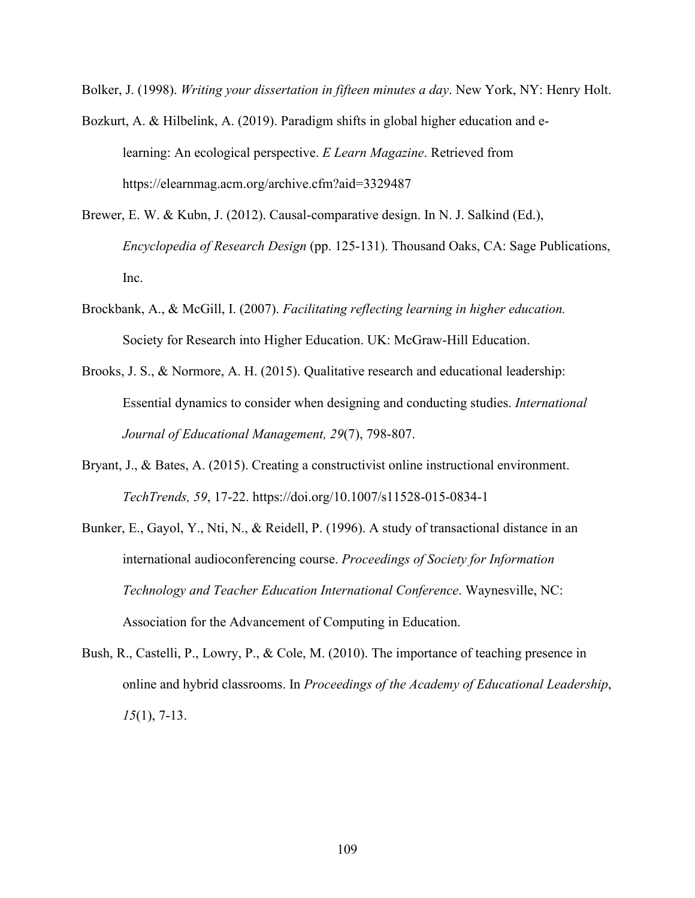Bolker, J. (1998). *Writing your dissertation in fifteen minutes a day*. New York, NY: Henry Holt.

Bozkurt, A. & Hilbelink, A. (2019). Paradigm shifts in global higher education and e-learning: An ecological perspective. *E Learn Magazine*. Retrieved from https://elearnmag.acm.org/archive.cfm?aid=3329487

Brewer, E. W. & Kubn, J. (2012). Causal-comparative design. In N. J. Salkind (Ed.), *Encyclopedia of Research Design* (pp. 125-131). Thousand Oaks, CA: Sage Publications, Inc.

Brockbank, A., & McGill, I. (2007). *Facilitating reflecting learning in higher education.* Society for Research into Higher Education. UK: McGraw-Hill Education.

Brooks, J. S., & Normore, A. H. (2015). Qualitative research and educational leadership: Essential dynamics to consider when designing and conducting studies. *International Journal of Educational Management, 29*(7), 798-807.

Bryant, J., & Bates, A. (2015). Creating a constructivist online instructional environment. *TechTrends, 59*, 17-22. https://doi.org/10.1007/s11528-015-0834-1

Bunker, E., Gayol, Y., Nti, N., & Reidell, P. (1996). A study of transactional distance in an international audioconferencing course. *Proceedings of Society for Information Technology and Teacher Education International Conference*. Waynesville, NC: Association for the Advancement of Computing in Education.

Bush, R., Castelli, P., Lowry, P., & Cole, M. (2010). The importance of teaching presence in online and hybrid classrooms. In *Proceedings of the Academy of Educational Leadership*, *15*(1), 7-13.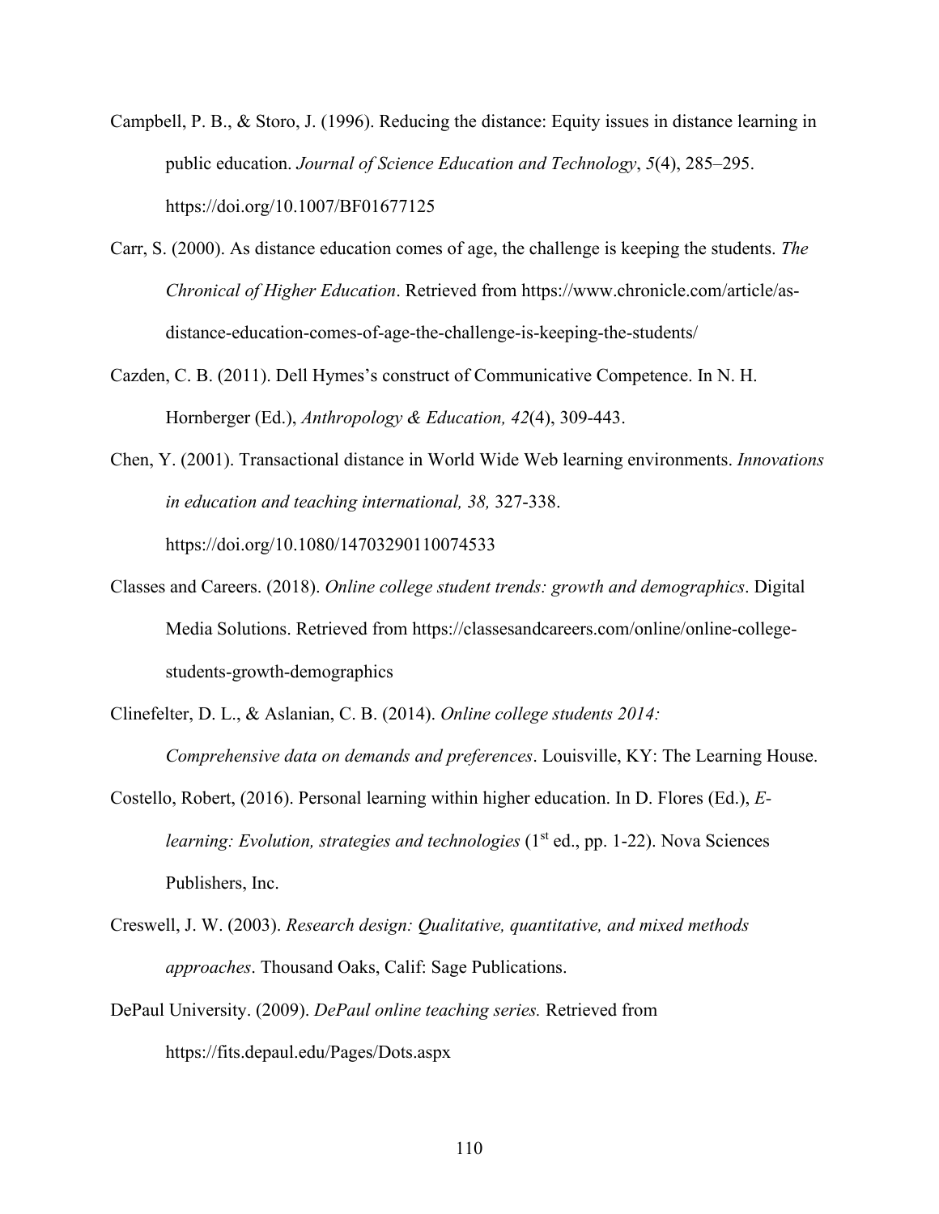Campbell, P. B., & Storo, J. (1996). Reducing the distance: Equity issues in distance learning in public education. *Journal of Science Education and Technology*, *5*(4), 285–295. https://doi.org/10.1007/BF01677125

Carr, S. (2000). As distance education comes of age, the challenge is keeping the students. *The Chronical of Higher Education*. Retrieved from https://www.chronicle.com/article/as-distance-education-comes-of-age-the-challenge-is-keeping-the-students/

Cazden, C. B. (2011). Dell Hymes's construct of Communicative Competence. In N. H. Hornberger (Ed.), *Anthropology & Education, 42*(4), 309-443.

Chen, Y. (2001). Transactional distance in World Wide Web learning environments. *Innovations in education and teaching international, 38,* 327-338. https://doi.org/10.1080/14703290110074533

Classes and Careers. (2018). *Online college student trends: growth and demographics*. Digital Media Solutions. Retrieved from https://classesandcareers.com/online/online-college-students-growth-demographics

Clinefelter, D. L., & Aslanian, C. B. (2014). *Online college students 2014: Comprehensive data on demands and preferences*. Louisville, KY: The Learning House.

Costello, Robert, (2016). Personal learning within higher education. In D. Flores (Ed.), *E-learning: Evolution, strategies and technologies* (1st ed., pp. 1-22). Nova Sciences Publishers, Inc.

Creswell, J. W. (2003). *Research design: Qualitative, quantitative, and mixed methods approaches*. Thousand Oaks, Calif: Sage Publications.

DePaul University. (2009). *DePaul online teaching series.* Retrieved from https://fits.depaul.edu/Pages/Dots.aspx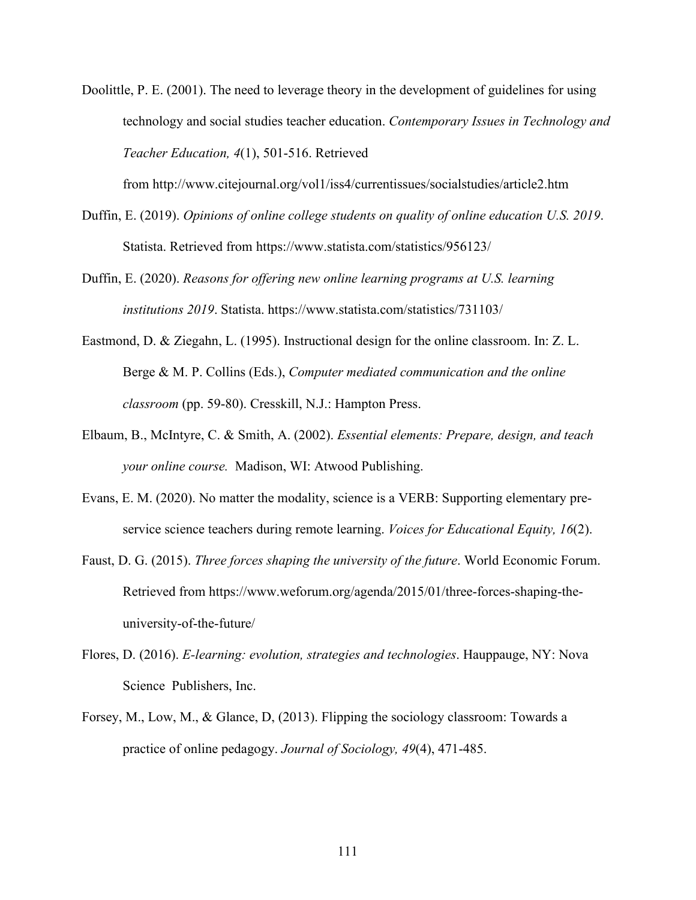Doolittle, P. E. (2001). The need to leverage theory in the development of guidelines for using technology and social studies teacher education. *Contemporary Issues in Technology and Teacher Education, 4*(1), 501-516. Retrieved from http://www.citejournal.org/vol1/iss4/currentissues/socialstudies/article2.htm

Duffin, E. (2019). *Opinions of online college students on quality of online education U.S. 2019*. Statista. Retrieved from https://www.statista.com/statistics/956123/

Duffin, E. (2020). *Reasons for offering new online learning programs at U.S. learning institutions 2019*. Statista. https://www.statista.com/statistics/731103/

Eastmond, D. & Ziegahn, L. (1995). Instructional design for the online classroom. In: Z. L. Berge & M. P. Collins (Eds.), *Computer mediated communication and the online classroom* (pp. 59-80). Cresskill, N.J.: Hampton Press.

Elbaum, B., McIntyre, C. & Smith, A. (2002). *Essential elements: Prepare, design, and teach your online course.* Madison, WI: Atwood Publishing.

Evans, E. M. (2020). No matter the modality, science is a VERB: Supporting elementary pre-service science teachers during remote learning. *Voices for Educational Equity, 16*(2).

Faust, D. G. (2015). *Three forces shaping the university of the future*. World Economic Forum. Retrieved from https://www.weforum.org/agenda/2015/01/three-forces-shaping-the-university-of-the-future/

Flores, D. (2016). *E-learning: evolution, strategies and technologies*. Hauppauge, NY: Nova Science Publishers, Inc.

Forsey, M., Low, M., & Glance, D, (2013). Flipping the sociology classroom: Towards a practice of online pedagogy. *Journal of Sociology, 49*(4), 471-485.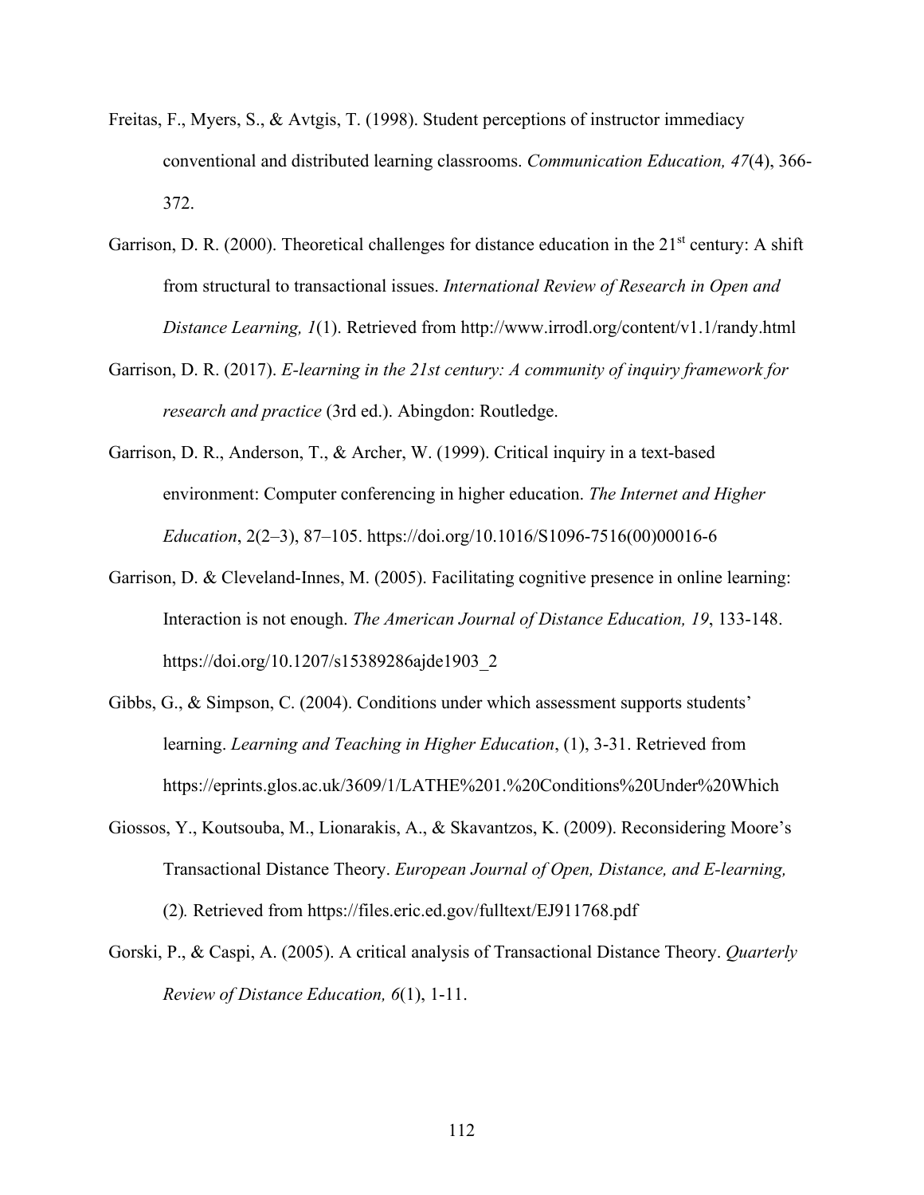Freitas, F., Myers, S., & Avtgis, T. (1998). Student perceptions of instructor immediacy conventional and distributed learning classrooms. *Communication Education, 47*(4), 366-372.

Garrison, D. R. (2000). Theoretical challenges for distance education in the 21st century: A shift from structural to transactional issues. *International Review of Research in Open and Distance Learning, 1*(1). Retrieved from http://www.irrodl.org/content/v1.1/randy.html

Garrison, D. R. (2017). *E-learning in the 21st century: A community of inquiry framework for research and practice* (3rd ed.). Abingdon: Routledge.

Garrison, D. R., Anderson, T., & Archer, W. (1999). Critical inquiry in a text-based environment: Computer conferencing in higher education. *The Internet and Higher Education*, 2(2–3), 87–105. https://doi.org/10.1016/S1096-7516(00)00016-6

Garrison, D. & Cleveland-Innes, M. (2005). Facilitating cognitive presence in online learning: Interaction is not enough. *The American Journal of Distance Education, 19*, 133-148. https://doi.org/10.1207/s15389286ajde1903_2

Gibbs, G., & Simpson, C. (2004). Conditions under which assessment supports students' learning. *Learning and Teaching in Higher Education*, (1), 3-31. Retrieved from https://eprints.glos.ac.uk/3609/1/LATHE%201.%20Conditions%20Under%20Which

Giossos, Y., Koutsouba, M., Lionarakis, A., & Skavantzos, K. (2009). Reconsidering Moore's Transactional Distance Theory. *European Journal of Open, Distance, and E-learning,* (2)*.* Retrieved from https://files.eric.ed.gov/fulltext/EJ911768.pdf

Gorski, P., & Caspi, A. (2005). A critical analysis of Transactional Distance Theory. *Quarterly Review of Distance Education, 6*(1), 1-11.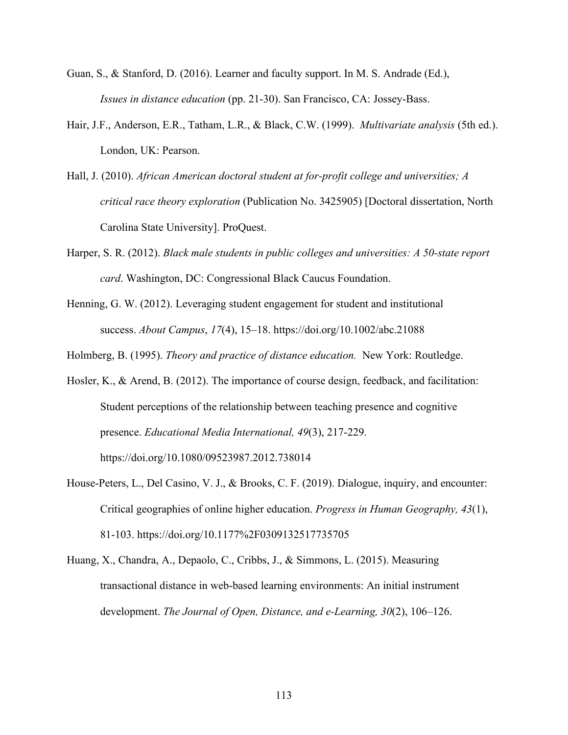Guan, S., & Stanford, D. (2016). Learner and faculty support. In M. S. Andrade (Ed.), *Issues in distance education* (pp. 21-30). San Francisco, CA: Jossey-Bass.

Hair, J.F., Anderson, E.R., Tatham, L.R., & Black, C.W. (1999). *Multivariate analysis* (5th ed.). London, UK: Pearson.

Hall, J. (2010). *African American doctoral student at for-profit college and universities; A critical race theory exploration* (Publication No. 3425905) [Doctoral dissertation, North Carolina State University]. ProQuest.

Harper, S. R. (2012). *Black male students in public colleges and universities: A 50-state report card*. Washington, DC: Congressional Black Caucus Foundation.

Henning, G. W. (2012). Leveraging student engagement for student and institutional success. *About Campus*, *17*(4), 15–18. https://doi.org/10.1002/abc.21088

Holmberg, B. (1995). *Theory and practice of distance education.* New York: Routledge.

Hosler, K., & Arend, B. (2012). The importance of course design, feedback, and facilitation: Student perceptions of the relationship between teaching presence and cognitive presence. *Educational Media International, 49*(3), 217-229. https://doi.org/10.1080/09523987.2012.738014

House-Peters, L., Del Casino, V. J., & Brooks, C. F. (2019). Dialogue, inquiry, and encounter: Critical geographies of online higher education. *Progress in Human Geography, 43*(1), 81-103. https://doi.org/10.1177%2F0309132517735705

Huang, X., Chandra, A., Depaolo, C., Cribbs, J., & Simmons, L. (2015). Measuring transactional distance in web-based learning environments: An initial instrument development. *The Journal of Open, Distance, and e-Learning, 30*(2), 106–126.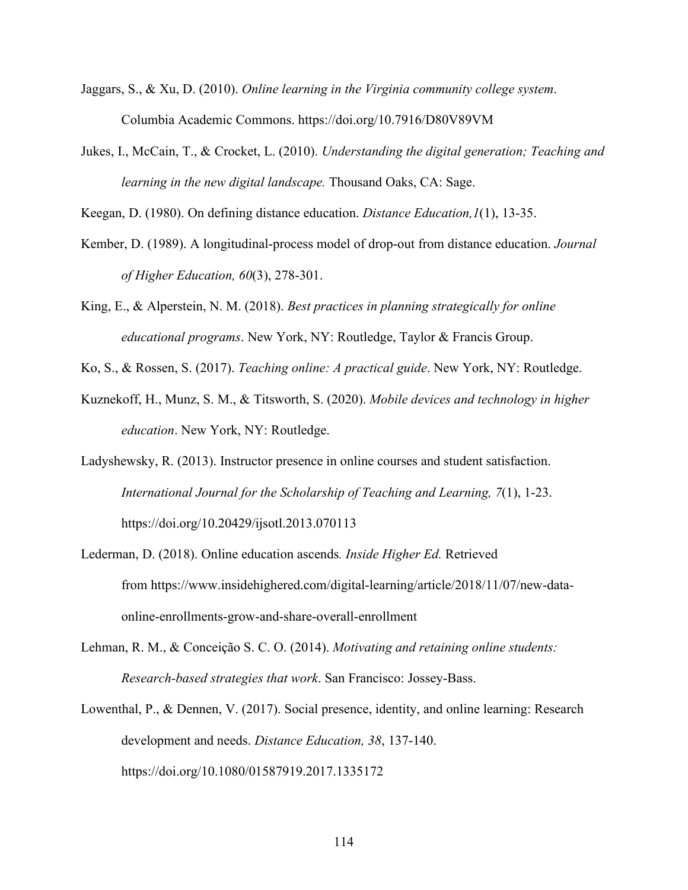Jaggars, S., & Xu, D. (2010). *Online learning in the Virginia community college system*. Columbia Academic Commons. https://doi.org/10.7916/D80V89VM

Jukes, I., McCain, T., & Crocket, L. (2010). *Understanding the digital generation; Teaching and learning in the new digital landscape.* Thousand Oaks, CA: Sage.

Keegan, D. (1980). On defining distance education. *Distance Education,1*(1), 13-35.

Kember, D. (1989). A longitudinal-process model of drop-out from distance education. *Journal of Higher Education, 60*(3), 278-301.

King, E., & Alperstein, N. M. (2018). *Best practices in planning strategically for online educational programs*. New York, NY: Routledge, Taylor & Francis Group.

Ko, S., & Rossen, S. (2017). *Teaching online: A practical guide*. New York, NY: Routledge.

Kuznekoff, H., Munz, S. M., & Titsworth, S. (2020). *Mobile devices and technology in higher education*. New York, NY: Routledge.

Ladyshewsky, R. (2013). Instructor presence in online courses and student satisfaction. *International Journal for the Scholarship of Teaching and Learning, 7*(1), 1-23. https://doi.org/10.20429/ijsotl.2013.070113

Lederman, D. (2018). Online education ascends*. Inside Higher Ed.* Retrieved from https://www.insidehighered.com/digital-learning/article/2018/11/07/new-data-online-enrollments-grow-and-share-overall-enrollment

Lehman, R. M., & Conceição S. C. O. (2014). *Motivating and retaining online students: Research-based strategies that work*. San Francisco: Jossey-Bass.

Lowenthal, P., & Dennen, V. (2017). Social presence, identity, and online learning: Research development and needs. *Distance Education, 38*, 137-140. https://doi.org/10.1080/01587919.2017.1335172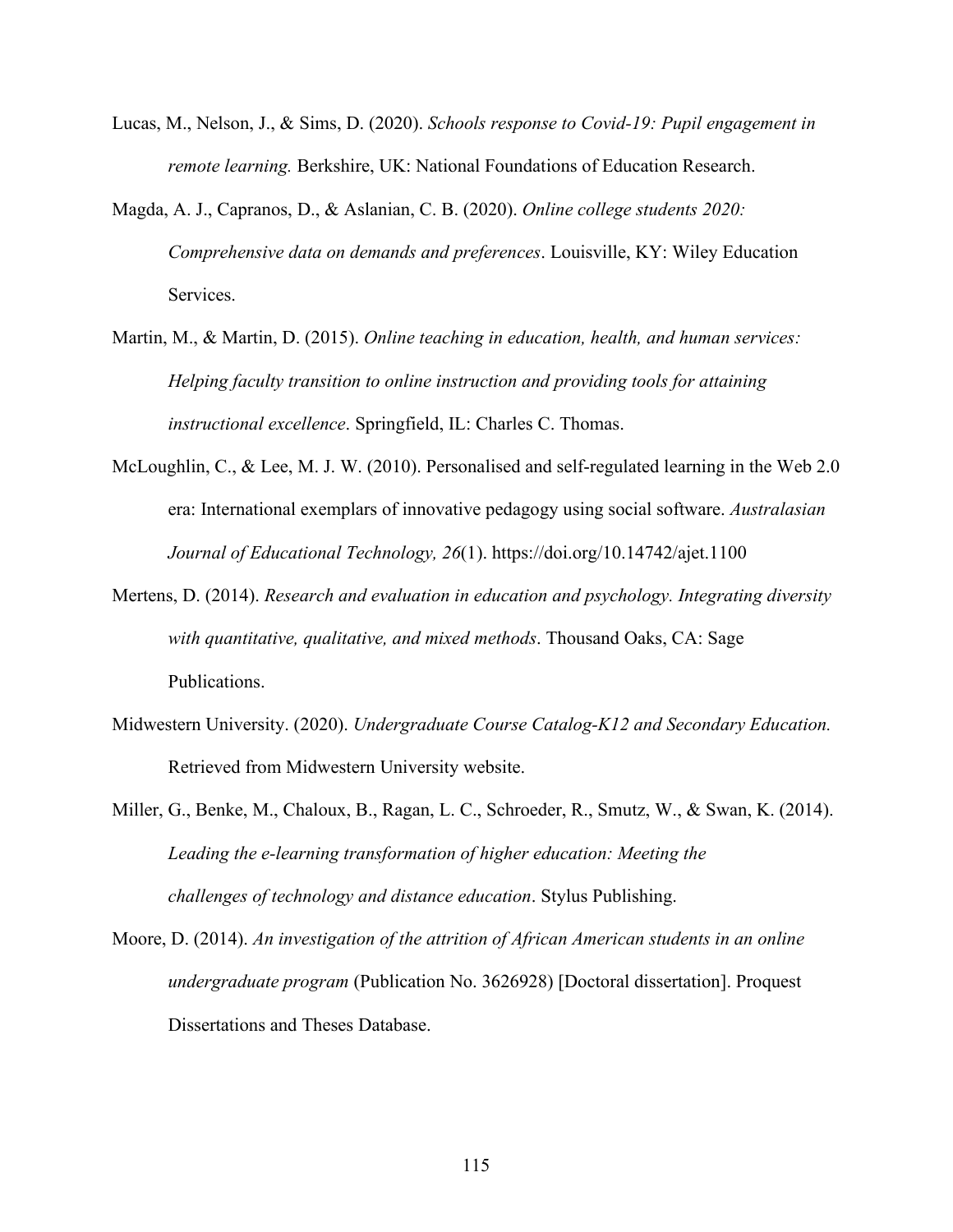Lucas, M., Nelson, J., & Sims, D. (2020). *Schools response to Covid-19: Pupil engagement in remote learning.* Berkshire, UK: National Foundations of Education Research.

Magda, A. J., Capranos, D., & Aslanian, C. B. (2020). *Online college students 2020: Comprehensive data on demands and preferences*. Louisville, KY: Wiley Education Services.

Martin, M., & Martin, D. (2015). *Online teaching in education, health, and human services: Helping faculty transition to online instruction and providing tools for attaining instructional excellence*. Springfield, IL: Charles C. Thomas.

McLoughlin, C., & Lee, M. J. W. (2010). Personalised and self-regulated learning in the Web 2.0 era: International exemplars of innovative pedagogy using social software. *Australasian Journal of Educational Technology, 26*(1). https://doi.org/10.14742/ajet.1100

Mertens, D. (2014). *Research and evaluation in education and psychology. Integrating diversity with quantitative, qualitative, and mixed methods*. Thousand Oaks, CA: Sage Publications.

Midwestern University. (2020). *Undergraduate Course Catalog-K12 and Secondary Education.* Retrieved from Midwestern University website.

Miller, G., Benke, M., Chaloux, B., Ragan, L. C., Schroeder, R., Smutz, W., & Swan, K. (2014). *Leading the e-learning transformation of higher education: Meeting the challenges of technology and distance education*. Stylus Publishing.

Moore, D. (2014). *An investigation of the attrition of African American students in an online undergraduate program* (Publication No. 3626928) [Doctoral dissertation]. Proquest Dissertations and Theses Database.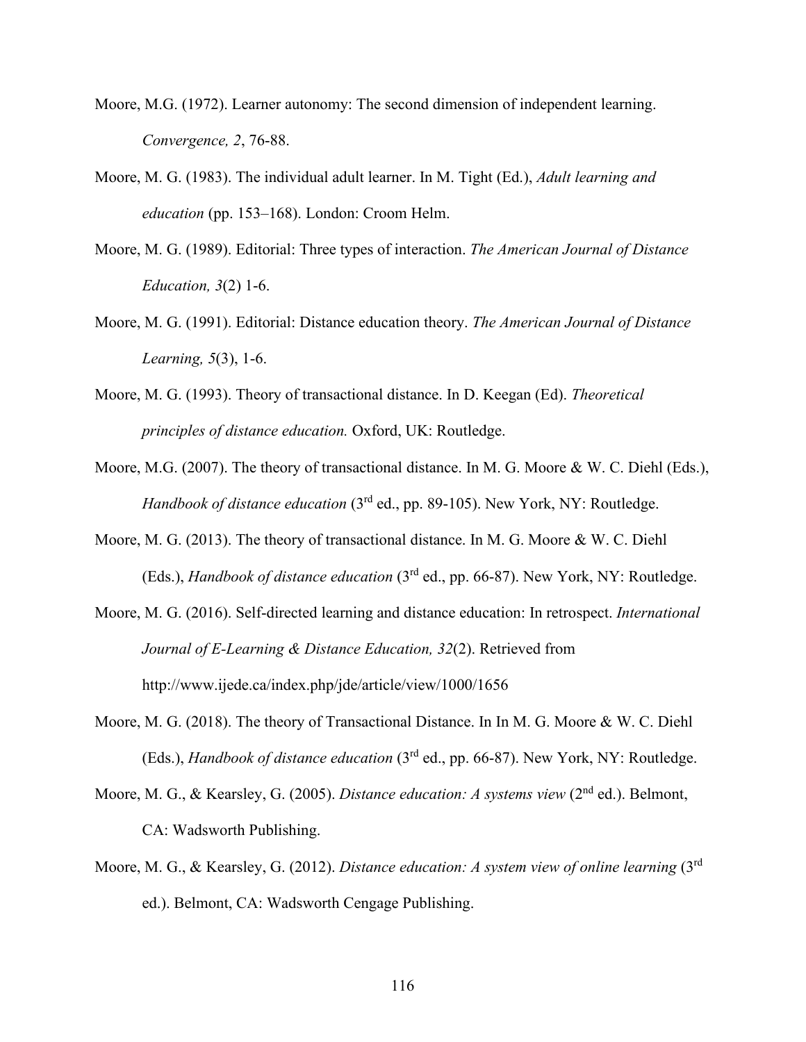Moore, M.G. (1972). Learner autonomy: The second dimension of independent learning. *Convergence, 2*, 76-88.

Moore, M. G. (1983). The individual adult learner. In M. Tight (Ed.), *Adult learning and education* (pp. 153–168). London: Croom Helm.

Moore, M. G. (1989). Editorial: Three types of interaction. *The American Journal of Distance Education, 3*(2) 1-6.

Moore, M. G. (1991). Editorial: Distance education theory. *The American Journal of Distance Learning, 5*(3), 1-6.

Moore, M. G. (1993). Theory of transactional distance. In D. Keegan (Ed). *Theoretical principles of distance education.* Oxford, UK: Routledge.

Moore, M.G. (2007). The theory of transactional distance. In M. G. Moore & W. C. Diehl (Eds.), *Handbook of distance education* (3rd ed., pp. 89-105). New York, NY: Routledge.

Moore, M. G. (2013). The theory of transactional distance. In M. G. Moore & W. C. Diehl (Eds.), *Handbook of distance education* (3rd ed., pp. 66-87). New York, NY: Routledge.

Moore, M. G. (2016). Self-directed learning and distance education: In retrospect. *International Journal of E-Learning & Distance Education, 32*(2). Retrieved from http://www.ijede.ca/index.php/jde/article/view/1000/1656

Moore, M. G. (2018). The theory of Transactional Distance. In In M. G. Moore & W. C. Diehl (Eds.), *Handbook of distance education* (3rd ed., pp. 66-87). New York, NY: Routledge.

Moore, M. G., & Kearsley, G. (2005). *Distance education: A systems view* (2nd ed.). Belmont, CA: Wadsworth Publishing.

Moore, M. G., & Kearsley, G. (2012). *Distance education: A system view of online learning* (3rd ed.). Belmont, CA: Wadsworth Cengage Publishing.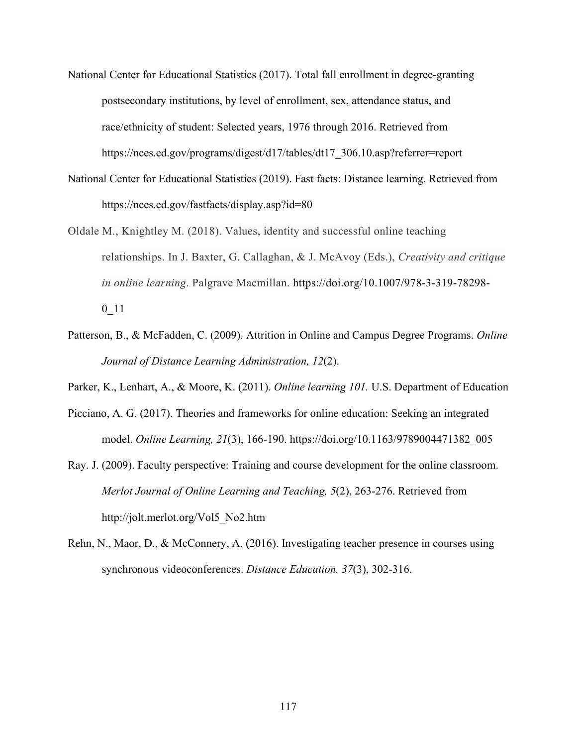National Center for Educational Statistics (2017). Total fall enrollment in degree-granting postsecondary institutions, by level of enrollment, sex, attendance status, and race/ethnicity of student: Selected years, 1976 through 2016. Retrieved from https://nces.ed.gov/programs/digest/d17/tables/dt17_306.10.asp?referrer=report

National Center for Educational Statistics (2019). Fast facts: Distance learning. Retrieved from https://nces.ed.gov/fastfacts/display.asp?id=80

Oldale M., Knightley M. (2018). Values, identity and successful online teaching relationships. In J. Baxter, G. Callaghan, & J. McAvoy (Eds.), *Creativity and critique in online learning*. Palgrave Macmillan. https://doi.org/10.1007/978-3-319-78298-0_11

Patterson, B., & McFadden, C. (2009). Attrition in Online and Campus Degree Programs. *Online Journal of Distance Learning Administration, 12*(2).

Parker, K., Lenhart, A., & Moore, K. (2011). *Online learning 101.* U.S. Department of Education

Picciano, A. G. (2017). Theories and frameworks for online education: Seeking an integrated model. *Online Learning, 21*(3), 166-190. https://doi.org/10.1163/9789004471382_005

Ray. J. (2009). Faculty perspective: Training and course development for the online classroom. *Merlot Journal of Online Learning and Teaching, 5*(2), 263-276. Retrieved from http://jolt.merlot.org/Vol5_No2.htm

Rehn, N., Maor, D., & McConnery, A. (2016). Investigating teacher presence in courses using synchronous videoconferences. *Distance Education. 37*(3), 302-316.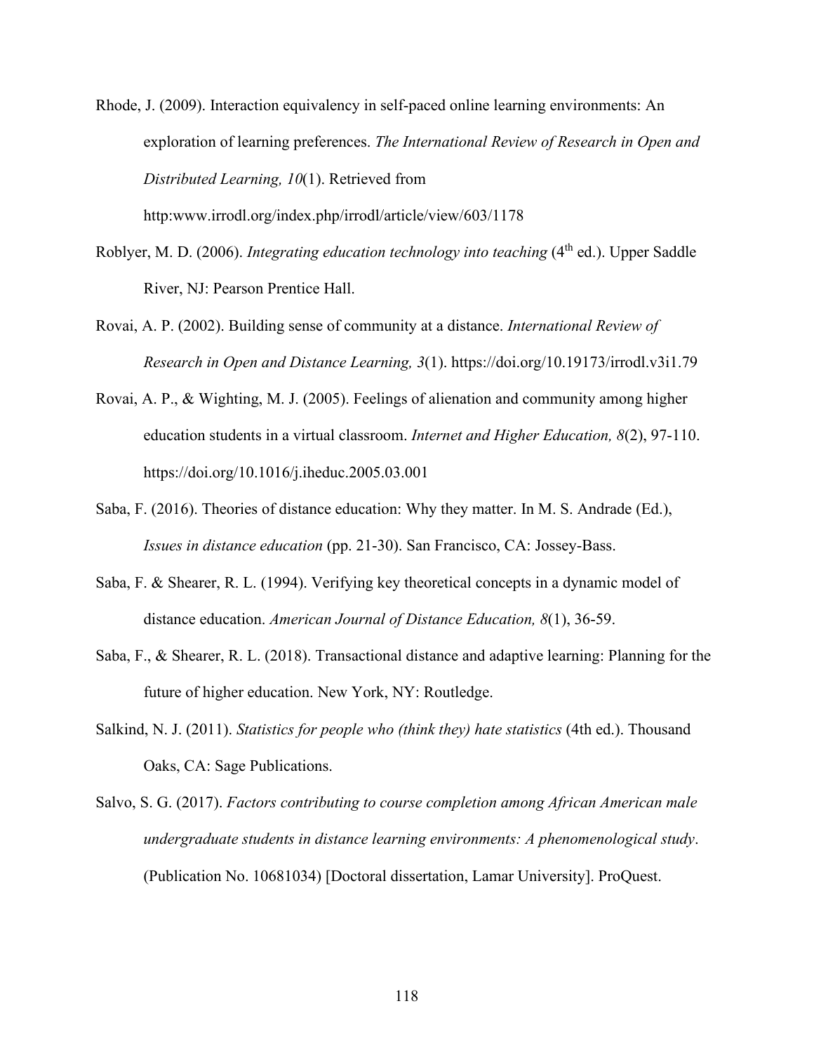Rhode, J. (2009). Interaction equivalency in self-paced online learning environments: An exploration of learning preferences. *The International Review of Research in Open and Distributed Learning, 10*(1). Retrieved from http:www.irrodl.org/index.php/irrodl/article/view/603/1178

Roblyer, M. D. (2006). *Integrating education technology into teaching* (4th ed.). Upper Saddle River, NJ: Pearson Prentice Hall.

Rovai, A. P. (2002). Building sense of community at a distance. *International Review of Research in Open and Distance Learning, 3*(1). https://doi.org/10.19173/irrodl.v3i1.79

Rovai, A. P., & Wighting, M. J. (2005). Feelings of alienation and community among higher education students in a virtual classroom. *Internet and Higher Education, 8*(2), 97-110. https://doi.org/10.1016/j.iheduc.2005.03.001

Saba, F. (2016). Theories of distance education: Why they matter. In M. S. Andrade (Ed.), *Issues in distance education* (pp. 21-30). San Francisco, CA: Jossey-Bass.

Saba, F. & Shearer, R. L. (1994). Verifying key theoretical concepts in a dynamic model of distance education. *American Journal of Distance Education, 8*(1), 36-59.

Saba, F., & Shearer, R. L. (2018). Transactional distance and adaptive learning: Planning for the future of higher education. New York, NY: Routledge.

Salkind, N. J. (2011). *Statistics for people who (think they) hate statistics* (4th ed.). Thousand Oaks, CA: Sage Publications.

Salvo, S. G. (2017). *Factors contributing to course completion among African American male undergraduate students in distance learning environments: A phenomenological study*. (Publication No. 10681034) [Doctoral dissertation, Lamar University]. ProQuest.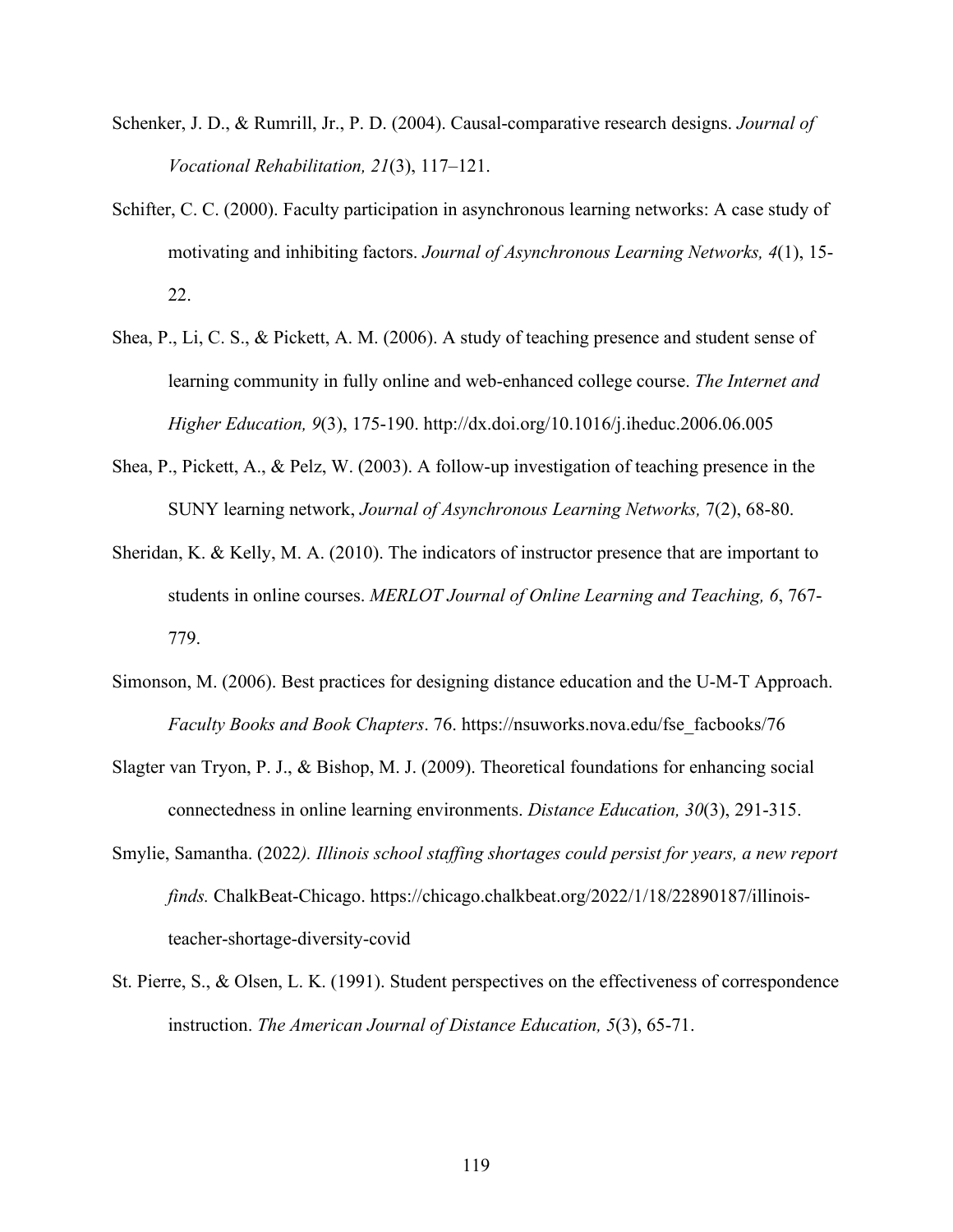Schenker, J. D., & Rumrill, Jr., P. D. (2004). Causal-comparative research designs. *Journal of Vocational Rehabilitation, 21*(3), 117–121.

Schifter, C. C. (2000). Faculty participation in asynchronous learning networks: A case study of motivating and inhibiting factors. *Journal of Asynchronous Learning Networks, 4*(1), 15-22.

Shea, P., Li, C. S., & Pickett, A. M. (2006). A study of teaching presence and student sense of learning community in fully online and web-enhanced college course. *The Internet and Higher Education, 9*(3), 175-190. http://dx.doi.org/10.1016/j.iheduc.2006.06.005

Shea, P., Pickett, A., & Pelz, W. (2003). A follow-up investigation of teaching presence in the SUNY learning network, *Journal of Asynchronous Learning Networks,* 7(2), 68-80.

Sheridan, K. & Kelly, M. A. (2010). The indicators of instructor presence that are important to students in online courses. *MERLOT Journal of Online Learning and Teaching, 6*, 767-779.

Simonson, M. (2006). Best practices for designing distance education and the U-M-T Approach. *Faculty Books and Book Chapters*. 76. https://nsuworks.nova.edu/fse_facbooks/76

Slagter van Tryon, P. J., & Bishop, M. J. (2009). Theoretical foundations for enhancing social connectedness in online learning environments. *Distance Education, 30*(3), 291-315.

Smylie, Samantha. (2022*). Illinois school staffing shortages could persist for years, a new report finds.* ChalkBeat-Chicago. https://chicago.chalkbeat.org/2022/1/18/22890187/illinois-teacher-shortage-diversity-covid

St. Pierre, S., & Olsen, L. K. (1991). Student perspectives on the effectiveness of correspondence instruction. *The American Journal of Distance Education, 5*(3), 65-71.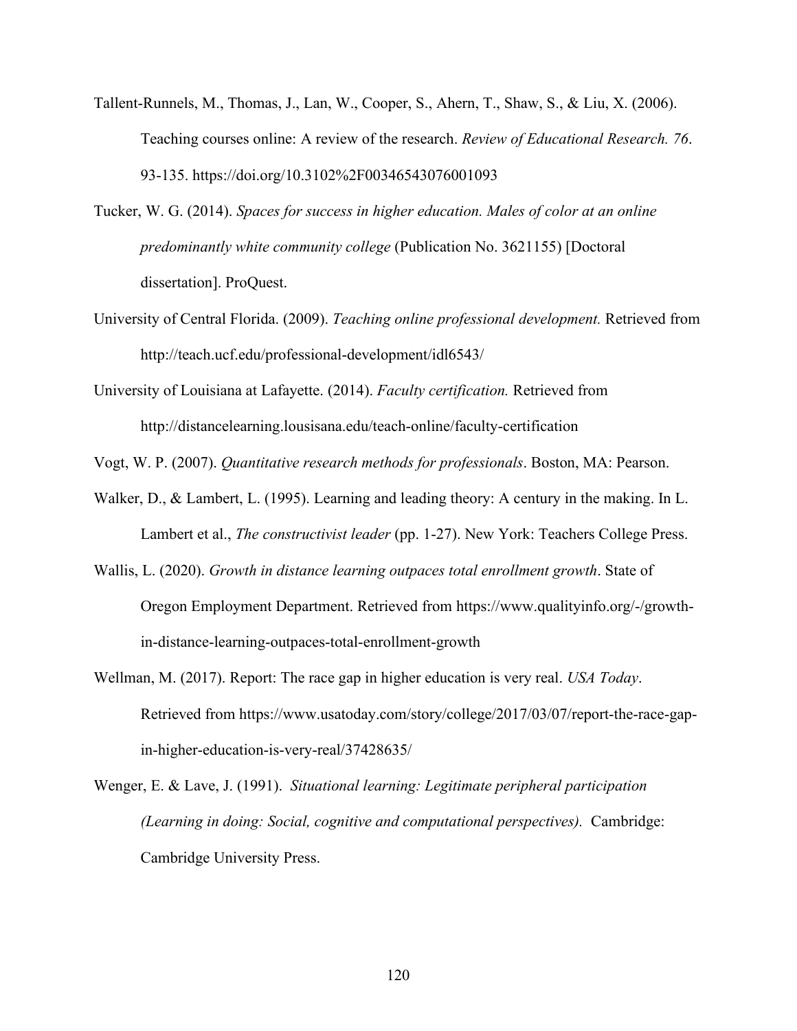Tallent-Runnels, M., Thomas, J., Lan, W., Cooper, S., Ahern, T., Shaw, S., & Liu, X. (2006). Teaching courses online: A review of the research. *Review of Educational Research. 76*. 93-135. https://doi.org/10.3102%2F00346543076001093

Tucker, W. G. (2014). *Spaces for success in higher education. Males of color at an online predominantly white community college* (Publication No. 3621155) [Doctoral dissertation]. ProQuest.

University of Central Florida. (2009). *Teaching online professional development.* Retrieved from http://teach.ucf.edu/professional-development/idl6543/

University of Louisiana at Lafayette. (2014). *Faculty certification.* Retrieved from http://distancelearning.lousisana.edu/teach-online/faculty-certification

Vogt, W. P. (2007). *Quantitative research methods for professionals*. Boston, MA: Pearson.

Walker, D., & Lambert, L. (1995). Learning and leading theory: A century in the making. In L. Lambert et al., *The constructivist leader* (pp. 1-27). New York: Teachers College Press.

Wallis, L. (2020). *Growth in distance learning outpaces total enrollment growth*. State of Oregon Employment Department. Retrieved from https://www.qualityinfo.org/-/growth-in-distance-learning-outpaces-total-enrollment-growth

Wellman, M. (2017). Report: The race gap in higher education is very real. *USA Today*. Retrieved from https://www.usatoday.com/story/college/2017/03/07/report-the-race-gap-in-higher-education-is-very-real/37428635/

Wenger, E. & Lave, J. (1991). *Situational learning: Legitimate peripheral participation (Learning in doing: Social, cognitive and computational perspectives).* Cambridge: Cambridge University Press.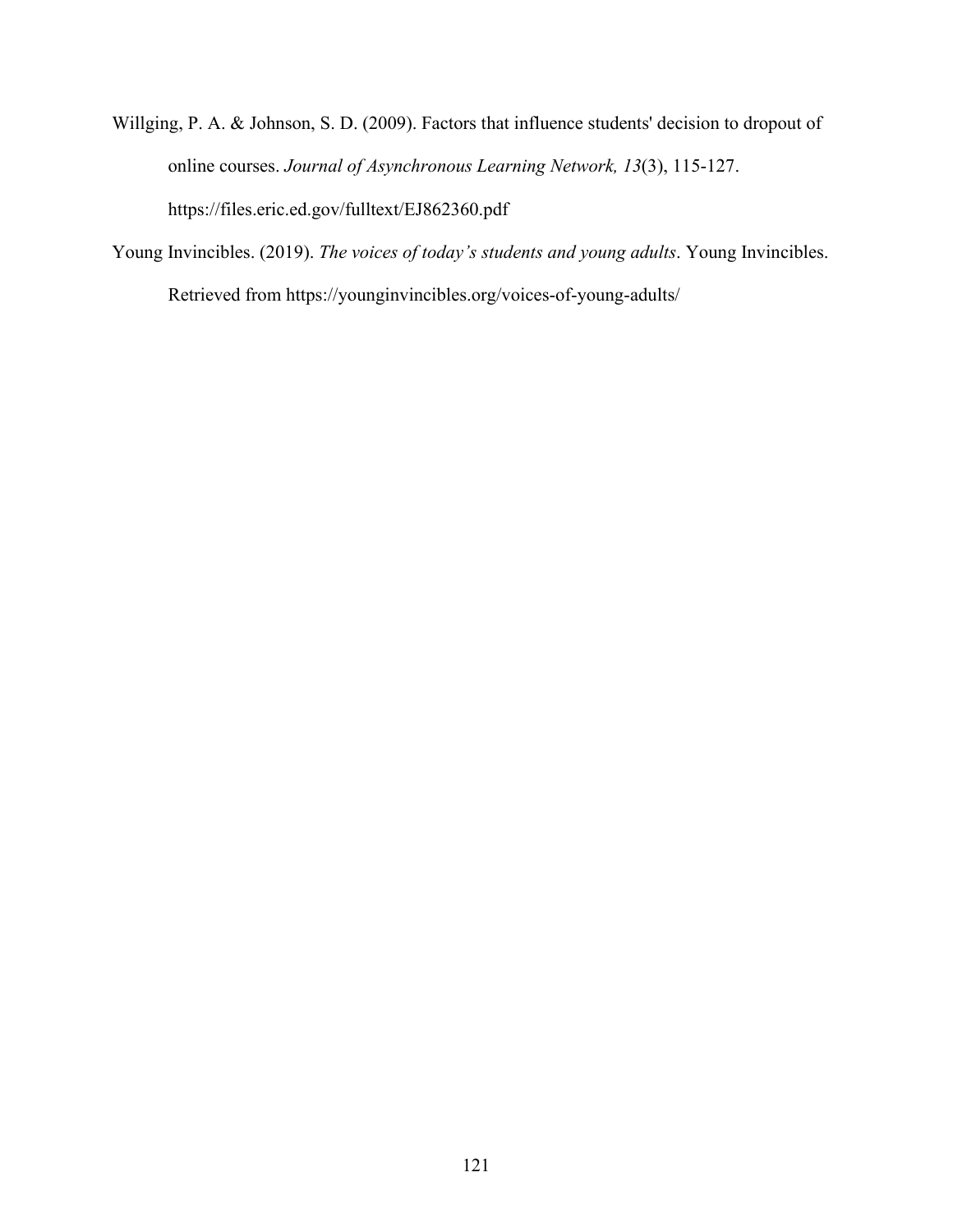Willging, P. A. & Johnson, S. D. (2009). Factors that influence students' decision to dropout of online courses. *Journal of Asynchronous Learning Network, 13*(3), 115-127. https://files.eric.ed.gov/fulltext/EJ862360.pdf

Young Invincibles. (2019). *The voices of today's students and young adults*. Young Invincibles. Retrieved from https://younginvincibles.org/voices-of-young-adults/